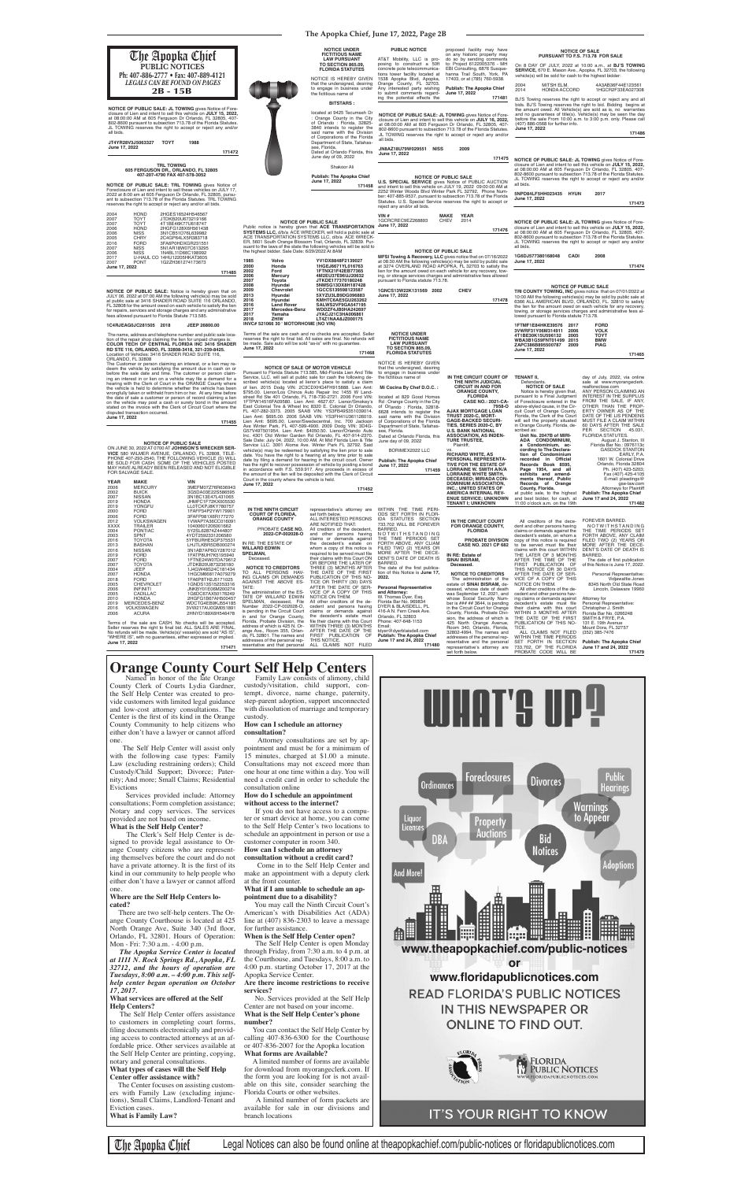# The Apopka Chief

## PUBLIC NOTICES

Ph: 407-886-2777 • Fax: 407-889-4121

*LEGALS CAN BE FOUND ON PAGES*

**2B - 15B**

**NOTICE OF PUBLIC SALE: JL TOWING** gives Notice of Foreclosure of Lien and intent to sell this vehicle on **JULY 15, 2022**, at 08:00:00 AM at 605 Ferguson Dr Orlando, FL 32805, 407-802-8600 pursuant to subsection 713.78 of the Florida Statutes. JL TOWING reserves the right to accept or reject any and/or all bids.

JT4YR28V3J5063327 TOYT 1988

**June 17, 2022**

171472

**TRL TOWING**
**605 FERGUSON DR., ORLANDO, FL 32805**
**407-207-4790 FAX 407-578-3052**

**NOTICE OF PUBLIC SALE: TRL TOWING** gives Notice of Foreclosure of Lien and intent to sell these vehicles on JULY 17, 2022 at 8:00 am at 605 Ferguson Dr. Orlando, FL 32805, pursuant to subsection 713.78 of the Florida Statutes. TRL TOWING reserves the right to accept or reject any and/or all bids.

| | | |
|---|---|---|
| 2004 | HOND | 2HGES16524H548567 |
| 2007 | TOYT | JTDKB20U873219166 |
| 2007 | TOYT | 4T1BE46K77U618747 |
| 2008 | HOND | 2HGFG128X8H561438 |
| 2006 | NISS | 3N1CB51D76L639962 |
| 2005 | CHRY | 2C4GP54LX5R383718 |
| 2016 | FORD | 3FA6P0HDXGR231551 |
| 2007 | NISS | 5N1AR18W07C613205 |
| 2006 | NISS | 1N4BL11D66C198992 |
| 2017 | U-HAUL CO | 14HU12205HKAT3605 |
| 2017 | PONT | 1G2ZH361274173673 |

**June 17, 2022**

171485

**NOTICE OF PUBLIC SALE:** Notice is hereby given that on JULY 06, 2022 at 07:00 AM the following vehicle(s) may be sold at public sale at 3416 SHADER ROAD SUITE 116 ORLANDO, FL 32808 for the amount owed on each vehicle to satisfy the lien for repairs, services and storage charges and any administrative fees allowed pursuant to Florida Statute 713.585.

1C4RJEAG0JC281505 2018 JEEP 26800.00

The name, address and telephone number and public sale location of the repair shop claiming the lien for unpaid charges is: **COLOR TECH OF CENTRAL FLORIDA INC 3416 SHADER RD STE 116, ORLANDO, FL 32808-3418, 321-239-8425.** Location of Vehicles: 3416 SHADER ROAD SUITE 116, ORLANDO, FL 32808

The Customer or person claiming an interest, or a lien may redeem the vehicle by satisfying the amount due in cash on or before the sale date and time. The customer or person claiming an interest in or lien on a vehicle may file a demand for a hearing with the Clerk of Court in the ORANGE County where the vehicle is held to determine whether the vehicle has been wrongfully taken or withheld from him or her. At any time before the date of sale a customer or person of record claiming a lien on the vehicle may post a cash or surety bond in the amount stated on the invoice with the Clerk of Circuit Court where the disputed transaction occurred.

**June 17, 2022**

171455

**NOTICE OF PUBLIC SALE**

ON JUNE 30, 2022 AT 0700 AT **JOHNSON'S WRECKER SERVICE** 580 WILMER AVENUE, ORLANDO, FL 32808, TELEPHONE 407-293-2540, THE FOLLOWING VEHICLE (S) WILL BE SOLD FOR CASH. SOME OF THE VEHICLES POSTED MAY HAVE ALREADY BEEN RELEASED AND NOT ELIGIBLE FOR SALVAGE SALE.

| YEAR | MAKE | VIN |
|---|---|---|
| 2006 | MERCURY | 3MEFM07Z76R636943 |
| 2002 | BUICK | 3G5DA03E22S586595 |
| 2007 | NISSAN | 3N1BC13E47L431065 |
| 2019 | HONDA | JH4FC1F73KX005530 |
| 2010 | YONGFU | LL0TCKPJ8KY700797 |
| 2000 | FORD | 1FAFP54P2YW179901 |
| 2006 | FORD | 3FAFP08Y06R177270 |
| 2012 | VOLKSWAGEN | 1VWAP7A36CC016991 |
| XXXX | TRAILER | 1040080120800166Z |
| 2004 | PONTIAC | 3Y2SL62874Z444807 |
| 2003 | SPNT | 4YDT2932331200593 |
| 2016 | TOYOTA | 5YFBURHE5GP375551 |
| 2013 | BASHAN | LHJTLKBR5DB000274 |
| 2015 | NISSAN | 3N1AB7AP6GY287012 |
| 2013 | FORD | 1FATP8UH7K5195940 |
| 2007 | FORD | 1FTNE24W07DA79912 |
| 2007 | TOYOTA | JTDKB20U873236180 |
| 2014 | JEEP | 1J4GW48S24C181434 |
| 2007 | HONDA | 1HGCM66617A079279 |
| 2018 | FORD | 1FA6P8TH2J5171025 |
| 2003 | CHEVROLET | 1GNDS13S152353316 |
| 2006 | INFINITI | JNKBY01E06M200274 |
| 2005 | CADILLAC | 1G6DC67A050176249 |
| 2010 | HONDA | 2HGFG1B87AH500457 |
| 2015 | MERCEDES-BENZ | WDCTG4EB8KJ554185 |
| 2016 | VOLKSWAGEN | 3VW217AU0GM851891 |
| 2005 | ACURA | 2HNYD18905H560495 |

Terms of the sale are CASH. No checks will be accepted. Seller reserves the right to final bid. ALL SALES ARE FINAL. No refunds will be made. Vehicle(s)/ vessel(s) are sold "AS IS", "WHERE IS", with no guarantees, either expressed or implied.

**June 17, 2022**

171471

**NOTICE UNDER FICTITIOUS NAME LAW PURSUANT TO SECTION 865.09, FLORIDA STATUTES**

NOTICE IS HEREBY GIVEN that the undersigned, desiring to engage in business under the fictitious name of

**BITSTARS :**

located at 9425 Tecumseh Dr , Orange County in the City of Orlando , Florida, 32825-3848 intends to register the said name with the Division of Corporations of the Florida Department of State, Tallahassee, Florida.

Dated at Orlando Florida, this June day of 09, 2022

Shakoor Ali

**Publish: The Apopka Chief**
**June 17, 2022**

171458

**NOTICE OF PUBLIC SALE**

Public notice is hereby given that **ACE TRANSPORTATION SYSTEMS LLC,** d/b/a ACE WRECKER, will hold a public sale at ACE TRANSPORTATION SYSTEMS LLC, d/b/a ACE WRECKER, 5601 South Orange Blossom Trail, Orlando, FL 32839. Pursuant to the laws of the state the following vehicles will be sold to the highest bidder. Sale Date: 6/29/2022 At 9AM

| | | |
|---|---|---|
| 1985 | Volvo | YV1DX8848F2139027 |
| 2000 | Honda | 1HGEJ6671YL016763 |
| 2002 | Ford | 1FTNX21F42EB77365 |
| 2006 | Mercury | 4M2EU37E96UJ20632 |
| 2007 | Toyota | JTKDE177370180248 |
| 2009 | Hyundai | 5NMSG13DX8H187428 |
| 2009 | Chevrolet | 1GCCS139598123587 |
| 2013 | Hyundai | 5XYZU3LB9DG098863 |
| 2016 | Hyundai | KMHTC6AE5GU263262 |
| 2016 | Land Rover | SALWR2VF9GA547195 |
| 2017 | Mercedes-Benz | WDDZF4JB0HA242697 |
| 2017 | Yamaha | JYACJ21C7HA005871 |
| 2018 | ZHIW | LT4Z1KBA4JZ000175 |

INVC# 521066 30' MOTORHOME (NO VIN)

Terms of the sale are cash and no checks are accepted. Seller reserves the right to final bid. All sales are final. No refunds will be made. Sale auto will be sold "as-is" with no guarantees.

**June 17, 2022**

171468

**NOTICE OF SALE OF MOTOR VEHICLE**

Pursuant to Florida Statute 713.585, Mid-Florida Lien And Title Service, LLC. will sell at public sale for cash the following described vehicle(s) located at lienor's place to satisfy a claim of lien. 2015 Dodg VIN: 2C3CDXHG4FH915888. Lien Amt: $735.00. Lienor/Luis Chinos Auto Repair Inc 1405 W Landstreet Rd Ste 401 Orlando, FL 718-757-7791. 2006 Ford VIN: 1FTPW14576FA09580. Lien Amt: 4827.67. Lienor/Smokey's West Colonial Tire & Wheel Inc 8020 E. Colonial Dr Orlando, FL 407-282-3373. 2005 SAAB VIN: YS3FB49S351039014. Lien Amt: $655.00. 2005 SAAB VIN: YS3FH41U361126019. Lien Amt: $695.00. Lienor/Swedecentral, Inc. 709 Jackson Ave Winter Park, FL 407-599-4900. 2009 Dodg VIN: 3D4GG57V49T601954. Lien Amt: $4050.00. Lienor/Orlando Auto Inc. 4301 Old Winter Garden Rd Orlando, FL 407-614-2570. Sale Date: July 04, 2022, 10:00 AM, At Mid Florida Lien & Title Service LLC 3001 Aloma Ave. Winter Park FL 32792. Said vehicle(s) may be redeemed by satisfying the lien prior to sale date. You have the right to a hearing at any time prior to sale date by filing a demand for hearing in the circuit court. Owner has the right to recover possession of vehicle by posting a bond in accordance with F.S. 559.917. Any proceeds in excess of the amount of the lien will be deposited with the Clerk of Circuit Court in the county where the vehicle is held.

**June 17, 2022**

171452

**IN THE NINTH CIRCUIT COURT OF FLORIDA, ORANGE COUNTY**

PROBATE **CASE NO. 2022-CP-002028-O**

IN RE: THE ESTATE OF **WILLARD EDWIN SPELMAN,**
Deceased.

**NOTICE TO CREDITORS**

TO ALL PERSONS HAVING CLAIMS OR DEMANDS AGAINST THE ABOVE ESTATE:

The administration of the ESTATE OF WILLARD EDWIN SPELMAN, deceased, File Number 2022-CP-002028-O, is pending in the Circuit Court in and for Orange County, Florida, Probate Division, the address of which is 425 N. Orange Ave., Room 355, Orlando, FL 32801. The names and addresses of the personal representative and the personal representative's attorney are set forth below.

ALL INTERESTED PERSONS ARE NOTIFIED THAT:

All creditors of the decedent, and other persons having claims or demands against the decedent's estate on whom a copy of this notice is required to be served must file their claims with this Court ON OR BEFORE THE LATER OF THREE (3) MONTHS AFTER THE DATE OF THE FIRST PUBLICATION OF THIS NOTICE OR THIRTY (30) DAYS AFTER THE DATE OF SERVICE OF A COPY OF THIS NOTICE ON THEM.

All other creditors of the decedent and persons having claims or demands against the decedent's estate must file their claims with this Court WITHIN THREE (3) MONTHS AFTER THE DATE OF THE FIRST PUBLICATION OF THIS NOTICE.

ALL CLAIMS NOT FILED WITHIN THE TIME PERIODS SET FORTH IN FLORIDA STATUTES SECTION 733.702 WILL BE FOREVER BARRED.

NOTWITHSTANDING THE TIME PERIODS SET FORTH ABOVE, ANY CLAIM FILED TWO (2) YEARS OR MORE AFTER THE DECEDENT'S DATE OF DEATH IS BARRED.

The date of the first publication of this Notice is **June 17, 2022.**

**Personal Representative and Attorney:**

W. Thomas Dyer, Esq.
Florida Bar No. 968834
DYER & BLASDELL, PL
416-A N. Fern Creek Ave.
Orlando, FL 32803
Phone: 407-648-1153
Email: tdyer@dyerblasdell.com

**Publish: The Apopka Chief**
**June 17 and 24, 2022**

171480

**PUBLIC NOTICE**

AT&T Mobility, LLC is proposing to construct a 50ft concrete pole telecommunications tower facility located at 1538 Apopka Blvd, Apopka, Orange County, FL 32703. Any interested party wishing to submit comments regarding the potential effects the proposed facility may have on any historic property may do so by sending comments to: Project 6122005376 - MH EBI Consulting, 6876 Susquehanna Trail South, York, PA 17403, or at (785) 760-5938.

**Publish: The Apopka Chief**
**June 17, 2022**

171481

**NOTICE OF PUBLIC SALE: JL TOWING** gives Notice of Foreclosure of Lien and intent to sell this vehicle on **JULY 16, 2022**, at 08:00:00 AM at 605 Ferguson Dr Orlando, FL 32805, 407-802-8600 pursuant to subsection 713.78 of the Florida Statutes. JL TOWING reserves the right to accept or reject any and/or all bids.

JN8AZ18U79W029551 NISS 2009

**June 17, 2022**

171475

**NOTICE OF PUBLIC SALE**

**U.S. SPECIAL SERVICE** gives Notice of PUBLIC AUCTION and intent to sell this vehicle on JULY 19, 2022 :09:00:00 AM at 2252 Winter Woods Blvd Winter Park FL 32792, Phone Number: 407-885-9537, pursuant to subsection 713.78 of the Florida Statutes. U.S. Special Service reserves the right to accept or reject any and/or all bids.

| VIN # | MAKE | YEAR |
|---|---|---|
| 1G2RCNEC9EZ268893 | CHEV | 2014 |

**June 17, 2022**

171476

**NOTICE OF PUBLIC SALE**

**MFSI Towing & Recovery, LLC** gives notice that on 07/16/2022 at 08:30 AM the following vehicles(s) may be sold by public sale at 3274 OVERLAND ROAD APOPKA, FL 32703 to satisfy the lien for the amount owed on each vehicle for any recovery, towing, or storage services charges and administrative fees allowed pursuant to Florida statute 713.78.

1GNCS13W22K131569 2002 CHEV

**June 17, 2022**

171478

**NOTICE UNDER FICTITIOUS NAME LAW PURSUANT TO SECTION 865.09, FLORIDA STATUTES**

NOTICE IS HEREBY GIVEN that the undersigned, desiring to engage in business under the fictitious name of

**Mi Cocina By Chef D.O.C. :**

located at 829 Good Homes Rd : Orange County in the City of Orlando , Florida, 32818-6628 intends to register the said name with the Division of Corporations of the Florida Department of State, Tallahassee, Florida.

Dated at Orlando Florida, this June day of 09, 2022

BORNKX2022 LLC

**Publish: The Apopka Chief**
**June 17, 2022**

171459

**IN THE CIRCUIT COURT OF THE NINTH JUDICIAL CIRCUIT IN AND FOR ORANGE COUNTY, FLORIDA**

**CASE NO.: 2021-CA-7958-O**

**AJAX MORTGAGE LOAN TRUST 2020-C, MORTGAGE-BACKED SECURITIES, SERIES 2020-C, BY U.S. BANK NATIONAL ASSOCIATION, AS INDENTURE TRUSTEE,**
Plaintiff,
vs.
**RICHARD WHITE, AS PERSONAL REPRESENTATIVE FOR THE ESTATE OF LORRAINE W. SMITH A/K/A LORRAINE WHITE SMITH, DECEASED; MIRIADA CONDOMINIUM ASSOCIATION, INC.; UNITED STATES OF AMERICA INTERNAL REVENUE SERVICE; UNKNOWN TENANT I; UNKNOWN TENANT II,**
Defendants.

**NOTICE OF SALE**

Notice is hereby given that, pursuant to a Final Judgment of Foreclosure entered in the above-styled cause, in the Circuit Court of Orange County, Florida, the Clerk of the Court will sell the property situated in Orange County, Florida, described as:

**Unit No. 2047B of MIRIADA CONDOMINIUM, a Condominium, according to The Declaration of Condominium recorded in Official Records Book 8595, Page 1954, and all exhibits and amendments thereof, Public Records of Orange County, Florida.**

at public sale, to the highest and best bidder, for cash, at 11:00 o'clock a.m. on the 19th day of July, 2022, via online sale at www.myorangeclerk.realforeclose.com

ANY PERSON CLAIMING AN INTEREST IN THE SURPLUS FROM THE SALE, IF ANY, OTHER THAN THE PROPERTY OWNER AS OF THE DATE OF THE LIS PENDENS MUST FILE A CLAIM WITHIN 60 DAYS AFTER THE SALE PER SECTION 45.031, FLORIDA STATUTES.

August J. Stanton, III
Florida Bar No.: 0976113c
GASDICK STANTON EARLY, P.A.
1601 W. Colonial Drive
Orlando, Florida 32804
Ph. (407) 425-3203;
Fax (407) 425-4105
E-mail: pleadings@gse-law.com
Attorneys for Plaintiff

**Publish: The Apopka Chief**
**June 17 and 24, 2022**

171482

**IN THE CIRCUIT COURT FOR ORANGE COUNTY, FLORIDA**

**PROBATE DIVISION**

**CASE NO. 2021 CP 682**

**IN RE: Estate of SINAI BISRAM, Deceased.**

**NOTICE TO CREDITORS**

The administration of the estate of **SINAI BISRAM**, deceased, whose date of death was September 12, 2021, and whose Social Security Number is ###-## 3644, is pending in the Circuit Court for Orange County, Florida, Probate Division, the address of which is 425 North Orange Avenue, Room 340, Orlando, Florida, 32802-4994. The names and addresses of the personal representative and the personal representative's attorney are set forth below.

All creditors of the decedent and other persons having claims or demands against the decedent's estate, on whom a copy of this notice is required to be served must file their claims with this court WITHIN THE LATER OF 3 MONTHS AFTER THE TIME OF THE FIRST PUBLICATION OF THIS NOTICE OR 30 DAYS AFTER THE DATE OF SERVICE OF A COPY OF THIS NOTICE ON THEM.

All other creditors of the decedent and other persons having claims or demands against decedent's estate must file their claims with this court WITHIN 3 MONTHS AFTER THE DATE OF THE FIRST PUBLICATION OF THIS NOTICE.

ALL CLAIMS NOT FILED WITHIN THE TIME PERIODS SET FORTH IN FLORIDA STATUTES SECTION 733.702 OF THE FLORIDA PROBATE CODE WILL BE FOREVER BARRED.

NOTWITHSTANDING THE TIME PERIODS SET FORTH ABOVE, ANY CLAIM FILED TWO (2) YEARS OR MORE AFTER THE DECEDENT'S DATE OF DEATH IS BARRED.

The date of first publication of this Notice is June 17, 2022.

Personal Representative:
Vidjawatie Jones
8345 North Old State Road
Lincoln, Delaware 19960

Attorney for
Personal Representative:
Christopher J. Smith
Florida Bar No. 0068248
SMITH & FRYE, P.A.
131 E. 10th Avenue
Mount Dora, FL 32757
(352) 385-7476

**Publish: The Apopka Chief**
**June 17 and 24, 2022**

171479

**NOTICE OF SALE PURSUANT TO F.S. 713.78 FOR SALE**

On 8 DAY OF JULY, 2022 at 10:00 a.m., at **BJ'S TOWING SERVICE,** 670 E. Mason Ave., Apopka, FL 32703, the following vehicle(s) will be sold for cash to the highest bidder:

| | | |
|---|---|---|
| 2004 | MITSH ELM. | 4A3AB36F44E123561 |
| 2014 | HONDA ACCORD | 1HGCR2F33EA027308 |

BJ'S Towing reserves the right to accept or reject any and all bids. BJ'S Towing reserves the right to bid. Bidding begins at the amount owed. All Vehicle(s) are sold as is, no warranties and no guarantees of title(s). Vehicle(s) may be seen the day before the sale from 10:00 a.m. to 3:00 p.m. only. Please call (407) 886-0588 for further info.

**June 17, 2022**

171486

**NOTICE OF PUBLIC SALE: JL TOWING** gives Notice of Foreclosure of Lien and intent to sell this vehicle on **JULY 15, 2022**, at 08:00:00 AM at 605 Ferguson Dr Orlando, FL 32805, 407-802-8600 pursuant to subsection 713.78 of the Florida Statutes. JL TOWING reserves the right to accept or reject any and/or all bids.

5NPD84LF5HH023435 HYUN 2017

**June 17, 2022**

171473

**NOTICE OF PUBLIC SALE: JL TOWING** gives Notice of Foreclosure of Lien and intent to sell this vehicle on **JULY 15, 2022**, at 08:00:00 AM at 605 Ferguson Dr Orlando, FL 32805, 407-802-8600 pursuant to subsection 713.78 of the Florida Statutes. JL TOWING reserves the right to accept or reject any and/or all bids.

1G6DJ577380168048 CADI 2008

**June 17, 2022**

171474

**NOTICE OF PUBLIC SALE**

**TIR COUNTY TOWING, INC** gives notice that on 07/01/2022 at 10:00 AM the following vehicles(s) may be sold by public sale at 6366 ALL AMERICAN BLVD, ORLANDO, FL 32810 to satisfy the lien for the amount owed on each vehicle for any recovery, towing, or storage services charges and administrative fees allowed pursuant to Florida statute 713.78.

| | | |
|---|---|---|
| 1FTMF1E84HKE39576 | 2017 | FORD |
| 3VWRF31Y06M314911 | 2006 | VOLK |
| 4T1BE30K15U596132 | 2005 | TOYT |
| WBA3B1G59FNT01490 | 2015 | BMW |
| ZAPC386B895500787 | 2009 | PIAG |

**June 17, 2022**

171465

## Orange County Court Self Help Centers

Named in honor of the late Orange County Clerk of Courts Lydia Gardner, the Self Help Center was created to provide customers with limited legal guidance and low-cost attorney consultations. The Center is the first of its kind in the Orange County Community to help citizens who either don't have a lawyer or cannot afford one.

The Self Help Center will assist only with the following case types: Family Law (excluding restraining orders); Child Custody/Child Support; Divorce; Paternity; And more; Small Claims; Residential Evictions

Services provided include: Attorney consultations; Form completion assistance; Notary and copy services. The services provided are not based on income.

**What is the Self Help Center?**

The Clerk's Self Help Center is designed to provide legal assistance to Orange County citizens who are representing themselves before the court and do not have a private attorney. It is the first of its kind in our community to help people who either don't have a lawyer or cannot afford one.

**Where are the Self Help Centers located?**

There are two self-help centers. The Orange County Courthouse is located at 425 North Orange Ave, Suite 340 (3rd floor, Orlando, FL 32801. Hours of Operation: Mon - Fri: 7:30 a.m. - 4:00 p.m.

***The Apopka Service Center is located at 1111 N. Rock Springs Rd., Apopka, FL 32712, and the hours of operation are Tuesdays, 8:00 a.m. – 4:00 p.m. This self-help center began operation on October 17, 2017.***

**What services are offered at the Self Help Centers?**

The Self Help Center offers assistance to customers in completing court forms, filing documents electronically and providing access to contracted attorneys at an affordable price. Other services available at the Self Help Center are printing, copying, notary and general consultations.

**What types of cases will the Self Help Center offer assistance with?**

The Center focuses on assisting customers with Family Law (excluding injunctions), Small Claims, Landlord-Tenant and Eviction cases.

**What is Family Law?**

Family Law consists of alimony, child custody/visitation, child support, contempt, divorce, name change, paternity, step-parent adoption, support unconnected with dissolution of marriage and temporary custody.

**How can I schedule an attorney consultation?**

Attorney consultations are set by appointment and must be for a minimum of 15 minutes, charged at $1.00 a minute. Consultations may not exceed more than one hour at one time within a day. You will need a credit card in order to schedule the consultation online

**How do I schedule an appointment without access to the internet?**

If you do not have access to a computer or smart device at home, you can come to the Self Help Center's two locations to schedule an appointment in person or use a customer computer in room 340.

**How can I schedule an attorney consultation without a credit card?**

Come in to the Self Help Center and make an appointment with a deputy clerk at the front counter.

**What if I am unable to schedule an appointment due to a disability?**

You may call the Ninth Circuit Court's American's with Disabilities Act (ADA) line at (407) 836-2303 to leave a message for further assistance.

**When is the Self Help Center open?**

The Self Help Center is open Monday through Friday, from 7:30 a.m. to 4 p.m. at the Courthouse, and Tuesdays, 8:00 a.m. to 4:00 p.m. starting October 17, 2017 at the Apopka Service Center.

**Are there income restrictions to receive services?**

No. Services provided at the Self Help Center are not based on your income.

**What is the Self Help Center's phone number?**

You can contact the Self Help Center by calling 407-836-6300 for the Courthouse or 407-836-2007 for the Apopka location

**What forms are Available?**

A limited number of forms are available for download from myorangeclerk.com. If the form you are looking for is not available on this site, consider searching the Florida Courts or other websites.

A limited number of form packets are available for sale in our divisions and branch locations

**WHAT'S UP?**

Ordinances · Foreclosures · Divorces · Public Hearings · Liquor Licenses · Property Auctions · Warnings to Appear · DBA · Bid Notices · And More! · Adoptions

**www.theapopkachief.com/public-notices**

or

**www.floridapublicnotices.com**

READ FLORIDA'S PUBLIC NOTICES IN THIS NEWSPAPER OR ONLINE TO FIND OUT.

FLORIDA PUBLIC NOTICES — WWW.FLORIDAPUBLICNOTICES.COM

IT'S YOUR RIGHT TO KNOW

The Apopka Chief — Legal Notices can also be found online at theapopkachief.com/public-notices or floridapublicnotices.com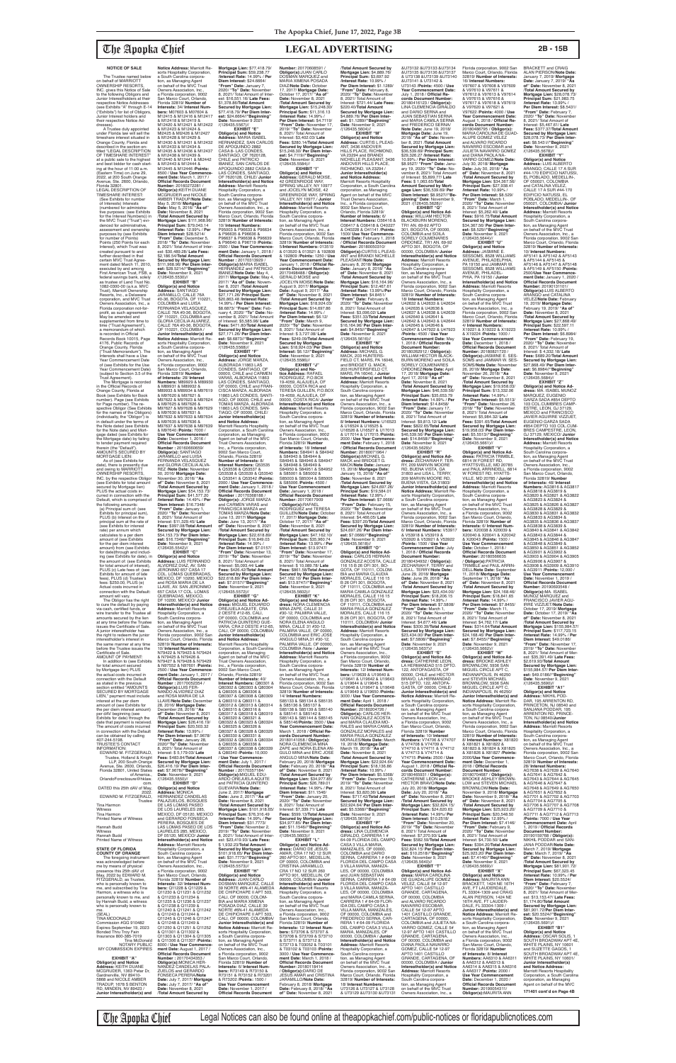**NOTICE OF SALE**

The Trustee named below on behalf of MARRIOTT OWNERSHIP RESORTS, INC. gives this Notice of Sale to the following Obligors and Junior Interestholder(s) at their respective Notice Addresses (see Exhibits "A" through "E1" ("Exhibits") for list of Obligors, Junior Interest holders and their respective Notice Addresses).

A Trustee duly appointed under Florida law will sell the timeshare interest situated in Orange County, Florida and described in the section entitled "LEGAL DESCRIPTION OF TIMESHARE INTEREST" at a public sale to the highest and best bidder for cash starting at the hour of 11:00 a.m. (Eastern Time) on June 29, 2022 at 200 South Orange Avenue, Ste. 2600, Orlando, Florida 32801.

LEGAL DESCRIPTION OF TIMESHARE INTEREST:
(See Exhibits for number of Interests) Interests (numbered for administrative purposes: (see Exhibits for the Interest Numbers)) in the MVC Trust ("Trust") evidenced for administrative, assessment and ownership purposes by (see Exhibits for number of Points) Points (250 Points for each Interest), which Trust was created pursuant to and further described in that certain MVC Trust Agreement dated March 11, 2010, executed by and among First American Trust, FSB, a federal savings bank, solely as trustee of Land Trust No. 1082-0300-00 (a.k.a. MVC Trust), Marriott Ownership Resorts, Inc., a Delaware corporation, and MVC Trust Owners Association, Inc., a Florida corporation not-for-profit, as such agreement may be amended and supplemented from time to time ("Trust Agreement"), a memorandum of which is recorded in Official Records Book 10015, Page 4176, Public Records of Orange County, Florida ("Trust Memorandum"). The Interests shall have a Use Year Commencement Date of (see Exhibits for the Use Year Commencement Date) (subject to Section 3.5 of the Trust Agreement).

The Mortgage is recorded in the Official Records of Orange County, Florida at Book (see Exhibits for Book number), Page (see Exhibits for Page number). The respective Obligor (See Exhibits for the names of the Obligors) (individually, the "Obligor") is in default under the terms of the Note dated (see Exhibits for the Note date) and Mortgage dated (see Exhibits for the Mortgage date) by failing to tender payment required therein (the "Default").

AMOUNT SECURED BY MORTGAGE LIEN:
As of (see Exhibits for date), there is presently due and owing to MARRIOTT OWNERSHIP RESORTS, INC. by the respective Obligor (see Exhibits for total amount secured by Mortgage lien) PLUS the actual costs incurred in connection with the Default, which is comprised of the following amounts:
(a) Principal sum of: (see Exhibits for principal sum), PLUS (b) interest on the principal sum at the rate of (see Exhibits for interest rate) per annum which calculates to a per diem amount of (see Exhibits for the per diem interest amount) from (see Exhibits for date through and including (see Exhibits for date), in the amount of: (see Exhibits for total amount of interest), PLUS (c) Late fees of: (see Exhibits for amount of late fees), PLUS (d) Trustee's fees: $250.00, PLUS (e) Actual costs incurred in connection with the Default: amount will vary.

The Obligor has the right to cure the default by paying via cash, certified funds, or wire transfer to the Trustee all amounts secured by the lien at any time before the Trustee issues the Certificate of Sale. A junior interestholder has the right to redeem the junior interestholder's interest in the same manner at any time before the Trustee issues the Certificate of Sale.

AMOUNT OF PAYMENT:
In addition to (see Exhibits for total amount secured by Mortgage lien) PLUS the actual costs incurred in connection with the Default as stated in the previous section entitled "AMOUNTS SECURED BY MORTGAGE LIEN," payment must include interest at the per diem amount of (see Exhibits for the per diem interest amount) per day beginning (see Exhibits for date) through the date that payment is received. The amount of costs incurred in connection with the Default can be obtained by calling 407-244-5198.

TRUSTEE'S CONTACT INFORMATION:
EDWARD M. FITZGERALD, Trustee, Holland & Knight LLP, 200 South Orange Avenue, Ste. 2600, Orlando, Florida 32801, United States of America, OrlandoForeclosure@hklaw.com.

DATED this 25th day of May, 2022.

EDWARD M. FITZGERALD, Trustee

Tina Harmon
Witness
Tina Harmon
Printed Name of Witness

Hannah Budd
Witness
Hannah Budd
Printed Name of Witness

**STATE OF FLORIDA**
**COUNTY OF ORANGE**

The foregoing instrument was acknowledged before me by means of physical presence this 25th day of May, 2022 by EDWARD M. FITZGERALD, as Trustee, who is personally known to me, and subscribed by Tina Harmon, a witness who is personally known to me, and by Hannah Budd, a witness who is personally known to me.
(SEAL)
TINA MCDONALD
Commission #GG 910482
Expires September 19, 2023
Bonded Thru Troy Fain Insurance 800-385-7019
Tina McDonald
NOTARY PUBLIC
MY COMMISSION EXPIRES

**EXHIBIT "A"**
**Obligor(s) and Notice Address:** KEITH DUANE MCGRUDER, 1383 Pear Dr, Gardnerville, NV 89410-5868 and NICOLE AMBER TRADUP, 1678 S BENTON RD, MINDEN, NV 89423 / **Junior Interestholder(s) and Notice Address:** Marriott Resorts Hospitality Corporation, a South Carolina corporation, as Managing Agent on behalf of the MVC Trust Owners Association, Inc., a Florida corporation, 9002 San Marco Court, Orlando, Florida 32819/ **Number of Interests:** 34/ **Interest Numbers:** M07603 & M07604 & M12415 & M12416 & M12417 & M12418 & M12419 & M12420 & M12421 & M12422 & M12423 & M12424 & M12425 & M12426 & M12427 & M12428 & M12429 & M12430 & M12431 & M12432 & M12433 & M12434 & M12435 & M12436 & M12437 & M12438 & M12439 & M12440 & M12441 & M12442 & M12443 & M12444 & M12445 & M12446 /**Points:** 8500 / **Use Year Commencement Date:** March 1, 2017 / **Official Records Document Number:** 20160272261 / **Obligor(s):**KEITH DUANE MCGRUDER and NICOLE AMBER TRADUP/**Note Date:** May 5, 2016/ **Mortgage Date:** May 5, 2016/ **"As of" Date:** November 8, 2021 /**Total Amount Secured by Mortgage Lien:** $111,968.96/ **Principal Sum:** $79,043.14 /**Interest Rate:** 12.99% / **Per Diem Interest:** $28.5214/ **"From" Date:** December 5, 2018/ **"To" Date:** November 8, 2021/ Total Amount of Interest: $30,489.28/ **Late Fees:** $2,186.54/**Total Amount Secured by Mortgage Lien:** $111,968.96/ **Per Diem Interest:** $28.5214//**"Beginning" Date:** November 9, 2021 /(126435.5530)//

**EXHIBIT "B"**
**Obligor(s) and Notice Address:** SANTIAGO JARAMILLO, CALLE 76A #0-36, BOGOTA, OF 110221, COLOMBIA and LUISA FERNANDA VELASQUEZ, CALLE 76A #0-36, BOGOTA, OF 110221, COLOMBIA and GLORIA CECILIA ALVAREZ, CALLE 76A #0-36, BOGOTA, OF 110221, COLOMBIA / **Junior Interestholder(s) and Notice Address:** Marriott Resorts Hospitality Corporation, a South Carolina corporation, as Managing Agent on behalf of the MVC Trust Owners Association, Inc., a Florida corporation, 9002 San Marco Court, Orlando, Florida 32819/ **Number of Interests:** 20/ **Interest Numbers:** M89929 & M89930 & M89931 & M89932 & M89933 & M89934 & M97619 & M97620 & M97621 & M97622 & M97623 & M97624 & M97625 & M97626 & M97627 & M97628 & M97629 & M97630 & M97631 & M97632 /**Points:** 5000 / **Use Year Commencement Date:** December 1, 2016 / **Official Records Document Number:** 20160606050 / **Obligor(s):** SANTIAGO JARAMILLO and LUISA FERNANDA VELASQUEZ and GLORIA CECILIA ALVAREZ /**Note Date:** November 30, 2016/ **Mortgage Date:** November 30, 2016/ **"As of" Date:** November 8, 2021 /**Total Amount Secured by Mortgage Lien:** $54,153.73/ **Principal Sum:** $41,577.20 /**Interest Rate:** 14.49% / **Per Diem Interest:** $16.7346/ **"From" Date:** January 1, 2020/ **"To" Date:** November 8, 2021/ Total Amount of Interest: $11,329.46/ **Late Fees:** $997.08/**Total Amount Secured by Mortgage Lien:** $54,153.73/ **Per Diem Interest:** $16.7346//**"Beginning" Date:** November 9, 2021 /(126435.5542)//

**EXHIBIT "C"**
**Obligor(s) and Notice Address:** LUIS FERNANDO ALVAREZ DIAZ, AV. SAN JERONIMO 657 CASA 17 COL. LOMAS QUEBRADAS, MEXICO, DF 10200, MEXICO and ROSA MARIA DE LA LLAVE, AV. SAN JERONIMO 657 CASA 17 COL. LOMAS QUEBRADAS, MEXICO, DF 10200, MEXICO / **Junior Interestholder(s) and Notice Address:** Marriott Resorts Hospitality Corporation, a South Carolina corporation, as Managing Agent on behalf of the MVC Trust Owners Association, Inc., a Florida corporation, 9002 San Marco Court, Orlando, Florida 32819/ **Number of Interests:** 10/ **Interest Numbers:** N79422 & N79423 & N79424 & N79425 & N79426 & N79427 & N79428 & N79429 & N87502 & N87601 /**Points:** 2500 / **Use Year Commencement Date:** January 1, 2017 / **Official Records Document Number:** 20170052344 / **Obligor(s):**LUIS FERNANDO ALVAREZ DIAZ and ROSA MARIA DE LA LLAVE/**Note Date:** December 28, 2016/ **Mortgage Date:** December 28, 2016/ **"As of" Date:** November 8, 2021 /**Total Amount Secured by Mortgage Lien:** $26,416.19/ **Principal Sum:** $20,503.32 /**Interest Rate:** 13.99% / **Per Diem Interest:** $7.9678/ **"From" Date:** January 26, 2020/ **"To" Date:** November 8, 2021/ Total Amount of Interest: $ 5,179.03/ **Late Fees:** $483.84/**Total Amount Secured by Mortgage Lien:** $26,416.19/ **Per Diem Interest:** $7.9678//**"Beginning" Date:** November 9, 2021 /(126435.5550)//

**EXHIBIT "D"**
**Obligor(s) and Notice Address:** MONICA HERNANDEZ CANDELAS PALAZUELOS, BOSQUES DE LAS LOMAS PASEO DE LOS LAURELES 285, MEXICO, DF 05120, MEXICO and GERARDO FONSECA PEREIRA, BOSQUES DE LAS LOMAS PASEO DE LOS LAURELES 285, MEXICO, DF 05120, MEXICO/ **Junior Interestholder(s) and Notice Address:** Marriott Resorts Hospitality Corporation, a South Carolina corporation, as Managing Agent on behalf of the MVC Trust Owners Association, Inc., a Florida corporation, 9002 San Marco Court, Orlando, Florida 32819/ **Number of Interests:** 32/ **Interest Numbers:** Q11228 & Q11229 & Q11230 & Q11231 & Q11232 & Q11233 & Q11234 & Q11235 & Q11236 & Q11237 & Q11238 & Q11239 & Q11240 & Q11241 & Q11242 & Q11243 & Q11244 & Q11245 & Q11246 & Q11247 & Q11248 & Q11249 & Q11250 & Q11251 & Q11252 & Q11301 & Q11302 & Q11303 & Q11304 & Q11305 & Q11306 & Q11307 /**Points:** 8000 / **Use Year Commencement Date:** August 1, 2017 / **Official Records Document Number:** 20170406923 / **Obligor(s):**MONICA HERNANDEZ CANDELAS PALAZUELOS and GERARDO FONSECA PEREIRA/**Note Date:** July 7, 2017/ **Mortgage Date:** July 7, 2017/ **"As of" Date:** November 8, 2021 /**Total Amount Secured by Mortgage Lien:** $77,418.79/ **Principal Sum:** $59,238.77 /**Interest Rate:** 14.99% / **Per Diem Interest:** $24.6664/ **"From" Date:** January 7, 2020/ **"To" Date:** November 8, 2021/ Total Amount of Interest: $16,551.16/ **Late Fees:** $1,378.86/**Total Amount Secured by Mortgage Lien:** $77,418.79/ **Per Diem Interest:** $24.6664//**"Beginning" Date:** November 9, 2021 /(126435.5567)//

**EXHIBIT "E"**
**Obligor(s) and Notice Address:** MARIA ISABEL HERNANDEZ, SAN CARLOS DE APOQUINDO 2882 CASA B- LAS CONDES, SANTIAGO, OF 7620128, CHILE and PATRICIO IBANEZ, SAN CARLOS DE APOQUINDO 2882 CASA B- LAS CONDES, SANTIAGO, OF 7620128, CHILE/ **Junior Interestholder(s) and Notice Address:** Marriott Resorts Hospitality Corporation, a South Carolina corporation, as Managing Agent on behalf of the MVC Trust Owners Association, Inc., a Florida corporation, 9002 San Marco Court, Orlando, Florida 32819/ **Number of Interests:** 8/ **Interest Numbers:** P95605 & P95633 & P96634 & P96635 & P96636 & P96637 & P96638 & P96639 & P96640 & P96719 /**Points:** 2500 / **Use Year Commencement Date:** January 1, 2018 / **Official Records Document Number:** 20170313929 / **Obligor(s):**MARIA ISABEL HERNANDEZ and PATRICIO IBANEZ/**Note Date:** May 4, 2017/ **Mortgage Date:** May 4, 2017/ **"As of" Date:** November 8, 2021 /**Total Amount Secured by Mortgage Lien:** $27,171.29/ **Principal Sum:** $20,863.48 /**Interest Rate:** 14.99% / **Per Diem Interest:** $8.6873/ **"From" Date:** February 4, 2020/ **"To" Date:** November 8, 2021/ Total Amount of Interest: $5,385.96/ **Late Fees:** $471.85/**Total Amount Secured by Mortgage Lien:** $27,171.29/ **Per Diem Interest:** $8.6873//**"Beginning" Date:** November 9, 2021 /(126435.5581)//

**EXHIBIT "F"**
**Obligor(s) and Notice Address:** JORGE MARCA ALBORNOZ, 11863 LAS CONDES, SANTIAGO, OF 0000, CHILE and CARMEN VARAS ALBORNOZ, 11863 LAS CONDES, SANTIAGO, OF 0000, CHILE and FRANCISCA MARCA ALBORNOZ, 11863 LAS CONDES, SANTIAGO, OF 0000, CHILE and TOMAS MARCA ALBORNOZ, 11863 LAS CONDES, SANTIAGO, OF 0000, CHILE/ **Junior Interestholder(s) and Notice Address:** Marriott Resorts Hospitality Corporation, a South Carolina corporation, as Managing Agent on behalf of the MVC Trust Owners Association, Inc., a Florida corporation, 9002 San Marco Court, Orlando, Florida 32819/ **Number of Interests:** 8/ **Interest Numbers:** Q35535 & Q35536 & Q35537 & Q35538 & Q35539 & Q35540 & Q35541 & Q35542 /**Points:** 2000 / **Use Year Commencement Date:** January 1, 2018 / **Official Records Document Number:** 20170403218 / **Obligor(s):**JORGE MARCA and CARMEN VARAS and FRANCISCA MARCA and TOMAS MARCA/**Note Date:** June 13, 2017/ **Mortgage Date:** June 13, 2017/ **"As of" Date:** November 8, 2021 /**Total Amount Secured by Mortgage Lien:** $22,618.89/ **Principal Sum:** $16,849.29 /**Interest Rate:** 15.49% / **Per Diem Interest:** $7.0157/ **"From" Date:** November 13, 2019/ **"To" Date:** November 8, 2021/ Total Amount of Interest: $5,066.49/ **Late Fees:** $426.40/**Total Amount Secured by Mortgage Lien:** $22,618.89/ **Per Diem Interest:** $7.0157//**"Beginning" Date:** November 9, 2021 /(126435.5573)//

**EXHIBIT "G"**
**Obligor(s) and Notice Address:** LUIS EDUARDO OREJUELA AGUITE, CRA 2 OESTE # 12-65, CALI, OF 00000, COLOMBIA and PATRICIA QUINTERO GUEVARA, CRA 2 OESTE # 12-65, CALI, OF 00000, COLOMBIA/ **Junior Interestholder(s) and Notice Address:** Marriott Resorts Hospitality Corporation, a South Carolina corporation, as Managing Agent on behalf of the MVC Trust Owners Association, Inc., a Florida corporation, 9002 San Marco Court, Orlando, Florida 32819/ **Number of Interests:** 40/ **Interest Numbers:** Q80001 & Q80002 & Q80003 & Q80004 & Q80005 & Q80006 & Q80007 & Q80008 & Q80009 & Q80010 & Q80011 & Q80012 & Q80013 & Q80014 & Q80015 & Q80016 & Q80017 & Q80018 & Q80019 & Q80020 & Q80021 & Q80022 & Q80023 & Q80024 & Q80025 & Q80026 & Q80027 & Q80028 & Q80029 & Q80030 & Q80031 & Q80032 & Q80033 & Q80034 & Q80035 & Q80036 & Q80037 & Q80038 & Q80039 & Q80040 /**Points:** 10000 / **Use Year Commencement Date:** July 1, 2017 / **Official Records Document Number:** 20170357584 / **Obligor(s):**LUIS EDUARDO OREJUELA AGUITE and PATRICIA QUINTERO GUEVARA/**Note Date:** June 2, 2017/ **Mortgage Date:** June 2, 2017/ **"As of" Date:** November 8, 2021 /**Total Amount Secured by Mortgage Lien:** $101,919.44/ **Principal Sum:** $76,316.40 /**Interest Rate:** 14.99% / **Per Diem Interest:** $31.7773/ **"From" Date:** November 2, 2019/ **"To" Date:** November 8, 2021/ Total Amount of Interest: $23,419.93/ **Late Fees:** $ 1,932.23/**Total Amount Secured by Mortgage Lien:** $101,919.44/ **Per Diem Interest:** $31.7773//**"Beginning" Date:** November 9, 2021 /(126435.5573)//

**EXHIBIT "H"**
**Obligor(s) and Notice Address:** JUAN CARLO DOSMAN MARQUEZ, CALLE 4B NORTE #9N-41 ALAMEDA DE CHIPICHAPE II APT 503, CALI, OF 00000, COLOMBIA and MARIA XIMENA POSADA DIAZ, CALLE 39 NORTE #9N-41 ALAMEDA DE CHIPICHAPE II APT 503, CALI, OF 00000, COLOMBIA/ **Junior Interestholder(s) and Notice Address:** Marriott Resorts Hospitality Corporation, a South Carolina corporation, as Managing Agent on behalf of the MVC Trust Owners Association, Inc., a Florida corporation, 9002 San Marco Court, Orlando, Florida 32819/ **Number of Interests:** 6/ **Interest Numbers:** R73148 & R73149 & R73150 & R73151 & R73152 & R73201 & R73202 /**Points:** 1500 / **Use Year Commencement Date:** November 1, 2017 / **Official Records Document Number:** 20170608591 / **Obligor(s):**JUAN CARLO DOSMAN MARQUEZ and MARIA XIMENA POSADA DIAZ/**Note Date:** October 17, 2017/ **Mortgage Date:** October 17, 2017/ **"As of" Date:** November 8, 2021 /**Total Amount Secured by Mortgage Lien:** $15,248.30/ **Principal Sum:** $11,316.13 /**Interest Rate:** 14.99% / **Per Diem Interest:** $4.7119/ **"From" Date:** November 17, 2019/ **"To" Date:** November 8, 2021/ Total Amount of Interest: $3,402.02/ **Late Fees:** $280.14/**Total Amount Secured by Mortgage Lien:** $15,248.30/ **Per Diem Interest:** $4.7119//**"Beginning" Date:** November 9, 2021 /(126435.5584)//

**EXHIBIT "I"**
**Obligor(s) and Notice Address:** BERNELLY MOISE, 42 GREENRIDGE WAY, SPRING VALLEY, NY 10977 and JOCELYN MOISE, 42 GREENRIDGE WAY, SPRING VALLEY, NY 10977 / **Junior Interestholder(s) and Notice Address:** Marriott Resorts Hospitality Corporation, a South Carolina corporation, as Managing Agent on behalf of the MVC Trust Owners Association, Inc., a Florida corporation, 9002 San Marco Court, Orlando, Florida 32819/ **Number of Interests:** 6/ **Interest Numbers:** 0135219 & 0135221 & 192808 & 192809 /**Points:** 1250 / **Use Year Commencement Date:** January 1, 2018 / **Official Records Document Number:** 20170494858 / **Obligor(s):**BERNELLY MOISE and JOCELYN MOISE/**Note Date:** August 9, 2017/ **Mortgage Date:** August 9, 2017/ **"As of" Date:** November 8, 2021 /**Total Amount Secured by Mortgage Lien:** $18,924.20/ **Principal Sum:** $14,697.26 /**Interest Rate:** 13.99% / **Per Diem Interest:** $5.7113/ **"From" Date:** March 9, 2020/ **"To" Date:** November 8, 2021/ Total Amount of Interest: $ 3,727.06/ **Late Fees:** $249.89/**Total Amount Secured by Mortgage Lien:** $18,924.20/ **Per Diem Interest:** $6.1211//**"Beginning" Date:** November 9, 2021 /(126435.5596)//

**EXHIBIT "J"**
**Obligor(s) and Notice Address:** RAFAEL RODRIGUEZ, P.O.BOX 118-4060, ALAJUELA, OF 00000, COSTA RICA and TERESA GUILLEN, P.O.BOX 118-4060, ALAJUELA, OF 00000, COSTA RICA/ **Junior Interestholder(s) and Notice Address:** Marriott Resorts Hospitality Corporation, a South Carolina corporation, as Managing Agent on behalf of the MVC Trust Owners Association, Inc., a Florida corporation, 9002 San Marco Court, Orlando, Florida 32819/ **Number of Interests:** 18/ **Interest Numbers:** S84941 & S84942 & S84943 & S84944 & S84945 & S84946 & S84947 & S84948 & S84949 & S84950 & S84951 & S84952 & S85001 & S85002 & S85003 & S85004 & S85005 & S85006 /**Points:** 4500 / **Use Year Commencement Date:** January 1, 2018 / **Official Records Document Number:** 20170617909 / **Obligor(s):**RAFAEL RODRIGUEZ and TERESA GUILLEN/**Note Date:** October 17, 2017/ **Mortgage Date:** October 17, 2017/ **"As of" Date:** November 8, 2021 /**Total Amount Secured by Mortgage Lien:** $47,162.10/ **Principal Sum:** $35,960.74 /**Interest Rate:** 13.99% / **Per Diem Interest:** $13.9747/ **"From" Date:** November 13, 2019/ **"To" Date:** November 8, 2021/ Total Amount of Interest: $ 10,049.64/ **Late Fees:** $861.76/**Total Amount Secured by Mortgage Lien:** $47,162.10/ **Per Diem Interest:** $13.9747//**"Beginning" Date:** November 9, 2021 /(126435.5602)//

**EXHIBIT "K"**
**Obligor(s) and Notice Address:** LEO GABRIEL MINA ZAPE, CALLE 12 #30-12, PALMIRA VALLE, OF 00000, COLOMBIA and NORA ELENA GUALDRON, CALLE 31 #30-12, PALMIRA VALLE, OF 00000, COLOMBIA and ERIC JOSE ANGULO MINA, AV1 #30-12, PALMIRA VALLE, OF 00000, COLOMBIA / **Junior Interestholder(s) and Notice Address:** Marriott Resorts Hospitality Corporation, a South Carolina corporation, as Managing Agent on behalf of the MVC Trust Owners Association, Inc., a Florida corporation, 9002 San Marco Court, Orlando, Florida 32819/ **Number of Interests:** 8/ **Interest Numbers:** S85133 & S85134 & S85135 & S85136 & S85137 & S85138 & S85139 & S85140 & S85141 & S85142 & S85143 & S85144 & S85145 & S85146 /**Points:** 3500 / **Use Year Commencement Date:** March 1, 2018 / **Official Records Document Number:** 20180141059 / **Obligor(s):**LEO GABRIEL MINA ZAPE and NORA ELENA GUALDRON and ERIC JOSE ANGULO MINA/**Note Date:** February 20, 2018/ **Mortgage Date:** February 20, 2018/ **"As of" Date:** November 8, 2021 /**Total Amount Secured by Mortgage Lien:** $36,077.86/ **Principal Sum:** $27,939.74 /**Interest Rate:** 14.99% / **Per Diem Interest:** $11.1546/ **"From" Date:** January 20, 2020/ **"To" Date:** November 8, 2021/ Total Amount of Interest: $7,339.71/ **Late Fees:** $558.41/**Total Amount Secured by Mortgage Lien:** $36,077.86/ **Per Diem Interest:** $11.1546//**"Beginning" Date:** November 9, 2021 /(126435.5603)//

**EXHIBIT "L"**
**Obligor(s) and Notice Address:** CARLOS ENRIQUE DE JESUS CASTILLO SAR, CALLE 260 APTO 501, MEDELLIN, OF 00000, COLOMBIA and CRISTINA JARAMILLO, CRA 17 NO 12 SUR 260 APTO 501, MEDELLIN, OF 00000, COLOMBIA/ **Junior Interestholder(s) and Notice Address:** Marriott Resorts Hospitality Corporation, a South Carolina corporation, as Managing Agent on behalf of the MVC Trust Owners Association, Inc., a Florida corporation, 9002 San Marco Court, Orlando, Florida 32819/ **Number of Interests:** 12/ **Interest Numbers:** T73706 & T73707 & T73708 & T73709 & T73710 & T73711 & T73712 & T73713 & T73052 & T73101 & T73102 & T73103 /**Points:** 3000 / **Use Year Commencement Date:** January 1, 2019 / **Official Records Document Number:** 20180114414 / **Obligor(s):**CARLOS ENRIQUE DE JESUS CASTILLO SAR and CRISTINA JARAMILLO/**Note Date:** February 8, 2018/ **Mortgage Date:** February 8, 2018/ **"As of" Date:** November 8, 2021 /**Total Amount Secured by Mortgage Lien:** $4,686.76/ **Principal Sum:** $3,607.32 /**Interest Rate:** 10.99% / **Per Diem Interest:** $1.1089/ **"From" Date:** February 8, 2020/ **"To" Date:** November 8, 2021/ Total Amount of Interest: $712.44/ **Late Fees:** $250.00/**Total Amount Secured by Mortgage Lien:** $4,686.76/ **Per Diem Interest:** $1.1089//**"Beginning" Date:** November 9, 2021 /(126435.5608)//

**EXHIBIT "M"**
**Obligor(s) and Notice Address:** CURTIS L PLEASANT, 3436 ANDOVER HILLS PLACE, RICHMOND, VA 23294 and BRANDI NICHELLE PLEASANT, 3436 ANDOVER HILLS PLACE, RICHMOND, VA 23294 / **Junior Interestholder(s) and Notice Address:** Marriott Resorts Hospitality Corporation, a South Carolina corporation, as Managing Agent on behalf of the MVC Trust Owners Association, Inc., a Florida corporation, 9002 San Marco Court, Orlando, Florida 32819/ **Number of Interests:** 6/ **Interest Numbers:** C04416 & C04417 & C04418 & C40227 & C40228 & C41141 /**Points:** 1500/ **Use Year Commencement Date:** January 1, 2019 / **Official Records Document Number:** 20180618131 / **Obligor(s):**CURTIS L PLEASANT and BRANDI NICHELLE PLEASANT/**Note Date:** January 8, 2019/ **Mortgage Date:** January 8, 2019/ **"As of" Date:** November 8, 2021 /**Total Amount Secured by Mortgage Lien:** $16,154.96/ **Principal Sum:** $12,467.61 /**Interest Rate:** 13.99% / **Per Diem Interest:** $4.8451/ **"From" Date:** February 8, 2020/ **"To" Date:** November 8, 2021/ Total Amount of Interest: $3,085.03/ **Late Fees:** $352.32/**Total Amount Secured by Mortgage Lien:** $16,154.96/ **Per Diem Interest:** $4.8451//**"Beginning" Date:** November 9, 2021 /(126435.5616)//

**EXHIBIT "N"**
**Obligor(s) and Notice Address:** MICHAEL G. MACK, 253 HUNTERSFIELD CT, MARS, PA 16046, and BRIDGET G. MACK, 253 HUNTERSFIELD CT, MARS, PA 16046, / **Junior Interestholder(s) and Notice Address:** Marriott Resorts Hospitality Corporation, a South Carolina corporation, as Managing Agent on behalf of the MVC Trust Owners Association, Inc., a Florida corporation, 9002 San Marco Court, Orlando, Florida 32819/ **Number of Interests:** 8/ **Interest Numbers:** U18235 & U18236 & U18237 & U18526 & U18527 & U17013 & U17014 & U17015 /**Points:** 2000 / **Use Year Commencement Date:** February 1, 2019 / **Official Records Document Number:** 20180071964 / **Obligor(s):**MICHAEL G. MACK and BRIDGET G. MACK/**Note Date:** January 15, 2018/ **Mortgage Date:** January 15, 2018/ **"As of" Date:** November 8, 2021 /**Total Amount Secured by Mortgage Lien:** $24,697.26/ **Principal Sum:** $19,584.01 /**Interest Rate:** 10.99% / **Per Diem Interest:** $7.0666/ **"From" Date:** February 15, 2020/ **"To" Date:** November 8, 2021/ Total Amount of Interest: $4,466.05/ **Late Fees:** $397.20/**Total Amount Secured by Mortgage Lien:** $24,697.26/ **Per Diem Interest:** $7.0666//**"Beginning" Date:** November 9, 2021 /(126435.5616)//

**EXHIBIT "O"**
**Obligor(s) and Notice Address:** CARLOS HERNAN GONZALEZ ACOSTA, CALLE 116 15 B 26 OF 301, BOGOTA, OF 110111, COLOMBIA and MARIA CLAUDIA MORALES, CALLE 116 15 B 26 OF 301, BOGOTA, OF 110111, COLOMBIA and MARIA CAMILA GONZALEZ MORALES, CALLE 116 15 B 26 OF 301, BOGOTA, OF 110111, COLOMBIA and MARIA PAULA GONZALEZ MORALES, CALLE 116 15 B 26 OF 301, BOGOTA, OF 110111, COLOMBIA/ **Junior Interestholder(s) and Notice Address:** Marriott Resorts Hospitality Corporation, a South Carolina corporation, as Managing Agent on behalf of the MVC Trust Owners Association, Inc., a Florida corporation, 9002 San Marco Court, Orlando, Florida 32819/ **Number of Interests:** 12/ **Interest Numbers:** U19641 & U19642 & U19643 & U19644 & U19645 & U19646 & U19647 & U19648 & U19649 & U19650 /**Points:** 3000 / **Use Year Commencement Date:** April 1, 2018 / **Official Records Document Number:** 20180243726 / **Obligor(s):**CARLOS HERNAN GONZALEZ ACOSTA and MARIA CLAUDIA MORALES and MARIA CAMILA GONZALEZ MORALES and MARIA PAULA GONZALEZ MORALES/**Note Date:** March 19, 2018/ **Mortgage Date:** March 19, 2018/ **"As of" Date:** November 8, 2021 /**Total Amount Secured by Mortgage Lien:** $22,924.64/ **Principal Sum:** $18,136.86 /**Interest Rate:** 14.99% / **Per Diem Interest:** $6.5368/ **"From" Date:** December 19, 2019/ **"To" Date:** November 8, 2021/ Total Amount of Interest: $3,925.20/ **Late Fees:** $712.42/**Total Amount Secured by Mortgage Lien:** $22,924.64/ **Per Diem Interest:** $6.5368//**"Beginning" Date:** November 9, 2021 /(126435.5620)//

**EXHIBIT "P"**
**Obligor(s) and Notice Address:** LINA CLEMENCIA GIRALDO, CARRERA 1 # 64-09 FLORIDA DEL CAMPO CASA 3 VILLA MARIA, MANIZALES, OF 00000, COLOMBIA and JUAN SEBASTIAN SERNA, CARRERA 1 # 64-09 FLORIDA DEL CAMPO CASA 3 VILLA MARIA, MANIZALES, OF 00000, COLOMBIA and DARIO SERNA, CARRERA 1 # 64-09 FLORIDA DEL CAMPO CASA 3 VILLA MARIA, MANIZALES, OF 00000, COLOMBIA and MARIA CAMILA SERNA, CARRERA 1 # 64-09 FLORIDA DEL CAMPO CASA 3 VILLA MARIA, MANIZALES, OF 00000, COLOMBIA/ **Junior Interestholder(s) and Notice Address:** Marriott Resorts Hospitality Corporation, a South Carolina corporation, as Managing Agent on behalf of the MVC Trust Owners Association, Inc., a Florida corporation, 9002 San Marco Court, Orlando, Florida 32819/ **Number of Interests:** 12/ **Interest Numbers:** U73126 & U73127 & U73128 & U73129 & U73130 & U73131 &U73132 &U73133 &U73134 &U73135 &U73136 &U73137 & U73138 &U73139 &U73140 &U73141 & U73142 & U73143 /**Points:** 4500 / **Use Year Commencement Date:** July 1, 2018 / **Official Records Document Number:** 20180416123 / **Obligor(s):** LINA CLEMENCIA GIRALDO and DARIO SERNA and JUAN SEBASTIAN SERNA and MARIA CAMILA SERNA and FREDERICO SERNA/**Note Date:** June 19, 2018/ **Mortgage Date:** June 19, 2018/ **"As of" Date:** November 8, 2021 /**Total Amount Secured by Mortgage Lien:** $36,539.69/ **Principal Sum:** $29,326.27 /**Interest Rate:** 10.99% / **Per Diem Interest:** $8.9527/ **"From" Date:** January 19, 2020/ **"To" Date:** November 8, 2021/ Total Amount of Interest: $5,869.77/ **Late Fees:** $ 1,093.65/**Total Amount Secured by Mortgage Lien:** $36,539.69/ **Per Diem Interest:** $8.9527//**"Beginning" Date:** November 9, 2021 /(126435.5628)//

**EXHIBIT "Q"**
**Obligor(s) and Notice Address:** WILLIAM HECTOR BLACKBURN MORENO, TR1 AN. 69-92 APTO 301, BOGOTA, OF 00000, COLOMBIA and SORELY COLMENARES ORDONEZ, TR1 AN. 69-92 APTO 301, BOGOTA, OF 00000, COLOMBIA/ **Junior Interestholder(s) and Notice Address:** Marriott Resorts Hospitality Corporation, a South Carolina corporation, as Managing Agent on behalf of the MVC Trust Owners Association, Inc., a Florida corporation, 9002 San Marco Court, Orlando, Florida 32819/ **Number of Interests:** 18/ **Interest Numbers:** U42632 & U42633 & U42634 & U42635 & U42636 & U42637 & U42638 & U42639 & U42640 & U42641 & U42642 & U42643 & U42644 & U42645 & U47922 & U47923 /**Points:** 4000 / **Use Year Commencement Date:** May 1, 2019 / **Official Records Document Number:** 20180262912 / **Obligor(s):** WILLIAM HECTOR BLACKBURN MORENO and SOLEIDY COLMENARES ORDONEZ/**Note Date:** April 17, 2018/ **Mortgage Date:** April 17, 2018/ **"As of" Date:** November 8, 2021 /**Total Amount Secured by Mortgage Lien:** $46,539.56/ **Principal Sum:** $35,653.79 /**Interest Rate:** 14.99% / **Per Diem Interest:** $14.8458/ **"From" Date:** January 17, 2020/ **"To" Date:** November 8, 2021/ Total Amount of Interest: $9,813.10/ **Late Fees:** $822.65/**Total Amount Secured by Mortgage Lien:** $46,539.56/ **Per Diem Interest:** $14.8458//**"Beginning" Date:** November 9, 2021 /(126435.5629)//

**EXHIBIT "R"**
**Obligor(s) and Notice Address:** ZECHARIAH F. TERRY, 209 MARVIN MOORE RD, BUENA VISTA, GA 31803 and LISA L. TERRY, 209 MARVIN MOORE RD, BUENA VISTA, GA 31803/ **Junior Interestholder(s) and Notice Address:** Marriott Resorts Hospitality Corporation, a South Carolina corporation, as Managing Agent on behalf of the MVC Trust Owners Association, Inc., a Florida corporation, 9002 San Marco Court, Orlando, Florida 32819/ **Number of Interests:** 6/ **Interest Numbers:** V53917 & V53918 & V53919 & V53920 & V53921 & V53922 /**Points:** 1500 / **Use Year Commencement Date:** July 1, 2018 / **Official Records Document Number:** 20180404920 / **Obligor(s):** ZECHARIAH F. TERRY and LISA L. TERRY/**Note Date:** June 29, 2018/ **Mortgage Date:** June 29, 2018/ **"As of" Date:** November 8, 2021 /**Total Amount Secured by Mortgage Lien:** $23,434.00/ **Principal Sum:** $18,206.15 /**Interest Rate:** 14.99% / **Per Diem Interest:** $7.5808/ **"From" Date:** March 1, 2020/ **"To" Date:** November 8, 2021/ Total Amount of Interest: $4,677.46/ **Late Fees:** $300.39/**Total Amount Secured by Mortgage Lien:** $23,434.00/ **Per Diem Interest:** $7.5808//**"Beginning" Date:** November 9, 2021 /(126435.5637)//

**EXHIBIT "S"**
**Obligor(s) and Notice Address:** CATHERINE LEON, LA HERMANDAD 515 DPTO. 122, ANTOFAGASTA, OF 00000, CHILE and HECTOR BRAVO, LA HERMANDAD 515 DPTO. 122, ANTOFAGASTA, OF 00000, CHILE/ **Junior Interestholder(s) and Notice Address:** Marriott Resorts Hospitality Corporation, a South Carolina corporation, as Managing Agent on behalf of the MVC Trust Owners Association, Inc., a Florida corporation, 9002 San Marco Court, Orlando, Florida 32819/ **Number of Interests:** 10/ **Interest Numbers:** V74706 & V74707 & V74708 & V74709 & V74710 & V74711 & V74712 & V74713 & V74714 & V74715 /**Points:** 2500 / **Use Year Commencement Date:** August 1, 2018 / **Official Records Document Number:** 20180480931 / **Obligor(s):** CATHERINE LEON and HECTOR BRAVO/**Note Date:** July 20, 2018/ **Mortgage Date:** July 20, 2018/ **"As of" Date:** November 8, 2021 /**Total Amount Secured by Mortgage Lien:** $32,824.15/ **Principal Sum:** $24,620.63 /**Interest Rate:** 14.99% / **Per Diem Interest:** $10.2519/ **"From" Date:** November 20, 2019/ **"To" Date:** November 8, 2021/ Total Amount of Interest: $7,370.03/ **Late Fees:** $582.59/**Total Amount Secured by Mortgage Lien:** $32,824.15/ **Per Diem Interest:** $10.2519//**"Beginning" Date:** November 9, 2021 /(126435.5640)//

**EXHIBIT "T"**
**Obligor(s) and Notice Address:** DANIELA DE GUADALUPE GOMEZ VELEZ, CALLE 54 12-97 APTO 1401 CASTILLO GRANDE, CARTAGENA, OF 00000, COLOMBIA and ALVARO RICARDO NAVARRO ESCOBAR, CALLE 54 12-97 APTO 1401 CASTILLO GRANDE, CARTAGENA, OF 00000, COLOMBIA and DIANA PAOLA NAVARRO GOMEZ, CALLE 54 12-97 APTO 1401 CASTILLO GRANDE, CARTAGENA, OF 00000, COLOMBIA / **Junior Interestholder(s) and Notice Address:** Marriott Resorts Hospitality Corporation, a South Carolina corporation, as Managing Agent on behalf of the MVC Trust Owners Association, Inc., a Florida corporation, 9002 San Marco Court, Orlando, Florida 32819/ **Number of Interests:** 16/ **Interest Numbers:** V97607 & V97608 & V97609 & V97610 & V97611 & V97612 & V97613 & V97614 & V97615 & V97616 & V97617 & V97618 & V97619 & V97620 & V97621 & V97622 /**Points:** 4000 / **Use Year Commencement Date:** August 1, 2018 / **Official Records Document Number:** 20180496705 / **Obligor(s):** MARIA CAROLINA DE GUADALUPE GOMEZ VELEZ and ALVARO RICARDO NAVARRO ESCOBAR and JULIETA NAVARRO GOMEZ and DIANA PAOLA NAVARRO GOMEZ/**Note Date:** July 30, 2018/ **Mortgage Date:** July 30, 2018/ **"As of" Date:** November 8, 2021 /**Total Amount Secured by Mortgage Lien:** $34,367.56/ **Principal Sum:** $27,938.41 /**Interest Rate:** 10.99% / **Per Diem Interest:** $8.529/ **"From" Date:** March 1, 2020/ **"To" Date:** November 8, 2021/ Total Amount of Interest: $5,262.40/ **Late Fees:** $916.75/**Total Amount Secured by Mortgage Lien:** $34,367.56/ **Per Diem Interest:** $8.529//**"Beginning" Date:** November 9, 2021 /(126435.5644)//

**EXHIBIT "U"**
**Obligor(s) and Notice Address:** JASMINE E. SESSOMS, 8528 WILLIAMS AVENUE, PHILADELPHIA, PA 19150 and JAMMAR W. SESSOMS, 8528 WILLIAMS AVENUE, PHILADELPHIA, PA 19150 / **Junior Interestholder(s) and Notice Address:** Marriott Resorts Hospitality Corporation, a South Carolina corporation, as Managing Agent on behalf of the MVC Trust Owners Association, Inc., a Florida corporation, 9002 San Marco Court, Orlando, Florida 32819/ **Number of Interests:** 4/ **Interest Numbers:** X19221 & X19222 & X19223 & X19224 /**Points:** 1000 / **Use Year Commencement Date:** December 1, 2018 / **Official Records Document Number:** 20180621730 / **Obligor(s):**JASMINE E. SESSOMS and JAMMAR W. SESSOMS/**Note Date:** November 26, 2018/ **Mortgage Date:** November 26, 2018/ **"As of" Date:** November 8, 2021 /**Total Amount Secured by Mortgage Lien:** $19,958.03/ **Principal Sum:** $13,332.06 /**Interest Rate:** 14.99% / **Per Diem Interest:** $5.5513/ **"From" Date:** November 26, 2019/ **"To" Date:** November 8, 2021/ Total Amount of Interest: $5,384.32/ **Late Fees:** $391.65/**Total Amount Secured by Mortgage Lien:** $19,958.03/ **Per Diem Interest:** $5.5513//**"Beginning" Date:** November 9, 2021 /(126435.5651)//

**EXHIBIT "V"**
**Obligor(s) and Notice Address:** PATRICIA TRIMBLE, 6814 W FOREST RD, HYATTSVILLE, MD 20785 and PAUL ARRINDELL, 6814 W FOREST RD, HYATTSVILLE, MD 20785 / **Junior Interestholder(s) and Notice Address:** Marriott Resorts Hospitality Corporation, a South Carolina corporation, as Managing Agent on behalf of the MVC Trust Owners Association, Inc., a Florida corporation, 9002 San Marco Court, Orlando, Florida 32819/ **Number of Interests:** 6/ **Interest Numbers:** X20038 & X20039 & X20040 & X20041 & X20042 & X20043 /**Points:** 1500 / **Use Year Commencement Date:** October 1, 2018 / **Official Records Document Number:** 20180566635 / **Obligor(s):**PATRICIA TRIMBLE and PAUL ARRINDELL/**Note Date:** September 11, 2018/ **Mortgage Date:** September 11, 2018/ **"As of" Date:** November 8, 2021 /**Total Amount Secured by Mortgage Lien:** $24,168.46/ **Principal Sum:** $18,847.65 /**Interest Rate:** 14.99% / **Per Diem Interest:** $7.8481/ **"From" Date:** March 11, 2020/ **"To" Date:** November 8, 2021/ Total Amount of Interest: $4,762.17/ **Late Fees:** $314.64/**Total Amount Secured by Mortgage Lien:** $24,168.46/ **Per Diem Interest:** $7.8481//**"Beginning" Date:** November 9, 2021 /(126435.5662)//

**EXHIBIT "W"**
**Obligor(s) and Notice Address:** BROOKE ASHLEY BROWNLOW, 5936 SAN MIGUEL CIRCLE APT C, INDIANAPOLIS, IN 46250 and STEVEN MICHAEL BROWNLOW, 5936 SAN MIGUEL CIRCLE APT C, INDIANAPOLIS, IN 46250/ **Junior Interestholder(s) and Notice Address:** Marriott Resorts Hospitality Corporation, a South Carolina corporation, as Managing Agent on behalf of the MVC Trust Owners Association, Inc., a Florida corporation, 9002 San Marco Court, Orlando, Florida 32819/ **Number of Interests:** 4/ **Interest Numbers:** X81821 & X81822 & X81823 & X81824 & X81825 & X81826 & X81827 /**Points:** 2000/**Use Year Commencement Date:** December 1, 2018 / **Official Records Document Number:** 20180704667 / **Obligor(s):** BROOKE ASHLEY BROWNLOW and STEVEN MICHAEL BROWNLOW/**Note Date:** November 26, 2018/ **Mortgage Date:** November 26, 2018/ **"As of" Date:** November 8, 2021 /**Total Amount Secured by Mortgage Lien:** $25,923.20/ **Principal Sum:** $20,548.50 /**Interest Rate:** 13.99% / **Per Diem Interest:** $7.4169/ **"From" Date:** February 1, 2020/ **"To" Date:** November 8, 2021/ Total Amount of Interest: $4,730.50/ **Late Fees:** $394.20/**Total Amount Secured by Mortgage Lien:** $25,923.20/ **Per Diem Interest:** $7.4169//**"Beginning" Date:** November 9, 2021 /(126435.5669)//

**EXHIBIT "X"**
**Obligor(s) and Notice Address:** MAURITA ANN BRACKETT, 1424 NE 16TH AVE, FT LAUDERDALE, FL 33304-1309 and CRAIG ALAN PIERSON, 1424 NE 16TH AVE, FT LAUDERDALE, FL 33304-1309 / **Junior Interestholder(s) and Notice Address:** Marriott Resorts Hospitality Corporation, a South Carolina corporation, as Managing Agent on behalf of the MVC Trust Owners Association, Inc., a Florida corporation, 9002 San Marco Court, Orlando, Florida 32819/ **Number of Interests:** 8/ **Interest Numbers:** AA6311 & AA6312 & AA6313 & AA6314 & AA6315 & AA6316 & AA6317 /**Points:** 2000 / **Use Year Commencement Date:** December 1, 2020 / **Official Records Document Number:** 20190054511 / **Obligor(s):**MAURITA ANN BRACKETT and CRAIG ALAN PIERSON/**Note Date:** January 7, 2019/ **Mortgage Date:** January 7, 2019/ **"As of" Date:** November 8, 2021 /**Total Amount Secured by Mortgage Lien:** $28,078.73/ **Principal Sum:** $21,993.75 /**Interest Rate:** 13.99% / **Per Diem Interest:** $8.5431/ **"From" Date:** February 7, 2020/ **"To" Date:** November 8, 2021/ Total Amount of Interest: $5,467.61/ **Late Fees:** $367.37/**Total Amount Secured by Mortgage Lien:** $28,078.73/ **Per Diem Interest:** $8.5431//**"Beginning" Date:** November 9, 2021 /(126435.5676)//

**EXHIBIT "Y"**
**Obligor(s) and Notice Address:** LUIS ALBERTO ARANGO, CALLE 9 SUR #44-170 EDIFICIO NATUSSI, EL POBLADO, MEDELLIN, OF 050021, COLOMBIA and CATALINA VELEZ, CALLE 17 A SUR #44-170 EDIFICIO NATUSSI, EL POBLADO, MEDELLIN, OF 050021, COLOMBIA/ **Junior Interestholder(s) and Notice Address:** Marriott Resorts Hospitality Corporation, a South Carolina corporation, as Managing Agent on behalf of the MVC Trust Owners Association, Inc., a Florida corporation, 9002 San Marco Court, Orlando, Florida 32819/ **Number of Interests:** 10/ **Interest Numbers:** AF5141 & AF5142 & AF5143 & AF5144 & AF5145 & AF5146 & AF5147 & AF5148 & AF5149 & AF5150 /**Points:** 2500/ **Use Year Commencement Date:** January 1, 2020 / **Official Records Document Number:** 20190131010 / **Obligor(s):**LUIS ALBERTO ARANGO and CATALINA VELEZ/**Note Date:** February 19, 2019/ **Mortgage Date:** February 19, 2019/ **"As of" Date:** November 8, 2021 /**Total Amount Secured by Mortgage Lien:** $27,868.49/ **Principal Sum:** $22,597.11 /**Interest Rate:** 10.99% / **Per Diem Interest:** $6.8984/ **"From" Date:** February 19, 2020/ **"To" Date:** November 8, 2021/ Total Amount of Interest: $ 4,332.16/ **Late Fees:** $689.22/**Total Amount Secured by Mortgage Lien:** $27,868.49/ **Per Diem Interest:** $6.8984//**"Beginning" Date:** November 9, 2021 /(126435.5684)//

**EXHIBIT "Z"**
**Obligor(s) and Notice Address:** MA. ISABEL MUNOZ MARQUEZ, EUGENIO GARZA SADA 4884 DEPTO 103 COL CUMBRES CAMPESTRE, LEON, GJ 37129, MEXICO and FRANCISCO JAVIER AGUILAR VIZCAINO, EUGENIO GARZA SADA 4884 DEPTO 103 COL CUMBRES CAMPESTRE, LEON, GJ 37129, MEXICO/ **Junior Interestholder(s) and Notice Address:** Marriott Resorts Hospitality Corporation, a South Carolina corporation, as Managing Agent on behalf of the MVC Trust Owners Association, Inc., a Florida corporation, 9002 San Marco Court, Orlando, Florida 32819/ **Number of Interests:** 60/ **Interest Numbers:** AG3816 & AG3817 & AG3818 & AG3819 & AG3820 & AG3821 & AG3822 & AG3823 & AG3824 & AG3825 & AG3826 & AG3827 & AG3828 & AG3829 & AG3830 & AG3831 & AG3832 & AG3833 & AG3834 & AG3835 & AG3836 & AG3837 & AG3838 & AG3839 & AG3840 & AG3841 & AG3842 & AG3843 & AG3844 & AG3845 & AG3846 & AG3847 & AG3848 & AG3849 & AG3850 & AG3851 & AG3852 & AG3901 & AG3902 & AG3903 & AG3904 & AG3905 & AG3906 & AG3907 & AG3908 & AG3909 & AG3910 & AG3911 /**Points:** 12,000 / **Use Year Commencement Date:** November 1, 2019 / **Official Records Document Number:** 20190665248 / **Obligor(s):**MA. ISABEL MUNOZ MARQUEZ and FRANCISCO JAVIER AGUILAR VIZCAINO/**Note Date:** October 17, 2019/ **Mortgage Date:** October 17, 2019/ **"As of" Date:** November 8, 2021 /**Total Amount Secured by Mortgage Lien:** $155,984.57/ **Principal Sum:** $117,723.15 /**Interest Rate:** 14.99% / **Per Diem Interest:** $49.0194/ **"From" Date:** November 17, 2019/ **"To" Date:** November 8, 2021/ Total Amount of Interest: $35,391.49/ **Late Fees:** $2,619.93/**Total Amount Secured by Mortgage Lien:** $155,984.57/ **Per Diem Interest:** $49.0194//**"Beginning" Date:** November 9, 2021 /(126435.5691)//

**EXHIBIT "A1"**
**Obligor(s) and Notice Address:** NIKHIL PODDAR, 195 WINSTON RD, PRINCETON, NJ 08540 and ANJANA PODDAR, 195 WINSTON RD, PRINCETON, NJ 08540/ **Junior Interestholder(s) and Notice Address:** Marriott Resorts Hospitality Corporation, a South Carolina corporation, as Managing Agent on behalf of the MVC Trust Owners Association, Inc., a Florida corporation, 9002 San Marco Court, Orlando, Florida 32819/ **Number of Interests:** 28/ **Interest Numbers:** AG7638 & AG7639 & AG7640 & AG7641 & AG7642 & AG7643 & AG7644 & AG7645 & AG7646 & AG7647 & AG7648 & AG7649 & AG7650 & AG7651 & AG7652 & AG7701 & AG7702 & AG7703 & AG7704 & AG7705 & AG7706 & AG7707 & AG7708 & AG7709 & AG7710 & AG7711 & AG7712 & AG7713 /**Points:** 7000 / **Use Year Commencement Date:** January 1, 2019 / **Official Records Document Number:** 20190157888 / **Obligor(s):** NIKHIL PODDAR and ANJANA PODDAR/**Note Date:** February 27, 2019/ **Mortgage Date:** February 27, 2019/ **"As of" Date:** November 8, 2021 /**Total Amount Secured by Mortgage Lien:** $81,901.72/ **Principal Sum:** $67,325.45 /**Interest Rate:** 10.99% / **Per Diem Interest:** $20.5534/ **"From" Date:** February 1, 2020/ **"To" Date:** November 8, 2021/ Total Amount of Interest: $13,153.47/ **Late Fees:** $1,172.80/**Total Amount Secured by Mortgage Lien:** $81,901.72/ **Per Diem Interest:** $20.5534//**"Beginning" Date:** November 9, 2021 /(126435.5697)//

**EXHIBIT "B1"**
**Obligor(s) and Notice Address:** OSCAR SOLIS, 1 SOUTH BROADWAY APT 4E, WHITE PLAINS, NY 10601 and SUZETTE GADSEN, 1 SOUTH BROADWAY APT 4E, WHITE PLAINS, NY 10601/ **Junior Interestholder(s) and Notice Address:** Marriott Resorts Hospitality Corporation, a South Carolina corporation, as Managing Agent on behalf of the MVC

**171401 cont'd on Page 4B**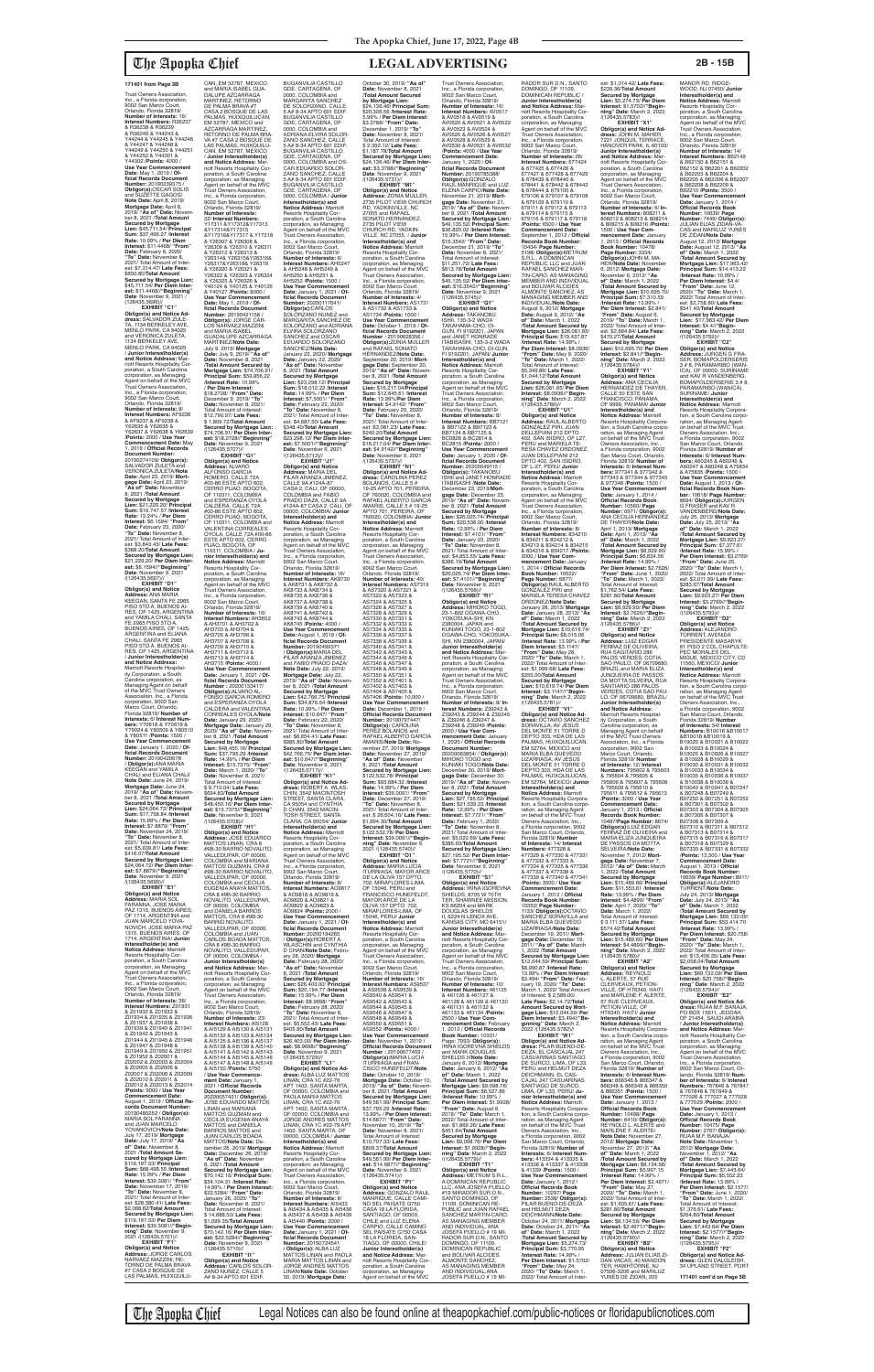**171401 from Page 3B**

Trust Owners Association, Inc., a Florida corporation, 9002 San Marco Court, Orlando, Florida 32819/ **Number of Interests:** 16/ **Interest Numbers:** Y08237 & R06238 & R06239 & R06240 & Y44243 & Y44244 & Y44245 & Y44246 & Y44247 & Y44248 & Y44249 & Y44250 & Y44251 & Y44252 & Y44301 & Y44302 /**Points:** 4000 / **Use Year Commencement Date:** May 1, 2019 / **Official Records Document Number:** 20190239375 / **Obligor(s):**OSCAR SOLIS and SUZETTE GAGOS/ **Note Date:** April 8, 2019/ **Mortgage Date:** April 8, 2019/ **"As of" Date:** November 8, 2021 /**Total Amount Secured by Mortgage Lien:** $45,711.54/ **Principal Sum:** $37,496.27 /**Interest Rate:** 10.99% / **Per Diem Interest:** $11.4468/ **"From" Date:** February 8, 2020/ **"To" Date:** November 8, 2021/ Total Amount of Interest: $ 7,245.47/ **Late Fees:** $650.80/**Total Amount Secured by Mortgage Lien:** $45,711.54/ **Per Diem Interest:** $11.4468//**"Beginning" Date:** November 9, 2021 /(126435.5666)//

**EXHIBIT "C1"**

**Obligor(s) and Notice Address:** SALVADOR ZULETA, 1134 BERKELEY AVE, MENLO PARK, CA 94025 and VERONICA ZULETA, 1134 BERKELEY AVE, MENLO PARK, CA 94025 / **Junior Interestholder(s) and Notice Address:** Marriott Resorts Hospitality Corporation, a South Carolina corporation, as Managing Agent on behalf of the MVC Trust Owners Association, Inc., a Florida corporation, 9002 San Marco Court, Orlando, Florida 32819/ **Number of Interests:** 8/ **Interest Numbers:** AF9236 & AF9237 & AF9238 & Y26835 & Y26836 & Y26837 & Y26838 & Y26839 /**Points:** 2000 / **Use Year Commencement Date:** May 1, 2019 / **Official Records Document Number:** 20190274109/ **Obligor(s):** SALVADOR ZULETA and VERONICA ZULETA/**Note Date:** April 23, 2019/ **Mortgage Date:** April 23, 2019/ **"As of" Date:** November 8, 2021 /**Total Amount Secured by Mortgage Lien:** $21,220.20/ **Principal Sum:** $17,497.57 /**Interest Rate:** 13.24% / **Per Diem Interest:** $6.4351/ **"From" Date:** February 23, 2020/ **"To" Date:** November 8, 2021/ Total Amount of Interest: $3,842.42/ **Late Fees:** $380.21/**Total Amount Secured by Mortgage Lien:** $21,220.20/ **Per Diem Interest:** $6.4351//**"Beginning" Date:** November 9, 2021 /(126435.5667)//

**EXHIBIT "D1"**

**Obligor(s) and Notice Address:** ANA MARIA KEEGAN, SANTA FE 2965 PISO 5TO A, BUENOS AIRES, OF 1425, ARGENTINA and YAMILA CHALI, SANTA FE 2965 PISO 5TO A, BUENOS AIRES, OF 1425, ARGENTINA and ELIANA CHALI, SANTA FE 2965 PISO 5TO A, BUENOS AIRES, OF 1425, ARGENTINA / **Junior Interestholder(s) and Notice Address:** Marriott Resorts Hospitality Corporation, a South Carolina corporation, as Managing Agent on behalf of the MVC Trust Owners Association, Inc., a Florida corporation, 9002 San Marco Court, Orlando, Florida 32819/ **Number of Interests:** 4/ **Interest Numbers:** Y76018 & Y76019 & Y76020 & Y76021 & Y80510 & Y80511 /**Points:** 1500 / **Use Year Commencement Date:** January 1, 2020 / **Official Records Document Number:** 20190420678 / **Obligor(s):**ANA MARIA KEEGAN and YAMILA CHALI and ELIANA CHALI/**Note Date:** June 24, 2019/ **Mortgage Date:** June 24, 2019/ **"As of" Date:** November 8, 2021 /**Total Amount Secured by Mortgage Lien:** $24,064.72/ **Principal Sum:** $17,758.84 /**Interest Rate:** 15.99% / **Per Diem Interest:** $7.8879/ **"From" Date:** November 24, 2019/ **"To" Date:** November 8, 2021/ Total Amount of Interest: $5,639.81/ **Late Fees:** $416.07/**Total Amount Secured by Mortgage Lien:** $24,064.72/ **Per Diem Interest:** $7.8879//**"Beginning" Date:** November 9, 2021 /(126435.5669)//

**EXHIBIT "E1"**

**Obligor(s) and Notice Address:** MARIA SOL FARANNA, JOSE MARIA PAZ 1315, BUENOS AIRES, OF 1714, ARGENTINA and JUAN MARCELO YOVANOVICH, JOSE MARIA PAZ 1315, BUENOS AIRES, OF 1714, ARGENTINA/ **Junior Interestholder(s) and Notice Address:** Marriott Resorts Hospitality Corporation, a South Carolina corporation, as Managing Agent on behalf of the MVC Trust Owners Association, Inc., a Florida corporation, 9002 San Marco Court, Orlando, Florida 32819/ **Number of Interests:** 36/ **Interest Numbers:** Z01931 & Z01932 & Z01933 & Z01934 & Z01935 & Z01936 & Z01937 & Z01938 & Z01939 & Z01940 & Z01941 & Z01942 & Z01943 & Z01944 & Z01945 & Z01946 & Z01947 & Z01948 & Z01949 & Z01950 & Z01951 & Z01952 & Z02001 & Z02002 & Z02003 & Z02004 & Z02005 & Z02006 & Z02007 & Z02008 & Z02009 & Z02010 & Z02011 & Z02012 & Z02013 & Z02014 /**Points:** 9000 / **Use Year Commencement Date:** August 1, 2019 / **Official Records Document Number:** 20190465252 / **Obligor(s):** MARIA SOL FARANNA and JUAN MARCELO YOVANOVICH/**Note Date:** July 17, 2019/ **Mortgage Date:** July 17, 2019/ **"As of" Date:** November 8, 2021 /**Total Amount Secured by Mortgage Lien:** $119,197.53/ **Principal Sum:** $88,498.30 /**Interest Rate:** 15.99% / **Per Diem Interest:** $39.3081/ **"From" Date:** November 17, 2019/ **"To" Date:** November 8, 2021/ Total Amount of Interest: $28,380.41/ **Late Fees:** $2,068.82/**Total Amount Secured by Mortgage Lien:** $119,197.53/ **Per Diem Interest:** $39.3081//**"Beginning" Date:** November 9, 2021 /(126435.5701)//

**EXHIBIT "F1"**

**Obligor(s) and Notice Address:** JORGE CARLOS NARVAEZ MAZZINI, RETORNO DE PALMA BRAVA #7 CASA 2 BOSQUE DE LAS PALMAS, HUIXQUILUCAN, EM 52787, MEXICO and MARIA ISABEL GUADALUPE AZCARRAGA MARTINEZ, RETORNO DE PALMA BRAVA #7 CASA 2 BOSQUE DE LAS PALMAS, HUIXQUILUCAN, EM 52787, MEXICO and AZCARRAGA MARTINEZ, RETORNO DE PALMA BRAVA #7 CASA 2 BOSQUE DE LAS PALMAS, HUIXQUILUCAN, EM 52787, MEXICO / **Junior Interestholder(s) and Notice Address:** Marriott Resorts Hospitality Corporation, a South Carolina corporation, as Managing Agent on behalf of the MVC Trust Owners Association, Inc., a Florida corporation, 9002 San Marco Court, Orlando, Florida 32819/ **Number of Interests:** 32/ **Interest Numbers:** Y17311&Y17312&Y17313 &Y17314&Y17315 &Y17316&Y17317 & Y17318 & Y26307 & Y26308 & Y26309 & Y26310 & Y26311 & Y26312 & Y26313 & Y26314& Y26315&Y26316& Y26317& Y26318& Y26319 & Y26320 & Y26321 & Y26322 & Y26323 & Y26324 & Y26325 & Y26326 & Y40124 & Y40125 & Y40126 & Y40127 /**Points:** 8000 / **Use Year Commencement Date:** May 1, 2019 / **Official Records Document Number:** 20190421159 / **Obligor(s):** JORGE CARLOS NARVAEZ MAZZINI and MARIA ISABEL GUADALUPE AZCARRAGA MARTINEZ/**Note Date:** July 9, 2019/ **Mortgage Date:** July 9, 2019/ **"As of" Date:** November 8, 2021 /**Total Amount Secured by Mortgage Lien:** $74,706.91/ **Principal Sum:** $59,856.22 /**Interest Rate:** 10.99% / **Per Diem Interest:** $18.2728/ **"From" Date:** December 9, 2019/ **"To" Date:** November 8, 2021/ Total Amount of Interest: $12,790.97/ **Late Fees:** $ 1,809.72/**Total Amount Secured by Mortgage Lien:** $74,706.91/ **Per Diem Interest:** $18.2728//**"Beginning" Date:** November 9, 2021 /(126435.5707)//

**EXHIBIT "G1"**

**Obligor(s) and Notice Address:** ALVARO ALFONSO GARCIA ROMERO, CALLE 72A #00-86 ESTE APTO 602, CERRO PIJAO, BOGOTA, OF 110311, COLOMBIA and ESPERANZA OYOLA CALDERA, CALLE 72A #00-86 ESTE APTO 602, CERRO PIJAO, BOGOTA, OF 110311, COLOMBIA and VALENTINA CORREALES OYOLA, CALLE 72A #00-86 ESTE APTO 602, CERRO PIJAO, BOGOTA, OF 110311, COLOMBIA / **Junior Interestholder(s) and Notice Address:** Marriott Resorts Hospitality Corporation, a South Carolina corporation, as Managing Agent on behalf of the MVC Trust Owners Association, Inc., a Florida corporation, 9002 San Marco Court, Orlando, Florida 32819/ **Number of Interests:** 16/ **Interest Numbers:** AH3652 & AH3701 & AH3702 & AH3703 & AH3704 & AH3705 & AH3706 & AH3707 & AH3708 & AH3709 & AH3710 & AH3711 & AH3712 & AH3713 & AH3714 & AH3715 /**Points:** 4000 / **Use Year Commencement Date:** January 1, 2021 / **Official Records Document Number:** 20200133417/ **Obligor(s):**ALVARO ALFONSO GARCIA ROMERO and ESPERANZA OYOLA CALDERA and VALENTINA CORREALES OYOLA/**Note Date:** January 29, 2020/ **Mortgage Date:** January 29, 2020/ **"As of" Date:** November 8, 2021 /**Total Amount Secured by Mortgage Lien:** $48,450.16/ **Principal Sum:** $37,795.29 /**Interest Rate:** 14.99% / **Per Diem Interest:** $15.7375/ **"From" Date:** March 1, 2020/ **"To" Date:** November 8, 2021/ Total Amount of Interest: $ 9,710.04/ **Late Fees:** $694.83/**Total Amount Secured by Mortgage Lien:** $48,450.16/ **Per Diem Interest:** $15.7375//**"Beginning" Date:** November 9, 2021 /(126435.5708)//

**EXHIBIT "H1"**

**Obligor(s) and Notice Address:** JOSE EDUARDO MATTOS LINAN, CRA 8 #9B-30 BARRIO NOVALITO, VALLEDUPAR, OF 00000, COLOMBIA and MARIANA MATTOS GUZMAN, CRA 8 #9B-30 BARRIO NOVALITO, VALLEDUPAR, OF 00000, COLOMBIA and CECILIA EUGENIA ANAYA MATTOS, CRA 8 #9B-30 BARRIO NOVALITO, VALLEDUPAR, OF 00000, COLOMBIA and DANIELA BARRIOS MATTOS, CRA 8 #9B-30 BARRIO NOVALITO, VALLEDUPAR, OF 00000, COLOMBIA and JUAN CARLOS BOADA MATTOS, CRA 8 #9B-30 BARRIO NOVALITO, VALLEDUPAR, OF 00000, COLOMBIA / **Junior Interestholder(s) and Notice Address:** Marriott Resorts Hospitality Corporation, a South Carolina corporation, as Managing Agent on behalf of the MVC Trust Owners Association, Inc., a Florida corporation, 9002 San Marco Court, Orlando, Florida 32819/ **Number of Interests:** 23/ **Interest Numbers:** AI5128 & AI5129 & AI5130 & AI5131 & AI5132 & AI5133 & AI5134 & AI5135 & AI5136 & AI5137 & AI5138 & AI5139 & AI5140 & AI5141 & AI5142 & AI5143 & AI5144 & AI5145 & AI5146 & AI5147 & AI5148 & AI5149 & AI5150 /**Points:** 5750 / **Use Year Commencement Date:** January 1, 2021 / **Official Records Document Number:** 20200057431/ **Obligor(s):** JOSE EDUARDO MATTOS LINAN and MARIANA MATTOS GUZMAN and CECILIA EUGENIA ANAYA MATTOS and DANIELA BARRIOS MATTOS and JUAN CARLOS BOADA MATTOS/**Note Date:** December 26, 2019/ **Mortgage Date:** December 26, 2019/ **"As of" Date:** November 8, 2021 /**Total Amount Secured by Mortgage Lien:** $70,142.16/ **Principal Sum:** $54,104.31 /**Interest Rate:** 14.99% / **Per Diem Interest:** $22.5284/ **"From" Date:** January 26, 2020/ **"To" Date:** November 8, 2021/ Total Amount of Interest: $ 14,688.50/ **Late Fees:** $1,099.35/**Total Amount Secured by Mortgage Lien:** $70,142.16/ **Per Diem Interest:** $22.5284//**"Beginning" Date:** November 9, 2021 /(126435.5710)//

**EXHIBIT "I1"**

**Obligor(s) and Notice Address:** CARLOS SOLORZANO NUNEZ, CALLE 5 A# 8-34 APTO 601 EDIF. BUGANVILIA CASTILLO GDE, CARTAGENA, OF 0000, COLOMBIA and MARGARITA SANCHEZ DE SOLORZANO, CALLE 5 A# 8-34 APTO 601 EDIF. BUGANVILIA CASTILLO GDE, CARTAGENA, OF 0000, COLOMBIA and ADRIANA ELVIRA SOLORZANO SANCHEZ, CALLE 5 A# 8-34 APTO 601 EDIF. BUGANVILIA CASTILLO GDE, CARTAGENA, OF 0000, COLOMBIA and OSCAR EDUARDO SOLORZANO SANCHEZ, CALLE 5 A# 8-34 APTO 601 EDIF. BUGANVILIA CASTILLO GDE, CARTAGENA, OF 0000, COLOMBIA / **Junior Interestholder(s) and Notice Address:** Marriott Resorts Hospitality Corporation, a South Carolina corporation, as Managing Agent on behalf of the MVC Trust Owners Association, Inc., a Florida corporation, 9002 San Marco Court, Orlando, Florida 32819/ **Number of Interests:** 6/ **Interest Numbers:** AH5247 & AH5248 & AH5249 & AH5250 & AH5251 & AH5252 /**Points:** 1500 / **Use Year Commencement Date:** January 1, 2021 / **Official Records Document Number:** 20200111945 / **Obligor(s):**CARLOS SOLORZANO NUNEZ and MARGARITA SANCHEZ DE SOLORZANO and ADRIANA ELVIRA SOLORZANO SANCHEZ and OSCAR EDUARDO SOLORZANO SANCHEZ/**Note Date:** January 22, 2020/ **Mortgage Date:** January 22, 2020/ **"As of" Date:** November 8, 2021 /**Total Amount Secured by Mortgage Lien:** $23,298.12/ **Principal Sum:** $18,012.22 /**Interest Rate:** 14.99% / **Per Diem Interest:** $7.5001/ **"From" Date:** February 22, 2020/ **"To" Date:** November 8, 2021/ Total Amount of Interest: $ 4,687.60/ **Late Fees:** $348.40/**Total Amount Secured by Mortgage Lien:** $23,298.12/ **Per Diem Interest:** $7.5001//**"Beginning" Date:** November 9, 2021 /(126435.5712)//

**EXHIBIT "J1"**

**Obligor(s) and Notice Address:** MARIA DEL PILAR ARANZA JIMENEZ, CALLE 86 #12A-67 CASA 2 CAL, OF 00000, COLOMBIA and FABIO PRADO DAZA, CALLE 9A # 2A65-67 CASA 2 CALI, OF 00000, COLOMBIA / **Junior Interestholder(s) and Notice Address:** Marriott Resorts Hospitality Corporation, a South Carolina corporation, as Managing Agent on behalf of the MVC Trust Owners Association, Inc., a Florida corporation, 9002 San Marco Court, Orlando, Florida 32819/ **Number of Interests:** 16/ **Interest Numbers:** AK8730 & AK8731 & AK8732 & AK8733 & AK8734 & AK8735 & AK8736 & AK8737 & AK8738 & AK8739 & AK8740 & AK8741 & AK8742 & AK8743 & AK8744 & AK8745 /**Points:** 4000 / **Use Year Commencement Date:** August 1, 2019 / **Official Records Document Number:** 20190490571 / **Obligor(s):**MARIA DEL PILAR ARANZA JIMENEZ and FABIO PRADO DAZA/ **Note Date:** July 22, 2019/ **Mortgage Date:** July 22, 2019/ **"As of" Date:** November 8, 2021 /**Total Amount Secured by Mortgage Lien:** $42,795.75/ **Principal Sum:** $34,876.55 /**Interest Rate:** 10.99% / **Per Diem Interest:** $10.647/ **"From" Date:** February 22, 2020/ **"To" Date:** November 8, 2021/ Total Amount of Interest: $6,654.41/ **Late Fees:** $989.45/**Total Amount Secured by Mortgage Lien:** $42,795.75/ **Per Diem Interest:** $10.647//**"Beginning" Date:** November 9, 2021 /(126435.5717)//

**EXHIBIT "K1"**

**Obligor(s) and Notice Address:** ROBERT A. WLASCHIN, 2545 SPAULDING STREET, SANTA CLARA, CA 95054 and CYNTHIA D CHAN, 3542 MACINTOSH STREET, SANTA CLARA, CA 95054 / **Junior Interestholder(s) and Notice Address:** Marriott Resorts Hospitality Corporation, a South Carolina corporation, as Managing Agent on behalf of the MVC Trust Owners Association, Inc., a Florida corporation, 9002 San Marco Court, Orlando, Florida 32819/ **Number of Interests:** 6/ **Interest Numbers:** AO8819 & AO8820 & AO8821 & AO8822 & AO8823 & AO8824 /**Points:** 2000 / **Use Year Commencement Date:** January 1, 2020 / **Official Records Document Number:** 20190125564 / **Obligor(s):**ROBERT A. WLASCHIN and CYNTHIA D CHAN/**Note Date:** February 28, 2020/ **Mortgage Date:** February 28, 2020/ **"As of" Date:** November 8, 2021 /**Total Amount Secured by Mortgage Lien:** $26,403.00/ **Principal Sum:** $20,194.77 /**Interest Rate:** 15.99% / **Per Diem Interest:** $8.9698/ **"From" Date:** February 28, 2020/ **"To" Date:** November 8, 2021/ Total Amount of Interest: $ 5,731.71/ **Late Fees:** $405.80/**Total Amount Secured by Mortgage Lien:** $26,403.00/ **Per Diem Interest:** $8.9698//**"Beginning" Date:** November 9, 2021 /(126435.5723)//

**EXHIBIT "L1"**

**Obligor(s) and Notice Address:** ALBA LUZ MATTOS LINAN, CRA 1C #22-79 APT 1402, SANTA MARTA, OF 00000, COLOMBIA and PAOLA MARIA MATTOS LINAN, CRA 1C #22-79 APT 1402, SANTA MARTA, OF 00000, COLOMBIA and JORGE ANDRES MATTOS LINAN, CRA 1C #22-79 APT 1402, SANTA MARTA, OF 00000, COLOMBIA / **Junior Interestholder(s) and Notice Address:** Marriott Resorts Hospitality Corporation, a South Carolina corporation, as Managing Agent on behalf of the MVC Trust Owners Association, Inc., a Florida corporation, 9002 San Marco Court, Orlando, Florida 32819/ **Number of Interests:** 6/ **Interest Numbers:** AI5433 & AI5434 & AI5435 & AI5436 & AI5437 & AI5438 & AI5439 & AI5440 /**Points:** 2000 / **Use Year Commencement Date:** January 1, 2021 / **Official Records Document Number:** 20190742044 / **Obligor(s):**ALBA LUZ MATTOS LINAN and PAOLA MARIA MATTOS LINAN and JORGE ANDRES MATTOS LINAN/**Note Date:** October 30, 2019/ **Mortgage Date:** October 30, 2019/ **"As of" Date:** November 8, 2021 /**Total Amount Secured by Mortgage Lien:** $24,136.40/ **Principal Sum:** $20,306.66 /**Interest Rate:** 5.99% / **Per Diem Interest:** $3.3788/ **"From" Date:** December 1, 2019/ **"To" Date:** November 8, 2021/ Total Amount of Interest: $ 2,392.12/ **Late Fees:** $1,187.76/**Total Amount Secured by Mortgage Lien:** $24,136.40/ **Per Diem Interest:** $3.3788//**"Beginning" Date:** November 9, 2021 /(126435.5728)//

**EXHIBIT "M1"**

**Obligor(s) and Notice Address:** ZONIA MULLER, 2735 PILOT VIEW CHURCH RD, YADKINVILLE, NC 27055 and RAFAEL SONATO HERNANDEZ, 2735 PILOT VIEW CHURCH RD, YADKINVILLE, NC 27055, / **Junior Interestholder(s) and Notice Address:** Marriott Resorts Hospitality Corporation, a South Carolina corporation, as Managing Agent on behalf of the MVC Trust Owners Association, Inc., a Florida corporation, 9002 San Marco Court, Orlando, Florida 32819/ **Number of Interests:** 4/ **Interest Numbers:** AS1731 & AS1732 & AS1733 & AS1734 /**Points:** 1000 / **Use Year Commencement Date:** October 1, 2019 / **Official Records Document Number:** 20190628356 / **Obligor(s):**ZONIA MULLER and RAFAEL SONATO HERNANDEZ/**Note Date:** September 26, 2019/ **Mortgage Date:** September 26, 2019/ **"As of" Date:** November 8, 2021 /**Total Amount Secured by Mortgage Lien:** $16,217.04/**Principal Sum:** $12,845.61 /**Interest Rate:** 13.99% /**Per Diem Interest:** $4.9143/ **"From" Date:** February 26, 2020/ **"To" Date:** November 8, 2021/ Total Amount of Interest: $3,061.23/ **Late Fees:** $310.20/**Total Amount Secured by Mortgage Lien:** $16,217.04/ **Per Diem Interest:** $4.9143//**"Beginning" Date:** November 9, 2021 /(126435.5729)//

**EXHIBIT "N1"**

**Obligor(s) and Notice Address:** CAROLINA PEREZ BLANCO, CALLE 5 # 19-25 APTO 701, PEREIRA, OF 760020, COLOMBIA and RAFAEL ALBERTO GARCIA ARANGO, CALLE 5 # 19-25 APTO 701, PEREIRA, OF 760020, COLOMBIA/ **Junior Interestholder(s) and Notice Address:** Marriott Resorts Hospitality Corporation, a South Carolina corporation, as Managing Agent on behalf of the MVC Trust Owners Association, Inc., a Florida corporation, 9002 San Marco Court, Orlando, Florida 32819/ **Number of Interests:** 40/ **Interest Numbers:** AS7319 & AS7320 & AS7321 & AS7322 & AS7323 & AS7324 & AS7325 & AS7326 & AS7327 & AS7328 & AS7329 & AS7330 & AS7331 & AS7332 & AS7333 & AS7334 & AS7335 & AS7336 & AS7337 & AS7338 & AS7339 & AS7340 & AS7341 & AS7342 & AS7343 & AS7344 & AS7345 & AS7346 & AS7347 & AS7348 & AS7349 & AS7350 & AS7351 & AS7352 & AS7401 & AS7402 & AS7403 & AS7404 & AS7405 & AS7406 /**Points:** 10,000 / **Use Year Commencement Date:** December 1, 2019 / **Official Records Document Number:** 20190797447/ **Obligor(s):**CAROLINA PEREZ BLANCO and RAFAEL ALBERTO GARCIA ARANGO/**Note Date:** November 27, 2019/ **Mortgage Date:** November 27, 2019/ **"As of" Date:** November 8, 2021 /**Total Amount Secured by Mortgage Lien:** $122,532.78/ **Principal Sum:** $93,484.32 /**Interest Rate:** 14.99% / **Per Diem Interest:** $38.9258/ **"From" Date:** December 27, 2019/ **"To" Date:** November 8, 2021/ Total Amount of Interest: $ 26,604.15/ **Late Fees:** $1,994.30/**Total Amount Secured by Mortgage Lien:** $122,532.78/ **Per Diem Interest:** $38.9258//**"Beginning" Date:** November 9, 2021 /(126435.5740)//

**EXHIBIT "O1"**

**Obligor(s) and Notice Address:** MARIA LUCIA OLIVERA TURRIAGA, MAYOR ARCE DE LA CUVA 157 DPTO. 702, MIRAFLORES-LIMA, OF 15046, PERU and FRANCISCO HUMBERTO BRAVO, MAYOR ARCE DE LA CUVA 157 DPTO. 702, MIRAFLORES-LIMA, OF 15046, PERU/ **Junior Interestholder(s) and Notice Address:** Marriott Resorts Hospitality Corporation, a South Carolina corporation, as Managing Agent on behalf of the MVC Trust Owners Association, Inc., a Florida corporation, 9002 San Marco Court, Orlando, Florida 32819/ **Number of Interests:** 16/ **Interest Numbers:** AS8537 & AS8538 & AS8539 & AS8540 & AS8541 & AS8542 & AS8543 & AS8544 & AS8545 & AS8546 & AS8547 & AS8548 & AS8549 & AS8550 & AS8551 & AS8552 /**Points:** 4000 / **Use Year Commencement Date:** November 1, 2019 / **Official Records Document Number:** 20190677469 / **Obligor(s):**MARIA LUCIA OLIVERA TURRIAGA and FRANCISCO HUMBERTO BRAVO/**Note Date:** October 10, 2019/ **Mortgage Date:** October 10, 2019/ **"As of" Date:** November 8, 2021 /**Total Amount Secured by Mortgage Lien:** $49,561.39/ **Principal Sum:** $37,755.29 /**Interest Rate:** 13.99% / **Per Diem Interest:** $14.6877/ **"From" Date:** December 10, 2019/ **"To" Date:** November 8, 2021/ Total Amount of Interest: $10,707.33/ **Late Fees:** $848.77/**Total Amount Secured by Mortgage Lien:** $49,561.39/ **Per Diem Interest:** $14.6877//**"Beginning" Date:** November 9, 2021 /(126435.5741)//

**EXHIBIT "P1"**

**Obligor(s) and Notice Address:** GONZALO RAUL NARANJO M, CALLE CAMINO SEL PAISATE 0250 CASA 18 LA FLORIDA, SANTIAGO, OF 00000, CHILE and LUZ ELENA CARREÑO, CALLE CAMINO SEL PAISATE 0250 CASA 18 LA FLORIDA, SANTIAGO, OF 00000, CHILE/ **Junior Interestholder(s) and Notice Address:** Marriott Resorts Hospitality Corporation, a South Carolina corporation, as Managing Agent on behalf of the MVC Trust Owners Association, Inc., a Florida corporation, 9002 San Marco Court, Orlando, Florida 32819/ **Number of Interests:** 8/ **Interest Numbers:** AV0517 & AV0518 & AV0519 & AV0520 & AV0521 & AV0522 & AV0523 & AV0524 & AV0525 & AV0526 & AV0527 & AV0528 & AV0529 & AV0530 & AV0531 & AV0532 /**Points:** 4000 / **Use Year Commencement Date:** January 1, 2020 / **Official Records Document Number:** 20190763366/ **Obligor(s):**GONZALO RAUL MANRIQUE and LUZ ELENA CARREÑO/**Note Date:** November 21, 2019/ **Mortgage Date:** November 21, 2019/ **"As of" Date:** November 8, 2021 /**Total Amount Secured by Mortgage Lien:** $59,135.50/ **Principal Sum:** $46,070.46 /**Interest Rate:** 15.99% / **Per Diem Interest:** $16.5542/ **"From" Date:** December 21, 2019/ **"To" Date:** November 8, 2021/ Total Amount of Interest: $11,251.72/ **Late Fees:** $813.32/**Total Amount Secured by Mortgage Lien:** $59,135.50/ **Per Diem Interest:** $16.5542//**"Beginning" Date:** November 9, 2021 /(126435.5745)//

**EXHIBIT "Q1"**

**Obligor(s) and Notice Address:** TAKAHASHI-CHO, GUN, FUKUOKA TAKAHASHI-CHO, GUN, FI 8102201, JAPAN and JANET HONRADE TABISAURA, 125-3-2 WADA TAKAHASHI-CHO, OKUN, FI 8102201, JAPAN/ **Junior Interestholder(s) and Notice Address:** Marriott Resorts Hospitality Corporation, a South Carolina corporation, as Managing Agent on behalf of the MVC Trust Owners Association, Inc., a Florida corporation, 9002 San Marco Court, Orlando, Florida 32819/ **Number of Interests:** 8/ **Interest Numbers:** BB7121 & BB7122 & BB7123 & BB7124 & BB7125 & BC0826 & BC2814 & BC2815 /**Points:** 2000 / **Use Year Commencement Date:** January 1, 2020 / **Official Records Document Number:** 20200049115 / **Obligor(s):** TAKANOBU ISHII and JANET HONRADE TABISAURA/**Note Date:** December 23, 2019/**Mortgage Date:** December 23, 2019/ **"As of" Date:** November 8, 2021 /**Total Amount Secured by Mortgage Lien:** $26,225.74/ **Principal Sum:** $20,538.20 /**Interest Rate:** 12.99% / **Per Diem Interest:** $7.4107/ **"From" Date:** January 23, 2020/ **"To" Date:** November 8, 2021/ Total Amount of Interest: $4,853.55/ **Late Fees:** $585.00/**Total Amount Secured by Mortgage Lien:** $26,225.74/ **Per Diem Interest:** $7.4107//**"Beginning" Date:** November 9, 2021 /(126435.5748)//

**EXHIBIT "R1"**

**Obligor(s) and Notice Address:** MIHOKO TOGO, 23-1-405 JIZO-CHO, YOKOSUKA-SHI, KN 2380004, JAPAN and KUNIAKI TOGO, 23-1-405 JIZO-CHO, YOKOSUKA-SHI, KN 2380004, JAPAN/ **Junior Interestholder(s) and Notice Address:** Marriott Resorts Hospitality Corporation, a South Carolina corporation, as Managing Agent on behalf of the MVC Trust Owners Association, Inc., a Florida corporation, 9002 San Marco Court, Orlando, Florida 32819/ **Number of Interests:** 8/ **Interest Numbers:** Z39242 & Z39243 & Z39244 & Z39245 & Z39246 & Z39247 & Z39248 & Z39249 /**Points:** 2000 / **Use Year Commencement Date:** January 1, 2020 / **Official Records Document Number:** 20200036204 / **Obligor(s):** MIHOKO TOGO and KUNIAKI TOGO/**Note Date:** December 30, 2019/ **Mortgage Date:** December 30, 2019/ **"As of" Date:** November 8, 2021 /**Total Amount Secured by Mortgage Lien:** $27,195.52/ **Principal Sum:** $21,535.23 /**Interest Rate:** 12.99% / **Per Diem Interest:** $7.7721/ **"From" Date:** February 1, 2020/ **"To" Date:** November 8, 2021/ Total Amount of Interest: $5,020.65/ **Late Fees:** $385.02/**Total Amount Secured by Mortgage Lien:** $27,195.52/ **Per Diem Interest:** $7.7721//**"Beginning" Date:** November 9, 2021 /(126435.5750)//

**EXHIBIT "S1"**

**Obligor(s) and Notice Address:** IRINA IGOREVNA SHIELDS, 8700 W 70TH TER, SHAWNEE MISSION, KS 66204 and MARK DOUGLAS SHIELDS II, 6224 HURON AVE, KANSAS CITY, MO 64151/ **Junior Interestholder(s) and Notice Address:** Marriott Resorts Hospitality Corporation, a South Carolina corporation, as Managing Agent on behalf of the MVC Trust Owners Association, Inc., a Florida corporation, 9002 San Marco Court, Orlando, Florida 32819/ **Number of Interests:** 10/ **Interest Numbers:** 461125 & 461126 & 461127 & 461128 & 461129 & 461130 & 461131 & 461132 & 461133 & 461134 /**Points:** 2500 / **Use Year Commencement Date:** February 1, 2012 / **Official Records Book Number:** 10331/ Page: 7093/ **Obligor(s):** IRINA IGOREVNA SHIELDS and MARK DOUGLAS SHIELDS II/**Note Date:** January 6, 2012/ **Mortgage Date:** January 6, 2012/ **"As of" Date:** March 2, 2022 /**Total Amount Secured by Mortgage Lien:** $9,098.76/ **Principal Sum:** $6,527.88 /**Interest Rate:** 13.99% / **Per Diem Interest:** $1.9928/ **"From" Date:** August 6, 2019/ **"To" Date:** March 1, 2022/ Total Amount of Interest: $1,865.29/ **Late Fees:** $451.64/**Total Amount Secured by Mortgage Lien:** $9,098.76/ **Per Diem Interest:** $1.9928//**"Beginning" Date:** March 2, 2022 /(126435.5775)//

**EXHIBIT "T1"**

**Obligor(s) and Notice Address:** ANTONIM S.R.L, A DOMINICAN REPUBLIC LLC, AVE JOSEFA PERALTA #19 MIRADOR SUR D.N., SANTO DOMINGO, OF 11109, DOMINICAN REPUBLIC and JUAN RAFAEL SANCHEZ MARTIN-CARO, AS MANAGING MEMBER AND INDIVIDUAL, AVE JOSEFA PERALTA # 19 MIRADOR SUR D.N., SANTO DOMINGO, OF 11109, DOMINICAN REPUBLIC and BOLIVAR ALCIDES ALMONTE SANCHEZ, AS MANAGING MEMBER AND INDIVIDUAL, AVE JOSEFA PERALTA # 19 MIRADOR SUR D.N., SANTO DOMINGO, OF 11109, DOMINICAN REPUBLIC / **Junior Interestholder(s) and Notice Address:** Marriott Resorts Hospitality Corporation, a South Carolina corporation, as Managing Agent on behalf of the MVC Trust Owners Association, Inc., a Florida corporation, 9002 San Marco Court, Orlando, Florida 32819/ **Number of Interests:** 28/ **Interest Numbers:** 677424 & 677425 & 677426 & 677427 & 677428 & 677429 & 678430 & 678440 & 678441 & 678442 & 678443 & 678444 & 679105 & 679106 & 679107 & 679108 & 679109 & 679110 & 679111 & 679112 & 679113 & 679114 & 679115 & 679116 & 679117 & 679118 /**Points:** 6500 / **Use Year Commencement Date:** September 1, 2012 / **Official Records Book Number:** 10434/ **Page Number:** 5198/ **Obligor(s):**METRUM S.R.L., A DOMINICAN REPUBLIC LLC and JUAN RAFAEL SANCHEZ MARTIN-CARO, AS MANAGING MEMBER AND INDIVIDUAL and BOLIVAR ALCIDES ALMONTE SANCHEZ, AS MANAGING MEMBER AND INDIVIDUAL/**Note Date:** August 9, 2012/ **Mortgage Date:** August 9, 2012/ **"As of" Date:** March 1, 2022 /**Total Amount Secured by Mortgage Lien:** $26,081.65/ **Principal Sum:** $19,437.67 /**Interest Rate:** 14.99% / **Per Diem Interest:** $8.0936/ **"From" Date:** May 9, 2020/ **"To" Date:** March 1, 2022/ Total Amount of Interest: $5,349.86/ **Late Fees:** $1,044.12/**Total Amount Secured by Mortgage Lien:** $26,081.65/ **Per Diem Interest:** $8.0936//**"Beginning" Date:** March 2, 2022 /(126435.5780)//

**EXHIBIT "U1"**

**Obligor(s) and Notice Address:** RAUL ALBERTO GONZALEZ PIRI, JUAN DELLEPIANI 212 DPTO 402, SAN ISIDRO, OF L27, PERU and MARIELA TERESA CHAVEZ ORDONEZ, JUAN DELLEPIANI 212 DPTO 402, SAN ISIDRO, OF L-27, PERU/ **Junior Interestholder(s) and Notice Address:** Marriott Resorts Hospitality Corporation, a South Carolina corporation, as Managing Agent on behalf of the MVC Trust Owners Association, Inc., a Florida corporation, 9002 San Marco Court, Orlando, Florida 32819/ **Number of Interests:** 8/ **Interest Numbers:** 834210 & 834211 & 834212 & 834213 & 834214 & 834215 & 834216 & 834217 /**Points:** 2000 / **Use Year Commencement Date:** January 1, 2014 / **Official Records Book Number:** 10522/ **Page Number:** 6877/ **Obligor(s):**RAUL ALBERTO GONZALEZ PIRI and MARIELA TERESA CHAVEZ ORDONEZ/**Note Date:** January 28, 2013/ **Mortgage Date:** January 28, 2013/ **"As of" Date:** March 1, 2022 /**Total Amount Secured by Mortgage Lien:** $10,619.74/ **Principal Sum:** $8,015.06 /**Interest Rate:** 13.99% / **Per Diem Interest:** $3.1147/ **"From" Date:** May 28, 2020/ **"To" Date:** March 1, 2022/ Total Amount of Interest: $1,999.68/ **Late Fees:** $355.00/**Total Amount Secured by Mortgage Lien:** $10,619.74/ **Per Diem Interest:** $3.1147//**"Beginning" Date:** March 2, 2022 /(126435.5781)//

**EXHIBIT "V1"**

**Obligor(s) and Notice Address:** OCTAVIO SANCHEZ SORAVILLA, AV. JESUS DEL MONTE 51 TORRE D DEPTO 302, HDA DE LAS PALMAS, HUIXQUILUCAN, EM 52764, MEXICO and MARIA ELIZA QUEVEDO LIZARRAGA, AV JESUS DEL MONTE 51 TORRE D DEPTO 302, HDA DE LAS PALMAS, HUIXQUILUCAN, EM 52764, MEXICO/ **Junior Interestholder(s) and Notice Address:** Marriott Resorts Hospitality Corporation, a South Carolina corporation, as Managing Agent on behalf of the MVC Trust Owners Association, Inc., a Florida corporation, 9002 San Marco Court, Orlando, Florida 32819/ **Number of Interests:** 14/ **Interest Numbers:** 477328 & 477329 & 477330 & 477331 & 477332 & 477333 & 477334 & 477335 & 477336 & 477337 & 477338 & 477339 & 477340 & 477341 /**Points:** 3500 / **Use Year Commencement Date:** January 1, 2012 / **Official Records Book Number:** 10352/ **Page Number:** 1133/ **Obligor(s):**OCTAVIO SANCHEZ SORAVILLA and MARIA ELIZA QUEVEDO LIZARRAGA/**Note Date:** December 19, 2011/ **Mortgage Date:** December 19, 2011/ **"As of" Date:** March 1, 2022 /**Total Amount Secured by Mortgage Lien:** $12,044.59/ **Principal Sum:** $8,990.67 /**Interest Rate:** 13.99% / **Per Diem Interest:** $3.494/ **"From" Date:** February 19, 2020/ **"To" Date:** March 1, 2022/ Total Amount of Interest: $ 2,589.00/ **Late Fees:** $2,14.72/**Total Amount Secured by Mortgage Lien:** $12,044.59/ **Per Diem Interest:** $3.494//**"Beginning" Date:** March 2, 2022 /(126435.5782)//

**EXHIBIT "W1"**

**Obligor(s) and Notice Address:** PILAR BUENO-DEZEA DE EL CASCAL, 247 CASUARINAS SANTIAGO DE SURCO, LIMA, OF L33, PERU and HELMUT DEZA DEICHMANN, EL CASCAL 247 CASUARINAS SANTIAGO DE SURCO, LIMA, OF L33, PERU/ **Junior Interestholder(s) and Notice Address:** Marriott Resorts Hospitality Corporation, a South Carolina corporation, as Managing Agent on behalf of the MVC Trust Owners Association, Inc., a Florida corporation, 9002 San Marco Court, Orlando, Florida 32819/ **Number of Interests:** 8/ **Interest Numbers:** 413334 & 413335 & 413336 & 413337 & 413338 & 413339 /**Points:** 1500 / **Use Year Commencement Date:** January 1, 2012 / **Official Records Book Number:** 10297/ **Page Number:** 2526/ **Obligor(s):**PILAR BUENO-DECEZA and HELMUT DEZA DEICHMANN/**Note Date:** October 24, 2011/ **Mortgage Date:** October 24, 2011/ **"As of" Date:** March 1, 2022 /**Total Amount Secured by Mortgage Lien:** $7,474.73/ **Principal Sum:** $5,770.95 /**Interest Rate:** 14.99% / **Per Diem Interest:** $1.5702/ **"From" Date:** May 24, 2020/ **"To" Date:** March 1, 2022/ Total Amount of Interest: $1,014.42/ **Late Fees:** $239.36/**Total Amount Secured by Mortgage Lien:** $7,474.73/ **Per Diem Interest:** $1.5702//**"Beginning" Date:** March 2, 2022 /(126435.5783)//

**EXHIBIT "X1"**

**Obligor(s) and Notice Address:** JOHN M. MAHER, 1221 JONQUIL TERRACE, HANOVER PARK, IL 60103/ **Junior Interestholder(s) and Notice Address:** Marriott Resorts Hospitality Corporation, a South Carolina corporation, as Managing Agent on behalf of the MVC Trust Owners Association, Inc., a Florida corporation, 9002 San Marco Court, Orlando, Florida 32819/ **Number of Interests:** 6/ **Interest Numbers:** 808211 & 808212 & 808213 & 808214 & 808215 & 808216 /**Points:** 1500 / **Use Year Commencement Date:** January 1, 2013 / **Official Records Book Number:** 10478/ **Page Number:** 3334/ **Obligor(s):**JOHN M. MAHER/**Note Date:** November 6, 2012/ **Mortgage Date:** November 6, 2012/ **"As of" Date:** March 1, 2022 /**Total Amount Secured by Mortgage Lien:** $10,695.70/ **Principal Sum:** $7,310.59 /**Interest Rate:** 13.99% / **Per Diem Interest:** $2.841/ **"From" Date:** August 6, 2019/ **"To" Date:** March 1, 2022/ Total Amount of Interest: $2,664.84/ **Late Fees:** $470.27/**Total Amount Secured by Mortgage Lien:** $10,695.70/ **Per Diem Interest:** $2.841//**"Beginning" Date:** March 2, 2022 /(126435.5786)//

**EXHIBIT "Y1"**

**Obligor(s) and Notice Address:** ANA CECILIA HERNANDEZ DE THAYER, CALLE 50 ESTE SAN FRANCISCO, PANAMA, OF 0000, PANAMA/ **Junior Interestholder(s) and Notice Address:** Marriott Resorts Hospitality Corporation, a South Carolina corporation, as Managing Agent on behalf of the MVC Trust Owners Association, Inc., a Florida corporation, 9002 San Marco Court, Orlando, Florida 32819/ **Number of Interests:** 8/ **Interest Numbers:** 977341 & 977342 & 977343 & 977344 & 977345 & 977346 /**Points:** 1500 / **Use Year Commencement Date:** January 1, 2014 / **Official Records Book Number:** 10580/ **Page Number:** 0971/ **Obligor(s):** ANA CECILIA HERNANDEZ DE THAYER/**Note Date:** April 1, 2013/ **Mortgage Date:** April 1, 2013/ **"As of" Date:** March 1, 2022 /**Total Amount Secured by Mortgage Lien:** $8,929.30/ **Principal Sum:** $6,634.56 /**Interest Rate:** 14.99% / **Per Diem Interest:** $2.7626/ **"From" Date:** June 1, 2020/ **"To" Date:** March 1, 2022/ Total Amount of Interest: $1,762.54/ **Late Fees:** $281.80/**Total Amount Secured by Mortgage Lien:** $8,929.30/ **Per Diem Interest:** $2.7626//**"Beginning" Date:** March 2, 2022 /(126435.5789)//

**EXHIBIT "Z1"**

**Obligor(s) and Notice Address:** LUIZ EDGAR FERRAZ DE OLIVEIRA, RUA SAGITARIO 286, PALOS VERDES, COTIA, SAO PAULO, OF 06709680, BRAZIL and MARIA ELIZA JUNQUEIRA DE PASSOS DA MOTTA SILVEIRA, RUA SAGITARIO 286 PALOS VERDES, COTIA SAO PAULO, OF 06709680, BRAZIL/ **Junior Interestholder(s) and Notice Address:** Marriott Resorts Hospitality Corporation, a South Carolina corporation, as Managing Agent on behalf of the MVC Trust Owners Association, Inc., a Florida corporation, 9002 San Marco Court, Orlando, Florida 32819/ **Number of Interests:** 12/ **Interest Numbers:** 795602 & 795603 & 795604 & 795605 & 795606 & 795607 & 795608 & 795609 & 795610 & 795611 & 795612 & 795613 /**Points:** 3000 / **Use Year Commencement Date:** January 1, 2013 / **Official Records Book Number:** 10487/**Page Number:** 8674/ **Obligor(s):**LUIZ EDGAR FERRAZ DE OLIVEIRA and MARIA ELIZA JUNQUEIRA DE PASSOS DA MOTTA SILVEIRA/**Note Date:** November 7, 2012/ **Mortgage Date:** November 7, 2012/ **"As of" Date:** March 1, 2022 /**Total Amount Secured by Mortgage Lien:** $15,489.60/ **Principal Sum:** $11,553.61 /**Interest Rate:** 13.99% / **Per Diem Interest:** $4.4899/ **"From" Date:** April 7, 2020/ **"To" Date:** March 1, 2022/ Total Amount of Interest: $ 3,111.57/ **Late Fees:** $574.42/**Total Amount Secured by Mortgage Lien:** $15,489.60/ **Per Diem Interest:** $4.4899//**"Beginning" Date:** March 2, 2022 /(126435.5789)//

**EXHIBIT "A2"**

**Obligor(s) and Notice Address:** REYNOLD L. ALERTE, 57 RUE CLERVEAUX, PETION-VILLE, OF HT6140, HAITI and MARLENE F. ALERTE, 57 RUE CLERVEAUX, PETION-VILLE, OF HT6140, HAITI/ **Junior Interestholder(s) and Notice Address:** Marriott Resorts Hospitality Corporation, a South Carolina corporation, as Managing Agent on behalf of the MVC Trust Owners Association, Inc., a Florida corporation, 9002 San Marco Court, Orlando, Florida 32819/ **Number of Interests:** 6/ **Interest Numbers:** 866346 & 866347 & 866348 & 866349 & 866350 & 866351 /**Points:** 1500 / **Use Year Commencement Date:** January 1, 2013 / **Official Records Book Number:** 10486/ **Page Number:** 6410/ **Obligor(s):** REYNOLD L. ALERTE and MARLENE F. ALERTE/ **Note Date:** November 27, 2012/ **Mortgage Date:** November 27, 2012/ **"As of" Date:** March 1, 2022 /**Total Amount Secured by Mortgage Lien:** $8,134.56/ **Principal Sum:** $5,997.15 /**Interest Rate:** 14.99% / **Per Diem Interest:** $2.4971/ **"From" Date:** May 27, 2020/ **"To" Date:** March 1, 2022/ Total Amount of Interest: $1,605.61/ **Late Fees:** $281.80/**Total Amount Secured by Mortgage Lien:** $8,134.56/ **Per Diem Interest:** $2.4971//**"Beginning" Date:** March 2, 2022 /(126435.5790)//

**EXHIBIT "B2"**

**Obligor(s) and Notice Address:** JULIAN ELIAS ZIDAN-VACAS, 40 MANDON TER, HAWTHORNE, NJ 07506-3206 and MARILUZ YUNES DE ZIDAN, 205 MANOR RD, RIDGEWOOD, NJ 07450/ **Junior Interestholder(s) and Notice Address:** Marriott Resorts Hospitality Corporation, a South Carolina corporation, as Managing Agent on behalf of the MVC Trust Owners Association, Inc., a Florida corporation, 9002 San Marco Court, Orlando, Florida 32819/ **Number of Interests:** 14/ **Interest Numbers:** B62149 & B62150 & B62151 & B62152 & B62201 & B62202 & B62203 & B62204 & B62205 & B62206 & B62207 & B62208 & B62209 & B62210 /**Points:** 3500 / **Use Year Commencement Date:** January 1, 2014 / **Official Records Book Number:** 10639/ **Page Number:** 7449/ **Obligor(s):** JULIAN ELIAS ZIDAN-VACAS and MARILUZ YUNES DE ZIDAN/**Note Date:** August 12, 2013/ **Mortgage Date:** August 12, 2013/ **"As of" Date:** March 1, 2022 /**Total Amount Secured by Mortgage Lien:** $17,363.40/ **Principal Sum:** $14,414.72 /**Interest Rate:** 10.99% / **Per Diem Interest:** $4.4005/ **"From" Date:** June 12, 2020/ **"To" Date:** March 1, 2022/ Total Amount of Interest: $2,758.89/ **Late Fees:** $541.40/**Total Amount Secured by Mortgage Lien:** $17,363.40/ **Per Diem Interest:** $4.4//**"Beginning" Date:** March 2, 2022 /(126435.5792)//

**EXHIBIT "C2"**

**Obligor(s) and Notice Address:** JURGEN G FRASER, BOMAPOLDERSERIE 3 # B, PARAMARIBO (WANICA), OF 00000, SURINAME and KAY R VANDENBERG, BOMAPOLDERSERIE 3 # B, PARAMARIBO (WANICA), SURINAME/ **Junior Interestholder(s) and Notice Address:** Marriott Resorts Hospitality Corporation, a South Carolina corporation, as Managing Agent on behalf of the MVC Trust Owners Association, Inc., a Florida corporation, 9002 San Marco Court, Orlando, Florida 32819/ **Number of Interests:** 4/ **Interest Numbers:** A60245 & A60246 & A75834 & A75835 /**Points:** 1000 / **Use Year Commencement Date:** August 1, 2013 / **Official Records Book Number:** 10616/ **Page Number:** 8694/ **Obligor(s):**JURGEN G FRASER and KAY R VANDENBERG/**Note Date:** July 25, 2013/ **Mortgage Date:** July 25, 2013/ **"As of" Date:** March 1, 2022 /**Total Amount Secured by Mortgage Lien:** $9,023.27/ **Principal Sum:** $7,077.61 /**Interest Rate:** 15.99% / **Per Diem Interest:** $2.7769/ **"From" Date:** October 1, 2020/ **"To" Date:** March 1, 2022/ Total Amount of Interest: $2,011.99/ **Late Fees:** $283.67/**Total Amount Secured by Mortgage Lien:** $9,023.27/ **Per Diem Interest:** $2.7769//**"Beginning" Date:** March 2, 2022 /(126435.5793)//

**EXHIBIT "D2"**

**Obligor(s) and Notice Address:** ALEJANDRO TORRENT, AVENIDA PRESIDENTE MASARYK 61 PISO 8 COL CHAPULTEPEC MORALES DEL MIGUEL, MEXICO CITY, CD 11560, MEXICO/ **Junior Interestholder(s) and Notice Address:** Marriott Resorts Hospitality Corporation, a South Carolina corporation, as Managing Agent on behalf of the MVC Trust Owners Association, Inc., a Florida corporation, 9002 San Marco Court, Orlando, Florida 32819/ **Number of Interests:** 14/ **Interest Numbers:** B10016 &B10017 &B10018 &B10019 & B10020 & B10021 & B10022 & B10023 & B10024 & B10025 & B10026 & B10027 & B10028 & B10029 & B10030 & B10031 & B10032 & B10033 & B10034 & B10035 & B10036 & B10037 & B10038 & B10039 & B10040 & B10046 & B07247 & B07248 & B07249 & B07250 & B07251 & B07252 & B07301 & B07302 & B07303 & B07304 & B07305 & B07306 & B07307 & B07308 & B07309 & B07310 & B07311 & B07312 & B07313 & B07314 & B07315 & B07316 & B07317 & B07318 & B07329 & B07330 & B07331 & B07332 /**Points:** 13,500 / **Use Year Commencement Date:** January 1, 2014 / **Official Records Book Number:** 10629/ **Page Number:** 9811/ **Obligor(s):**ALEJANDRO TORRENT/**Note Date:** July 24, 2013/ **Mortgage Date:** July 24, 2013/ **"As of" Date:** March 1, 2022 /**Total Amount Secured by Mortgage Lien:** $69,132.09/ **Principal Sum:** $53,414.70 /**Interest Rate:** 13.99% / **Per Diem Interest:** $20.7569/ **"From" Date:** May 24, 2020/ **"To" Date:** March 1, 2022/ Total Amount of Interest: $13,408.95/ **Late Fees:** $2,058.44/**Total Amount Secured by Mortgage Lien:** $69,132.09/ **Per Diem Interest:** $20.7569//**"Beginning" Date:** March 2, 2022 /(126435.5794)//

**EXHIBIT "E2"**

**Obligor(s) and Notice Address:** RUAA M F BANAJA, PO BOX 15611, JEDDAH, OF 21454, SAUDI ARABIA and / **Junior Interestholder(s) and Notice Address:** Marriott Resorts Hospitality Corporation, a South Carolina corporation, as Managing Agent on behalf of the MVC Trust Owners Association, Inc., a Florida corporation, 9002 San Marco Court, Orlando, Florida 32819/ **Number of Interests:** 8/ **Interest Numbers:** 767846 & 767847 & 767848 & 767849 & 777025 & 777026 & 777027 & 777028 /**Points:** 2000 / **Use Year Commencement Date:** January 1, 2013 / **Official Records Book Number:** 10487/ **Page Number:** 2767/ **Obligor(s):** RUAA M F BANAJA/ **Note Date:** November 1, 2012/ **Mortgage Date:** November 1, 2012/ **"As of" Date:** March 1, 2022 /**Total Amount Secured by Mortgage Lien:** $7,443.64/ **Principal Sum:** $5,562.23 /**Interest Rate:** 13.99% / **Per Diem Interest:** $2.1577/ **"From" Date:** June 1, 2020/ **"To" Date:** March 1, 2022/ Total Amount of Interest: $1,376.61/ **Late Fees:** $264.80/**Total Amount Secured by Mortgage Lien:** $7,443.64/ **Per Diem Interest:** $2.1577//**"Beginning" Date:** March 2, 2022 /(126435.5795)//

**EXHIBIT "F2"**

**Obligor(s) and Notice Address:** GLEN DALLEBISCH, 34 URLAIRE STREET

**171401 cont'd on Page 5B**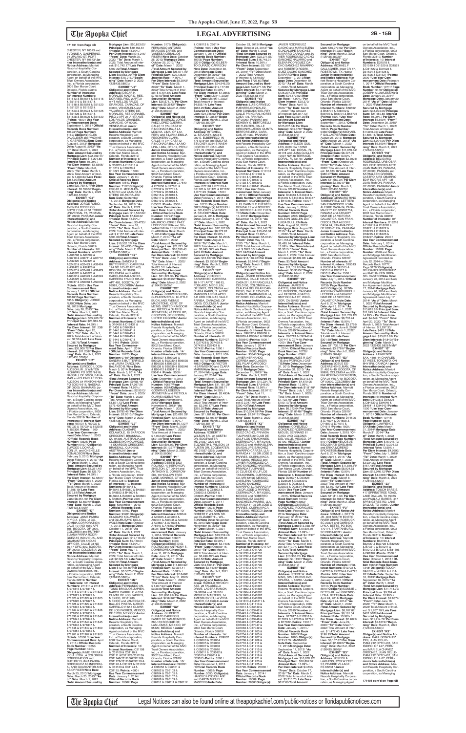171401 from Page 4B

CHESTER, NY 10573 and YVONNE A. GASPERINO, 34 UPLAND ST. PORT CHESTER, NY 10573/ **Junior Interestholder(s) and Notice Address:** Marriott Resorts Hospitality Corporation, a South Carolina corporation, as Managing Agent on behalf of the MVC Trust Owners Association, Inc., a Florida corporation, 9002 San Marco Court, Orlando, Florida 32819/ **Number of Interests:** 8/ **Interest Numbers:** B51513 & B51514 & B51515 & B51516 & B51517 & B51518 & B51519 & B51520 & B51521 & B51522 & B51523 & B51524 & B51525 & B51526 & B51527 & B51528 & B51529 & B51530 /**Points:** 4500 / **Use Year Commencement Date:** September 1, 2013 / **Official Records Book Number:** 10623/ **Page Number:** 8162/ **Obligor(s):**GLEN DALGLEISH and YVONNE A. GASPERINO/**Note Date:** August 6, 2013/ **Mortgage Date:** August 6, 2013/ **"As of" Date:** March 1, 2022 /**Total Amount Secured by Mortgage Lien:** $22,769.47/ **Principal Sum:** $18,201.85 /**Interest Rate:** 10.99% / **Per Diem Interest:** $5.5566/ **"From" Date:** March 6, 2020/ **"To" Date:** March 1, 2022/ Total Amount of Interest: $ 4,038.63/ **Late Fees:** $288.99/**Total Amount Secured by Mortgage Lien:** $22,769.47/ **Per Diem Interest:** $5.5566//**"Beginning" Date:** March 2, 2022 /(126435.5786)//

**EXHIBIT "G2"**
**Obligor(s) and Notice Address:** JORGE RUBIO, AVENIDA FEDERICO BOYD Y CALLE 51 TORRE UNIVERSAL P3, PANAMA, OF 00000, PANAMA/ **Junior Interestholder(s) and Notice Address:** Marriott Resorts Hospitality Corporation, a South Carolina corporation, as Managing Agent on behalf of the MVC Trust Owners Association, Inc., a Florida corporation, 9002 San Marco Court, Orlando, Florida 32819/ **Number of Interests:** 28/ **Interest Numbers:** A06707 & A06708 & A06709 & A06710 & A06711 & A06712 & A32420 & A32421 & A32422 & A32423 & A32424 & A32425 & A32426 & A32427 & A32428 & A32429 & A32430 & A46321 & A46322 & A46323 & A46324 & A46325 & A50046 & A50047 & A50048 & A50049 /**Points:** 5600 / **Use Year Commencement Date:** January 1, 2014 / **Official Records Book Number:** 10618/ **Page Number:** 5258/ **Obligor(s):**JORGE RUBIO/**Note Date:** July 26, 2013/ **Mortgage Date:** July 26, 2013/ **"As of" Date:** March 1, 2022 /**Total Amount Secured by Mortgage Lien:** $26,969.53/ **Principal Sum:** $20,399.37 /**Interest Rate:** 14.99% / **Per Diem Interest:** $11.238/ **"From" Date:** April 26, 2020/ **"To" Date:** March 1, 2022/ Total Amount of Interest: $7,974.47/ **Late Fees:** $1,085.75/**Total Amount Secured by Mortgage Lien:** $26,969.53/ **Per Diem Interest:** $11.238//**"Beginning" Date:** March 2, 2022 /(126435.5788)//

**EXHIBIT "H2"**
**Obligor(s) and Notice Address:** ELWOOD L. DONALDSON JR., 5 WINTON HIGHWAY PO BOX N-916, NASSAU, OF 00000, BAHAMAS and CHENELLE DONALDSON, 34 WINTON HWY PO BOX N-916, NASSAU, OF 00000, BAHAMAS/ **Junior Interestholder(s) and Notice Address:** Marriott Resorts Hospitality Corporation, a South Carolina corporation, as Managing Agent on behalf of the MVC Trust Owners Association, Inc., a Florida corporation, 9002 San Marco Court, Orlando, Florida 32819/ **Number of Interests:** 8/ **Interest Numbers:** 787031 & 787032 & 787033 & 787034 & 852308 & 852309 /**Points:** 1500 / **Use Year Commencement Date:** March 1, 2013 / **Official Records Book Number:** 10529/ **Page Number:** 1179/ **Obligor(s):** ELWOOD L DONALDSON JR. and CHENELLE DONALDSON/**Note Date:** February 5, 2013/ **Mortgage Date:** February 5, 2013/ **"As of" Date:** March 1, 2022 /**Total Amount Secured by Mortgage Lien:** $6,351.40/ **Principal Sum:** $6,125.70 /**Interest Rate:** 14.99% / **Per Diem Interest:** $2.5507/ **"From" Date:** May 5, 2020/ **"To" Date:** March 1, 2022/ Total Amount of Interest: $1,695.10/ **Late Fees:** $274.60/**Total Amount Secured by Mortgage Lien:** $6,351.40/ **Per Diem Interest:** $2.5507//**"Beginning" Date:** March 2, 2022 /(126435.5789)//

**EXHIBIT "I2"**
**Obligor(s) and Notice Address:** JAIME PARRA Y CIA. LTDA., A COLOMBIA CORPORATION, CALLE 100 NO 1650 APT 608, BOGOTA, OF 9999, COLOMBIA and RUTHBY ELIANA PARRA RODRIGUEZ AS INDIVIDUAL AND GUARANTOR AND AS OFFICER, CALLE 90 NO 15-17 APT 502, BOGOTA, OF 00000, COLOMBIA/ **Junior Interestholder(s) and Notice Address:** Marriott Resorts Hospitality Corporation, a South Carolina corporation, as Managing Agent on behalf of the MVC Trust Owners Association, Inc., a Florida corporation, 9002 San Marco Court, Orlando, Florida 32819/ **Number of Interests:** 42/ **Interest Numbers:** 971814 & 971815 & 971816 & 971817 & 971818 & 971819 & 971820 & 971821 & 971822 & 971823 & 971824 & 971825 & 971826 & 971827 & 971828 & 971829 & 971830 & 971831 & 971832 & 971833 & 971834 & 971835 & 971836 & 971837 & 971838 & 971839 & 971840 & 971841 & 971842 & 971843 & 971844 & 971845 & 971846 & 971847 & 971848 & 971849 & 971850 & 971851 & 971852 & 971901 & 971902 & 971903 /**Points:** 10500 / **Use Year Commencement Date:** April 1, 2013 / **Official Records Book Number:** 10553/ **Page Number:** 4240/ **Obligor(s):**JAIME PARRA Y CIA. LTDA., A COLOMBIA CORPORATION and RUTHBY ELIANA PARRA RODRIGUEZ AS INDIVIDUAL AND GUARANTOR AND AS OFFICER/**Note Date:** March 25, 2013/ **Mortgage Date:** March 25, 2013/ **"As of" Date:** March 1, 2022 /**Total Amount Secured by Mortgage Lien:** $50,853.00/ **Principal Sum:** $39,153.61 /**Interest Rate:** 13.99% / **Per Diem Interest:** $15.216/ **"From" Date:** March 25, 2020/ **"To" Date:** March 1, 2022/ Total Amount of Interest: $10,742.17/ **Late Fees:** $707.22/**Total Amount Secured by Mortgage Lien:** $50,853.00/ **Per Diem Interest:** $15.216//**"Beginning" Date:** March 2, 2022 /(126435.5800)//

**EXHIBIT "J2"**
**Obligor(s) and Notice Address:** OSCAR H. MORALES-MADRID, RES. DORABEL PISO 2 APT.21-A-47 AVE.LOS PALOS GRANDES, CARACAS, OF 00000, VENEZUELA and YAJAIRA R. OTERO DE-MORALES, RES. DORABEL PISO 2 APT 21-A-47A AVE LOS PALOS GRANDES, CARACAS, OF 00000, VENEZUELA/ **Junior Interestholder(s) and Notice Address:** Marriott Resorts Hospitality Corporation, a South Carolina corporation, as Managing Agent on behalf of the MVC Trust Owners Association, Inc., a Florida corporation, 9002 San Marco Court, Orlando, Florida 32819/ **Number of Interests:** 6/ **Interest Numbers:** C06204 & C06205 & C10218 & C10219 & C10220 & C10221 /**Points:** 1500 / **Use Year Commencement Date:** January 1, 2014 / **Official Records Book Number:** 10643/ **Page Number:** 7112/ **Obligor(s):** OSCAR H. MORALES-MADRID and YAJAIRA R. OTERO DE-MORALES/ **Note Date:** September 18, 2013/ **Mortgage Date:** September 18, 2013/ **"As of" Date:** March 1, 2022 /**Total Amount Secured by Mortgage Lien:** $10,532.02/ **Principal Sum:** $7,820.32 /**Interest Rate:** 15.99% / **Per Diem Interest:** $3.4735/ **"From" Date:** June 18, 2020/ **"To" Date:** March 1, 2022/ Total Amount of Interest: $ 2,157.10/ **Late Fees:** $304.60/**Total Amount Secured by Mortgage Lien:** $10,532.02/ **Per Diem Interest:** $3.4735//**"Beginning" Date:** March 2, 2022 /(126435.5801)//

**EXHIBIT "K2"**
**Obligor(s) and Notice Address:** SANDRA S BUTTERFIELD, CARRERA 17A NO 105-22 APT 403, BOGOTA, OF 99999, COLOMBIA and LAURA CAROLINA BALANZO B., CARRERA 17A NO 105-22 APT 403, BOGOTA, OF 99999, COLOMBIA/ **Junior Interestholder(s) and Notice Address:** Marriott Resorts Hospitality Corporation, a South Carolina corporation, as Managing Agent on behalf of the MVC Trust Owners Association, Inc., a Florida corporation, 9002 San Marco Court, Orlando, Florida 32819/ **Number of Interests:** 14/ **Interest Numbers:** D16435 & D16436 & D16437 & D16438 & D16439 & D16440 & D16441 & D16442 & D16443 & D16444 & D16445 & D16446 & D16447 & D16448 /**Points:** 3500 / **Use Year Commencement Date:** April 1, 2014 / **Official Records Book Number:** 10725/ **Page Number:** 0780/ **Obligor(s):** SANDRA S BUTTERFIELD and LAURA CAROLINA BALANZO B./**Note Date:** March 5, 2014/ **Mortgage Date:** March 5, 2014/ **"As of" Date:** March 1, 2022 /**Total Amount Secured by Mortgage Lien:** $9785.49/ **Principal Sum:** $7,067.96 /**Interest Rate:** 14.99% / **Per Diem Interest:** $2.9513/ **"From" Date:** June 5, 2020/ **"To" Date:** March 1, 2022/ Total Amount of Interest: $1,871.13/ **Late Fees:** $576.40/**Total Amount Secured by Mortgage Lien:** $9785.49/ **Per Diem Interest:** $2.9513//**"Beginning" Date:** March 2, 2022 /(126435.5802)//

**EXHIBIT "L2"**
**Obligor(s) and Notice Address:** OLADAPO KOLAWOLE, 15 SKARDON CRESCENT, BRASSALL, QU 04305, AUSTRALIA and OLUBUSAYO KOLAWOLE, 15 SKARDON CRESCENT, BRASSALL, QU 04305, AUSTRALIA/ **Junior Interestholder(s) and Notice Address:** Marriott Resorts Hospitality Corporation, a South Carolina corporation, as Managing Agent on behalf of the MVC Trust Owners Association, Inc., a Florida corporation, 9002 San Marco Court, Orlando, Florida 32819/ **Number of Interests:** 10/ **Interest Numbers:** B48548 & B48549 & B48550 & B48551 & B48552 & B48601 & B48602 & B48603 & B48604 & B48605 /**Points:** 2500 / **Use Year Commencement Date:** November 1, 2013 / **Official Records Book Number:** 10707/ **Page Number:** 3320/ **Obligor(s):** OLADAPO KOLAWOLE and OLUBUSAYO KOLAWOLE/**Note Date:** October 17, 2013/ **Mortgage Date:** October 17, 2013/ **"As of" Date:** March 1, 2022 /**Total Amount Secured by Mortgage Lien:** $12,110.46/ **Principal Sum:** $9,180.04 /**Interest Rate:** 13.99% / **Per Diem Interest:** $3.5675/ **"From" Date:** May 17, 2020/ **"To" Date:** March 1, 2022/ Total Amount of Interest: $2,329.51/ **Late Fees:** $350.91/**Total Amount Secured by Mortgage Lien:** $12,110.46/ **Per Diem Interest:** $3.5675//**"Beginning" Date:** March 2, 2022 /(126435.5803)//

**EXHIBIT "M2"**
**Obligor(s) and Notice Address:** FERNANDO ANTONIO BRACHOS ZAPIEN, NABOR CARRILLO # 62-B OLIVAR DE LOS PADRES, MEXICO, DF 01780, MEXICO and VANESSA CEBALLOS PINERA, NABOR CARRILLO # 62-B OLIVAR DE LOS PADRES, MEXICO, DF 01780, MEXICO/ **Junior Interestholder(s) and Notice Address:** Marriott Resorts Hospitality Corporation, a South Carolina corporation, as Managing Agent on behalf of the MVC Trust Owners Association, Inc., a Florida corporation, 9002 San Marco Court, Orlando, Florida 32819/ **Number of Interests:** 18/ **Interest Numbers:** C31108 & C31109 & C31110 & C31111 &C31112&C31113& C31114&C31115&C31116& C31117&C31118&C31119 & C31120 & C31121 & C31122 & C31123 & C31124 & C31125 /**Points:** 4500 / **Use Year Commencement Date:** January 1, 2014 / **Official Records Book Number:** 10662/ **Page Number:** 5176/ **Obligor(s):** FERNANDO ANTONIO BRACHOS ZAPIEN and VANESSA CEBALLOS PINERA/**Note Date:** October 25, 2013/ **Mortgage Date:** October 25, 2013/ **"As of" Date:** March 1, 2022 /**Total Amount Secured by Mortgage Lien:** $26,371.75/ **Principal Sum:** $20,135.31 /**Interest Rate:** 14.99% / **Per Diem Interest:** $8.3842/ **"From" Date:** May 25, 2020/ **"To" Date:** March 1, 2022/ Total Amount of Interest: $ 5,407.84/ **Late Fees:** $778.60/**Total Amount Secured by Mortgage Lien:** $26,371.75/ **Per Diem Interest:** $8.3842//**"Beginning" Date:** March 2, 2022 /(126435.5804)//

**EXHIBIT "N2"**
**Obligor(s) and Notice Address:** MAURICIO JORGE PAEZ LOPEZ, AV. LA MOLINA, CALLE 11 374 CASA 12 RINCONADA BAJA LA MOLINA, LIMA, OF L12, PERU and SILVANA EMILIA PESCHIERA CLARK, CALLE 11 374 CASA12 RINCONADA BAJA LA MOLINA, LIMA, OF L12, PERU/ **Junior Interestholder(s) and Notice Address:** Marriott Resorts Hospitality Corporation, a South Carolina corporation, as Managing Agent on behalf of the MVC Trust Owners Association, Inc., a Florida corporation, 9002 San Marco Court, Orlando, Florida 32819/ **Number of Interests:** 14/ **Interest Numbers:** C77649 & C77650 & C77651 & C77652 & C77701 & C77702 & D65014 & D65015 & D65016 & D65017 & D65018 & D65019 & D65020 & D65021 /**Points:** 3500 / **Use Year Commencement Date:** April 1, 2014 / **Official Records Book Number:** 10701/ **Page Number:** 5225/ **Obligor(s):** MAURICIO JORGE PAEZ LOPEZ and SILVANA EMILIA PESCHIERA CLARK/**Note Date:** March 7, 2014/ **Mortgage Date:** March 7, 2014/ **"As of" Date:** March 1, 2022 /**Total Amount Secured by Mortgage Lien:** $21,231.84/ **Principal Sum:** $16,260.43 /**Interest Rate:** 13.99% / **Per Diem Interest:** $6.3695/ **"From" Date:** June 7, 2020/ **"To" Date:** March 1, 2022/ Total Amount of Interest: $4,025.51/ **Late Fees:** $695.90/**Total Amount Secured by Mortgage Lien:** $21,231.84/ **Per Diem Interest:** $6.3695//**"Beginning" Date:** March 2, 2022 /(126435.5805)//

**EXHIBIT "O2"**
**Obligor(s) and Notice Address:** GODWIN OLUSEGUN ADEMEFUN, 8 LITTLE BUCKLAND AVENUE, MAIDSTONE, KENT, OF ME160, UNITED KINGDOM and IRETIOLA OLARIS ADEMEFUN, 49 CECIL RD, CROYDON, OF CR0BEN, UNITED KINGDOM/ **Junior Interestholder(s) and Notice Address:** Marriott Resorts Hospitality Corporation, a South Carolina corporation, as Managing Agent on behalf of the MVC Trust Owners Association, Inc., a Florida corporation, 9002 San Marco Court, Orlando, Florida 32819/ **Number of Interests:** 14/ **Interest Numbers:** B93026 & B93027 & B93028 & B93029 & B93030 & B93535 & B93536 & B93537 & B93538 & B93539 & B93540 & B93541 & B96412 & B96413 /**Points:** 3500 / **Use Year Commencement Date:** December 1, 2013 / **Official Records Book Number:** 10667/ **Page Number:** 8254/**Obligor(s):** GODWIN OLUSEGUN ADEMEFUN and IRETIOLA OLARIS ADEMEFUN/**Note Date:** November 6, 2013/ **Mortgage Date:** November 6, 2013/ **"As of" Date:** March 1, 2022 /**Total Amount Secured by Mortgage Lien:** $20,695.09/ **Principal Sum:** $15,780.99 /**Interest Rate:** 13.99% / **Per Diem Interest:** $6.1327/ **"From" Date:** May 6, 2020/ **"To" Date:** March 1, 2022/ Total Amount of Interest: $ 4,072.05/ **Late Fees:** $591.99/**Total Amount Secured by Mortgage Lien:** $20,695.09/ **Per Diem Interest:** $6.1327//**"Beginning" Date:** March 2, 2022 /(126435.5806)//

**EXHIBIT "P2"**
**Obligor(s) and Notice Address:** DEBBIE DIGIROLAMO, 47 KERON DR, TRUMBULL, CT 06611 and ANTHONY J. DIGIROLAMO, 2 OAKWOOD LANE, MONROE, CT 06468/ **Junior Interestholder(s) and Notice Address:** Marriott Resorts Hospitality Corporation, a South Carolina corporation, as Managing Agent on behalf of the MVC Trust Owners Association, Inc., a Florida corporation, 9002 San Marco Court, Orlando, Florida 32819/ **Number of Interests:** 6/ **Interest Numbers:** A09044 & A09045 & A09046 & A09047 & A09048 & A09049 & A78607 & A78608 & A78609 & A78610 /**Points:** 2500 / **Use Year Commencement Date:** January 1, 2014 / **Official Records Book Number:** 10637/ **Page Number:** 1478/ **Obligor(s):**DEBBIE DIGIROLAMO and ANTHONY J. DIGIROLAMO/**Note Date:** June 13, 2013/ **Mortgage Date:** June 13, 2013/ **"As of" Date:** March 1, 2022 /**Total Amount Secured by Mortgage Lien:** $11,880.58/ **Principal Sum:** $8,971.44 /**Interest Rate:** 10.99% / **Per Diem Interest:** $2.6496/ **"From" Date:** May 11, 2020/ **"To" Date:** March 1, 2022/ Total Amount of Interest: $ 1,852.29/ **Late Fees:** $398.58/**Total Amount Secured by Mortgage Lien:** $11,880.58/ **Per Diem Interest:** $2.6496//**"Beginning" Date:** March 2, 2022 /(126435.5809)//

**EXHIBIT "Q2"**
**Obligor(s) and Notice Address:** GILBERTO DURAZO CARREON, 260-102 DE TAMARINDOS COL BOSQUE DE LAS LOMAS, MEXICO, DF 05120, MEXICO/ **Junior Interestholder(s) and Notice Address:** Marriott Resorts Hospitality Corporation, a South Carolina corporation, as Managing Agent on behalf of the MVC Trust Owners Association, Inc., a Florida corporation, 9002 San Marco Court, Orlando, Florida 32819/ **Number of Interests:** 20/ **Interest Numbers:** C96051 & C96052 & C96101 & C96102 & C96103 & C96104 & C96105 & C96106 & C96107 & C96108 & C96109 & C96110 & C96111 & C96112 & C96113 & C96114 /**Points:** 4000 / **Use Year Commencement Date:** January 1, 2014 / **Official Records Book Number:** 10705/ **Page Number:** 2201/ **Obligor(s):**GILBERTO DURAZO CARREON/**Note Date:** December 30, 2013/ **Mortgage Date:** December 30, 2013/ **"As of" Date:** March 1, 2022 /**Total Amount Secured by Mortgage Lien:** $24,646.02/ **Principal Sum:** $18,177.59 /**Interest Rate:** 14.99% / **Per Diem Interest:** $7.5853/ **"From" Date:** July 1, 2020/ **"To" Date:** March 1, 2022/ Total Amount of Interest: $4,855.14/ **Late Fees:** $663.29/**Total Amount Secured by Mortgage Lien:** $24,646.02/ **Per Diem Interest:** $7.5853//**"Beginning" Date:** March 2, 2022 /(126435.5808)//

**EXHIBIT "R2"**
**Obligor(s) and Notice Address:** MITCHELL W. STUCKEY, 9203 E 900 S, ELBERFELD, IN 47613-8436 and EMILY M. STUCKEY, 2014 WASHINGTON ST, OAKLAND CITY, IN 47660/ **Junior Interestholder(s) and Notice Address:** Marriott Resorts Hospitality Corporation, a South Carolina corporation, as Managing Agent on behalf of the MVC Trust Owners Association, Inc., a Florida corporation, 9002 San Marco Court, Orlando, Florida 32819/**Number of Interests:** 4/ **Interest Numbers:** B71118 & B71119 & B71120 & B71121 & B71122 & B71123 /**Points:** 1500 / **Use Year Commencement Date:** January 1, 2014 / **Official Records Book Number:** 10713/ **Page Number:** 5625/ **Obligor(s):**MITCHELL W. STUCKEY and EMILY M. STUCKEY/**Note Date:** January 8, 2014/ **Mortgage Date:** January 8, 2014/ **"As of" Date:** March 1, 2022 /**Total Amount Secured by Mortgage Lien:** $12,107.68/ **Principal Sum:** $8,372.02 /**Interest Rate:** 13.99% / **Per Diem Interest:** $3.2538/ **"From" Date:** August 8, 2019/ **"To" Date:** March 1, 2022/ Total Amount of Interest: $3,048.74/ **Late Fees:** $436.92/**Total Amount Secured by Mortgage Lien:** $12,107.68/ **Per Diem Interest:** $3.2538//**"Beginning" Date:** March 2, 2022 /(126435.5810)//

**EXHIBIT "S2"**
**Obligor(s) and Notice Address:** VICTOR R SARMIENTO, CARRERA 16 1-171 APTO 1106 EL PUBLADO, MEDELLIN, OF 50021, COLOMBIA and CLARA MARIA, CLA ESP MARQUIS RIMA APTO 3-8 URB COLINAS VALLE ARRIBA, CARACAS, OF 00000, COLOMBIA/ **Junior Interestholder(s) and Notice Address:** Marriott Resorts Hospitality Corporation, a South Carolina corporation, as Managing Agent on behalf of the MVC Trust Owners Association, Inc., a Florida corporation, 9002 San Marco Court, Orlando, Florida 32819/ **Number of Interests:** 6/ **Interest Numbers:** D27427 & D27428 & D27429 & D27430 & D27431 & D27432 /**Points:** 1500 / **Use Year Commencement Date:** January 1, 2015 / **Official Records Book Number:** 10712/ **Page Number:** 4082/ **Obligor(s):**VICTOR R SARMIENTO and CLARA M SARMIENTO/**Note Date:** February 27, 2014/ **Mortgage Date:** February 27, 2014/ **"As of" Date:** March 1, 2022 /**Total Amount Secured by Mortgage Lien:** $11,181.08/ **Principal Sum:** $8,288.71 /**Interest Rate:** 14.99% / **Per Diem Interest:** $3.4634/ **"From" Date:** July 1, 2020/ **"To" Date:** March 1, 2022/ Total Amount of Interest: $2,246.17/ **Late Fees:** $266.20/**Total Amount Secured by Mortgage Lien:** $11,181.08/ **Per Diem Interest:** $3.4634//**"Beginning" Date:** March 2, 2022 /(126435.5812)//

**EXHIBIT "T2"**
**Obligor(s) and Notice Address:** ROBERT F WILSON SR., 30 AUSTIN DR, EDGEWATER, MD 21037-2229 and ROBERT F WILSON SON, 34 AUSTIN DR, EDGEWATER, MD 21037-2229/ **Junior Interestholder(s) and Notice Address:** Marriott Resorts Hospitality Corporation, a South Carolina corporation, as Managing Agent on behalf of the MVC Trust Owners Association, Inc., a Florida corporation, 9002 San Marco Court, Orlando, Florida 32819/ **Number of Interests:** 4/ **Interest Numbers:** C68920 & C68921 & C68924 & C68925 /**Points:** 1000 / **Use Year Commencement Date:** January 1, 2014 / **Official Records Book Number:** 10672/ **Page Number:** 2790/ **Obligor(s):** ROBERT F WILSON SR. and ELIZABETH L WILSON/**Note Date:** November 15, 2013/ **Mortgage Date:** November 15, 2013/ **"As of" Date:** March 1, 2022 /**Total Amount Secured by Mortgage Lien:** $13,559.41/ **Principal Sum:** $9,626.60 /**Interest Rate:** 13.99% / **Per Diem Interest:** $3.7408/ **"From" Date:** July 15, 2019/ **"To" Date:** March 1, 2022/ Total Amount of Interest: $3,246.88/ **Late Fees:** $435.93/**Total Amount Secured by Mortgage Lien:** $13,559.41/ **Per Diem Interest:** $3.7408//**"Beginning" Date:** March 2, 2022 /(126435.5813)//

**EXHIBIT "U2"**
**Obligor(s) and Notice Address:** HAROLD HYOCHI ABE, 28 PLANBELLA DRIVE, VALERIA RANCH, CA 92688 and CARYN MICHELE MASTERS-ABE, 7 AMESBURY CT, LA VERA RANCH, CA 92694/ **Junior Interestholder(s) and Notice Address:** Marriott Resorts Hospitality Corporation, a South Carolina corporation, as Managing Agent on behalf of the MVC Trust Owners Association, Inc., a Florida corporation, 9002 San Marco Court, Orlando, Florida 32819/ **Number of Interests:** 14/ **Interest Numbers:** C09002 & C09003 & C09004 & C09005 & C09006 & C09007 & C09008 & C09009 & C09010 & C09011 & C09012 & C09013 & C09014 & C09015 /**Points:** 3500 / **Use Year Commencement Date:** January 1, 2014 / **Official Records Book Number:** 10660/ **Page Number:** 5050/ **Obligor(s):** HAROLD HYOCHI ABE and CARYN MICHELE MASTERS/**Note Date:** October 23, 2013/ **Mortgage Date:** October 23, 2013/ **"As of" Date:** March 1, 2022 /**Total Amount Secured by Mortgage Lien:** $22,271.56/ **Principal Sum:** $16,743.31 /**Interest Rate:** 10.99% / **Per Diem Interest:** $5.112/ **"From" Date:** September 23, 2019/ **"To" Date:** March 1, 2022/ Total Amount of Interest: $ 4,549.65/ **Late Fees:** $728.60/**Total Amount Secured by Mortgage Lien:** $22,271.56/ **Per Diem Interest:** $5.112//**"Beginning" Date:** March 2, 2022 /(126435.5814)//

**EXHIBIT "V2"**
**Obligor(s) and Notice Address:** LUIS CARMELO FUENTES-GONZALEZ, URB CONDADO DEL REY CALLE PRINCIPAL NORTE CASA 179, PANAMA, OF 00000, PANAMA and NOHEMY G. BERTORELLI DE FUENTES, CALLE RINCONADA QUINTA BERTORELERA, CARACAS, IR 1080, PANAMA/ **Junior Interestholder(s) and Notice Address:** Marriott Resorts Hospitality Corporation, a South Carolina corporation, as Managing Agent on behalf of the MVC Trust Owners Association, Inc., a Florida corporation, 9002 San Marco Court, Orlando, Florida 32819/ **Number of Interests:** 11/ **Interest Numbers:** C10131 & C10132 & C10133 & C10134 & C10135 & C10136 & C10137 & C10138 & C10139 & C10140 & C10141 /**Points:** 2750 / **Use Year Commencement Date:** January 1, 2014 / **Official Records Book Number:** 10663/ **Page Number:** 8086/ **Obligor(s):** LUIS CARMELO FUENTES-GONZALEZ and NOHEMY G. BERTORELLI DE FUENTES/**Note Date:** November 13, 2013/ **Mortgage Date:** November 13, 2013/ **"As of" Date:** March 1, 2022 /**Total Amount Secured by Mortgage Lien:** $18,146.70/ **Principal Sum:** $13,450.08 /**Interest Rate:** 15.99% / **Per Diem Interest:** $5.9741/ **"From" Date:** May 13, 2020/ **"To" Date:** March 1, 2022/ Total Amount of Interest: $ 3,925.01/ **Late Fees:** $521.61/**Total Amount Secured by Mortgage Lien:** $18,146.70/ **Per Diem Interest:** $5.9741//**"Beginning" Date:** March 2, 2022 /(126435.5815)//

**EXHIBIT "W2"**
**Obligor(s) and Notice Address:** JAVIER HERNANDO CORREA, CALLE 135 55-75 CASA 211, BARRANQUILLA COLOMBIA, OF 00000, COLOMBIA and CLAUDIA DEL PILAR CARDOZO, CALLE 135 55-75 CASA 211, BARRANQUILLA, OF 00000, COLOMBIA/ **Junior Interestholder(s) and Notice Address:** Marriott Resorts Hospitality Corporation, a South Carolina corporation, as Managing Agent on behalf of the MVC Trust Owners Association, Inc., a Florida corporation, 9002 San Marco Court, Orlando, Florida 32819/ **Number of Interests:** 8/ **Interest Numbers:** B98637 & B98638 & B98639 & B98640 & B98641 & B98642 /**Points:** 1500 / **Use Year Commencement Date:** January 1, 2014 / **Official Records Book Number:** 10685/ **Page Number:** 9394/ **Obligor(s):** JAVIER HERNANDO CORREA and CLAUDIA DEL PILAR CARDOZO/ **Note Date:** December 11, 2013/ **Mortgage Date:** December 11, 2013/ **"As of" Date:** March 1, 2022 /**Total Amount Secured by Mortgage Lien:** $10,234.78/ **Principal Sum:** $7,646.92 /**Interest Rate:** 13.99% / **Per Diem Interest:** $2.9717/ **"From" Date:** April 11, 2020/ **"To" Date:** March 1, 2022/ Total Amount of Interest: $ 2,047.49/ **Late Fees:** $290.40/**Total Amount Secured by Mortgage Lien:** $10,234.78/ **Per Diem Interest:** $2.9717//**"Beginning" Date:** March 2, 2022 /(126435.5816)//

**EXHIBIT "X2"**
**Obligor(s) and Notice Address:** JAVIER RODRIGUEZ CACHO, PRIVADA TULIPANES 26 CLUB DE GOLF LOS TABACHINES, CUERNAVACA, MR 62498, MEXICO and ELENA RODRIGUEZ CACHO SANCHEZ NAVARRO, LLAMARADA # 195 DR JOSE G PARRES, CUERNAVACA, MR 62550, MEXICO and JAVIER RODRIGUEZ CACHO SANCHEZ NAVARRO, PRIVADA TULIPANES 26 CLUB DE GOLF LOS TABACHINES, CUERNAVACA, MR 62498, MEXICO and ROBERTO RODRIGUEZ CACHO SANCHEZ NAVARRO, LLAMARADA # 195 DR JOSE G PARRES, CUERNAVACA, MR 62550, MEXICO and JAVIER RODRIGUEZ CACHO, PRIVADA TULIPANES 26 CLUB DE GOLF LOS TABACHINES, CUERNAVACA, MR 62498, MEXICO and ROBERTO RODRIGUEZ CACHO SANCHEZ NAVARRO, LLAMARADA # 195 DR JOSE G PARRES, CUERNAVACA, MR 62550, MEXICO/ **Junior Interestholder(s) and Notice Address:** Marriott Resorts Hospitality Corporation, a South Carolina corporation, as Managing Agent on behalf of the MVC Trust Owners Association, Inc., a Florida corporation, 9002 San Marco Court, Orlando, Florida 32819/ **Number of Interests:** 80/ **Interest Numbers:** C41727 & C41728 & C41729 & C41730 & C41731 & C41732 & C41733 & C41734 & C41735 & C41736 & C41737 & C41738 & C41739 & C41740 & C41741 & C41742 & C41743 & C41744 & C41745 & C41746 & C41747 & C41748 & C41749 & C41750 & C41751 & C41752 & C41801 & C41802 & C41803 & C41804 & C41805 & C41806 & C41807 & C41808 & C41809 & C41810 & C41811 & C41812 & C41813 & C41814 & C33440 & C33441 & C33442 & C33443 & C33444 & C33445 & C33446 & C33447 & C33448 & C33449 & C70501 & C70502 & C70503 & C70504 & C70505 & C70506 & C70507 & C70508 & C70509 & C70510 & C70511 & C70512 & C41709 & C41710 & C41711 & C41712 & C41713 & C41714 & C41715 & C41716 & C41717 & C41718 & C41719 & C41720 & C41721 & C41722 & C41723 & C41724 & C41725 & C41726 /**Points:** 20000 / **Use Year Commencement Date:** January 1, 2014 / **Official Records Book Number:** 10689/ **Page Number:** 2689/ **Obligor(s):** JAVIER RODRIGUEZ CACHO and MARIA ELENA GUADALUPE SANCHEZ NAVARRO CARAZA and JAVIER RODRIGUEZ CACHO SANCHEZ NAVARRO and ELENA RODRIGUEZ CACHO SANCHEZ NAVARRO and ROBERTO RODRIGUEZ CACHO SANCHEZ NAVARRO/**Note Date:** December 19, 2013/**Mortgage Date:** December 19, 2013/ **"As of" Date:** March 1, 2022 /**Total Amount Secured by Mortgage Lien:** $125,237.34/ **Principal Sum:** $94,572.92 /**Interest Rate:** 14.99% / **Per Diem Interest:** $39.379/ **"From" Date:** April 19, 2020/ **"To" Date:** March 1, 2022/ Total Amount of Interest: $ 26,817.12/ **Late Fees:** $3,597.30/**Total Amount Secured by Mortgage Lien:** $125,237.34/ **Per Diem Interest:** $39.379//**"Beginning" Date:** March 2, 2022 /(126435.5817)//

**EXHIBIT "Y2"**
**Obligor(s) and Notice Address:** NELSON GUILLEN, 8450 NW 102ND AVE APT 449, DORAL, FL 33178 and LUISA GUILLEN, 10037 NW 88 TERRACE, DORAL, FL 33178 / **Junior Interestholder(s) and Notice Address:** Marriott Resorts Hospitality Corporation, a South Carolina corporation, as Managing Agent on behalf of the MVC Trust Owners Association, Inc., a Florida corporation, 9002 San Marco Court, Orlando, Florida 32819/ **Number of Interests:** 8/ **Interest Numbers:** B44343 & B44344 & B44345 & B44346 & B44347 & B44348 /**Points:** 1500 / **Use Year Commencement Date:** January 1, 2014 / **Official Records Book Number:** 10639/ **Page Number:** 5036/ **Obligor(s):** NELSON GUILLEN and LUISA GUILLEN/**Note Date:** August 30, 2013/ **Mortgage Date:** August 30, 2013/ **"As of" Date:** March 1, 2022 /**Total Amount Secured by Mortgage Lien:** $11,155.20/ **Principal Sum:** $8,495.24 /**Interest Rate:** 13.99% / **Per Diem Interest:** $3.3013/ **"From" Date:** March 1, 2020/ **"To" Date:** March 1, 2022/ Total Amount of Interest: $2,409.96/ **Late Fees:** $0/**Total Amount Secured by Mortgage Lien:** $11,155.20/ **Per Diem Interest:** $3.3013//**"Beginning" Date:** March 2, 2022 /(126435.5819)//

**EXHIBIT "Z2"**
**Obligor(s) and Notice Address:** JAMES R GATTIS, 9807 ROSINA CT, WINDSOR, CA 95492 and PATRICIA J GATTIS, 9807 ROSINA CT, WINDSOR, CA 95492/ **Junior Interestholder(s) and Notice Address:** Marriott Resorts Hospitality Corporation, a South Carolina corporation, as Managing Agent on behalf of the MVC Trust Owners Association, Inc., a Florida corporation, 9002 San Marco Court, Orlando, Florida 32819/ **Number of Interests:** 4/ **Interest Numbers:** C90713 & C97446 & C97447 & C97448 /**Points:** 1000 / **Use Year Commencement Date:** January 1, 2014 / **Official Records Book Number:** 10728/ **Page Number:** 6390/ **Obligor(s):**JAMES R GATTIS and PATRICIA J GATTIS/**Note Date:** December 31, 2013/ **Mortgage Date:** December 31, 2013/ **"As of" Date:** March 1, 2022 /**Total Amount Secured by Mortgage Lien:** $6,213.64/ **Principal Sum:** $4,670.05 /**Interest Rate:** 13.99% / **Per Diem Interest:** $1.8148/ **"From" Date:** July 1, 2020/ **"To" Date:** March 1, 2022/ Total Amount of Interest: $1,103.40/ **Late Fees:** $190.19/**Total Amount Secured by Mortgage Lien:** $6,213.64/ **Per Diem Interest:** $1.8148//**"Beginning" Date:** March 2, 2022 /(126435.5820)//

**EXHIBIT "A3"**
**Obligor(s) and Notice Address:** CONSUELO GONZALEZ-RODRIGUEZ, MIGUEL SERRANO 61 CASA UNO COLONIA DEL VALLE, MEXICO, DF 03100, MEXICO/ **Junior Interestholder(s) and Notice Address:** Marriott Resorts Hospitality Corporation, a South Carolina corporation, as Managing Agent on behalf of the MVC Trust Owners Association, Inc., a Florida corporation, 9002 San Marco Court, Orlando, Florida 32819/ **Number of Interests:** 8/ **Interest Numbers:** D23527 & D23528 & D23529 & D23530 & D23531 & D23532 & D23533 & D23534 /**Points:** 2000 / **Use Year Commencement Date:** January 1, 2015 / **Official Records Book Number:** 10703/ **Page Number:** 3052/ **Obligor(s):**CONSUELO GONZALEZ-RODRIGUEZ/ **Note Date:** February 12, 2014/ **Mortgage Date:** February 12, 2014/ **"As of" Date:** March 1, 2022 /**Total Amount Secured by Mortgage Lien:** $13,938.70/ **Principal Sum:** $10,601.01 /**Interest Rate:** 13.99% / **Per Diem Interest:** $4.1197/ **"From" Date:** May 12, 2020/ **"To" Date:** March 1, 2022/ Total Amount of Interest: $2,710.74/ **Late Fees:** $376.95/**Total Amount Secured by Mortgage Lien:** $13,938.70/ **Per Diem Interest:** $4.1197//**"Beginning" Date:** March 2, 2022 /(126435.5821)//

**EXHIBIT "B3"**
**Obligor(s) and Notice Address:** STEVE W. MANNING, 305 S BURNS AVE, SPARTA, IL 62286 / **Junior Interestholder(s) and Notice Address:** Marriott Resorts Hospitality Corporation, a South Carolina corporation, as Managing Agent on behalf of the MVC Trust Owners Association, Inc., a Florida corporation, 9002 San Marco Court, Orlando, Florida 32819/ **Number of Interests:** 8/ **Interest Numbers:** B17817 & B17818 & B17819 & B17820 & B17821 & B17822 /**Points:** 1500 / **Use Year Commencement Date:** January 1, 2014 / **Official Records Book Number:** 10653/ **Page Number:** 1060/ **Obligor(s):** STEVE W. MANNING/ **Note Date:** September 17, 2013/**Mortgage Date:** September 17, 2013/ **"As of" Date:** March 1, 2022 /**Total Amount Secured by Mortgage Lien:** $16,070.92/ **Principal Sum:** $10,892.57 /**Interest Rate:** 13.99% / **Per Diem Interest:** $4.233/ **"From" Date:** October 17, 2018/ **"To" Date:** March 1, 2022/ Total Amount of Interest: $5,210.75/ **Late Fees:** $617.60/**Total Amount Secured by Mortgage Lien:** $16,070.92/ **Per Diem Interest:** $4.233//**"Beginning" Date:** March 2, 2022 /(126435.5822)//

**EXHIBIT "C3"**
**Obligor(s) and Notice Address:** MICHAEL P. GALLAGHER, 382 CR 57, ROBSTOWN, TX 78380 / **Junior Interestholder(s) and Notice Address:** Marriott Resorts Hospitality Corporation, a South Carolina corporation, as Managing Agent on behalf of the MVC Trust Owners Association, Inc., a Florida corporation, 9002 San Marco Court, Orlando, Florida 32819/ **Number of Interests:** 6/ **Interest Numbers:** B58703 & B58704 & B58705 & B58706 /**Points:** 1500 / **Use Year Commencement Date:** January 1, 2014 / **Official Records Book Number:** 10641/ **Page Number:** 9468/ **Obligor(s):**MICHAEL P GALLAGHER/**Note Date:** August 28, 2013/ **Mortgage Date:** August 28, 2013/ **"As of" Date:** March 1, 2022 /**Total Amount Secured by Mortgage Lien:** $11,959.34/ **Principal Sum:** $8,497.09 /**Interest Rate:** 13.99% / **Per Diem Interest:** $3.3021/ **"From" Date:** October 28, 2019/ **"To" Date:** March 1, 2022/ Total Amount of Interest: $2,835.18/ **Late Fees:** $389.07/**Total Amount Secured by Mortgage Lien:** $11,959.34/ **Per Diem Interest:** $3.3021//**"Beginning" Date:** March 2, 2022 /(126435.5823)//

**EXHIBIT "D3"**
**Obligor(s) and Notice Address:** GENNARO PINO TAMBURRELLI LETTIERI, SAN FRANCISCO LOMA ALEGRE CASA 24, PANAMA CITY, OF 08300174, PANAMA and ZAHAIDY NAIR DE LA VICTORIA GALASTICA, SAN FRANCISCO LOMA ALEGRE CASA 24, PANAMA CITY, OF 0830-01754, PANAMA/ **Junior Interestholder(s) and Notice Address:** Marriott Resorts Hospitality Corporation, a South Carolina corporation, as Managing Agent on behalf of the MVC Trust Owners Association, Inc., a Florida corporation, 9002 San Marco Court, Orlando, Florida 32819/ **Number of Interests:** 6/ **Interest Numbers:** D95514 & D95515 & D95516 & D95517 & D95518 /**Points:** 1500 / **Use Year Commencement Date:** July 1, 2014 / **Official Records Book Number:** 10739/ **Page Number:** 4415/ **Obligor(s):**GENNARO PINO TAMBURRELLI LETTIERI and ZAHAIDY NAIR DE LA VICTORIA GALASTICA/**Note Date:** April 8, 2014/ **Mortgage Date:** April 8, 2014/ **"As of" Date:** March 1, 2022 /**Total Amount Secured by Mortgage Lien:** $11,735.12/ **Principal Sum:** $8,788.24 /**Interest Rate:** 15.99% / **Per Diem Interest:** $3.8799/ **"From" Date:** June 8, 2020/ **"To" Date:** March 1, 2022/ Total Amount of Interest: $ 2,448.28/ **Late Fees:** $301.60/**Total Amount Secured by Mortgage Lien:** $11,735.12/ **Per Diem Interest:** $3.8799//**"Beginning" Date:** March 2, 2022 /(126435.5824)//

**EXHIBIT "E3"**
**Obligor(s) and Notice Address:** JOSUE ESQUENAZI-GHELMAN, CRA 21 #85 A- 49, BOGOTA, OF 99999, COLOMBIA and ERIKA MORENO BRONSTEIN, CRA 21 #85 A-49, BOGOTA, OF 00000, COLOMBIA/ **Junior Interestholder(s) and Notice Address:** Marriott Resorts Hospitality Corporation, a South Carolina corporation, as Managing Agent on behalf of the MVC Trust Owners Association, Inc., a Florida corporation, 9002 San Marco Court, Orlando, Florida 32819/ **Number of Interests:** 8/ **Interest Numbers:** D74506 & D74507 & D74508 & D74509 & D74510 & D74511 /**Points:** 1500 / **Use Year Commencement Date:** January 1, 2015 / **Official Records Book Number:** 10739/ **Page Number:** 5191/ **Obligor(s):**JOSUE ESQUENAZI-GHELMAN and ERIKA MORENO BRONSTEIN/**Note Date:** April 8, 2014/ **Mortgage Date:** April 8, 2014/ **"As of" Date:** March 1, 2022 /**Total Amount Secured by Mortgage Lien:** $11,810.34/ **Principal Sum:** $8,924.83 /**Interest Rate:** 13.99% / **Per Diem Interest:** $3.4683/ **"From" Date:** June 8, 2020/ **"To" Date:** March 1, 2022/ Total Amount of Interest: $ 2,507.62/ **Late Fees:** $127.89/**Total Amount Secured by Mortgage Lien:** $11,810.34/ **Per Diem Interest:** $3.4683//**"Beginning" Date:** March 2, 2022 /(126435.5825)//

**EXHIBIT "F3"**
**Obligor(s) and Notice Address:** SONNIE J. BETTS JR., 883 SOUTH EDISTO RIVER DRIVE, ROEBUCK, SC 29376 and GWENDOLYN A. BETTS, PO BOX 170174, SPARTANBURG, SC 29301-0022 / **Junior Interestholder(s) and Notice Address:** Marriott Resorts Hospitality Corporation, a South Carolina corporation, as Managing Agent on behalf of the MVC Trust Owners Association, Inc., a Florida corporation, 9002 San Marco Court, Orlando, Florida 32819/ **Number of Interests:** 4/ **Interest Numbers:** E42722 & E42723 & E42724 & E42725 /**Points:** 1000 / **Use Year Commencement Date:** January 1, 2015 / **Official Records Book Number:** 10747/ **Page Number:** 8870/ **Obligor(s):**SONNIE J. BETTS JR. and GWENDOLYN A. BETTS/**Note Date:** April 24, 2014/ **Mortgage Date:** April 24, 2014/ **"As of" Date:** March 1, 2022 /**Total Amount Secured by Mortgage Lien:** $8,107.87/ **Principal Sum:** $6,181.54 /**Interest Rate:** 13.99% / **Per Diem Interest:** $2.4022/ **"From" Date:** June 24, 2020/ **"To" Date:** March 1, 2022/ Total Amount of Interest: $ 1,477.40/ **Late Fees:** $198.93/**Total Amount Secured by Mortgage Lien:** $8,107.87/ **Per Diem Interest:** $2.4022//**"Beginning" Date:** March 2, 2022 /(126435.5826)//

**EXHIBIT "G3"**
**Obligor(s) and Notice Address:** JOSEPH A. LAWLESS, 2709 W 71ST ST, PRAIRIE VILLAGE, KS 66208 / **Junior Interestholder(s) and Notice Address:** Marriott Resorts Hospitality Corporation, a South Carolina corporation, as Managing Agent on behalf of the MVC Trust Owners Association, Inc., a Florida corporation, 9002 San Marco Court, Orlando, Florida 32819/ **Number of Interests:** 8/ **Interest Numbers:** D31518 & D31519 & D31520 & D31521 & D31522 & D31523 & D31524 & D31525 & D31526 & D31527 /**Points:** 2500 / **Use Year Commencement Date:** February 1, 2014 / **Official Records Book Number:** 10711/ **Page Number:** 9479/ **Obligor(s):** JOSEPH A LAWLESS/**Note Date:** January 20, 2014/ **Mortgage Date:** January 20, 2014/ **"As of" Date:** March 1, 2022 /**Total Amount Secured by Mortgage Lien:** $38,094.09/ **Principal Sum:** $21,469.86 /**Interest Rate:** 10.99% / **Per Diem Interest:** $10.5402/ **"From" Date:** January 20, 2015/ **"To" Date:** March 1, 2022/ Total Amount of Interest: $14,846.02/ **Late Fees:** $1,528.18/**Total Amount Secured by Mortgage Lien:** $38,094.09/ **Per Diem Interest:** $10.5402//**"Beginning" Date:** March 2, 2022 /(126435.5827)//

**EXHIBIT "H3"**
**Obligor(s) and Notice Address:** BELISARIO RODRIGUEZ URIBE OBARRIO, EDIF ROCRIS APTO 10B JUAN RAMON, PANAMA, OF 00000, PANAMA and KATHALEEN GRISSEL CASTRO, URB OBARRIO EDIF ROCRIS APT 10B JUAN RAMON, PANAMA, OF 00000, PANAMA/ **Junior Interestholder(s) and Notice Address:** Marriott Resorts Hospitality Corporation, a South Carolina corporation, as Managing Agent on behalf of the MVC Trust Owners Association, Inc., a Florida corporation, 9002 San Marco Court, Orlando, Florida 32819/ **Number of Interests:** 8/ **Interest Numbers:** D18218 & D18219 & D18220 & D18221 & D18222 & D18223 & D18224 & D18225 & D18226 & D18227 /**Points:** 2500 / **Use Year Commencement Date:** February 1, 2014 / **Official Records Book Number:** 10709/ **Page Number:** 4268/ **Obligor(s):** and Mortgage Modification Agreement recorded on July 22, 2014 in Official Records Book 10777, Page 3176/ **Obligor(s):** BELISARIO RODRIGUEZ and KATHALEEN GRISSEL CASTRO/**Note Date:** January 29, 2014 and Note and Mortgage Modification Agreement dated July 17, 2014/ **Mortgage Date:** January 29, 2014 and Note and Mortgage Modification Agreement dated July 17, 2014/ **"As of" Date:** March 1, 2022 /**Total Amount Secured by Mortgage Lien:** $15,815.82/ **Principal Sum:** $11,645.34 /**Interest Rate:** 14.99% / **Per Diem Interest:** $4.849/ **"From" Date:** April 1, 2020/ **"To" Date:** March 1, 2022/ Total Amount of Interest: $ 3,397.35/ **Late Fees:** $423.13/**Total Amount Secured by Mortgage Lien:** $15,815.82/ **Per Diem Interest:** $4.849//**"Beginning" Date:** March 2, 2022 /(126435.5828 MM)//

**EXHIBIT "I3"**
**Obligor(s) and Notice Address:** LAWRENCE SAX, 4805-44 CHARLES ST WEST, TORONTO, ON M4Y1R8, CANADA/ **Junior Interestholder(s) and Notice Address:** Marriott Resorts Hospitality Corporation, a South Carolina corporation, as Managing Agent on behalf of the MVC Trust Owners Association, Inc., a Florida corporation, 9002 San Marco Court, Orlando, Florida 32819/ **Number of Interests:** 6/ **Interest Numbers:** D84625 & D84626 & D84627 & D84628 & D84629 & D84630 /**Points:** 1500 / **Use Year Commencement Date:** January 1, 2015 / **Official Records Book Number:** 10744/ **Page Number:** 3685/ **Obligor(s):**LAWRENCE SAX/**Note Date:** March 31, 2014/ **Mortgage Date:** March 31, 2014/ **"As of" Date:** March 1, 2022 /**Total Amount Secured by Mortgage Lien:** $15,046.12/ **Principal Sum:** $11,076.35 /**Interest Rate:** 13.99% / **Per Diem Interest:** $4.0304/ **"From" Date:** July 1, 2019/ **"To" Date:** March 1, 2022/ Total Amount of Interest: $3,934.32/ **Late Fees:** $467.45/**Total Amount Secured by Mortgage Lien:** $15,046.12/ **Per Diem Interest:** $4.0304//**"Beginning" Date:** March 2, 2022 /(126435.5829)//

**EXHIBIT "J3"**
**Obligor(s) and Notice Address:** TOUCH BARES, 417 SPRINGTREE ROAD, LAKE DALLAS, TX 75065 and PAULA BARES, 417 SPRINGTREE RD, LAKE DALLAS, TX 75065 / **Junior Interestholder(s) and Notice Address:** Marriott Resorts Hospitality Corporation, a South Carolina corporation, as Managing Agent on behalf of the MVC Trust Owners Association, Inc., a Florida corporation, 9002 San Marco Court, Orlando, Florida 32819/ **Number of Interests:** 6/ **Interest Numbers:** B32726 & B32727 & B32728 & B32729 & B70212 & B70213 & B70214 & B70215 & B81306 & B81307 /**Points:** 2500 / **Use Year Commencement Date:** October 1, 2013 / **Official Records Book Number:** 10640/ **Page Number:** 8552/ **Obligor(s):**TOUCH BARES and PAULA J. BARES/**Note Date:** September 16, 2013/ **Mortgage Date:** September 16, 2013/ **"As of" Date:** March 1, 2022 /**Total Amount Secured by Mortgage Lien:** $11,774.72/ **Principal Sum:** $9,294.42 /**Interest Rate:** 10.99% / **Per Diem Interest:** $2.8374/ **"From" Date:** June 16, 2020/ **"To" Date:** March 1, 2022/ Total Amount of Interest: $ 1,767.70/ **Late Fees:** $462.60/**Total Amount Secured by Mortgage Lien:** $11,774.72/ **Per Diem Interest:** $2.8374//**"Beginning" Date:** March 2, 2022 /(126435.5830)//

**EXHIBIT "K3"**
**Obligor(s) and Notice Address:** RAUL GONZALEZ PERI, JUAN DELLEPIANE 212 DPTO 402, SAN ISIDRO, OF L27, PERU and MARIELA CHAVEZ ORDONEZ, JUAN DELLEPIANE 212 DPTO 402, SAN ISIDRO, OF L27, PERU

171401 cont'd on Page 6B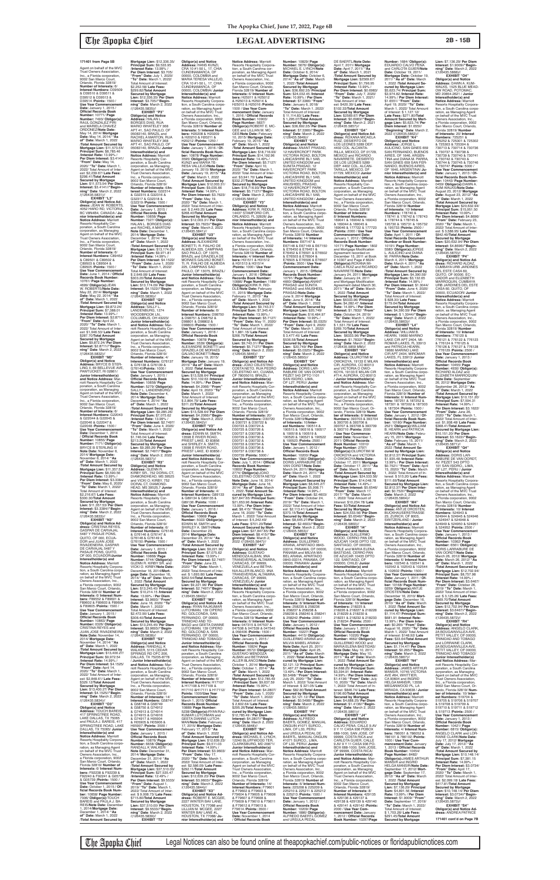**171401 from Page 5B**

Agent on behalf of the MVC Trust Owners Association, Inc., a Florida corporation, 9002 San Marco Court, Orlando, Florida 32819/ **Number of Interests:** 6/ **Interest Numbers:** D39509 & D39510 & D39511 & D39512 & D39513 & D39514 /**Points:** 1500 / **Use Year Commencement Date:** January 1, 2015 / **Official Records Book Number:** 10771/ **Page Number:** 7493/ **Obligor(s):**RAUL GONZALEZ PIRE and MARIELA CHAVEZ ORDONEZ/**Note Date:** May 14, 2014/ **Mortgage Date:** May 14, 2014/ **"As of" Date:** March 1, 2022 /**Total Amount Secured by Mortgage Lien:** $11,573.54/ **Principal Sum:** $8,785.46 /**Interest Rate:** 13.99% / **Per Diem Interest:** $3.4141/ **"From" Date:** May 14, 2020/ **"To" Date:** March 1, 2022/ Total Amount of Interest: $2,239.67/ **Late Fees:** $298.41/**Total Amount Secured by Mortgage Lien:** $11,573.54/ **Per Diem Interest:** $3.4141//**"Beginning" Date**: March 2, 2022 /(126435.5831)//

**EXHIBIT "L3"**
**Obligor(s) and Notice Address:** JOHN W. ROBERTS, 4052 HARO RD, VICTORIA, BC V8N4B4, CANADA / **Junior Interestholder(s) and Notice Address:** Marriott Resorts Hospitality Corporation, a South Carolina corporation, as Managing Agent on behalf of the MVC Trust Owners Association, Inc., a Florida corporation, 9002 San Marco Court, Orlando, Florida 32819/ **Number of Interests:** 6/ **Interest Numbers:** C89452 & C89501 & C89502 & C89503 & C89504 & C89505 /**Points:** 1500 / **Use Year Commencement Date:** June 1, 2014 / **Official Records Book Number:** 10761/ **Page Number:** 4699/ **Obligor(s):**JEAN W. ROBERTS/**Note Date:** May 22, 2014/ **Mortgage Date:** May 22, 2014/ **"As of" Date:** March 1, 2022 /**Total Amount Secured by Mortgage Lien:** $9,872.24/ **Principal Sum:** $7,388.01 /**Interest Rate:** 13.99% / **Per Diem Interest:** $2.8711/ **"From" Date:** April 22, 2020/ **"To" Date:** March 1, 2022/ Total Amount of Interest: $1,946.53/ **Late Fees:** $287.70/**Total Amount Secured by Mortgage Lien:** $9,872.24/ **Per Diem Interest:** $2.8711//**"Beginning" Date**: March 2, 2022 /(126435.5832)//

**EXHIBIT "M3"**
**Obligor(s) and Notice Address:** BRYCE B STERLING II, 68 BELLEVUE AVE, PAWTUCKET, RI 02861/ **Junior Interestholder(s) and Notice Address:** Marriott Resorts Hospitality Corporation, a South Carolina corporation, as Managing Agent on behalf of the MVC Trust Owners Association, Inc., a Florida corporation, 9002 San Marco Court, Orlando, Florida 32819/ **Number of Interests:** 6/ **Interest Numbers:** G22043 & G22044 & G22045 & G22046 & G22047 & G22048 /**Points:** 1500 / **Use Year Commencement Date:** December 1, 2014 / **Official Records Book Number:** 10850/ **Page Number:** 1771/ **Obligor(s):**BRYCE B STERLING II/**Note Date:** November 6, 2014/ **Mortgage Date:** November 6, 2014/ **"As of" Date:** March 1, 2022 /**Total Amount Secured by Mortgage Lien:** $11,357.53/ **Principal Sum:** $8,560.56 /**Interest Rate:** 13.99% / **Per Diem Interest:** $3.3384/ **"From" Date:** May 6, 2020/ **"To" Date:** March 1, 2022/ Total Amount of Interest: $2,216.67/ **Late Fees:** $330.30/**Total Amount Secured by Mortgage Lien:** $11,357.53/ **Per Diem Interest:** $3.3384//**"Beginning" Date**: March 2, 2022 /(126435.5833)//

**EXHIBIT "N3"**
**Obligor(s) and Notice Address:** CRISTINA REYES, GASPAR DE CARVAJAL N487 Y PASAJE PONS, QUITO, OF 000, ECUADOR and JUAN JOSE RIVADENEIRA, GASPAR DE CARVAJAL N487 Y PASAJE PONS, QUITO, OF 000, ECUADOR/**Junior Interestholder(s) and Notice Address:** Marriott Resorts Hospitality Corporation, a South Carolina corporation, as Managing Agent on behalf of the MVC Trust Owners Association, Inc., a Florida corporation, 9002 San Marco Court, Orlando, Florida 32819/ **Number of Interests:** 4/ **Interest Numbers:** F89602 & F89601 & F89602 & F89603 & F89604 & F89605 /**Points:** 1500 / **Use Year Commencement Date:** January 1, 2015 / **Official Records Book Number:** 10800/ **Page Number:** 1026/ **Obligor(s):** CRISTINA REYES and JUAN JOSE RIVADENEIRA/ **Note Date:** November 14, 2014/ **Mortgage Date:** November 14, 2014/ **"As of" Date:** March 1, 2022 /**Total Amount Secured by Mortgage Lien:** $14,430.27/ **Principal Sum:** $9,972.54 /**Interest Rate:** 14.99% / **Per Diem Interest:** $4.1525/ **"From" Date:** April 14, 2020/ **"To" Date:** March 1, 2022/ Total Amount of Interest: $2,848.61/ **Late Fees:** $359.12/**Total Amount Secured by Mortgage Lien:** $14,430.27/ **Per Diem Interest:** $4.1525//**"Beginning" Date**: March 2, 2022 /(126435.5834)//

**EXHIBIT "O3"**
**Obligor(s) and Notice Address:** TOUCH BAREIS, 417 SPRINGTREE ROAD, LAKE DALLAS, TX 75065 and PAULA J. BAREIS, 417 SPRINGTREE ROAD, LAKE DALLAS, TX 75065/ **Junior Interestholder(s) and Notice Address:** Marriott Resorts Hospitality Corporation, a South Carolina corporation, as Managing Agent on behalf of the MVC Trust Owners Association, Inc., a Florida corporation, 9002 San Marco Court, Orlando, Florida 32819/ **Number of Interests:** 6/ **Interest Numbers:** F92238 & F92239 & F92240 & F92241 & G05738 & G05739 /**Points:** 1500 / **Use Year Commencement Date:** January 1, 2015 / **Official Records Book Number:** 10850/ **Page Number:** 7306/ **Obligor(s):**TOUCH BAREIS and PAULA J. BAREIS/**Note Date:** December 1, 2014/**Mortgage Date:** December 1, 2014/ **"As of" Date:** March 1, 2022 /**Total Amount Secured by Mortgage Lien:** $12,336.35/ **Principal Sum:** $9,533.95 /**Interest Rate:** 13.99% / **Per Diem Interest:** $3.705/ **"From" Date:** July 1, 2020/ **"To" Date:** March 1, 2022/ Total Amount of Interest: $2,252.56/ **Late Fees:** $299.84/**Total Amount Secured by Mortgage Lien:** $12,336.35/ **Per Diem Interest:** $3.705//**"Beginning" Date**: March 2, 2022 /(126435.5835)//

**EXHIBIT "P3"**
**Obligor(s) and Notice Address:** HALAN L. BORGES DIAS, RUA MARIO WHATELEY 368 APT 41, SAO PAULO, OF 05083140, BRAZIL and RACHEL A MARTON, RUA MARIO WHATELEY 368 APT 41, SAO PAULO, OF 05083140, BRAZIL/ **Junior Interestholder(s) and Notice Address:** Marriott Resorts Hospitality Corporation, a South Carolina corporation, as Managing Agent on behalf of the MVC Trust Owners Association, Inc., a Florida corporation, 9002 San Marco Court, Orlando, Florida 32819/ **Number of Interests:** 6/ **Interest Numbers:** G32314 & G32315 & G32316 & G32317 & G32318 & G32319 /**Points:** 1500 / **Use Year Commencement Date:** January 1, 2015 / **Official Records Book Number:** 10858/ **Page Number:** 7327/ **Obligor(s):** HALAN L. BORGES DIAS and RACHEL A MARTON/ **Note Date:** December 1, 2014/ **Mortgage Date:** December 1, 2014/ **"As of" Date:** March 1, 2022 /**Total Amount Secured by Mortgage Lien:** $13,174.09/ **Principal Sum:** $9,971.81 /**Interest Rate:** 14.99% / **Per Diem Interest:** $4.1522/ **"From" Date:** June 1, 2020/ **"To" Date:** March 1, 2022/ Total Amount of Interest: $2,649.08/ **Late Fees:** $303.20/**Total Amount Secured by Mortgage Lien:** $13,174.09/ **Per Diem Interest:** $4.1522//**"Beginning" Date**: March 2, 2022 /(126435.5836)//

**EXHIBIT "Q3"**
**Obligor(s) and Notice Address:** SALLY L. LANDENBURG, 1274 WOODBROOK LN., COLUMBUS, OH 43223/ **Junior Interestholder(s) and Notice Address:** Marriott Resorts Hospitality Corporation, a South Carolina corporation, as Managing Agent on behalf of the MVC Trust Owners Association, Inc., a Florida corporation, 9002 San Marco Court, Orlando, Florida 32819/ **Number of Interests:** 4/ **Interest Numbers:** G76137 & G76138 & G76139 & G76140/**Points:** 1000 / **Use Year Commencement Date:** January 1, 2015 / **Official Records Book Number:** 10858/ **Page Number:** 5270/ **Obligor(s):** SALLY L. LANDENBURG/ **Note Date:** December 4, 2014/ **Mortgage Date:** December 4, 2014/ **"As of" Date:** March 1, 2022 /**Total Amount Secured by Mortgage Lien:** $9,285.26/ **Principal Sum:** $7,075.62 /**Interest Rate:** 13.99% / **Per Diem Interest:** $2.7497/ **"From" Date:** June 4, 2020/ **"To" Date:** March 1, 2022/ Total Amount of Interest: $1,746.04/ **Late Fees:** $213.25/**Total Amount Secured by Mortgage Lien:** $9,285.26/ **Per Diem Interest:** $2.7497//**"Beginning" Date**: March 2, 2022 /(126435.5837)//

**EXHIBIT "R3"**
**Obligor(s) and Notice Address:** GLENN R. KIRBY SR., 742 DORAL CT, DIAMONDHEAD, MS 39525 and VICKI O. KIRBY, 742 DORAL CT, DIAMONDHEAD, MS 39525,? **Junior Interestholder(s) and Notice Address:** Marriott Resorts Hospitality Corporation, a South Carolina corporation, as Managing Agent on behalf of the MVC Trust Owners Association, Inc., a Florida corporation, 9002 San Marco Court, Orlando, Florida 32819/ **Number of Interests:** 6/ **Interest Numbers:** G76145 & G76146 & G76147 & G76148 & G76149 & G76150 /**Points:** 1500 / **Use Year Commencement Date:** January 1, 2015 / **Official Records Book Number:** 10858/ **Page Number:** 5744/ **Obligor(s):** GLENN R. KIRBY SR. and VICKI O. KIRBY/**Note Date:** December 16, 2014/**Mortgage Date:** December 16, 2014/ **"As of" Date:** March 1, 2022 /**Total Amount Secured by Mortgage Lien:** $13,245.45/ **Principal Sum:** $10,214.15 /**Interest Rate:** 13.99% / **Per Diem Interest:** $3.9693/ **"From" Date:** June 16, 2020/ **"To" Date:** March 1, 2022/ Total Amount of Interest: $2,472.90/ **Late Fees:** $308.40/**Total Amount Secured by Mortgage Lien:** $13,245.45/ **Per Diem Interest:** $3.9693//**"Beginning" Date**: March 2, 2022 /(126435.5838)//

**EXHIBIT "S3"**
**Obligor(s) and Notice Address:** RANDALL K. WALKER, 5715 CEDAR SPRINGS RD APT 208, DALLAS, TX 75235-6778 / **Junior Interestholder(s) and Notice Address:** Marriott Resorts Hospitality Corporation, a South Carolina corporation, as Managing Agent on behalf of the MVC Trust Owners Association, Inc., a Florida corporation, 9002 San Marco Court, Orlando, Florida 32819/ **Number of Interests:** 10/ **Interest Numbers:** G58747 & G58748 & G58749 & G58750 & G74912 & G74913 & G74914 & G74915 & G74916 & G74917 & H05904 & H05905 & H05906 & H05907 /**Points:** 3500 / **Use Year Commencement Date:** January 1, 2015 / **Official Records Book Number:** 10876/ **Page Number:** 6658/ **Obligor(s):** RANDALL K. WALKER/ **Note Date:** December 31, 2014/ **Mortgage Date:** December 31, 2014/ **"As of" Date:** March 1, 2022 /**Total Amount Secured by Mortgage Lien:** $37,510.09/ **Principal Sum:** $27,535.47 /**Interest Rate:** 12.49% / **Per Diem Interest:** $9.5533/ **"From" Date:** August 1, 2019/ **"To" Date:** March 1, 2022/ Total Amount of Interest: $ 9,008.73/ **Late Fees:** $715.80/**Total Amount Secured by Mortgage Lien:** $37,510.09/ **Per Diem Interest:** $9.5533//**"Beginning" Date**: March 2, 2022 /(126435.5839)//

**EXHIBIT "T3"**
**Obligor(s) and Notice Address:** HANS KUNZ, CRA 10 #1-50 L. 17, CHIA CUNDINAMARCA, OF 00000, COLOMBIA and MARIA TERESA VALLEJO, CRA 10 #1-50 L. 17, CHIA CUNDINAMARCA, OF 00000, COLOMBIA/ **Junior Interestholder(s) and Notice Address:** Marriott Resorts Hospitality Corporation, a South Carolina corporation, as Managing Agent on behalf of the MVC Trust Owners Association, Inc., a Florida corporation, 9002 San Marco Court, Orlando, Florida 32819/ **Number of Interests:** 6/ **Interest Numbers:** H20208 & H20209 & H20210 & H20211 & H20212 /**Points:** 1250 / **Use Year Commencement Date:** January 1, 2016 / **Official Records Book Number:** 10876/ **Page Number:** 3595/ **Obligor(s):**HANS KUNZ and MARIA TERESA VALLEJO/**Note Date:** January 19, 2015/ **Mortgage Date:** January 19, 2015/ **"As of" Date:** March 1, 2022 /**Total Amount Secured by Mortgage Lien:** $12,003.31/ **Principal Sum:** $9,035.66 /**Interest Rate:** 14.99% / **Per Diem Interest:** $3.7623/ **"From" Date:** May 19, 2020/ **"To" Date:** March 1, 2022/ Total Amount of Interest: $2,449.25/ **Late Fees:** $268.40/**Total Amount Secured by Mortgage Lien:** $12,003.31/ **Per Diem Interest:** $3.7623//**"Beginning" Date**: March 2, 2022 /(126435.5841)//

**EXHIBIT "U3"**
**Obligor(s) and Notice Address:** ALEXANDRE BONETTI, R. FIALHO DE ALMEIDA 225, CAMPINAS SAO PAULO, OF 13075, BRAZIL and GRAZIELLA MARIA GALVAO BONETTI, R. FIALHO DE ALMEIDA 225, CAMPINAS SAO PAULO, OF 13075, BRAZIL/ **Junior Interestholder(s) and Notice Address:** Marriott Resorts Hospitality Corporation, a South Carolina corporation, as Managing Agent on behalf of the MVC Trust Owners Association, Inc., a Florida corporation, 9002 San Marco Court, Orlando, Florida 32819/ **Number of Interests:** 6/ **Interest Numbers:** D98750 & D98751 & D98752 & D98801 & D98802 & D98803 /**Points:** 1500 / **Use Year Commencement Date:** January 1, 2016 / **Official Records Book Number:** 10878/ **Page Number:** 3329/ **Obligor(s):** ALEXANDRE BONETTI and GRAZIELLA MARIA GALVAO BONETTI/**Note Date:** January 19, 2015/ **Mortgage Date:** January 19, 2015/ **"As of" Date:** March 1, 2022 /**Total Amount Secured by Mortgage Lien:** $13,528.64/ **Principal Sum:** $10,102.63 /**Interest Rate:** 14.99% / **Per Diem Interest:** $4.2066/ **"From" Date:** April 19, 2020/ **"To" Date:** March 1, 2022/ Total Amount of Interest: $2,864.78/ **Late Fees:** $311.22/**Total Amount Secured by Mortgage Lien:** $13,528.64/ **Per Diem Interest:** $4.2066//**"Beginning" Date**: March 2, 2022 /(126435.5842)//

**EXHIBIT "V3"**
**Obligor(s) and Notice Address:** EDWIN W. SMITH, 13598 E RIVER ROAD, PRIEST LAKE, ID 83856 and SHIRLEY A. SMITH, 13598 E RIVER ROAD, PRIEST LAKE, ID 83856 / **Junior Interestholder(s) and Notice Address:** Marriott Resorts Hospitality Corporation, a South Carolina corporation, as Managing Agent on behalf of the MVC Trust Owners Association, Inc., a Florida corporation, 9002 San Marco Court, Orlando, Florida 32819/ **Number of Interests:** 4/ **Interest Numbers:** G89133 & G89134 & G89135 & G89136 /**Points:** 1000 / **Use Year Commencement Date:** January 1, 2015 / **Official Records Book Number:** 10879/ **Page Number:** 5020/ **Obligor(s):** EDWIN W. SMITH and SHIRLEY A. SMITH/**Note Date:** December 23, 2014/ **Mortgage Date:** December 23, 2014/ **"As of" Date:** March 1, 2022 /**Total Amount Secured by Mortgage Lien:** $9,221.95/ **Principal Sum:** $7,075.62 /**Interest Rate:** 13.99% / **Per Diem Interest:** $2.7497/ **"From" Date:** June 23, 2020/ **"To" Date:** March 1, 2022/ Total Amount of Interest: $1,693.79/ **Late Fees:** $202.54/**Total Amount Secured by Mortgage Lien:** $9,221.95/ **Per Diem Interest:** $2.7497//**"Beginning" Date**: March 2, 2022 /(126435.5843)//

**EXHIBIT "W3"**
**Obligor(s) and Notice Address:** RYAN RAJKUMAR LUTCHMAN, 108 CIPERO RD, GOLCONDA, SAN FERNANDO, OF 00000, TRINIDAD AND TOBAGO and GEETA DIANNE LUTCHMAN, 108 CIPERO RD, GOLCONDA, SAN FERNANDO, OF 00000, TRINIDAD AND TOBAGO/ **Junior Interestholder(s) and Notice Address:** Marriott Resorts Hospitality Corporation, a South Carolina corporation, as Managing Agent on behalf of the MVC Trust Owners Association, Inc., a Florida corporation, 9002 San Marco Court, Orlando, Florida 32819/ **Number of Interests:** 6/ **Interest Numbers:** H17107 & H17108 & H17109 & H17110 & H17111 & H17112 /**Points:** 1500 / **Use Year Commencement Date:** March 1, 2015/ **Official Records Book Number:** 10888/ **Page Number:** 5238/ **Obligor(s):**RYAN RAJKUMAR LUTCHMAN and GEETA DIANNE LUTCHMAN/**Note Date:** February 17, 2015/ **Mortgage Date:** February 17, 2015/ **"As of" Date:** March 1, 2022 /**Total Amount Secured by Mortgage Lien:** $12,636.23/ **Principal Sum:** $9,511.03 /**Interest Rate:** 14.99% / **Per Diem Interest:** $3.9603/ **"From" Date:** May 17, 2020/ **"To" Date:** March 1, 2022/ Total Amount of Interest: $2,586.09/ **Late Fees:** $289.11/**Total Amount Secured by Mortgage Lien:** $12,636.23/ **Per Diem Interest:** $3.9603//**"Beginning" Date**: March 2, 2022 /(126435.5844)//

**EXHIBIT "X3"**
**Obligor(s) and Notice Address:** ROBERT E. MCGEE, 3006 WINTER BAY LANE, HOUSTON, TX 77088 and LILLIAN E. MCGEE, 3007 WINTER BAY LANE, HOUSTON, TX 77088/ **Junior Interestholder(s) and Notice Address:** Marriott Resorts Hospitality Corporation, a South Carolina corporation, as Managing Agent on behalf of the MVC Trust Owners Association, Inc., a Florida corporation, 9002 San Marco Court, Orlando, Florida 32819/ **Number of Interests:** 6/ **Interest Numbers:** H25011 & H25012 & H25013 & H25014 & H25015 & H25016 /**Points:** 1500 / **Use Year Commencement Date:** January 1, 2016 / **Official Records Book Number:** 10903/ **Page Number:** 4928/ **Obligor(s):**ROBERT E. MCGEE and LILLIAN E. MCGEE/**Note Date:** February 10, 2015/ **Mortgage Date:** February 10, 2015/ **"As of" Date:** March 1, 2022 /**Total Amount Secured by Mortgage Lien:** $18,716.93/ **Principal Sum:** $14,192.96 /**Interest Rate:** 14.49% / **Per Diem Interest:** $5.7127/ **"From" Date:** April 10, 2020/ **"To" Date:** March 1, 2022/ Total Amount of Interest: $3,941.70/ **Late Fees:** $332.27/**Total Amount Secured by Mortgage Lien:** $18,716.93/ **Per Diem Interest:** $5.7127//**"Beginning" Date**: March 2, 2022 /(126435.5845)//

**EXHIBIT "Y3"**
**Obligor(s) and Notice Address:** KIRK R. RIDDLE, 1443 E WASHINGTON ST, ORLANDO, FL 32805/ **Junior Interestholder(s) and Notice Address:** Marriott Resorts Hospitality Corporation, a South Carolina corporation, as Managing Agent on behalf of the MVC Trust Owners Association, Inc., a Florida corporation, 9002 San Marco Court, Orlando, Florida 32819/ **Number of Interests:** 6/ **Interest Numbers:** H15151 & H15152 & H15153 & H15154 & H15155 & H15156 /**Points:** 1500 / **Use Year Commencement Date:** January 1, 2016 / **Official Records Book Number:** 10886/ **Page Number:** 1189/ **Obligor(s):**KIRK R. RIDDLE/**Note Date:** February 11, 2015/ **Mortgage Date:** February 11, 2015/ **"As of" Date:** March 1, 2022 /**Total Amount Secured by Mortgage Lien:** $9,743.31/ **Principal Sum:** $7,345.46 /**Interest Rate:** 13.99% / **Per Diem Interest:** $2.8544/ **"From" Date:** May 11, 2020/ **"To" Date:** March 1, 2022/ Total Amount of Interest: $1,881.16/ **Late Fees:** $266.69/**Total Amount Secured by Mortgage Lien:** $9,743.31/ **Per Diem Interest:** $2.8544//**"Beginning" Date**: March 2, 2022 /(126435.5846)//

**EXHIBIT "Z3"**
**Obligor(s) and Notice Address:** JOAO CELESTINO FILHO, RUA PEDRO CELESTINO 441, CUIABA, OF 78005010, BRAZIL/ **Junior Interestholder(s) and Notice Address:** Marriott Resorts Hospitality Corporation, a South Carolina corporation, as Managing Agent on behalf of the MVC Trust Owners Association, Inc., a Florida corporation, 9002 San Marco Court, Orlando, Florida 32819/ **Number of Interests:** 20/ **Interest Numbers:** D30720 & D30721 & D30722 & D30723 & D30724 & D30725 & D30726 & D30727 & D30728 & D30729 & D30730 & D30731 & D30732 & D30733 & D30734 & D30735 & D30736 & D30737 & D30738 & D30739 /**Points:** 5000 / **Use Year Commencement Date:** July 1, 2014 / **Official Records Book Number:** 10802/ **Page Number:** 2770/ **Obligor(s):**JOAO CELESTINO FILHO/**Note Date:** June 18, 2014/ **Mortgage Date:** June 18, 2014/ **"As of" Date:** March 1, 2022 /**Total Amount Secured by Mortgage Lien:** $27,947.65/ **Principal Sum:** $21,653.06 /**Interest Rate:** 10.99% / **Per Diem Interest:** $6.6102/ **"From" Date:** June 18, 2020/ **"To" Date:** March 1, 2022/ Total Amount of Interest: $ 5,242.49/ **Late Fees:** $751.26/**Total Amount Secured by Mortgage Lien:** $27,947.65/ **Per Diem Interest:** $6.6102//**"Beginning" Date**: March 2, 2022 /(126435.5847)//

**EXHIBIT "A4"**
**Obligor(s) and Notice Address:** GUSTAVO MENDOZA ALLEN, 3RA TRANSVERSAL ALTAMIRA, CARACAS, OF 99999, VENEZUELA and MARIA ALLEN BLANCO, 3RA TRANSVERSAL ALTAMIRA, CARACAS, OF 99999, VENEZUELA/ **Junior Interestholder(s) and Notice Address:** Marriott Resorts Hospitality Corporation, a South Carolina corporation, as Managing Agent on behalf of the MVC Trust Owners Association, Inc., a Florida corporation, 9002 San Marco Court, Orlando, Florida 32819/ **Number of Interests:** 6/ **Interest Numbers:** 047515 & 047517 & 047538 & 047539 & 047540 & 047541 /**Points:** 1500 / **Use Year Commencement Date:** January 1, 2015 / **Official Records Book Number:** 10834/ **Page Number:** 1778/ **Obligor(s):**GUSTAVO MENDOZA ALLEN and MARIA ALLEN BLANCO/**Note Date:** October 1, 2014/ **Mortgage Date:** October 1, 2014/ **"As of" Date:** March 1, 2022 /**Total Amount Secured by Mortgage Lien:** $12,765.49/ **Principal Sum:** $9,695.55 /**Interest Rate:** 13.99% / **Per Diem Interest:** $3.7678/ **"From" Date:** July 1, 2020/ **"To" Date:** March 1, 2022/ Total Amount of Interest: $ 2,302.04/ **Late Fees:** $283.59/**Total Amount Secured by Mortgage Lien:** $12,765.49/ **Per Diem Interest:** $3.7678//**"Beginning" Date**: March 2, 2022 /(126435.5848)//

**EXHIBIT "B4"**
**Obligor(s) and Notice Address:** MICHAEL E. LYNCH, 12246 BLUFFWOOD TER, CLARKSBURG, MD 20871/ **Junior Interestholder(s) and Notice Address:** Marriott Resorts Hospitality Corporation, a South Carolina corporation, as Managing Agent on behalf of the MVC Trust Owners Association, Inc., a Florida corporation, 9002 San Marco Court, Orlando, Florida 32819/ **Number of Interests:** 14/ **Interest Numbers:** F79601 & F79602 & F79603 & F79604 & F79605 & F79606 & F79607 & F79608 & F79609 & F79610 & F79611 & F79612 & F79613 & F79614 /**Points:** 3500 / **Use Year Commencement Date:** November 1, 2014 / **Official Records Book Number:** 10829/ **Page Number:** 5676/ **Obligor(s):**MICHAEL E. LYNCH/**Note Date:** October 6, 2014/ **Mortgage Date:** October 6, 2014/ **"As of" Date:** March 1, 2022 /**Total Amount Secured by Mortgage Lien:** $24,032.45 /**Interest Rate:** 10.99% / **Per Diem Interest:** $7.3366/ **"From" Date:** January 6, 2019/ **"To" Date:** March 1, 2022/ Total Amount of Interest: $ 11,114.93/ **Late Fees:** $1,285.07/**Total Amount Secured by Mortgage Lien:** $36,682.35/ **Per Diem Interest:** $7.3366//**"Beginning" Date**: March 2, 2022 /(126435.5849)//

**EXHIBIT "C4"**
**Obligor(s) and Notice Address:** ANOOP PRASAD, 12 HAVERCROFT PARK, VICTORIA ROAD, BOLTON LANCASHIRE BL1 5AB, UNITED KINGDOM and SUNITA PRASAD, 12 HAVERCROFT PARK, VICTORIA ROAD, BOLTON LANCASHIRE BL1 5AB, UNITED KINGDOM and ANUSHEEL PRASAD, 12 HAVERCROFT PARK, VICTORIA ROAD, BOLTON LANCASHIRE BL1 5AB, UNITED KINGDOM / **Junior Interestholder(s) and Notice Address:** Marriott Resorts Hospitality Corporation, a South Carolina corporation, as Managing Agent on behalf of the MVC Trust Owners Association, Inc., a Florida corporation, 9002 San Marco Court, Orlando, Florida 32819/ **Number of Interests:** 8/ **Interest Numbers:** E67147 & E67148 & E67149 & E67150 & E76452 & E76451 & E76502 & E76501 & E76502 & E76503 & E76504 & E76505 & E76506 /**Points:** 2000 / **Use Year Commencement Date:** January 1, 2015 / **Official Records Book Number:** 10800/ **Page Number:** 4660/ **Obligor(s):**ANOOP PRASAD and SUNITA PRASAD and ANUSHEEL PRASAD/**Note Date:** June 9, 2014/ **Mortgage Date:** June 9, 2014/ **"As of" Date:** March 1, 2022 /**Total Amount Secured by Mortgage Lien:** $20,740/ **Principal Sum:** $16,494.97 /**Interest Rate:** 10.99% / **Per Diem Interest:** $5.0325/ **"From" Date:** April 9, 2020/ **"To" Date:** March 1, 2022/ Total Amount of Interest: $ 3,477.49/ **Late Fees:** $536.58/**Total Amount Secured by Mortgage Lien:** $20,740/ **Per Diem Interest:** $5.0325//**"Beginning" Date**: March 2, 2022 /(126435.5850)//

**EXHIBIT "D4"**
**Obligor(s) and Notice Address:** DORIS LARRABURE DE VAN OORDT, PEZET 543 DPTO 1101 SAN ISIDRO, LIMA, OF L27, PERU/ **Junior Interestholder(s) and Notice Address:** Marriott Resorts Hospitality Corporation, a South Carolina corporation, as Managing Agent on behalf of the MVC Trust Owners Association, Inc., a Florida corporation, 9002 San Marco Court, Orlando, Florida 32819/ **Number of Interests:** 10/**Interest Numbers:** 190514 & 190515 & 190516 & 190517 & 190518 & 190519 & 190520 & 190521 & 190522 & 190523 /**Points:** 2500 / **Use Year Commencement Date:** January 1, 2012 / **Official Records Book Number:** 10200/ **Page Number:** 1090/ **Obligor(s):** DORIS LARRABURE DE VAN OORDT/**Note Date:** March 24, 2011/ **Mortgage Date:** March 24, 2011/ **"As of" Date:** March 1, 2022 /**Total Amount Secured by Mortgage Lien:** $8,645.27/ **Principal Sum:** $5,908.71 /**Interest Rate:** 14.99% / **Per Diem Interest:** $2.4603/ **"From" Date:** October 24, 2019/ **"To" Date:** March 1, 2022/ Total Amount of Interest: $ 2,101.11/ **Late Fees:** $385.45/**Total Amount Secured by Mortgage Lien:** $8,645.27/**Per Diem Interest:** $2.4603//**"Beginning" Date**: March 2, 2022 /(126435.5853)//

**EXHIBIT "E4"**
**Obligor(s) and Notice Address:** ALFREDO BAERTL GOMEZ, MANUEL ARANA, APARTADO 0843-03314, PANAMA, OF 0000, PANAMA and SILVIA MARIA ARANA, APARTADO 0843-03314, PANAMA, OF 00000, PANAMA/ **Junior Interestholder(s) and Notice Address:** Marriott Resorts Hospitality Corporation, a South Carolina corporation, as Managing Agent on behalf of the MVC Trust Owners Association, Inc., a Florida corporation, 9002 San Marco Court, Orlando, Florida 32819/ **Number of Interests:** 8/ **Interest Numbers:** 258234 & 258235 & 258236 & 258237 & 258238 & 258239 & 258240 & 258241 & 258242 /**Points:** 2000 / **Use Year Commencement Date:** January 1, 2012 / **Official Records Book Number:** 4415/ **Obligor(s):** GUILLERMO ARANA and SILVIA MARIA ARANA/ **Note Date:** April 11, 2011/ **Mortgage Date:** April 25, 2011/ **"As of" Date:** March 1, 2022 /**Total Amount Secured by Mortgage Lien:** $2,121.30/ **Principal Sum:** $1,467.27 /**Interest Rate:** 13.49% / **Per Diem Interest:** $0.5498/ **"From" Date:** July 25, 2020/ **"To" Date:** March 1, 2022/ Total Amount of Interest: $ 321.60/ **Late Fees:** $72.43/**Total Amount Secured by Mortgage Lien:** $2,121.30/ **Per Diem Interest:** $0.5498//**"Beginning" Date**: March 2, 2022 /(126435.5855)//

**EXHIBIT "F4"**
**Obligor(s) and Notice Address:** ALFREDO BAERTL GOMEZ, MANUEL OLGUIN #1071 SURCO., LIMA, OF L33, PERU and URSULA PEDAL DE BAERTL, MANUEL OLGUIN #1071 SURCO., LIMA, OF L33, PERU/ **Junior Interestholder(s) and Notice Address:** Marriott Resorts Hospitality Corporation, a South Carolina corporation, as Managing Agent on behalf of the MVC Trust Owners Association, Inc., a Florida corporation, 9002 San Marco Court, Orlando, Florida 32819/ **Number of Interests:** 10/ **Interest Numbers:** 225208 & 225209 & 225210 & 225211 & 225212 & 225213 /**Points:** 1500 / **Use Year Commencement Date:** January 1, 2012 / **Official Records Book Number:** 10281/ **Page Number:** 7707/ **Obligor(s):** ALFREDO BAERTL GOMEZ and URSULA PEDAL DE BAERTL/**Note Date:** April 7, 2011/ **Mortgage Date:** April 7, 2011/ **"As of" Date:** March 1, 2022 /**Total Amount Secured by Mortgage Lien:** $2569.67/ **Principal Sum:** $1,799.95 /**Interest Rate:** 13.49% / **Per Diem Interest:** $0.6963/ **"From" Date:** July 7, 2020/ **"To" Date:** March 1, 2022/ Total Amount of Interest: $ 420.39/ **Late Fees:** $102.33/**Total Amount Secured by Mortgage Lien:** $2569.67/ **Per Diem Interest:** $0.6963//**"Beginning" Date**: March 2, 2022 /(126435.5856)//

**EXHIBIT "G4"**
**Obligor(s) and Notice Address:** ROXANA MICAELA RUIZ, DESIERTO DE LOS LEONES 5380 DEP. 4402 COL. ALCANTARILLA, MEXICO, DF 01729, MEXICO and RICARDO NAVARRETE, DESIERTO DE LOS LEONES 5380 DEP. 4402 COL. ALCANTARILLA, MEXICO, DF 01729, MEXICO/ **Junior Interestholder(s) and Notice Address:** Marriott Resorts Hospitality Corporation, a South Carolina corporation, as Managing Agent on behalf of the MVC Trust Owners Association, Inc., a Florida corporation, 9002 San Marco Court, Orlando, Florida 32819/ **Number of Interests:** 8/ **Interest Numbers:** 169041 & 169042 & 169043 & 169044 & 169045 & 169046 & 177722 & 177723 /**Points:** 2000 / **Use Year Commencement Date:** January 1, 2012 / **Official Records Book Number:** 10171/ **Page Number:** 1802 /**Obligor(s):**ROXANA MICAELA RUIZ and RICARDO NAVARRETE/**Note Date:** January 24, 2011/ **Mortgage Date:** January 24, 2011 and Mortgage Modification Agreement dated on December 15, 2011 at Book # 10307 and Page # 6624/ **Obligor(s):**ROXANA MICAELA RUIZ and RICARDO NAVARRETE/**Note Date:** January 24, 2011/ **Mortgage Date:** January 24, 2011 and Mortgage Modification Agreement dated March 30, 2011/ **"As of" Date:** March 1, 2022 /**Total Amount Secured by Mortgage Lien:** $6333.96/ **Principal Sum:** $4,282.47 /**Interest Rate:** 14.99% / **Per Diem Interest:** $1.7832/ **"From" Date:** October 24, 2019/ **"To" Date:** March 1, 2022/ Total Amount of Interest: $ 1,531.79/ **Late Fees:** $269.70/**Total Amount Secured by Mortgage Lien:** $6333.96/ **Per Diem Interest:** $1.7832//**"Beginning" Date**: March 2, 2022 /(126435.5859 MW)//

**EXHIBIT "H4"**
**Obligor(s) and Notice Address:** OLUROTIMI M OWOKOYA, 19133 E MILAN CIR, AURORA, CO 80013 and VICTORIA O OWOKOYA, 19133 E MILAN CIR #T14, AURORA, CO 80013 / **Junior Interestholder(s) and Notice Address:** Marriott Resorts Hospitality Corporation, a South Carolina corporation, as Managing Agent on behalf of the MVC Trust Owners Association, Inc., a Florida corporation, 9002 San Marco Court, Orlando, Florida 32819/ **Number of Interests:** 8/ **Interest Numbers:** 393703 & 393704 & 393705 & 393706 & 393707 & 393708 & 393709 & 393710 /**Points:** 2000 / **Use Year Commencement Date:** November 1, 2011/ **Official Records Book Number:** 10290/ **Page Number:** 2707/ **Obligor(s):**OLUROTIMI M OWOKOYA and VICTORIA O OWOKOYA/**Note Date:** October 17, 2011/ **Mortgage Date:** October 17, 2011/ **"As of" Date:** March 1, 2022 /**Total Amount Secured by Mortgage Lien:** $24,533.56/ **Principal Sum:** $14,048.78 /**Interest Rate:** 14.49% / **Per Diem Interest:** $5.6546/ **"From" Date:** July 17, 2017/ **"To" Date:** March 1, 2022/ Total Amount of Interest: $ 9,234.74/ **Late Fees:** $0/**Total Amount Secured by Mortgage Lien:** $24,533.56/ **Per Diem Interest:** $5.6546//**"Beginning" Date**: March 2, 2022 /(126435.5860)//

**EXHIBIT "I4"**
**Obligor(s) and Notice Address:** GUILLERMO WOOD, CERRO ENCE AZUCAR 10435 DPTO 122, SANTIAGO, OF 000000, CHILE and MARIA ELENA BASTIDAS, CERRO PAN DE AZUCAR 10435 DPTO 122, SANTIAGO, OF 000000, CHILE/ **Junior Interestholder(s) and Notice Address:** Marriott Resorts Hospitality Corporation, a South Carolina corporation, as Managing Agent on behalf of the MVC Trust Owners Association, Inc., a Florida corporation, 9002 San Marco Court, Orlando, Florida 32819/ **Number of Interests:** 10/ **Interest Numbers:** 218225 & 218226 & 218227 & 218228 & 218229 & 218230 & 218231 & 218232 & 218233 & 218234 /**Points:** 2500 / **Use Year Commencement Date:** January 1, 2012 / **Official Records Book Number:** 10220/ **Page Number:** 4662/ **Obligor(s):** GUILLERMO WOOD and MARIA ELENA BASTIDAS/ **Note Date:** May 10, 2011/ **Mortgage Date:** May 10, 2011/ **"As of" Date:** March 1, 2022 /**Total Amount Secured by Mortgage Lien:** $4,688.25/ **Principal Sum:** $3,394.91 /**Interest Rate:** 14.99% / **Per Diem Interest:** $1.4136/ **"From" Date:** July 10, 2020/ **"To" Date:** March 1, 2022/ Total Amount of Interest: $846.74/ **Late Fees:** $196.60/**Total Amount Secured by Mortgage Lien:** $4,688.25/ **Per Diem Interest:** $1.4136//**"Beginning" Date**: March 2, 2022 /(126435.5861)//

**EXHIBIT "J4"**
**Obligor(s) and Notice Address:** EDUARDO CALVO PENA, CALLE 9 AV 9 Y 11 CASA 936 POBOX 688-1000, SAN JOSE, OF 99999, COSTA RICA and CARLOTA GUIER, CALLE 9 AV 9 Y 11 CASA 936 POBOX 688-1000, SAN JOSE, OF 99999, COSTA RICA/ **Junior Interestholder(s) and Notice Address:** Marriott Resorts Hospitality Corporation, a South Carolina corporation, as Managing Agent on behalf of the MVC Trust Owners Association, Inc., a Florida corporation, 9002 San Marco Court, Orlando, Florida 32819/ **Number of Interests:** 8/ **Interest Numbers:** 429135 & 429136 & 429137 & 429138 & 429139 & 429140 & 429141 & 429142 /**Points:** 2000 / **Use Year Commencement Date:** January 1, 2012 / **Official Records Book Number:** 10297/**Page Number:** 1694/ **Obligor(s):** EDUARDO CALVO PENA and CARLOTA GUIER/**Note Date:** October 19, 2011/ **Mortgage Date:** October 19, 2011/ **"As of" Date:** March 1, 2022 /**Total Amount Secured by Mortgage Lien:** $5,623.74/ **Principal Sum:** $3,974.82 /**Interest Rate:** 14.99% / **Per Diem Interest:** $1.6551/ **"From" Date:** April 19, 2020/ **"To" Date:** March 1, 2022/ Total Amount of Interest: $ 1,127.12/ **Late Fees:** $271.80/**Total Amount Secured by Mortgage Lien:** $5,623.74/ **Per Diem Interest:** $1.6551//**"Beginning" Date**: March 2, 2022 /(126435.5862)//

**EXHIBIT "K4"**
**Obligor(s) and Notice Address:** JORGE L AULICINO, SAN GINES 659 SAN FERNANDO, BUENOS AIRES, OF 1646, ARGENTINA and DIANA M. PARRA, SAN GINES 659 SAN FERNANDO, BUENOS AIRES, OF 1646, ARGENTINA/ **Junior Interestholder(s) and Notice Address:** Marriott Resorts Hospitality Corporation, a South Carolina corporation, as Managing Agent on behalf of the MVC Trust Owners Association, Inc., a Florida corporation, 9002 San Marco Court, Orlando, Florida 32819/ **Number of Interests:** 10/ **Interest Numbers:** 178740 & 178741 & 178742 & 178743 & 178744 & 178745 & 195730 & 195731 & 195732 & 195733 /**Points:** 2500 / **Use Year Commencement Date:** April 1, 2011 / **Official Records Book Number:** 10191/ **Page Number:** 5880/ **Obligor(s):**JORGE L AULICINO and DIANA M. PARRA/**Note Date:** March 4, 2011/ **Mortgage Date:** March 4, 2011/ **"As of" Date:** March 1, 2022 /**Total Amount Secured by Mortgage Lien:** $4,390.59/ **Principal Sum:** $3,132.05 /**Interest Rate:** 14.99% / **Per Diem Interest:** $1.3044/ **"From" Date:** June 4, 2020/ **"To" Date:** March 1, 2022/ Total Amount of Interest: $ 828.32/ **Late Fees:** $179.64/**Total Amount Secured by Mortgage Lien:** $4,390.59/ **Per Diem Interest:** $1.3044//**"Beginning" Date**: March 2, 2022 /(126435.5863)//

**EXHIBIT "L4"**
**Obligor(s) and Notice Address:** WILLIAM B. HEARN, 19680 MARINO LAKE CIR APT 2404, MIROMAR LAKES, FL 33913 and PATRICIA HEARN, 19680 MARINO LAKE CIR APT 2404, MIROMAR LAKES, FL 33913/ **Junior Interestholder(s) and Notice Address:** Marriott Resorts Hospitality Corporation, a South Carolina corporation, as Managing Agent on behalf of the MVC Trust Owners Association, Inc., a Florida corporation, 9002 San Marco Court, Orlando, Florida 32819/ **Number of Interests:** 8/ **Interest Numbers:** 187251 & 187252 & 187301 & 187302 & 187303 & 187304 /**Points:** 1500 / **Use Year Commencement Date:** January 1, 2012 / **Official Records Book Number:** 10180/ **Page Number:** 2521/ **Obligor(s):**WILLIAM B. HEARN and PATRICIA HEARN/**Note Date:** February 15, 2011/ **Mortgage Date:** February 15, 2011/ **"As of" Date:** March 1, 2022 /**Total Amount Secured by Mortgage Lien:** $2,812.37/ **Principal Sum:** $1,935.48 /**Interest Rate:** 13.99% / **Per Diem Interest:** $0.7521/ **"From" Date:** April 15, 2020/ **"To" Date:** March 1, 2022/ Total Amount of Interest: $ 515.20/ **Late Fees:** $111.69/**Total Amount Secured by Mortgage Lien:** $2,812.37/ **Per Diem Interest:** $0.7521//**"Beginning" Date**: March 2, 2022 /(126435.5864)//

**EXHIBIT "M4"**
**Obligor(s) and Notice Address:** ANTJE DROSTEN, BUCKHAUSERSTRASSE 23, ZURICH, OF 8003, SWITZERLAND / **Junior Interestholder(s) and Notice Address:** Marriott Resorts Hospitality Corporation, a South Carolina corporation, as Managing Agent on behalf of the MVC Trust Owners Association, Inc., a Florida corporation, 9002 San Marco Court, Orlando, Florida 32819/ **Number of Interests:** 6/ **Interest Numbers:** 102540 & 102541 & 102542 & 102543 & 102544 & 102602 /**Points:** 1500 / **Use Year Commencement Date:** January 1, 2011 / **Official Records Book Number:** 10168/ **Page Number:** 9259/ **Obligor(s):**ANTJE DROSTEN/**Note Date:** December 10, 2010/ **Mortgage Date:** December 10, 2010/ **"As of" Date:** March 1, 2022 /**Total Amount Secured by Mortgage Lien:** $1,114.47/ **Principal Sum:** $681.91 /**Interest Rate:** 13.99% / **Per Diem Interest:** $0.265/ **"From" Date:** August 10, 2020/ **"To" Date:** March 1, 2022/ Total Amount of Interest: $148.92/ **Late Fees:** $33.64/**Total Amount Secured by Mortgage Lien:** $1,114.47/ **Per Diem Interest:** $0.265//**"Beginning" Date**: March 2, 2022 /(126435.5867)//

**EXHIBIT "N4"**
**Obligor(s) and Notice Address:** JAMES ARTHUR MANSIR, 10745 VICTORIA AVE #64, WHITTIER, CA 90604 and INGRID HELGA MANSIR, 13589 MEADOWOOD PL, MIRADA, CA 90638 / **Junior Interestholder(s) and Notice Address:** Marriott Resorts Hospitality Corporation, a South Carolina corporation, as Managing Agent on behalf of the MVC Trust Owners Association, Inc., a Florida corporation, 9002 San Marco Court, Orlando, Florida 32819/ **Number of Interests:** 4/ **Interest Numbers:** 786051 & 786052 & 786101 & 786102 /**Points:** 1000 / **Use Year Commencement Date:** January 1, 2013 / **Official Records Book Number:** 10454/ **Page Number:** 9482/ **Obligor(s):**JAMES ARTHUR MANSIR and INGRID HELGA MANSIR/**Note Date:** September 17, 2012/ **Mortgage Date:** September 17, 2012/ **"As of" Date:** March 1, 2022 /**Total Amount Secured by Mortgage Lien:** $7,136.29/ **Principal Sum:** $4,891.56 /**Interest Rate:** 13.99% / **Per Diem Interest:** $1.9009/ **"From" Date:** September 17, 2019/ **"To" Date:** March 1, 2022/ Total Amount of Interest: $ 1,703.28/ **Late Fees:** $291.45/**Total Amount Secured by Mortgage Lien:** $7,136.29/ **Per Diem Interest:** $1.9009//**"Beginning" Date**: March 2, 2022 /(126435.5868)//

**EXHIBIT "O4"**
**Obligor(s) and Notice Address:** DAWN A. KUMWALKS, 1925 BLUE MEADOW ROAD, POTOMAC, MD 20854-2621 / **Junior Interestholder(s) and Notice Address:** Marriott Resorts Hospitality Corporation, a South Carolina corporation, as Managing Agent on behalf of the MVC Trust Owners Association, Inc., a Florida corporation, 9002 San Marco Court, Orlando, Florida 32819/ **Number of Interests:** 20/ **Interest Numbers:** 725251 & 725252 & 725301 & 725302 & 725303 & 725304 & 730736 & 730737 & 730738 & 730739 & 730740 & 730741 & 730742 & 730743 & 730744 & 730745 & 730746 & 730747 /**Points:** 5000 / **Use Year Commencement Date:** January 1, 2013 / **Official Records Book Number:** 10418/ **Page Number:** 0459/ **Obligor(s):**DAWN A. KUMWALKS/**Note Date:** August 23, 2012/ **Mortgage Date:** August 23, 2012/ **"As of" Date:** March 1, 2022 /**Total Amount Secured by Mortgage Lien:** $20,632.94/ **Principal Sum:** $15,051.50 /**Interest Rate:** 12.99% / **Per Diem Interest:** $4.8698/ **"From" Date:** February 23, 2020/ **"To" Date:** March 1, 2022/ Total Amount of Interest: $ 3,589.05/ **Late Fees:** $842.49/**Total Amount Secured by Mortgage Lien:** $20,632.94/ **Per Diem Interest:** $4.8698//**"Beginning" Date**: March 2, 2022 /(126435.5870)//

**EXHIBIT "P4"**
**Obligor(s) and Notice Address:** RICHARD ALDAZ, CUMBAYA URB JARDINES DEL ESTE CASA 40, QUITO, OF 00000, ECUADOR and ELIZABETH MARROQUIN, CUMBAYA URB JARDINES DEL ESTE CASA 40, QUITO, OF 00000, ECUADOR/ **Junior Interestholder(s) and Notice Address:** Marriott Resorts Hospitality Corporation, a South Carolina corporation, as Managing Agent on behalf of the MVC Trust Owners Association, Inc., a Florida corporation, 9002 San Marco Court, Orlando, Florida 32819/ **Number of Interests:** 10/ **Interest Numbers:** 776121 & 776122 & 776123 & 776124 & 776125 & 776126 & 776127 & 776128 & 776129 /**Points:** 2500 / **Use Year Commencement Date:** January 1, 2013 / **Official Records Book Number:** 10455/ **Page Number:** 4930/ **Obligor(s):** RICHARD ALDAZ and ELIZABETH MARROQUIN/ **Note Date:** September 26, 2012/ **Mortgage Date:** September 26, 2012/ **"As of" Date:** March 1, 2022 /**Total Amount Secured by Mortgage Lien:** $10,151.20/ **Principal Sum:** $7,394.31 /**Interest Rate:** 14.99% / **Per Diem Interest:** $3.1622/ **"From" Date:** June 26, 2020/ **"To" Date:** March 1, 2022/ Total Amount of Interest: $1,938.48/ **Late Fees:** $368.41/**Total Amount Secured by Mortgage Lien:** $10,151.20/ **Per Diem Interest:** $3.1622//**"Beginning" Date**: March 2, 2022 /(126435.5871)//

**EXHIBIT "Q4"**
**Obligor(s) and Notice Address:** DORIS LARRABURE DE VAN OORDT, AV. PEZET 543 DPTO 1101 SAN ISIDRO, LIMA, OF L27, PERU / **Junior Interestholder(s) and Notice Address:** Marriott Resorts Hospitality Corporation, a South Carolina corporation, as Managing Agent on behalf of the MVC Trust Owners Association, Inc., a Florida corporation, 9002 San Marco Court, Orlando, Florida 32819/ **Number of Interests:** 8/ **Interest Numbers:** 524949 & 524944 & 524945 & 524946 & 524947 & 524948 & 524949 & 524950 & 524951 & 524952 /**Points:** 2500 / **Use Year Commencement Date:** January 1, 2013 / **Official Records Book Number:** 6561/ **Obligor(s):** DORIS LARRABURE DE VAN OORDT/**Note Date:** March 26, 2012/ **Mortgage Date:** March 26, 2012/ **"As of" Date:** March 1, 2022 /**Total Amount Secured by Mortgage Lien:** $12,702.94/ **Principal Sum:** $8,767.98 /**Interest Rate:** 14.99% / **Per Diem Interest:** $3.6467/ **"From" Date:** October 26, 2019/ **"To" Date:** March 1, 2022/ Total Amount of Interest: $ 3,125.25/ **Late Fees:** $563.70/**Total Amount Secured by Mortgage Lien:** $12,702.94/ **Per Diem Interest:** $3.6467//**"Beginning" Date**: March 2, 2022 /(126435.5872)//

**EXHIBIT "R4"**
**Obligor(s) and Notice Address:** ANGELO CLARKE, 24 BOURDAVILLE AVE, PETIT VALLEY, OF 00000, TRINIDAD AND TOBAGO and LORRAINE CLARK, 24 BOURDAVILLE AVE, PETIT VALLEY, OF 00000, TRINIDAD AND TOBAGO/ **Junior Interestholder(s) and Notice Address:** Marriott Resorts Hospitality Corporation, a South Carolina corporation, as Managing Agent on behalf of the MVC Trust Owners Association, Inc., a Florida corporation, 9002 San Marco Court, Orlando, Florida 32819/ **Number of Interests:** 10/ **Interest Numbers:** 519704 & 519705 & 519706 & 519707 & 519708 & 519709 & 519710 & 519711 & 519712 & 519713 /**Points:** 2500 / **Use Year Commencement Date:** January 1, 2013 / **Official Records Book Number:** 10421/ **Page Number:** 6683/ **Obligor(s):** ANGELO CLARK and LORRAINE CLARK/**Note Date:** July 17, 2012/ **Mortgage Date:** July 17, 2012/ **"As of" Date:** March 1, 2022 /**Total Amount Secured by Mortgage Lien:** $10,148.14/ **Principal Sum:** $7,381.15 /**Interest Rate:** 14.99% / **Per Diem Interest:** $3.0734/ **"From" Date:** April 17, 2020/ **"To" Date:** March 1, 2022/ Total Amount of Interest: $2,099.18/ **Late Fees:** $417.81/**Total Amount Secured by Mortgage Lien:** $10,148.14/ **Per Diem Interest:** $3.0734//**"Beginning" Date**: March 2, 2022 /(126435.5873)//

**171401 continued on Page 7B**

Legal Notices can also be found online at theapopkachief.com/public-notices or floridapublicnotices.com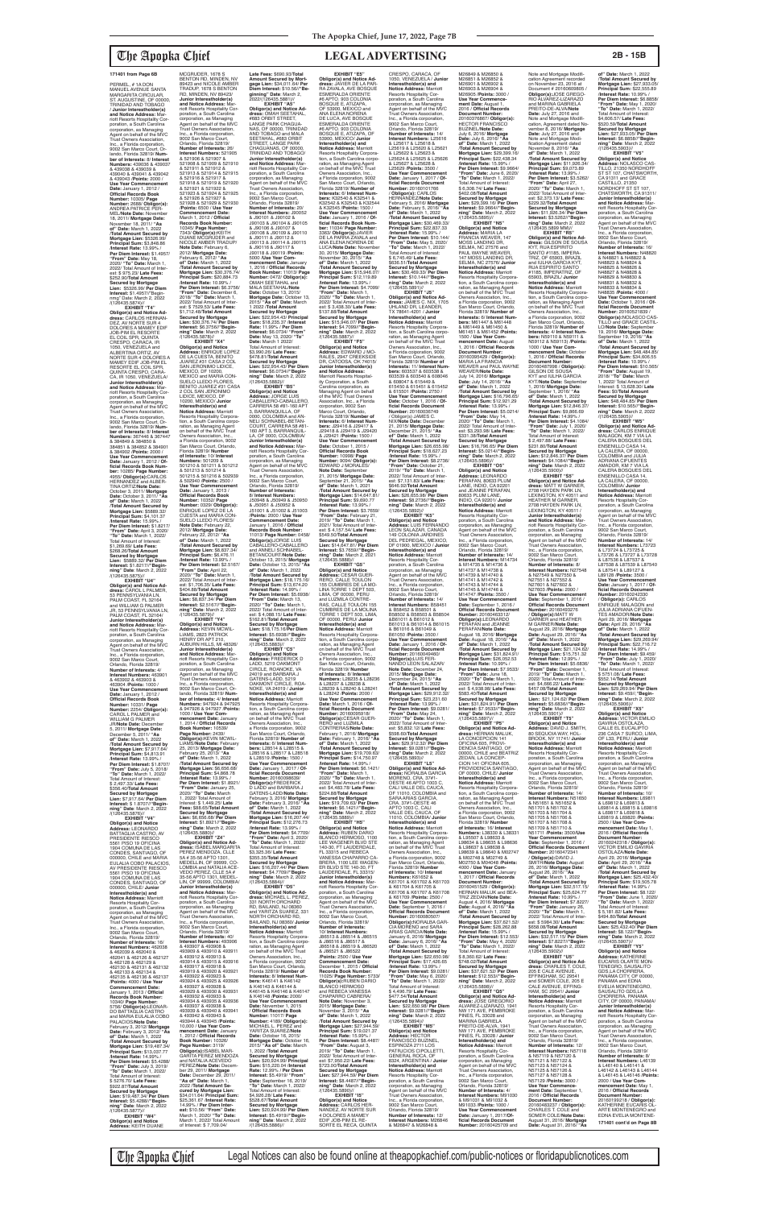**171401 from Page 6B**

PERMEL, # 1A DON MANUEL AVENUE SANTA MARGARITA CIRCULAR, ST. AUGUSTINE, OF 00000, TRINIDAD AND TOBAGO / **Junior Interestholder(s) and Notice Address:** Marriott Resorts Hospitality Corporation, a South Carolina corporation, as Managing Agent on behalf of the MVC Trust Owners Association, Inc., a Florida corporation, 9002 San Marco Court, Orlando, Florida 32819/ **Number of Interests:** 8/ **Interest Numbers:** 439039 & 439040 & 439041 & 439042 & 439043 & 439044 & 439045 & 439046/ **Points:** 2000 / **Use Year Commencement Date:** January 1, 2012 / **Official Records Book Number:** 10300/ **Page Number:** 2686/ **Obligor(s):** ANDREA PATRICE PERMEL/**Note Date:** November 18, 2011/ **Mortgage Date:** November 18, 2011/ **"As of" Date:** March 1, 2022 /**Total Amount Secured by Mortgage Lien:** $5328.99/ **Principal Sum:** $3,846.86 /**Interest Rate:** 15.99% / **Per Diem Interest:** $1.4957/ **"From" Date:** May 18, 2020/ **"To" Date:** March 1, 2022/ Total Amount of Interest: $ 975.23/ **Late Fees:** $252.90/**Total Amount Secured by Mortgage Lien:** $5328.99/ **Per Diem Interest:** $1.4957//**"Beginning" Date:** March 2, 2022 /(126435.5874)//

**EXHIBIT "T4"**
**Obligor(s) and Notice Address:** CARLOS HERNANDEZ, AV NORTE SUR 4 DOLORES A MAMEY EDIF JOB-PRE-EL RESORTE EL CONJ. QUINTA CRESPO, CARACA, IR 1050, VENEZUELA and ALBERTINA ORTIZ, AV NORTE SUR 4 DOLORES A MAMEY EDIF JOB-PRE-EL RESORTE EL CON. QUINTA CRESPO, CARACA, IR 1050, VENEZUELA/ **Junior Interestholder(s) and Notice Address:** Marriott Resorts Hospitality Corporation, a South Carolina corporation, as Managing Agent on behalf of the MVC Trust Owners Association, Inc., a Florida corporation, 9002 San Marco Court, Orlando, Florida 32819/ **Number of Interests:** 10/ **Interest Numbers:** 367446 & 367447 & 384849 & 384850 & 384851 & 384852 & 384901 & 384902 /**Points:** 2000 / **Use Year Commencement Date:** January 1, 2012 / **Official Records Book Number:** 10250/ **Page Number:** 4055/ **Obligor(s):**CARLOS HERNANDEZ and ALBERTINA ORTIZ/**Note Date:** October 3, 2011/ **Mortgage Date:** October 3, 2011/ **"As of" Date:** March 1, 2022 /**Total Amount Secured by Mortgage Lien:** $5889.32/ **Principal Sum:** $4,101.37 /**Interest Rate:** 15.99% / **Per Diem Interest:** $1.8217/ **"From" Date:** April 3, 2020/ **"To" Date:** March 1, 2022/ Total Amount of Interest: $1,269.69/ **Late Fees:** $268.26/**Total Amount Secured by Mortgage Lien:** $5889.32/ **Per Diem Interest:** $1.8217//**"Beginning" Date:** March 2, 2022 /(126435.5875)//

**EXHIBIT "U4"**
**Obligor(s) and Notice Address:** CAROL L PALMER, 53 PENNSYLVANIA LN, PALM COAST, FL 32164 and WILLIAM G PALMER JR, 53 PENNSYLVANIA LN, PALM COAST, FL 32164/ **Junior Interestholder(s) and Notice Address:** Marriott Resorts Hospitality Corporation, a South Carolina corporation, as Managing Agent on behalf of the MVC Trust Owners Association, Inc., a Florida corporation, 9002 San Marco Court, Orlando, Florida 32819/ **Number of Interests:** 4/ **Interest Numbers:** 463901 & 463902 & 463903 & 463904 /**Points:** 1000 / **Use Year Commencement Date:** January 1, 2012 / **Official Records Book Number:** 10331/ **Page Number:** 2254/ **Obligor(s):** CAROL L PALMER and WILLIAM G PALMER JR/**Note Date:** December 5, 2011/ **Mortgage Date:** December 5, 2011/ **"As of" Date:** March 1, 2022 /**Total Amount Secured by Mortgage Lien:** $7,917.64/ **Principal Sum:** $4,813.91 /**Interest Rate:** 13.99% / **Per Diem Interest:** $1.8707/ **"From" Date:** July 5, 2018/ **"To" Date:** March 1, 2022/ Total Amount of Interest: $ 2,497.30/ **Late Fees:** $356.43/**Total Amount Secured by Mortgage Lien:** $7,917.64/ **Per Diem Interest:** $ 1.8707//**"Beginning" Date:** March 2, 2022 /(126435.5876)//

**EXHIBIT "V4"**
**Obligor(s) and Notice Address:** LEONARDO BATTAGLIA CASTRO, AV PRESIDENTE RIESCO 5561 PISO 19 OFICINA 1904 COMUNA DE LAS CONDES, SANTIAGO, OF 000000, CHILE and MARIA EULALIA COBO PALACIOS, AV PRESIDENTE RIESCO 5561 PISO 19 OFICINA 1904 COMUNA DE LAS CONDES, SANTIAGO, OF 000000, CHILE/ **Junior Interestholder(s) and Notice Address:** Marriott Resorts Hospitality Corporation, a South Carolina corporation, as Managing Agent on behalf of the MVC Trust Owners Association, Inc., a Florida corporation, 9002 San Marco Court, Orlando, Florida 32819/ **Number of Interests:** 16/ **Interest Numbers:** 462038 & 462039 & 462040 & 462041 & 462126 & 462127 & 462128 & 462129 & 462130 & 462131 & 462132 & 462133 & 462134 & 462135 & 462136 & 462137 /**Points:** 4000 / **Use Year Commencement Date:** January 1, 2012 / **Official Records Book Number:** 10340/ **Page Number:** 5756/ **Obligor(s):**LEONARDO BATTAGLIA CASTRO and MARIA EULALIA COBO PALACIOS/**Note Date:** February 3, 2012/ **Mortgage Date:** February 3, 2012/ **"As of" Date:** March 1, 2022 /**Total Amount Secured by Mortgage Lien:** $19,487.34/ **Principal Sum:** $13,037.77 /**Interest Rate:** 14.99% / **Per Diem Interest:** $5.4288/ **"From" Date:** July 3, 2019/ **"To" Date:** March 1, 2022/ Total Amount of Interest: $ 5,276.79/ **Late Fees:** $922.87/**Total Amount Secured by Mortgage Lien:** $19,487.34/ **Per Diem Interest:** $5.4288//**"Beginning" Date:** March 2, 2022 /(126435.5877)//

**EXHIBIT "W4"**
**Obligor(s) and Notice Address:** KEITH DUANE MCGRUDER, 1678 S BENTON RD, MINDEN, NV 89423 and NICOLE AMBER TRADUP, 1678 S BENTON RD, MINDEN, NV 89423/ **Junior Interestholder(s) and Notice Address:** Marriott Resorts Hospitality Corporation, a South Carolina corporation, as Managing Agent on behalf of the MVC Trust Owners Association, Inc., a Florida corporation, 9002 San Marco Court, Orlando, Florida 32819/ **Number of Interests:** 26/ **Interest Numbers:** 521905 & 521906 & 521907 & 521908 & 521909 & 521910 & 521911 & 521912 & 521913 & 521914 & 521915 & 521916 & 521917 & 521918 & 521919 & 521920 & 521921 & 521922 & 521923 & 521924 & 521925 & 521926 & 521927 & 521928 & 521929 & 521930 /**Points:** 6500 / **Use Year Commencement Date:** March 1, 2012 / **Official Records Book Number:** 10345/ **Page Number:** 7343/ **Obligor(s):**KEITH DUANE MCGRUDER and NICOLE AMBER TRADUP/ **Note Date:** February 6, 2012/ **Mortgage Date:** February 6, 2012/ **"As of" Date:** March 1, 2022 /**Total Amount Secured by Mortgage Lien:** $30,376.74/ **Principal Sum:** $20,884.73 /**Interest Rate:** 10.99% / **Per Diem Interest:** $6.3756/ **"From" Date:** December 6, 2018/ **"To" Date:** March 1, 2022/ Total Amount of Interest: $ 7529.53/ **Late Fees:** $1,712.48/**Total Amount Secured by Mortgage Lien:** $30,376.74/ **Per Diem Interest:** $6.3756//**"Beginning" Date:** March 2, 2022 /(126435.5878)//

**EXHIBIT "X4"**
**Obligor(s) and Notice Address:** ENRIQUE LOPEZ DE LA CUESTA, BENITO JUAREZ #31 CASA 2 COL SAN JERONIMO LIDICE, MEXICO, DF 10200, MEXICO and MARIA CONSUELO LLEDO FLORES, BENITO JUAREZ #31 CASA 2 COL SAN JERONIMO LIDICE, MEXICO, DF 10200, MEXICO/ **Junior Interestholder(s) and Notice Address:** Marriott Resorts Hospitality Corporation, a South Carolina corporation, as Managing Agent on behalf of the MVC Trust Owners Association, Inc., a Florida corporation, 9002 San Marco Court, Orlando, Florida 32819/ **Number of Interests:** 10/ **Interest Numbers:** 501209 & 501210 & 501211 & 501212 & 501213 & 501214 & 501215 & 501216 & 502939 & 502940 /**Points:** 2500 / **Use Year Commencement Date:** January 1, 2013 / **Official Records Book Number:** 10352/ **Page Number:** 0329/ **Obligor(s):** ENRIQUE LOPEZ DE LA CUESTA and MARIA CONSUELO LLEDO FLORES/ **Note Date:** February 22, 2012/ **Mortgage Date:** February 22, 2012/ **"As of" Date:** March 1, 2022 /**Total Amount Secured by Mortgage Lien:** $8,837.34/ **Principal Sum:** $6,476.11 /**Interest Rate:** 13.99% / **Per Diem Interest:** $2.5167/ **"From" Date:** April 22, 2020/ **"To" Date:** March 1, 2022/ Total Amount of Interest: $1,706.35/ **Late Fees:** $404.88/**Total Amount Secured by Mortgage Lien:** $8,837.34/ **Per Diem Interest:** $2.5167//**"Beginning" Date:** March 2, 2022 /(126435.5879)//

**EXHIBIT "Y4"**
**Obligor(s) and Notice Address:** KEVIN MCWILLIAMS, 2825 PATRICK HENRY DR APT 210, AUBURN HILLS, MI 48326/ **Junior Interestholder(s) and Notice Address:** Marriott Resorts Hospitality Corporation, a South Carolina corporation, as Managing Agent on behalf of the MVC Trust Owners Association, Inc., a Florida corporation, 9002 San Marco Court, Orlando, Florida 32819/ **Number of Interests:** 4/ **Interest Numbers:** 947924 & 947925 & 947926 & 947927 /**Points:** 1000 / **Use Year Commencement Date:** January 1, 2014 / **Official Records Book Number:** 10539/ **Page Number:** 2439/ **Obligor(s):**KEVIN MCWILLIAMS/**Note Date:** February 25, 2013/ **Mortgage Date:** February 25, 2013/ **"As of" Date:** March 1, 2022 /**Total Amount Secured by Mortgage Lien:** $6,656.68/ **Principal Sum:** $4,898.75 /**Interest Rate:** 13.99% / **Per Diem Interest:** $1.8921/ **"From" Date:** January 25, 2020/ **"To" Date:** March 1, 2022/ Total Amount of Interest: $ 1,449.25/ **Late Fees:** $58.65/**Total Amount Secured by Mortgage Lien:** $6,656.68/ **Per Diem Interest:** $1.8921//**"Beginning" Date:** March 2, 2022 /(126435.5880)//

**EXHIBIT "Z4"**
**Obligor(s) and Notice Address:** ISABEL MARGARITA PEREZ MENDOZA, CLLE 5A # 35-56 APTO 1301, MEDELLIN, OF 00000, COLOMBIA and NATALIA ACEVEDO PEREZ, CLLE 5A # 35-56 APTO 1301, MEDELLIN, OF 99999, COLOMBIA/ **Junior Interestholder(s) and Notice Address:** Marriott Resorts Hospitality Corporation, a South Carolina corporation, as Managing Agent on behalf of the MVC Trust Owners Association, Inc., a Florida corporation, 9002 San Marco Court, Orlando, Florida 32819/ **Number of Interests:** 40/ **Interest Numbers:** 493906 & 493907 & 493908 & 493909 & 493910 & 493911 & 493912 & 493913 & 493914 & 493915 & 493916 & 493917 & 493918 & 493919 & 493920 & 493921 & 493922 & 493923 & 493924 & 493925 & 493926 & 493927 & 493928 & 493929 & 493930 & 493931 & 493932 & 493933 & 493934 & 493935 & 493936 & 493937 & 493938 & 493939 & 493940 & 493941 & 493942 & 493943 & 493944 & 493945 /**Points:** 10,000 / **Use Year Commencement Date:** January 1, 2012 / **Official Records Book Number:** 10326/ **Page Number:** 3119/ **Obligor(s):**ISABEL MARGARITA PEREZ MENDOZA and NATALIA ACEVEDO PEREZ/**Note Date:** December 29, 2011/ **Mortgage Date:** December 29, 2011/ **"As of" Date:** March 1, 2022 /**Total Amount Secured by Mortgage Lien:** $34,011.64/ **Principal Sum:** $25,361.67 /**Interest Rate:** 14.99% / **Per Diem Interest:** $10.56/ **"From" Date:** March 1, 2020/ **"To" Date:** March 1, 2022/ Total Amount of Interest: $ 7,709.04/ **Late Fees:** $690.93/**Total Amount Secured by Mortgage Lien:** $34,011.64/ **Per Diem Interest:** $10.56//**"Beginning" Date:** March 2, 2022/(126435.5881)//

**EXHIBIT "A5"**
**Obligor(s) and Notice Address:** OMAH SEETAHAL, #683 ORBIT STREET, LANGE PARK CHAGUANAS, OF 00000, TRINIDAD AND TOBAGO and MALA SEETAHAL #683 ORBIT STREET, LANGE PARK CHAGUANAS, OF 00000, TRINIDAD AND TOBAGO/ **Junior Interestholder(s) and Notice Address:** Marriott Resorts Hospitality Corporation, a South Carolina corporation, as Managing Agent on behalf of the MVC Trust Owners Association, Inc., a Florida corporation, 9002 San Marco Court, Orlando, Florida 32819/ **Number of Interests:** 20/ **Interest Numbers:** J90002 & J90101 & J90102 & J90103 & J90104 & J90105 & J90106 & J90107 & J90108 & J90109 & J90110 & J90111 & J90112 & J90113 & J90114 & J90115 & J90116 & J90117 & J90118 & J90119 /**Points:** 5000 / **Use Year Commencement Date:** January 1, 2016 / **Official Records Book Number:** 11010/ **Page Number:** 0472/ **Obligor(s):** OMAH SEETAHAL and MALA SEETAHAL/**Note Date:** October 13, 2015/ **Mortgage Date:** October 13, 2015/ **"As of" Date:** March 1 2022 /**Total Amount Secured by Mortgage Lien:** $22,554.43/ **Principal Sum:** $18,235.37 /**Interest Rate:** 11.99% / **Per Diem Interest:** $6.0734/ **"From" Date:** May 13, 2020/ **"To" Date:** March 1 2022/ Total Amount of Interest: $3,990.26/ **Late Fees:** $478.81/**Total Amount Secured by Mortgage Lien:** $22,554.43/ **Per Diem Interest:** $6.0734//**"Beginning" Date:** March 2, 2022 /(126435.5882)//

**EXHIBIT "B5"**
**Obligor(s) and Notice Address:** JORGE LUIS CABALLERO-CARBALLO, CARRERA 59 #81-160 APT 3, BARRANQUILLA, OF 0000, COLOMBIA and ANNELI SCHNABEL-BETANCOURT, CARRERA 59 #81-160 APT 3, BARRANQUILLA, OF 0000, COLOMBIA/ **Junior Interestholder(s) and Notice Address:** Marriott Resorts Hospitality Corporation, a South Carolina corporation, as Managing Agent on behalf of the MVC Trust Owners Association, Inc., a Florida corporation, 9002 San Marco Court, Orlando, Florida 32819/ **Number of Interests:** 8/ **Interest Numbers:** J50948 & J50949 & J50950 & J50951 & J50952 & J51001 & J51002 & J51003 /**Points:** 2000 / **Use Year Commencement Date:** January 1, 2016 / **Official Records Book Number:** 11013/ **Page Number:** 0458/ **Obligor(s):**JORGE LUIS CABALLERO-CARBALLO and ANNELI SCHNABEL-BETANCOURT/**Note Date:** October 13, 2015/ **Mortgage Date:** October 13, 2015/ **"As of" Date:** March 1, 2022 /**Total Amount Secured by Mortgage Lien:** $18,175.16/ **Principal Sum:** $13,674.20 /**Interest Rate:** 14.99% / **Per Diem Interest:** $5.6938/ **"From" Date:** March 13, 2020/ **"To" Date:** March 1, 2022/ Total Amount of Interest: $ 4,048.14/ **Late Fees:** $162.82/**Total Amount Secured by Mortgage Lien:** $18,175.16/**Per Diem Interest:** $5.6938//**"Beginning" Date:** March 2, 2022 /(126435.5883)//

**EXHIBIT "C5"**
**Obligor(s) and Notice Address:** FREDERICK O LADDY, 5219 FOXMOUNT CIRCLE, ROANOKE, VA 24019 and BARBARA J GATENS-LADDY, 5219 FOXMOUNT CIRCLE, ROANOKE, VA 24019 / **Junior Interestholder(s) and Notice Address:** Marriott Resorts Hospitality Corporation, a South Carolina corporation, as Managing Agent on behalf of the MVC Trust Owners Association, Inc., a Florida corporation, 9002 San Marco Court, Orlando, Florida 32819/ **Number of Interests:** 6/ **Interest Numbers:** L28514 & L28515 & L28516 & L28517 & L28518 & L28519 /**Points:** 1500 / **Use Year Commencement Date:** January 1, 2017 / **Official Records Book Number:** 11066/ **Page Number:** 3380/ **Obligor(s):**FREDERICK O LADDY and BARBARA J GATENS-LADDY/**Note Date:** February 3, 2016/ **Mortgage Date:** February 3, 2016/ **"As of" Date:** March 1, 2022 /**Total Amount Secured by Mortgage Lien:** $16,207.44/ **Principal Sum:** $12,974.73 /**Interest Rate:** 13.99% / **Per Diem Interest:** $4.7709/ **"From" Date:** April 3, 2020/ **"To" Date:** March 1, 2022/ Total Amount of Interest: $3,324.08/ **Late Fees:** $253.35/**Total Amount Secured by Mortgage Lien:** $16,207.44/ **Per Diem Interest:** $4.7709//**"Beginning" Date:** March 2, 2022 /(126435.5884)//

**EXHIBIT "D5"**
**Obligor(s) and Notice Address:** MICHAEL L PEREZ, 331 NORTH ORCHARD RD, BAILAND, NJ 08360 and YARITZA SUAREZ, 331 NORTH ORCHARD RD, BAILAND, NJ 08360/ **Junior Interestholder(s) and Notice Address:** Marriott Resorts Hospitality Corporation, a South Carolina corporation, as Managing Agent on behalf of the MVC Trust Owners Association, Inc., a Florida corporation, 9002 San Marco Court, Orlando, Florida 32819/ **Number of Interests:** 8/ **Interest Numbers:** K46140 & K46141 & K46142 & K46143 & K46144 & K46145 & K46146 & K46147 & K46148 /**Points:** 2000/ **Use Year Commencement Date:** November 1, 2015 / **Official Records Book Number:** 11017/ **Page Number:** 4189/ **Obligor(s):**MICHAEL L PEREZ and YARITZA SUAREZ/**Note Date:** October 16, 2015/ **Mortgage Date:** October 16, 2015/ **"As of" Date:** March 1, 2022 /**Total Amount Secured by Mortgage Lien:** $20,524.99/ **Principal Sum:** $15,220.34 /**Interest Rate:** 12.99% / **Per Diem Interest:** $5.4919/ **"From" Date:** September 16, 2019/ **"To" Date:** March 1, 2022/ Total Amount of Interest: $4,926.28/ **Late Fees:** $128.37/**Total Amount Secured by Mortgage Lien:** $20,524.99/ **Per Diem Interest:** $5.4919//**"Beginning" Date:** March 2, 2022 /(126435.5885)//

**EXHIBIT "E5"**
**Obligor(s) and Notice Address:** JAVIER DE LA PARRA ZAVALA, AVE BOSQUE ESMERALDA ORIENTE #6 APTO. 903 COLONIA BOSQUE E. ATIZAPA, OF 53900, MEXICO and ANA ELENA NORENA DE LUCA, AVE BOSQUE ESMERALDA ORIENTE #6 APTO. 903 COLONIA BOSQUE E. ATIZAPA, OF 53900, MEXICO/ **Junior Interestholder(s) and Notice Address:** Marriott Resorts Hospitality Corporation, a South Carolina corporation, as Managing Agent on behalf of the MVC Trust Owners Association, Inc., a Florida corporation, 9002 San Marco Court, Orlando, Florida 32819/ **Number of Interests:** 6/ **Interest Numbers:** K32540 & K32541 & K32542 & K32543 & K32544 & K32545 /**Points:** 1500 / **Use Year Commencement Date:** January 1, 2016 / **Official Records Book Number:** 11034/ **Page Number:** 3363/ **Obligor(s):**JAVIER DE LA PARRA ZAVALA and ANA ELENA NORENA DE LUCA/**Note Date:** October 30, 2015/ **Mortgage Date:** October 30, 2015/ **"As of" Date:** March 1, 2022 /**Total Amount Secured by Mortgage Lien:** $15,046.07/ **Principal Sum:** $12,119.89 /**Interest Rate:** 13.99% / **Per Diem Interest:** $4.7099/ **"From" Date:** May 1, 2020/ **"To" Date:** March 1, 2022/ Total Amount of Interest: $ 3,438.30/ **Late Fees:** $137.88/**Total Amount Secured by Mortgage Lien:** $15,046.07/ **Per Diem Interest:** $4.7099//**"Beginning" Date:** March 2, 2022 /(126435.5886)//

**EXHIBIT "F5"**
**Obligor(s) and Notice Address:** EDWARD J MORALES, 2647 CREEKSIDE DR, CATOOSA, OK 74015/ **Junior Interestholder(s) and Notice Address:** Marriott Resorts Hospitality Corporation, a South Carolina corporation, as Managing Agent on behalf of the MVC Trust Owners Association, Inc., a Florida corporation, 9002 San Marco Court, Orlando, Florida 32819/ **Number of Interests:** 8/ **Interest Numbers:** J29416 & J29417 & J29418 & J29419 & J29420 & J29421 /**Points:** 1500 / **Use Year Commencement Date:** October 1, 2015 / **Official Records Book Number:** 10998/ **Page Number:** 3963/ **Obligor(s):** EDWARD J MORALES/**Note Date:** September 21, 2015/ **Mortgage Date:** September 21, 2015/ **"As of" Date:** March 1, 2022 /**Total Amount Secured by Mortgage Lien:** $14,647.81/ **Principal Sum:** $9,620.77 /**Interest Rate:** 13.99% / **Per Diem Interest:** $3.7659/ **"From" Date:** May 21, 2019/ **"To" Date:** March 1, 2022/ Total Amount of Interest: $ 3,811.10/ **Late Fees:** $540.50/**Total Amount Secured by Mortgage Lien:** $14,647.81/ **Per Diem Interest:** $3.7659//**"Beginning" Date:** March 2, 2022 /(126435.5887)//

**EXHIBIT "G5"**
**Obligor(s) and Notice Address:** ANGEL GUERRERO, CALLE TOULON 172 CUMBRES DE LA MOLINA TORRE 1 DEPT 503, LIMA, OF 00000, PERU and LUZMILA CONTRERAS, CALLE TOULON 155 CUMBRES DE LA MOLINA TORRE 1 DEPT 503, LIMA, OF 00000, PERU / **Junior Interestholder(s) and Notice Address:** Marriott Resorts Hospitality Corporation, a South Carolina corporation, as Managing Agent on behalf of the MVC Trust Owners Association, Inc., a Florida corporation, 9002 San Marco Court, Orlando, Florida 32819/ **Number of Interests:** 6/ **Interest Numbers:** L28235 & L28236 & L28237 & L28238 & L28239 & L28240 & L28241 & L28242 /**Points:** 2000 / **Use Year Commencement Date:** March 1, 2016 / **OR Number:** 11069/ **Obligor(s):** 20160059518/ **Obligor(s):**ANGEL GUERRERO and LUZMILA CONTRERAS/**Note Date:** February 1, 2016/ **Mortgage Date:** February 1, 2016/ **"As of" Date:** March 1, 2022 /**Total Amount Secured by Mortgage Lien:** $19,706.63/ **Principal Sum:** $14,750.97 /**Interest Rate:** 14.99% / **Per Diem Interest:** $6.1421/ **"From" Date:** March 1, 2020/ **"To" Date:** March 1, 2022/ Total Amount of Interest: $4,489.91/ **Late Fees:** $224.88/**Total Amount Secured by Mortgage Lien:** $19,706.63/ **Per Diem Interest:** $6.1421//**"Beginning" Date:** March 2, 2022 /(126435.5888)//

**EXHIBIT "H5"**
**Obligor(s) and Notice Address:** RUBEN DARIO BLANCO HERMOSO, 1106 WACKER BLVD STE 140-30, FT LAUDERDALE, FL 33315 and INGRID VANESSA CHAPARRO CABRERA, 1106 LEE WACKER BLVD STE 140-30, FT LAUDERDALE, FL 33315/ **Junior Interestholder(s) and Notice Address:** Marriott Resorts Hospitality Corporation, a South Carolina corporation, as Managing Agent on behalf of the MVC Trust Owners Association, Inc., a Florida corporation, 9002 San Marco Court, Orlando, Florida 32819/ **Number of Interests:** 10/ **Interest Numbers:** J86513 & J86514 & J86515 & J86516 & J86517 & J86518 & J86519 & J86520 & J86521 & J86522 /**Points:** 2500 / **Use Year Commencement Date:** December 1, 2015 / **Official Records Book Number:** 11042/ **Page Number:** 5733/ **Obligor(s):**RUBEN DARIO BLANCO HERMOSO and INGRID VANESSA CHAPARRO CABRERA/ **Note Date:** November 5, 2015/ **Mortgage Date:** November 5, 2015/ **"As of" Date:** March 1, 2022 /**Total Amount Secured by Mortgage Lien:** $27,344.59/ **Principal Sum:** $19,021.37 /**Interest Rate:** 15.99% / **Per Diem Interest:** $8.4487/ **"From" Date:** August 5, 2019/ **"To" Date:** March 1, 2022/ Total Amount of Interest: $7,960.22/ **Late Fees:** $112.50/**Total Amount Secured by Mortgage Lien:** $27,344.59/ **Per Diem Interest:** $8.4487//**"Beginning" Date:** March 2, 2022 /(126435.5889)//

**EXHIBIT "I5"**
**Obligor(s) and Notice Address:** CARLOS HERNANDEZ, AV NORTE SUR 4 DOLORES A MAMEY EDIF JOB-PW EL RESORTE EL REBLADA QUINTA CRESPO, CARACA, OF 1050, VENEZUELA / **Junior Interestholder(s) and Notice Address:** Marriott Resorts Hospitality Corporation, a South Carolina corporation, as Managing Agent on behalf of the MVC Trust Owners Association, Inc., a Florida corporation, 9002 San Marco Court, Orlando, Florida 32819/ **Number of Interests:** 14/ **Interest Numbers:** L25616 & L25617 & L25618 & L25619 & L25620 & L25621 & L25622 & L25623 & L25624 & L25625 & L25626 & L25627 & L25628 & L25629 /**Points:** 3500 / **Use Year Commencement Date:** January 1, 2017 / **OR Records Document Number:** 20160101766 / **Obligor(s):** CARLOS HERNANDEZ/**Note Date:** February 5, 2016/ **Mortgage Date:** February 5, 2016/ **"As of" Date:** March 1, 2022 /**Total Amount Secured by Mortgage Lien:** $30,469.33/ **Principal Sum:** $22,837.33 /**Interest Rate:** 15.99% / **Per Diem Interest:** $10.144/ **"From" Date:** May 5, 2020/ **"To" Date:** March 1, 2022/ Total Amount of Interest: $ 6,745.48/ **Late Fees:** $636.51/**Total Amount Secured by Mortgage Lien:** $30,469.33/ **Per Diem Interest:** $10.144//**"Beginning" Date:** March 2, 2022 /(126435.5891)//

**EXHIBIT "J5"**
**Obligor(s) and Notice Address:** JAMES G. NIX, 705 UHLAND DR, LEANDER, TX 78641-4201 / **Junior Interestholder(s) and Notice Address:** Marriott Resorts Hospitality Corporation, a South Carolina corporation, as Managing Agent on behalf of the MVC Trust Owners Association, Inc., a Florida corporation, 9002 San Marco Court, Orlando, Florida 32819/ **Number of Interests:** 12/ **Interest Numbers:** 615448 & 615449 & 615450 & 615451 & 615452 & 615501 /**Points:** 2750 / **Use Year Commencement Date:** October 1, 2016 / **Official Records Document Number:** 20160536749 / **Obligor(s):**JAMES G NIX/**Note Date:** September 24, 2015/ **Mortgage Date:** September 24, 2015/ **"As of" Date:** March 1, 2022 /**Total Amount Secured by Mortgage Lien:** $26,655.36/ **Principal Sum:** $16,527.23 /**Interest Rate:** 13.99% / **Per Diem Interest:** $6.4736/ **"From" Date:** October 21, 2019/ **"To" Date:** March 1, 2022/ Total Amount of Interest: $7,131.93/ **Late Fees:** $646.92/**Total Amount Secured by Mortgage Lien:** $26,655.36/ **Per Diem Interest:** $6.4736//**"Beginning" Date:** March 2, 2022 /(126435.5892)//

**EXHIBIT "K5"**
**Obligor(s) and Notice Address:** LUIS FERNANDO ZALDIVAR ESCANDON, 149 COLONIA JARDINES DEL PEDREGAL, MEXICO, DF 01900, MEXICO / **Junior Interestholder(s) and Notice Address:** Marriott Resorts Hospitality Corporation, a South Carolina corporation, as Managing Agent on behalf of the MVC Trust Owners Association, Inc., a Florida corporation, 9002 San Marco Court, Orlando, Florida 32819/ **Number of Interests:** 14/ **Interest Numbers:** B58401 & B58402 & B58501 & B58502 & B58503 & B58504 & B58505 & B61012 & B61013 & B61014 & B61015 & B61016 & B61049 & B61050 /**Points:** 3500 / **Use Year Commencement Date:** January 1, 2016 / **Official Records Document Number:** 20160081549 / **Obligor(s):**LUIS FERNANDO ZALDIVAR ESCANDON/**Note Date:** December 24, 2015/ **Mortgage Date:** December 24, 2015/ **"As of" Date:** March 1, 2022 /**Total Amount Secured by Mortgage Lien:** $29,210.37/ **Principal Sum:** $24,621.60 /**Interest Rate:** 13.99% / **Per Diem Interest:** $9.5681/ **"From" Date:** May 24, 2020/ **"To" Date:** March 1, 2022/ Total Amount of Interest: $5,832.12/ **Late Fees:** $598.60/**Total Amount Secured by Mortgage Lien:** $29,210.37/ **Per Diem Interest:** $9.5681//**"Beginning" Date:** March 2, 2022 /(126435.5893)//

**EXHIBIT "L5"**
**Obligor(s) and Notice Address:** NOHRA DE GARCIA CALLE 5TA CARRERA OESTE 46 APTO 1003 C, CALI, VALLE DEL CAUCA, OF 11010, COLOMBIA and SARA ARIAS GARCIA, CRA. 37A1-OESTE 46 APTO 1003 C, CALI VALLE DEL CAUCA, OF 11010, COLOMBIA / **Junior Interestholder(s) and Notice Address:** Marriott Resorts Hospitality Corporation, a South Carolina corporation, as Managing Agent on behalf of the MVC Trust Owners Association, Inc., a Florida corporation, 9002 San Marco Court, Orlando, Florida 32819/ **Number of Interests:** 10/ **Interest Numbers:** K61702 & K61701 & K61702 & K61703 & K61704 & K61705 & K61706 & K61707 & K61708 & K61709 /**Points:** 2500 / **Use Year Commencement Date:** January 1, 2016 / **Official Records Document Number:** 20160080507/ **Obligor(s):**NOHRA GARCIA MORENO and SARA ARIAS GARCIA/**Note Date:** January 5, 2016/ **Mortgage Date:** January 5, 2016/ **"As of" Date:** March 1, 2022 /**Total Amount Secured by Mortgage Lien:** $22,690.98/ **Principal Sum:** $17,426.65 /**Interest Rate:** 13.99% / **Per Diem Interest:** $9.0281/ **"From" Date:** March 1, 2020/ **"To" Date:** March 1, 2022/ Total Amount of Interest: $ 4,498.79/ **Late Fees:** $477.54/**Total Amount Secured by Mortgage Lien:** $22,690.98/ **Per Diem Interest:** $9.0281//**"Beginning" Date:** March 2, 2022 /(126435.5894)//

**EXHIBIT "M5"**
**Obligor(s) and Notice Address:** HECTOR FRANCISCO PATRICIOS CIPOLLETTI, GENERAL ROCA OF 8324, ARGENTINA / **Junior Interestholder(s) and Notice Address:** Marriott Resorts Hospitality Corporation, a South Carolina corporation, as Managing Agent on behalf of the MVC Trust Owners Association, Inc., a Florida corporation, 9002 San Marco Court, Orlando, Florida 32819/ **Number of Interests:** 12/ **Interest Numbers:** M26846 & M26847 & M26848 & M26849 & M26850 & M26851 & M26852 & M26901 & M26902 & M26903 & M26904 & M26905 /**Points:** 3000 / **Use Year Commencement Date:** August 1, 2016 / **Official Records Document Number:** 20160576607/ **Obligor(s):** HECTOR FRANCISCO BUZNEL/**Note Date:** July 6, 2016/ **Mortgage Date:** July 6, 2016/ **"As of" Date:** March 1, 2022 /**Total Amount Secured by Mortgage Lien:** $29,399.16/ **Principal Sum:** $22,438.34 /**Interest Rate:** 15.99% / **Per Diem Interest:** $9.9664/ **"From" Date:** June 6, 2020/ **"To" Date:** March 1, 2022/ Total Amount of Interest: $ 6,306.74/ **Late Fees:** $402.08/**Total Amount Secured by Mortgage Lien:** $29,399.16/ **Per Diem Interest:** $9.9664//**"Beginning" Date:** March 2, 2022 /(126435.5895)//

**EXHIBIT "N5"**
**Obligor(s) and Notice Address:** MARIA LA FRANCIS WEAVER, 147 MOSS LANDING DR, SELMA, NC 27576 and PAUL WAYNE WEAVER, 147 MOSS LANDING DR, SELMA, NC 27576/ **Junior Interestholder(s) and Notice Address:** Marriott Resorts Hospitality Corporation, a South Carolina corporation, as Managing Agent on behalf of the MVC Trust Owners Association, Inc., a Florida corporation, 9002 San Marco Court, Orlando, Florida 32819/ **Number of Interests:** 6/ **Interest Numbers:** M61447 & M61448 & M61449 & M61450 & M61451 & M61452 /**Points:** 1500 / **Use Year Commencement Date:** August 1, 2016 / **Official Records Document Number:** 20160595429 / **Obligor(s):** MARIA LA FRANCIS WEAVER and PAUL WAYNE WEAVER/**Note Date:** July 14, 2016/ **Mortgage Date:** July 14, 2016/ **"As of" Date:** March 1, 2022 /**Total Amount Secured by Mortgage Lien:** $16,795.65/ **Principal Sum:** $12,921.29 /**Interest Rate:** 13.99% / **Per Diem Interest:** $5.0214/ **"From" Date:** May 14, 2020/ **"To" Date:** March 1, 2022/ Total Amount of Interest: $3,293.98/ **Late Fees:** $331.36/**Total Amount Secured by Mortgage Lien:** $16,795.65/ **Per Diem Interest:** $5.0214//**"Beginning" Date:** March 2, 2022 /(126435.5896)//

**EXHIBIT "O5"**
**Obligor(s) and Notice Address:** LEONARDO PERAFAN, 80633 PLUM LANE, INDIO, CA 92201 and JEANNE PERAFAN, 80633 PLUM LANE, INDIO, CA 92201/ **Junior Interestholder(s) and Notice Address:** Marriott Resorts Hospitality Corporation, a South Carolina corporation, as Managing Agent on behalf of the MVC Trust Owners Association, Inc., a Florida corporation, 9002 San Marco Court, Orlando, Florida 32819/ **Number of Interests:** 14/ **Interest Numbers:** M14734 & M14735 & M14736 & M14737 & M14738 & M14739 & M14740 & M14741 & M14742 & M14743 & M14744 & M14745 & M14746 & M14747 /**Points:** 3500 / **Use Year Commencement Date:** September 1, 2016 / **Official Records Document Number:** 20160635112 / **Obligor(s):**LEONARDO PERAFAN and JEANNE PERAFAN/**Note Date:** August 18, 2016/ **Mortgage Date:** August 18, 2016/ **"As of" Date:** March 1, 2022 /**Total Amount Secured by Mortgage Lien:** $31,824.91/ **Principal Sum:** $26,052.53 /**Interest Rate:** 12.99% / **Per Diem Interest:** $7.9533/ **"From" Date:** June 18, 2020/ **"To" Date:** March 1, 2022/ Total Amount of Interest: $ 4,938.98/ **Late Fees:** $583.40/**Total Amount Secured by Mortgage Lien:** $31,824.91/ **Per Diem Interest:** $7.9533//**"Beginning" Date:** March 2, 2022 /(126435.5897)//

**EXHIBIT "P5"**
**Obligor(s) and Notice Address:** HERNAN MALUK, LA CONCEPCION 141 OFICINA 605, PROVIDENCIA SANTIAGO, OF 00000, CHILE and BEATRIZ ZEDAN, LA CONCEPCION 141 OFICINA 605, PROVIDENCIA SANTIAGO, OF 00000, CHILE/ **Junior Interestholder(s) and Notice Address:** Marriott Resorts Hospitality Corporation, a South Carolina corporation, as Managing Agent on behalf of the MVC Trust Owners Association, Inc., a Florida corporation, 9002 San Marco Court, Orlando, Florida 32819/ **Number of Interests:** 16/ **Interest Numbers:** L88330 & L88331 & L85507 & L98633 & L98634 & L98635 & L98636 & L98637 & L98638 & L98639 & L98640 & M02747 & M02748 & M02749 & M02750 & M02751 /**Points:** 4000 / **Use Year Commencement Date:** January 1, 2017 / **Official Records Document Number:** 20160451529 / **Obligor(s):** HERNAN MALUK and BEATRIZ ZEDAN/**Note Date:** August 4, 2016/ **Mortgage Date:** August 4, 2016/ **"As of" Date:** March 1, 2022 /**Total Amount Secured by Mortgage Lien:** $37,621.52/ **Principal Sum:** $28,262.88 /**Interest Rate:** 15.99% / **Per Diem Interest:** $12.553/ **"From" Date:** May 4, 2020/ **"To" Date:** March 1, 2022/ Total Amount of Interest: $ 8,360.62/ **Late Fees:** $748.02/**Total Amount Secured by Mortgage Lien:** $37,621.52/ **Per Diem Interest:** $12.553//**"Beginning" Date:** March 2, 2022 /(126435.5898)//

**EXHIBIT "Q5"**
**Obligor(s) and Notice Address:** JOSE GREGORIO ALVAREZ-LIZARAZO, 1941 NW 171 AVE, PEMBROKE PINES, FL 33028 and MARINA GABRIELA PREITO-DE-ALVA, 1941 NW 171 AVE, PEMBROKE PINES, FL 33028 / **Junior Interestholder(s) and Notice Address:** Marriott Resorts Hospitality Corporation, a South Carolina corporation, as Managing Agent on behalf of the MVC Trust Owners Association, Inc., a Florida corporation, 9002 San Marco Court, Orlando, Florida 32819/ **Number of Interests:** 4/ **Interest Numbers:** M61030 & M61031 & M61032 & M61033 /**Points:** 1000 / **Use Year Commencement Date:** January 1, 2017 / **Official Records Document Number:** 20160425709 and Note and Mortgage Modification Agreement recorded on November 23, 2016 at Document # 20160603805 / **Obligor(s):**JOSE GREGORIO ALVAREZ-LIZARAZO and MARINA GABRIELA PREITO-DE-ALVA/**Note Date:** July 27, 2016 and Note and Mortgage Modification Agreement dated November 8, 2016/ **"As of" Date:** July 27, 2016 and Note and Mortgage Modification Agreement dated November 8, 2016/ **"As of" Date:** March 1, 2022 /**Total Amount Secured by Mortgage Lien:** $11,926.34/ **Principal Sum:** $9,070.69 /**Interest Rate:** 13.99% / **Per Diem Interest:** $3.5262/ **"From" Date:** April 27, 2020/ **"To" Date:** March 1, 2022/ Total Amount of Interest: $2,370.13/ **Late Fees:** $229.32/**Total Amount Secured by Mortgage Lien:** $11,926.34/ **Per Diem Interest:** $3.5262//**"Beginning" Date:** March 2, 2022 /(126435.5899 MM)//

**EXHIBIT "R5"**
**Obligor(s) and Notice Address:** GILSON DE SOUSA KYT, RUA ESPIRITO SANTO #1185, IMPERATRIZ, OF 65903, BRAZIL and IULHA GARCIA KYT, RUA ESPIRITO SANTO #1185, IMPERATRIZ, OF 65903, BRAZIL/ **Junior Interestholder(s) and Notice Address:** Marriott Resorts Hospitality Corporation, a South Carolina corporation, as Managing Agent on behalf of the MVC Trust Owners Association, Inc., a Florida corporation, 9002 San Marco Court, Orlando, Florida 32819/ **Number of Interests:** 4/ **Interest Numbers:** N59110 & N59111 & N59112 & N59113 /**Points:** 1000 / **Use Year Commencement Date:** October 1, 2016 / **Official Records Document Number:** 20160467266 / **Obligor(s):** GILSON DE SOUSA KYT and IULHA GARCIA KYT/**Note Date:** September 1, 2016/ **Mortgage Date:** September 1, 2016/ **"As of" Date:** March 1, 2022 /**Total Amount Secured by Mortgage Lien:** $12,846.37/ **Principal Sum:** $9,860.69 /**Interest Rate:** 14.99% / **Per Diem Interest:** $4.1064/ **"From" Date:** July 1, 2020/ **"To" Date:** March 1, 2022/ Total Amount of Interest: $ 2,497.48/ **Late Fees:** $231.80/**Total Amount Secured by Mortgage Lien:** $12,846.37/ **Per Diem Interest:** $4.1064//**"Beginning" Date:** March 2, 2022 /(126435.5900)//

**EXHIBIT "S5"**
**Obligor(s) and Notice Address:** MATT W GARNER, 2708 HAYDEN PARK LN, LEXINGTON, KY 40511 and HEATHER M GARNER, 2708 HAYDEN PARK LN, LEXINGTON, KY 40511 / **Junior Interestholder(s) and Notice Address:** Marriott Resorts Hospitality Corporation, a South Carolina corporation, as Managing Agent on behalf of the MVC Trust Owners Association, Inc., a Florida corporation, 9002 San Marco Court, Orlando, Florida 32819/ **Number of Interests:** 8/ **Interest Numbers:** N27548 & N27549 & N27550 & N27551 & N27552 & N27601 & N27602 & N27603 /**Points:** 2000 / **Use Year Commencement Date:** September 1, 2016 / **Official Records Document Number:** 20160493276 / **Obligor(s):**MATT W GARNER and HEATHER M GARNER/**Note Date:** August 29, 2016/ **Mortgage Date:** August 29, 2016/ **"As of" Date:** March 1, 2022 /**Total Amount Secured by Mortgage Lien:** $21,124.62/ **Principal Sum:** $15,751.32 /**Interest Rate:** 12.99% / **Per Diem Interest:** $5.6836/ **"From" Date:** December 1, 2019/ **"To" Date:** March 1, 2022/ Total Amount of Interest: $ 4,666.22/ **Late Fees:** $457.08/**Total Amount Secured by Mortgage Lien:** $21,124.62/ **Per Diem Interest:** $5.6836//**"Beginning" Date:** March 2, 2022 /(126435.5901)//

**EXHIBIT "T5"**
**Obligor(s) and Notice Address:** DAVID J. SMITH, 80 SEQUOIA WAY, HOLBROOK, NY 11741 / **Junior Interestholder(s) and Notice Address:** Marriott Resorts Hospitality Corporation, a South Carolina corporation, as Managing Agent on behalf of the MVC Trust Owners Association, Inc., a Florida corporation, 9002 San Marco Court, Orlando, Florida 32819/ **Number of Interests:** 14/ **Interest Numbers:** N51650 & N51651 & N51652 & N51701 & N51702 & N51703 & N51704 & N51705 & N51706 & N51707 & N51708 & N51709 & N51710 & N51711 /**Points:** 3500/ **Use Year Commencement Date:** September 1, 2016 / **Official Records Document Number:** 20160473244 / **Obligor(s):**DAVID J. SMITH/**Note Date:** August 26, 2016/ **Mortgage Date:** August 26, 2016/ **"As of" Date:** March 1, 2022 /**Total Amount Secured by Mortgage Lien:** $32,517.15/ **Principal Sum:** $25,624.77 /**Interest Rate:** 10.99% / **Per Diem Interest:** $7.8227/ **"From" Date:** January 26, 2020/ **"To" Date:** March 1, 2022/ Total Amount of Interest: $ 5984.36/ **Late Fees:** $658.08/**Total Amount Secured by Mortgage Lien:** $32,517.15/ **Per Diem Interest:** $7.8227//**"Beginning" Date:** March 2, 2022 /(126435.5902)//

**EXHIBIT "U5"**
**Obligor(s) and Notice Address:** CHARLES T COLE, 205 E CALE AVENUE, EFFINGHAM, SC 29541 and SOMER COLE, 205 E CALE AVENUE, EFFINGHAM, SC 29541/ **Junior Interestholder(s) and Notice Address:** Marriott Resorts Hospitality Corporation, a South Carolina corporation, as Managing Agent on behalf of the MVC Trust Owners Association, Inc., a Florida corporation, 9002 San Marco Court, Orlando, Florida 32819/ **Number of Interests:** 10/ **Interest Numbers:** N57118 & N57119 & N57120 & N57121 & N57122 & N57123 & N57124 & N57125 & N57126 & N57127 & N57128 & N57129 /**Points:** 3000 / **Use Year Commencement Date:** September 1, 2016 / **Official Records Document Number:** 20160483237 / **Obligor(s):** CHARLES T. COLE and SOMER COLE/**Note Date:** August 31, 2016/ **Mortgage Date:** August 31, 2016/ **"As of" Date:** March 1, 2022 /**Total Amount Secured by Mortgage Lien:** $22,933.05/ **Principal Sum:** $22,555.89 /**Interest Rate:** 10.99% / **Per Diem Interest:** $6.8858/ **"From" Date:** May 1, 2020/ **"To" Date:** March 1, 2022/ Total Amount of Interest: $4,805.57/ **Late Fees:** $520.40/**Total Amount Secured by Mortgage Lien:** $22,933.05/ **Per Diem Interest:** $6.8858//**"Beginning" Date:** March 2, 2022 /(126435.5903)//

**EXHIBIT "V5"**
**Obligor(s) and Notice Address:** NOLASCO CASTILLO, 20350 NORDHOFF ST ST 107, CHATSWORTH, CA 91311 and GRACE CASTILLO, 21350 NORDHOFF ST STE 107, CHATSWORTH, CA 91311/ **Junior Interestholder(s) and Notice Address:** Marriott Resorts Hospitality Corporation, a South Carolina corporation, as Managing Agent on behalf of the MVC Trust Owners Association, Inc., a Florida corporation, 9002 San Marco Court, Orlando, Florida 32819/ **Number of Interests:** 16/ **Interest Numbers:** N48820 & N48821 & N48822 & N48823 & N48824 & N48825 & N48826 & N48827 & N48828 & N48829 & N48830 & N48831 & N48832 & N48833 & N48834 & N48835 /**Points:** 4000 / **Use Year Commencement Date:** October 1, 2016 / **Official Records Document Number:** 20160501809 / **Obligor(s):**NOLASCO CASTILLO and GRACE CASTILLO/**Note Date:** September 19, 2016/ **Mortgage Date:** September 19, 2016/ **"As of" Date:** March 1, 2022 /**Total Amount Secured by Mortgage Lien:** $46,484.65/ **Principal Sum:** $34,606.55 /**Interest Rate:** 10.99% / **Per Diem Interest:** $10.565/ **"From" Date:** May 19, 2018/ **"To" Date:** March 1, 2022/ Total Amount of Interest: $ 13,628.30/ **Late Fees:** $0.00/**Total Amount Secured by Mortgage Lien:** $46,484.65/ **Per Diem Interest:** $10.565//**"Beginning" Date:** March 2, 2022 /(126435.5904)//

**EXHIBIT "W5"**
**Obligor(s) and Notice Address:** ENRIQUE MALAGON, KM 7 VIA LA CALERA BOSQUES DEL ENSENILLO CASA 14, LA CALERA, OF 00000, COLOMBIA and JULIA ADRIANA OFUENTES AMADOR, KM 7 VIA LA CALERA BOSQUES DEL ENSENILLO CASA 14, LA CALERA, OF 00000, COLOMBIA/ **Junior Interestholder(s) and Notice Address:** Marriott Resorts Hospitality Corporation, a South Carolina corporation, as Managing Agent on behalf of the MVC Trust Owners Association, Inc., a Florida corporation, 9002 San Marco Court, Orlando, Florida 32819/ **Number of Interests:** 12/ **Interest Numbers:** L73723 & L73724 & L73725 & L73726 & L73727 & L73728 & L87536 & L87537 & L87538 & L87539 & L87540 & L87541 & L87827 & L89128 /**Points:** 3000 / **Use Year Commencement Date:** January 1, 2017 / **Official Records Document Number:** 20160420325 / **Obligor(s):**CARLOS ENRIQUE MALAGON and JULIA ADRIANA CIFUENTES AMADOR/**Note Date:** April 29, 2016/ **Mortgage Date:** April 29, 2016/ **"As of" Date:** March 1, 2022 /**Total Amount Secured by Mortgage Lien:** $29,269.94/ **Principal Sum:** $22,716.72 /**Interest Rate:** 14.99% / **Per Diem Interest:** $9.4591/ **"From" Date:** January 1, 2020/ **"To" Date:** March 1, 2022/ Total Amount of Interest: $ 5751.08/ **Late Fees:** $552.14/**Total Amount Secured by Mortgage Lien:** $29,269.94/ **Per Diem Interest:** $9.4591//**"Beginning" Date:** March 2, 2022 /(126435.5906)//

**EXHIBIT "X5"**
**Obligor(s) and Notice Address:** VICTOR EMILIO GAVIRIA OSTOLAZA, CALLE EL EUCALIPTO 236 CASA 7 SURCO, LIMA, OF LIMA, PERU / **Junior Interestholder(s) and Notice Address:** Marriott Resorts Hospitality Corporation, a South Carolina corporation, as Managing Agent on behalf of the MVC Trust Owners Association, Inc., a Florida corporation, 9002 San Marco Court, Orlando, Florida 32819/ **Number of Interests:** 10/ **Interest Numbers:** L69811 & L69812 & L69813 & L69814 & L69815 & L69816 & L69817 & L69818 & L69819 & L69820 /**Points:** 2500 / **Use Year Commencement Date:** May 1, 2016 / **Official Records Document Number:** 20160312812 / **Obligor(s):** VICTOR EMILIO GAVIRIA OSTOLAZA/**Note Date:** April 20, 2016/ **Mortgage Date:** April 20, 2016/ **"As of" Date:** March 1, 2022 /**Total Amount Secured by Mortgage Lien:** $25,432.40/ **Principal Sum:** $19,905.76 /**Interest Rate:** 14.99% / **Per Diem Interest:** $8.1222/ **"From" Date:** January 20, 2020/ **"To" Date:** March 1, 2022/ Total Amount of Interest: $ 5,101.02/ **Late Fees:** $494.60/**Total Amount Secured by Mortgage Lien:** $25,432.40/ **Per Diem Interest:** $8.1222//**"Beginning" Date:** March 2, 2022 /(126435.5907)//

**EXHIBIT "Y5"**
**Obligor(s) and Notice Address:** KATHERINE EUCARIS OLARTE MONTENEGRO, SAUSALITO GDS LA CHORRERA, PANAMA CITY, OF 00000, PANAMA and EVELIA MONTENEGRO, SAUSALITO GDS LA CHORRERA, PANAMA CITY, OF 00000, PANAMA/ **Junior Interestholder(s) and Notice Address:** Marriott Resorts Hospitality Corporation, a South Carolina corporation, as Managing Agent on behalf of the MVC Trust Owners Association, Inc., a Florida corporation, 9002 San Marco Court, Orlando, Florida 32819/ **Number of Interests:** 8/ **Interest Numbers:** L46138 & L46140 & L46141 & L46142 & L46143 & L46144 & L46145 & L46146 /**Points:** 2000 / **Use Year Commencement Date:** May 1, 2016 / **Official Records Document Number:** 20160190210/ **Obligor(s):** KATHERINE EUCARIS OL ARTE MONTENEGRO and EDNA EVELIA MONTENE-

**171401 cont'd on Page 8B**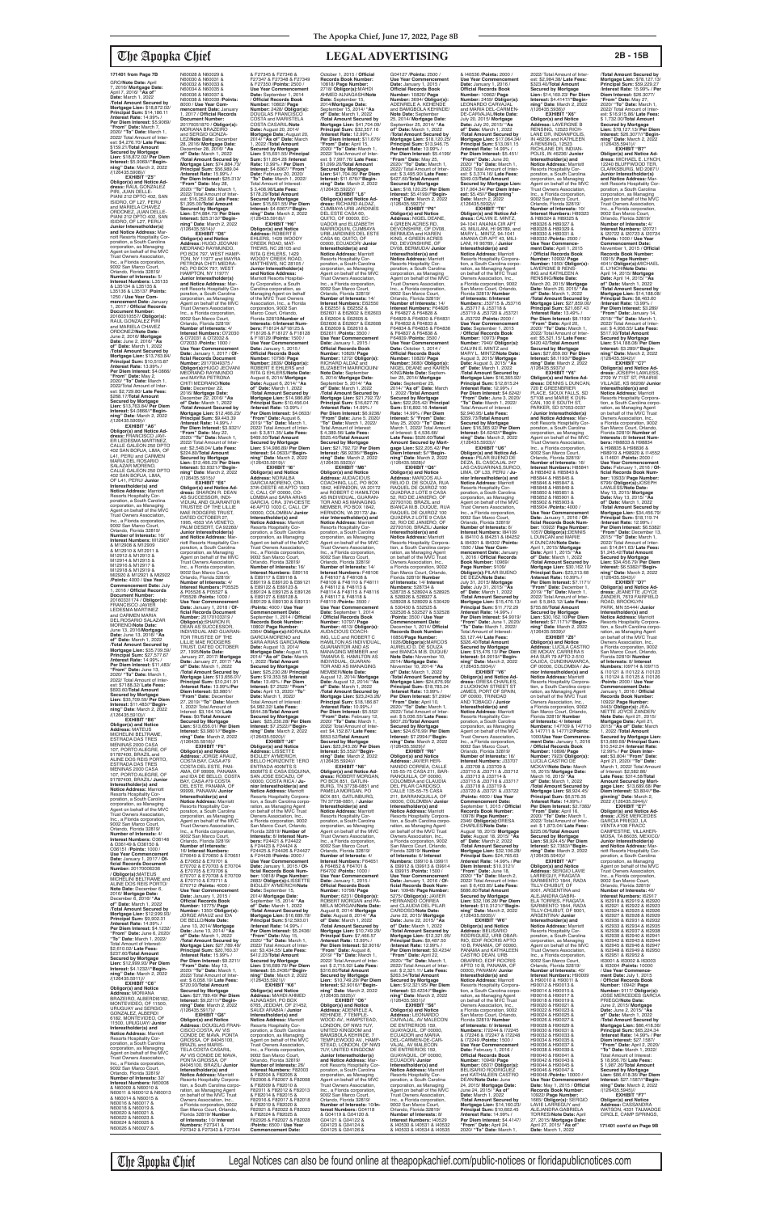**171401 from Page 7B**

GRO/**Note Date:** April 7, 2016/ **Mortgage Date:** April 7, 2016/ **"As of" Date:** March 1, 2022 /**Total Amount Secured by Mortgage Lien:** $16,872.02/ **Principal Sum:** $14,186.11 /**Interest Rate:** 14.99% / **Per Diem Interest:** $5.9069/ **"From" Date:** March 7, 2020/ **"To" Date:** March 1, 2022/ Total Amount of Interest: $4,276.70/ **Late Fees:** $159.21/**Total Amount Secured by Mortgage Lien:** $16,872.02/ **Per Diem Interest:** $5.9069//**"Beginning" Date:** March 2, 2022 /(126435.5906)//

**EXHIBIT "Z5"**
**Obligor(s) and Notice Address:** RAUL GONZALEZ PIN, AV. JAVIER PRADO OESTE 1000 DPTO 402, SAN ISIDRO, OF L27, PERU and MARIELA CHAVEZ ORDONEZ, JUAN DELLE-PIANI 212 DPTO 402, SAN ISIDRO, OF L27, PERU/ **Junior Interestholder(s) and Notice Address:** Marriott Resorts Hospitality Corporation, a South Carolina corporation, as Managing Agent on behalf of the MVC Trust Owners Association, Inc., a Florida corporation, 9002 San Marco Court, Orlando, Florida 32819/ **Number of Interests:** 5/ **Interest Numbers:** L35133 & L35134 & L35135 & L35136 & L35137 /**Points:** 1250 / **Use Year Commencement Date:** January 1, 2017 / **Official Records Document Number:** 20160615577/ **Obligor(s):** RAUL GONZALEZ PIN and MARIELA CHAVEZ ORDONEZ/**Note Date:** June 2, 2016/ **Mortgage Date:** June 2, 2016/ **"As of" Date:** March 1, 2022 /**Total Amount Secured by Mortgage Lien:** $13,763.84/ **Principal Sum:** $10,515.87 /**Interest Rate:** 13.99% / **Per Diem Interest:** $4.0866/ **"From" Date:** May 2, 2020/ **"To" Date:** March 1, 2022/ Total Amount of Interest: $2,729.80/ **Late Fees:** $268.17/**Total Amount Secured by Mortgage Lien:** $13,763.84/ **Per Diem Interest:** $4.0866//**"Beginning" Date:** March 2, 2022 /(126435.5909)//

**EXHIBIT "A6"**
**Obligor(s) and Notice Address:** FRANCISCO JAVIER LEDESMA MARTINEZ, CALLE GALEON 250 DPTO 402 SAN BORJA, LIMA, OF L41, PERU and CARMEN MARIA DEL ROSARIO SALAZAR MORENO, CALLE GALEON 250 DPTO 402 SAN BORJA, LIMA, OF L41, PERU/ **Junior Interestholder(s) and Notice Address:** Marriott Resorts Hospitality Corporation, a South Carolina corporation, as Managing Agent on behalf of the MVC Trust Owners Association, Inc., a Florida corporation, 9002 San Marco Court, Orlando, Florida 32819/ **Number of Interests:** 16/ **Interest Numbers:** M12907 & M12908 & M12909 & M12910 & M12911 & M12912 & M12913 & M12914 & M12915 & M12916 & M12917 & M12918 & M12919 & M29220 & M12921 & M12922 /**Points:** 4000 / **Use Year Commencement Date:** July 1, 2016 / **Official Records Document Number:** 20160337074 / **Obligor(s):** FRANCISCO JAVIER LEDESMA MARTINEZ and CARMEN MARIA DEL ROSARIO SALAZAR MORENO/**Note Date:** June 13, 2016/ **Mortgage Date:** June 13, 2016/ **"As of" Date:** March 1, 2022 /**Total Amount Secured by Mortgage Lien:** $35,709.59/ **Principal Sum:** $27,577.67 /**Interest Rate:** 14.99% / **Per Diem Interest:** $11.483/ **"From" Date:** June 13, 2020/ **"To" Date:** March 1, 2022/ Total Amount of Interest: $7,198.32/ **Late Fees:** $683.60/**Total Amount Secured by Mortgage Lien:** $35,709.59/ **Per Diem Interest:** $11.483//**"Beginning" Date:** March 2, 2022 /(126435.5910)//

**EXHIBIT "B6"**
**Obligor(s) and Notice Address:** MATEUS MICHELIM BELTRAME, ESTRADA DAS TRES MENINAS 2000 CASA 107, PORTO ALEGRE, OF 91787-690, BRAZIL and ALINE DOS REIS PORTO, ESTRADA DAS TRES MENINAS 2000 CASA 107, PORTO ALEGRE, OF 91787-690, BRAZIL/ **Junior Interestholder(s) and Notice Address:** Marriott Resorts Hospitality Corporation, a South Carolina corporation, as Managing Agent on behalf of the MVC Trust Owners Association, Inc., a Florida corporation, 9002 San Marco Court, Orlando, Florida 32819/ **Number of Interests:** 4/ **Interest Numbers:** O36148 & O36149 & O36150 & O36151 /**Points:** 1000 / **Use Year Commencement Date:** January 1, 2017 / **Official Records Document Number:** 20170006336 / **Obligor(s):**MATEUS MICHELIM BELTRAME and ALINE DOS REIS PORTO/ **Note Date:** December 6, 2016/ **Mortgage Date:** December 6, 2016/ **"As of" Date:** March 1, 2022 /**Total Amount Secured by Mortgage Lien:** $12,999.93/ **Principal Sum:** $9,902.31 /**Interest Rate:** 14.99% / **Per Diem Interest:** $4.1232/ **"From" Date:** June 6, 2020/ **"To" Date:** March 1, 2022/ Total Amount of Interest: $2,610.02/ **Late Fees:** $237.60/**Total Amount Secured by Mortgage Lien:** $12,999.93/ **Per Diem Interest:** $4.1232//**"Beginning" Date:** March 2, 2022 /(126435.5911)//

**EXHIBIT "C6"**
**Obligor(s) and Notice Address:** MORIANA BRAZEIRO, ALBERDI6182, MONTEVIDEO, OF 11500, URUGUAY and SERGIO GONZALEZ, ALBERDI 6182, MONTEVIDEO, OF 11500, URUGUAY/ **Junior Interestholder(s) and Notice Address:** Marriott Resorts Hospitality Corporation, a South Carolina corporation, as Managing Agent on behalf of the MVC Trust Owners Association, Inc., a Florida corporation, 9002 San Marco Court, Orlando, Florida 32819/ **Number of Interests:** 32/ **Interest Numbers:** N60008 & N60009 & N60010 & N60011 & N60012 & N60013 & N60014 & N60015 & N60016 & N60017 & N60018 & N60019 & N60020 & N60021 & N60022 & N60023 & N60024 & N60025 & N60026 & N60027 & N60028 & N60029 & N60030 & N60031 & N60032 & N60033 & N60034 & N60035 & N60036 & N60037 & N60038 & N60039 /**Points:** 8000 / **Use Year Commencement Date:** January 1, 2017 / **Official Records Document Number:** 20170051870 / **Obligor(s):** MORIANA BRAZEIRO and SERGIO GONZALEZ/**Note Date:** December 28, 2016/ **Mortgage Date:** December 28, 2016/ **"As of" Date:** March 1, 2022 /**Total Amount Secured by Mortgage Lien:** $74,884.73/ **Principal Sum:** $56,986.29 /**Interest Rate:** 15.99% / **Per Diem Interest:** $25.3130/ **"From" Date:** May 28, 2020/ **"To" Date:** March 1, 2022/ Total Amount of Interest: $16,250.88/ **Late Fees:** $1,395.06/**Total Amount Secured by Mortgage Lien:** $74,884.73/ **Per Diem Interest:** $25.3130//**"Beginning" Date:** March 2, 2022 /(126435.5914)//

**EXHIBIT "D6"**
**Obligor(s) and Notice Address:** HUGO JEOVANI MEDRANO RAYMUNDO, PO BOX 797, WEST HAMPTON, NY 11977 and MAYRA PETRONA CHITI MEDRANO, PO BOX 797, WEST HAMPTON, NY 11977/ **Junior Interestholder(s) and Notice Address:** Marriott Resorts Hospitality Corporation, a South Carolina corporation, as Managing Agent on behalf of the MVC Trust Owners Association, Inc., a Florida corporation, 9002 San Marco Court, Orlando, Florida 32819/ **Number of Interests:** 4/ **Interest Numbers:** O72030 & O72031 & O72032 & O72033 /**Points:** 1000 / **Use Year Commencement Date:** January 1, 2017 / **Official Records Document Number:** 20170040373 / **Obligor(s):**HUGO JEOVANI MEDRANO RAYMUNDO and MAYRA PETRONA CHITI MEDRANO/**Note Date:** December 22, 2016/ **Mortgage Date:** December 22, 2016/ **"As of" Date:** March 1, 2022 /**Total Amount Secured by Mortgage Lien:** $12,466.23/ **Principal Sum:** $9,443.39 /**Interest Rate:** 14.99% / **Per Diem Interest:** $3.9321/ **"From" Date:** May 22, 2020/ **"To" Date:** March 1, 2022/ Total Amount of Interest: $2,548.04/ **Late Fees:** $224.80/**Total Amount Secured by Mortgage Lien:** $12,466.23/ **Per Diem Interest:** $3.9321//**"Beginning" Date:** March 2, 2022 /(126435.5915)//

**EXHIBIT "E6"**
**Obligor(s) and Notice Address:** SHARON R. DEAN AS SUCCESSOR, INDIVIDUAL AND GUARANTOR TRUSTEE OF THE LILLIE MAE RODGERS TRUST, DATED OCTOBER 27, 1995, 4553 VIA VENETO, PALM DESERT, CA 92260/ **Junior Interestholder(s) and Notice Address:** Marriott Resorts Hospitality Corporation, a South Carolina corporation, as Managing Agent on behalf of the MVC Trust Owners Association, Inc., a Florida corporation, 9002 San Marco Court, Orlando, Florida 32819/ **Number of Interests:** 4/ **Interest Numbers:** P05525 & P05526 & P05527 & P05528 /**Points:** 1000 / **Use Year Commencement Date:** January 1, 2018 / **Official Records Document Number:** 20170103319 / **Obligor(s):**SHARON R. DEAN AS SUCCESSOR, INDIVIDUAL AND GUARANTOR TRUSTEE OF THE LILLIE MAE RODGERS TRUST, DATED OCTOBER 27, 1995/**Note Date:** January 27, 2017/ **Mortgage Date:** January 27, 2017/ **"As of" Date:** March 1, 2022 /**Total Amount Secured by Mortgage Lien:** $13,656.01/ **Principal Sum:** $10,241.91 /**Interest Rate:** 13.99% / **Per Diem Interest:** $3.9801/ **"From" Date:** December 27, 2019/ **"To" Date:** March 1, 2022/ Total Amount of Interest: $3,164.10/ **Late Fees:** $0/**Total Amount Secured by Mortgage Lien:** $13,656.01/ **Per Diem Interest:** $3.9801//**"Beginning" Date:** March 2, 2022 /(126435.5916)//

**EXHIBIT "F6"**
**Obligor(s) and Notice Address:** JORGE ARAUZ, COSTA BAY, CASA #79 COSTA DEL ESTE, PANAMA, OF 99999, PANAMA and EVA DE BELLO, COSTA BAY, CASA #79 COSTA DEL ESTE, PANAMA, OF 99999, PANAMA/ **Junior Interestholder(s) and Notice Address:** Marriott Resorts Hospitality Corporation, a South Carolina corporation, as Managing Agent on behalf of the MVC Trust Owners Association, Inc., a Florida corporation, 9002 San Marco Court, Orlando, Florida 32819/ **Number of Interests:** 16/ **Interest Numbers:** E70649 & E70650 & E70651 & E70652 & E70701 & E70702 & E70703 & E70704 & E70705 & E70706 & E70707 & E70708 & E70709 & E70710 & E70711 & E70712 /**Points:** 4000 / **Use Year Commencement Date:** January 1, 2015 / **Official Records Book Number:** 10775/ **Page Number:** 1350/ **Obligor(s):** JORGE ARAUZ and EVA DE BELLO/**Note Date:** June 13, 2014/ **Mortgage Date:** June 13, 2014/ **"As of" Date:** March 1, 2022 /**Total Amount Secured by Mortgage Lien:** $27,789.49/ **Principal Sum:** $20,760.17 /**Interest Rate:** 15.99% / **Per Diem Interest:** $9.2211/ **"From" Date:** May 13, 2020/ **"To" Date:** March 1, 2022/ Total Amount of Interest: $ 6,058.18/ **Late Fees:** $720.64/**Total Amount Secured by Mortgage Lien:** $27,789.49/ **Per Diem Interest:** $9.2211//**"Beginning" Date:** March 2, 2022 /(126435.5917)//

**EXHIBIT "G6"**
**Obligor(s) and Notice Address:** DOUGLAS FRANCISCO COSTA, AV VIS CONDE DE MAVA, PORTA GROSSA, OF 84045100, BRAZIL and MARISTELA COSTA CASARIL, AV VIS CONDE DE MAVA, PORTA GROSSA, OF 84045100, BRAZIL/ **Junior Interestholder(s) and Notice Address:** Marriott Resorts Hospitality Corporation, a South Carolina corporation, as Managing Agent on behalf of the MVC Trust Owners Association, Inc., a Florida corporation, 9002 San Marco Court, Orlando, Florida 32819/ **Number of Interests:** 10/ **Interest Numbers:** F27341 & F27342 & F27343 & F27344 & F27345 & F27346 & F27347 & F27348 & F27349 & F27350 /**Points:** 2500 / **Use Year Commencement Date:** September 1, 2014 / **Official Records Book Number:** 10802/ **Page Number:** 2428/ **Obligor(s):** DOUGLAS FRANCISCO COSTA and MARISTELA COSTA CASARIL/**Note Date:** August 20, 2014/ **Mortgage Date:** August 20, 2014/ **"As of" Date:** March 1, 2022 /**Total Amount Secured by Mortgage Lien:** $15,631.55/ **Principal Sum:** $11,854.28 /**Interest Rate:** 13.99% / **Per Diem Interest:** $4.6067/ **"From" Date:** February 20, 2020/ **"To" Date:** March 1, 2022/ Total Amount of Interest: $ 3,408.96 /**Late Fees:** $178.29/**Total Amount Secured by Mortgage Lien:** $15,631.55/ **Per Diem Interest:** $4.6067//**"Beginning" Date:** March 2, 2022 /(126435.5918)//

**EXHIBIT "H6"**
**Obligor(s) and Notice Address:** ROBERT E EHLERS, 1429 WOODY CREEK ROAD, MATTHEWS, NC 28105 and RITA G EHLERS, 1429 WOODY CREEK ROAD, MATTHEWS, NC 28105 / **Junior Interestholder(s) and Notice Address:** Marriott Resorts Hospitality Corporation, a South Carolina corporation, as Managing Agent on behalf of the MVC Trust Owners Association, Inc., a Florida corporation, 9002 San Marco Court, Orlando, Florida 32819/**Number of Interests:** 6/**Interest Numbers:** F18124 & F18125 & F18126 & F18127 & F18128 & F18129 /**Points:** 1500 / **Use Year Commencement Date:** January 1, 2015 / **Official Records Book Number:** 10790/ **Page Number:** 2203/ **Obligor(s):** ROBERT E EHLERS and RITA G EHLERS/**Note Date:** August 6, 2014/ **Mortgage Date:** August 6, 2014/ **"As of" Date:** March 1, 2022 /**Total Amount Secured by Mortgage Lien:** $14,988.89/ **Principal Sum:** $10,406.04 /**Interest Rate:** 13.99% / **Per Diem Interest:** $4.0633/ **"From" Date:** March 6, 2019/ **"To" Date:** March 1, 2022/ Total Amount of Interest: $ 3,831.76/ **Late Fees:** $499.50/**Total Amount Secured by Mortgage Lien:** $14,988.89/ **Per Diem Interest:** $4.0633//**"Beginning" Date:** March 2, 2022 /(126435.5919)//

**EXHIBIT "I6"**
**Obligor(s) and Notice Address:** NORALBA GARCIA MORENO, CRA. 37#-OESTE-46 APTO 1002 CALI, OF 00000, COLOMBIA and SARA ARIAS GARCIA, CRA. 37#-OESTE 46 APTO 1002 C. CALI, OF 00000, COLOMBIA/ **Junior Interestholder(s) and Notice Address:** Marriott Resorts Hospitality Corporation, a South Carolina corporation, as Managing Agent on behalf of the MVC Trust Owners Association, Inc., a Florida corporation, 9002 San Marco Court, Orlando, Florida 32819/ **Number of Interests:** 16/ **Interest Numbers:** E89116 & E89117 & E89118 & E89119 & E89120 & E89121 & E89122 & E89123 & E89124 & E89125 & E89126 & E89127 & E89128 & E89129 & E89130 & E89131 /**Points:** 4000 / **Use Year Commencement Date:** September 1, 2014 / **Official Records Book Number:** 10802/ **Page Number:** 3364/ **Obligor(s):**NORALBA GARCIA MORENO and SARA ARIAS GARCIA/**Note Date:** August 13, 2014/ **Mortgage Date:** August 13, 2014/ **"As of" Date:** March 1, 2022 /**Total Amount Secured by Mortgage Lien:** $25,230.28/ **Principal Sum:** $19,350.38 /**Interest Rate:** 13.49% / **Per Diem Interest:** $7.2522/ **"From" Date:** April 13, 2020/ **"To" Date:** March 1, 2022/ Total Amount of Interest: $4,982.32/ **Late Fees:** $644.38/**Total Amount Secured by Mortgage Lien:** $25,230.28/ **Per Diem Interest:** $7.2522//**"Beginning" Date:** March 2, 2022 /(126435.5920)//

**EXHIBIT "J6"**
**Obligor(s) and Notice Address:** LISSETTE BIOLLEY AYMERICH, BELLO HORIZONTE ERO ENTRADA 400MTS S ROSMITS E CASA ESQUINA, SAN JOSE ESCAZU, OF 00000, COSTA RICA/ **Junior Interestholder(s) and Notice Address:** Marriott Resorts Hospitality Corporation, a South Carolina corporation, as Managing Agent on behalf of the MVC Trust Owners Association, Inc., a Florida corporation, 9002 San Marco Court, Orlando, Florida 32819/ **Number of Interests:** 8/ **Interest Numbers:** F24422 & F24423 & F24424 & F24425 & F24426 & F24427 & F24428 /**Points:** 2000 / **Use Year Commencement Date:** January 1, 2015 / **Official Records Book Number:** 10818/ **Page Number:** 3388/ **Obligor(s):**LISSETTE BIOLLEY AYMERICH/**Note Date:** September 11, 2014/ **Mortgage Date:** September 11, 2014/ **"As of" Date:** March 1, 2022 /**Total Amount Secured by Mortgage Lien:** $16,698.78/ **Principal Sum:** $12,583.01 /**Interest Rate:** 14.99% / **Per Diem Interest:** $5.2436/ **"From" Date:** May 15, 2020/ **"To" Date:** March 1, 2022/ Total Amount of Interest: $3,424.25/ **Late Fees:** $412.23/**Total Amount Secured by Mortgage Lien:** $16,698.78/ **Per Diem Interest:** $5.2436//**"Beginning" Date:** March 2, 2022 /(126435.5921)//

**EXHIBIT "K6"**
**Obligor(s) and Notice Address:** HAMDI AHMED ALNAGASH, PO BOX 6765, JEDDAH, OF 21452, SAUDI ARABIA / **Junior Interestholder(s) and Notice Address:** Marriott Resorts Hospitality Corporation, a South Carolina corporation, as Managing Agent on behalf of the MVC Trust Owners Association, Inc., a Florida corporation, 9002 San Marco Court, Orlando, Florida 32819/ **Number of Interests:** 26/ **Interest Numbers:** F82003 & F82004 & F82005 & F82006 & F82007 & F82008 & F82009 & F82010 & F82011 & F82012 & F82013 & F82014 & F82015 & F82016 & F82017 & F82018 & F82019 & F82020 & F82021 & F82022 & F82023 & F82024 & F82025 & F82026 & F82027 & F82028 /**Points:** 6500 / **Use Year Commencement Date:** October 1, 2015 / **Official Records Book Number:** 10818/ **Page Number:** 2718/ **Obligor(s):**HAMDI AHMED ALNAGASH/**Note Date:** September 15, 2014/**Mortgage Date:** September 15, 2014/ **"As of" Date:** March 1, 2022 /**Total Amount Secured by Mortgage Lien:** $41,704.09/ **Principal Sum:** $32,357.16 /**Interest Rate:** 13.99% / **Per Diem Interest:** $11.676/ **"From" Date:** April 15, 2020/ **"To" Date:** March 1, 2022/ Total Amount of Interest: $ 7,997.76/ **Late Fees:** $1,099.17/**Total Amount Secured by Mortgage Lien:** $41,704.09/ **Per Diem Interest:** $11.676//**"Beginning" Date:** March 2, 2022 /(126435.5922)//

**EXHIBIT "L6"**
**Obligor(s) and Notice Address:** DAVID FELIPE CUMBAYA URB JARDINES DEL ESTE CASA 60, QUITO, OF 00000, ECUADOR and ELIZABETH MARROQUIN, CUMBAYA URB JARDINES DEL ESTE CASA 60, QUITO, OF 00000, ECUADOR/ **Junior Interestholder(s) and Notice Address:** Marriott Resorts Hospitality Corporation, a South Carolina corporation, as Managing Agent on behalf of the MVC Trust Owners Association, Inc., a Florida corporation, 9002 San Marco Court, Orlando, Florida 32819/ **Number of Interests:** 14/ **Interest Numbers:** E62550 & E62551 & E62552 & E62601 & E62602 & E62603 & E62604 & E62605 & E62606 & E62607 & E62608 & E62609 & E62610 & E62611 /**Points:** 3500 / **Use Year Commencement Date:** January 1, 2015 / **Official Records Book Number:** 10820/ **Page Number:** 1272/ **Obligor(s):** RICHARD ALDAZ and ELIZABETH MARROQUIN/ **Note Date:** September 5, 2014/ **Mortgage Date:** September 5, 2014/ **"As of" Date:** March 1, 2022 /**Total Amount Secured by Mortgage Lien:** $21,792.72/ **Principal Sum:** $16,627.76 /**Interest Rate:** 14.99% / **Per Diem Interest:** $6.9236/ **"From" Date:** March 5, 2020/ **"To" Date:** March 1, 2022/ Total Amount of Interest: $ 4,380.56/ **Late Fees:** $526.40/**Total Amount Secured by Mortgage Lien:** $21,792.72/ **Per Diem Interest:** $6.9236//**"Beginning" Date:** March 2, 2022 /(126435.5923)//

**EXHIBIT "M6"**
**Obligor(s) and Notice Address:** AUDACIOUS COACHING, LLC, PO BOX 1842, HERNDON, VA 20172 and ROBERT C HAMILTON AS INDIVIDUAL, GUARANTOR AND AS MANAGING MEMBER, PO BOX 1842, HERNDON, VA 20172/ **Junior Interestholder(s) and Notice Address:** Marriott Resorts Hospitality Corporation, a South Carolina corporation, as Managing Agent on behalf of the MVC Trust Owners Association, Inc., a Florida corporation, 9002 San Marco Court, Orlando, Florida 32819/ **Number of Interests:** 14/ **Interest Numbers:** F48106 & F48107 & F48108 & F48109 & F48110 & F48111 & F48112 & F48113 & F48114 & F48115 & F48116 & F48117 & F48118 & F48119 /**Points:** 3500 / **Use Year Commencement Date:** September 1, 2014 / **Official Records Book Number:** 10820/ **Page Number:** 4613/ **Obligor(s):** AUDACIOUS COACHING, LLC and ROBERT C HAMILTON AS INDIVIDUAL, GUARANTOR AND AS MANAGING MEMBER and TAMARA S HAMILTON AS INDIVIDUAL, GUARANTOR AND AS MANAGING MEMBER/**Note Date:** August 12, 2014/ **Mortgage Date:** August 12, 2014/ **"As of" Date:** March 1, 2022 /**Total Amount Secured by Mortgage Lien:** $53,243.26/ **Principal Sum:** $21,629.87 /**Interest Rate:** 10.99% / **Per Diem Interest:** $6.6031/ **"From" Date:** February 12, 2017/ **"To" Date:** March 1, 2022/ Total Amount of Interest: $14,152.87/ **Late Fees:** $653.52/**Total Amount Secured by Mortgage Lien:** $53,243.26/ **Per Diem Interest:** $6.5521//**"Beginning" Date:** March 2, 2022 /(126435.5924)//

**EXHIBIT "N6"**
**Obligor(s) and Notice Address:** ROBERT MORGAN, PO BOX 851, GATLINBURG, TN 37738-0851 and PAMELA MORGAN, PO BOX 851, GATLINBURG, TN 37738-0851 / **Junior Interestholder(s) and Notice Address:** Marriott Resorts Hospitality Corporation, a South Carolina corporation, as Managing Agent on behalf of the MVC Trust Owners Association, Inc., a Florida corporation, 9002 San Marco Court, Orlando, Florida 32819/ **Number of Interests:** 4/ **Interest Numbers:** F64651 & F64652 & F64701 & F64702 /**Points:** 1000 / **Use Year Commencement Date:** January 1, 2015 / **Official Records Book Number:** 10820/ **Page Number:** 6237/ **Obligor(s):** ROBERT MORGAN and PAMELA MORGAN/**Note Date:** August 8, 2014/ **Mortgage Date:** August 8, 2014/ **"As of" Date:** March 1, 2022 /**Total Amount Secured by Mortgage Lien:** $10,749.29/ **Principal Sum:** $7,466.57 /**Interest Rate:** 13.99% / **Per Diem Interest:** $2.9016/ **"From" Date:** July 8, 2019/ **"To" Date:** March 1, 2022/ Total Amount of Interest: $ 2,715.92/ **Late Fees:** $316.80/**Total Amount Secured by Mortgage Lien:** $10,749.29/ **Per Diem Interest:** $2.9016//**"Beginning" Date:** March 2, 2022 /(126435.5925)//

**EXHIBIT "O6"**
**Obligor(s) and Notice Address:** ADENRELE A. KEHINDE, 7 TEMPLEWOOD AV, HAMPSTEAD, LONDON, OF NW3 7UY, UNITED KINGDOM and BAMGBOLA KEHINDE, 7 TEMPLEWOOD AV., HAMPSTEAD, LONDON, OF NW3 7UY, UNITED KINGDOM/ **Junior Interestholder(s) and Notice Address:** Marriott Resorts Hospitality Corporation, a South Carolina corporation, as Managing Agent on behalf of the MVC Trust Owners Association, Inc., a Florida corporation, 9002 San Marco Court, Orlando, Florida 32819/ **Number of Interests:** 10/**Interest Numbers:** G04118 & G04119 & G04120 & G04121 & G04122 & G04123 & G04124 & G04125 & G04126 & G04127 /**Points:** 2500 / **Use Year Commencement Date:** January 1, 2015 / **Official Records Book Number:** 10820/ **Page Number:** 3650/ **Obligor(s):** ADENRELE A. KEHINDE and BAMGBOLA KEHINDE/ **Note Date:** September 25, 2014/ **Mortgage Date:** September 25, 2014/ **"As of" Date:** March 1, 2022 /**Total Amount Secured by Mortgage Lien:** $18,120.25/ **Principal Sum:** $13,946.75 /**Interest Rate:** 13.99% / **Per Diem Interest:** $5.4199/ **"From" Date:** May 25, 2020/ **"To" Date:** March 1, 2022/ Total Amount of Interest: $ 3,485.30/ **Late Fees:** $437.60/**Total Amount Secured by Mortgage Lien:** $18,120.25/ **Per Diem Interest:** $5.4199//**"Beginning" Date:** March 2, 2022 /(126435.5926)//

**EXHIBIT "P6"**
**Obligor(s) and Notice Address:** NIGEL DEANE, LAVERN ACRES RD, DEVONSHIRE, OF DV08, BERMUDA and KAREN KING, 4 GREEN ACRES RD, DEVONSHIRE, OF DV08, BERMUDA/ **Junior Interestholder(s) and Notice Address:** Marriott Resorts Hospitality Corporation, a South Carolina corporation, as Managing Agent on behalf of the MVC Trust Owners Association, Inc., a Florida corporation, 9002 San Marco Court, Orlando, Florida 32819/ **Number of Interests:** 14/ **Interest Numbers:** F64826 & F64827 & F64828 & F64829 & F64830 & F64831 & F64832 & F64833 & F64834 & F64835 & F64836 & F64837 & F64838 & F64839 /**Points:** 3500 / **Use Year Commencement Date:** October 1, 2014 / **Official Records Book Number:** 10820/ **Page Number:** 5360/ **Obligor(s):** NIGEL DEANE and KAREN KING/**Note Date:** September 25, 2014/ **Mortgage Date:** September 25, 2014/ **"As of" Date:** March 1, 2022 /**Total Amount Secured by Mortgage Lien:** $20,205.42/ **Principal Sum:** $16,009.15 /**Interest Rate:** 14.99% / **Per Diem Interest:** $6.6660/ **"From" Date:** May 25, 2020/ **"To" Date:** March 1, 2022/ Total Amount of Interest: $ 4,536.66/ **Late Fees:** $526.06/**Total Amount Secured by Mortgage Lien:** $20,205.42/ **Per Diem Interest:** $6.666//**"Beginning" Date:** March 2, 2022 /(126435.5927)//

**EXHIBIT "Q6"**
**Obligor(s) and Notice Address:** MARCOS AURELIO C. DE SOUZA, RUA RAQUEL DE QUIROZ 100 QUADRA 2 LOTE 8 CASA 52, RIO DE JANEIRO, OF 22793100, BRAZIL and BIANCA M.B. DUQUE, RUA RAQUEL DE QUIROZ 100 QUADRA 2 LOTE 8 CASA 52, RIO DE JANEIRO, OF 22793100, BRAZIL/ **Junior Interestholder(s) and Notice Address:** Marriott Resorts Hospitality Corporation, a South Carolina corporation, as Managing Agent on behalf of the MVC Trust Owners Association, Inc., a Florida corporation, 9002 San Marco Court, Orlando, Florida 32819/ **Number of Interests:** 14/ **Interest Numbers:** S28717 & S28718 & S28719 & S28720 & S28721 & S28722 & S28723 & S28724 & S28725 & S28726 & S28727 & S28728 & S28729 & S28730 /**Points:** 3500 / **Use Year Commencement Date:** December 1, 2014/ **Official Records Book Number:** 10829/**Obligor(s):**MARCOS AURELIO C. DE SOUZA and BIANCA M.B. DUQUE/ **Note Date:** November 10, 2014/ **Mortgage Date:** November 10, 2014/ **"As of" Date:** March 1, 2022 /**Total Amount Secured by Mortgage Lien:** $24,676.59/ **Principal Sum:** $18,783.24 /**Interest Rate:** 13.99% / **Per Diem Interest:** $7.2994/ **"From" Date:** May 10, 2020/ **"To" Date:** March 1, 2022/ Total Amount of Interest: $ 5,036.55/ **Late Fees:** $606.80/**Total Amount Secured by Mortgage Lien:** $24,676.59/ **Per Diem Interest:** $7.2994//**"Beginning" Date:** March 2, 2022 /(126435.5930)//

**EXHIBIT "R6"**
**Obligor(s) and Notice Address:** JAVIER HERNANDO CORREA, CALLE 135-55-75 CASA 211, BARRANQUILLA, OF 00000, COLOMBIA and CLAUDIA DEL PILAR CARDOSO, CALLE 135-55-75 CASA 211, BARRANQUILLA, OF 00000, COLOMBIA/ **Junior Interestholder(s) and Notice Address:** Marriott Resorts Hospitality Corporation, a South Carolina corporation, as Managing Agent on behalf of the MVC Trust Owners Association, Inc., a Florida corporation, 9002 San Marco Court, Orlando, Florida 32819/ **Number of Interests:** 4/ **Interest Numbers:** G09910 & G09911 & G09912 & G09913 /**Points:** 1000 / **Use Year Commencement Date:** January 1, 2016 / **Official Records Book Number:** 10848/ **Page Number:** 5275/ **Obligor(s):** JAVIER HERNANDO CORREA and CLAUDIA DEL PILAR CARDOSO/**Note Date:** June 20, 2015/ **Mortgage Date:** June 20, 2015/ **"As of" Date:** March 1, 2022 /**Total Amount Secured by Mortgage Lien:** $12,321.58/ **Principal Sum:** $9,487.50 /**Interest Rate:** 14.99% / **Per Diem Interest:** $3.9504/ **"From" Date:** May 20, 2020/ **"To" Date:** March 1, 2022/ Total Amount of Interest: $ 2,567.74/ **Late Fees:** $263.34/**Total Amount Secured by Mortgage Lien:** $12,321.58/ **Per Diem Interest:** $3.4234//**"Beginning" Date:** March 2, 2022 /(126435.5931)//

**EXHIBIT "S6"**
**Obligor(s) and Notice Address:** ANTONIO CARVAJAL, AV MALECON DE ENTRERIOS 190, GUAYAQUIL, OF 00000, ECUADOR and MARIA DEL-CARMEN DE-CARVAJAL, AV MALECON DE ENTRERIOS 190, GUAYAQUIL, OF 00000, ECUADOR/ **Junior Interestholder(s) and Notice Address:** Marriott Resorts Hospitality Corporation, a South Carolina corporation, as Managing Agent on behalf of the MVC Trust Owners Association, Inc., a Florida corporation, 9002 San Marco Court, Orlando, Florida 32819/ **Number of Interests:** 8/ **Interest Numbers:** H05329 & H05330 & H05331 & H05332 & H05333 & H05334 & H05335 & H05336 /**Points:** 2000 / **Use Year Commencement Date:** January 1, 2016 / **Official Records Book Number:** 10862/ **Page Number:** 2459/ **Obligor(s):** LEONARDO CARVAJAL and MARIA DEL-CARMEN-DE-CARVAJAL/**Note Date:** July 20, 2015/ **Mortgage Date:** July 20, 2015/ **"As of" Date:** March 1, 2022 /**Total Amount Secured by Mortgage Lien:** $17,064.34/ **Principal Sum:** $13,091.15 /**Interest Rate:** 14.99% / **Per Diem Interest:** $5.451/ **"From" Date:** June 20, 2020/ **"To" Date:** March 1, 2022/ Total Amount of Interest: $ 3,374.16/ **Late Fees:** $349.03/**Total Amount Secured by Mortgage Lien:** $17,064.34/ **Per Diem Interest:** $5.451//**"Beginning" Date:** March 2, 2022 /(126435.5932)//

**EXHIBIT "T6"**
**Obligor(s) and Notice Address:** CALVIN E. MINTZ, 94-1041 ANANIA CIR APT 43, MILILANI, HI 96789, and MARY L. MINTZ, 94-1041 ANANIA CIR APT 43, MILILANI, HI 96789 / **Junior Interestholder(s) and Notice Address:** Marriott Resorts Hospitality Corporation, a South Carolina corporation, as Managing Agent on behalf of the MVC Trust Owners Association, Inc., a Florida corporation, 9002 San Marco Court, Orlando, Florida 32819/ **Number of Interests:** 8/**Interest Numbers:** J53715 & J53716 & J53717 & J53718 & J53719 & J53720 & J53721 & J53722 /**Points:** 2000 / **Use Year Commencement Date:** September 1, 2015 / **Official Records Book Number:** 10973/ **Page Number:** 7940/ **Obligor(s):** CALVIN E. MINTZ and MARY L. MINTZ/**Note Date:** August 3, 2015/ **Mortgage Date:** August 3, 2015/ **"As of" Date:** March 1, 2022 /**Total Amount Secured by Mortgage Lien:** $16,365.92/ **Principal Sum:** $12,815.24 /**Interest Rate:** 12.99% / **Per Diem Interest:** $4.6242/ **"From" Date:** June 3, 2020/ **"To" Date:** March 1, 2022/ Total Amount of Interest: $2,940.96/ **Late Fees:** $359.73/**Total Amount Secured by Mortgage Lien:** $16,365.92/ **Per Diem Interest:** $4.6242//**"Beginning" Date:** March 2, 2022 /(126435.5933)//

**EXHIBIT "U6"**
**Obligor(s) and Notice Address:** PILAR BUENO DE DEZA, EL CASCAJAL 247 LAS CASUARINAS,SURCO, LIMA, OF L33, PERU / **Junior Interestholder(s) and Notice Address:** Marriott Resorts Hospitality Corporation, a South Carolina corporation, as Managing Agent on behalf of the MVC Trust Owners Association, Inc., a Florida corporation, 9002 San Marco Court, Orlando, Florida 32819/ **Number of Interests:** 6/ **Interest Numbers:** I84109 & I84110 & I84251 & I84252 & I84301 & I84302 /**Points:** 1500 / **Use Year Commencement Date:** January 1, 2016 / **Official Records Book Number:** 10960/ **Page Number:** 9109/ **Obligor(s):**PILAR BUENO DE DEZA/**Note Date:** July 31, 2015/ **Mortgage Date:** July 31, 2015/ **"As of" Date:** March 1, 2022 /**Total Amount Secured by Mortgage Lien:** $15,476.13/ **Principal Sum:** $11,772.29 /**Interest Rate:** 14.99% / **Per Diem Interest:** $4.9019/ **"From" Date:** June 1, 2020/ **"To" Date:** March 1, 2022/ Total Amount of Interest: $3,127.44/ **Late Fees:** $326.40/**Total Amount Secured by Mortgage Lien:** $15,476.13/ **Per Diem Interest:** $4.9019//**"Beginning" Date:** March 2, 2022 /(126435.5934)//

**EXHIBIT "V6"**
**Obligor(s) and Notice Address:** ORESA CHARLES, 2 LUCKNOW STREET ST JAMES, PORT OF SPAIN, OF 00000, TRINIDAD AND TOBAGO / **Junior Interestholder(s) and Notice Address:** Marriott Resorts Hospitality Corporation, a South Carolina corporation, as Managing Agent on behalf of the MVC Trust Owners Association, Inc., a Florida corporation, 9002 San Marco Court, Orlando, Florida 32819/ **Number of Interests:** 16/ **Interest Numbers:** J33707 & J33708 & J33709 & J33710 & J33711 & J33712 & J33713 & J33714 & J33715 & J33716 & J33717 & J33718 & J33719 & J33720 & J33721 & J33722 /**Points:** 4000 / **Use Year Commencement Date:** September 1, 2015 / **Official Records Book Number:** 10978/ **Page Number:** 2366/ **Obligor(s):**ORESA CHARLES/**Note Date:** August 18, 2015/ **Mortgage Date:** August 18, 2015/ **"As of" Date:** March 1, 2022 /**Total Amount Secured by Mortgage Lien:** $32,106.28/ **Principal Sum:** $24,765.63 /**Interest Rate:** 14.99% / **Per Diem Interest:** $10.3121/ **"From" Date:** June 18, 2020/ **"To" Date:** March 1, 2022/ Total Amount of Interest: $ 6,430.85/ **Late Fees:** $686.80/**Total Amount Secured by Mortgage Lien:** $32,106.28/ **Per Diem Interest:** $10.3121//**"Beginning" Date:** March 2, 2022 /(126435.5935)//

**EXHIBIT "W6"**
**Obligor(s) and Notice Address:** BELISARIO RODRIGUEZ, URB OBARRIO, EDIF ROCRIS APTO 10 B, PANAMA, OF 00000, PANAMA and KATHLEEN CASTRO DEAN, URB OBARRIO, EDIF ROCRIS APTO 10 B, PANAMA, OF 00000, PANAMA/ **Junior Interestholder(s) and Notice Address:** Marriott Resorts Hospitality Corporation, a South Carolina corporation, as Managing Agent on behalf of the MVC Trust Owners Association, Inc., a Florida corporation, 9002 San Marco Court, Orlando, Florida 32819/ **Number of Interests:** 8/ **Interest Numbers:** I72244 & I72245 & I72246 & I72247 & I72248 & I72249 /**Points:** 1500 / **Use Year Commencement Date:** February 1, 2016 / **Official Records Book Number:** 10949/ **Page Number:** 6607/ **Obligor(s):** BELISARIO RODRIGUEZ and KATHLEEN CASTRO DEAN/**Note Date:** June 24, 2015/ **Mortgage Date:** June 24, 2015/ **"As of" Date:** March 1, 2022 /**Total Amount Secured by Mortgage Lien:** $14,160.23/ **Principal Sum:** $10,602.46 /**Interest Rate:** 14.99% / **Per Diem Interest:** $4.4147/ **"From" Date:** April 24, 2020/ **"To" Date:** March 1, 2022/ Total Amount of Interest: $2,984.38/ **Late Fees:** $323.40/**Total Amount Secured by Mortgage Lien:** $14,160.23/ **Per Diem Interest:** $4.4147//**"Beginning" Date:** March 2, 2022 /(126435.5936)//

**EXHIBIT "X6"**
**Obligor(s) and Notice Address:** LAVERGNE B RENSING, 12523 FIRLANE DR, INDIANPOLIS, IN 46236 and KATHLEEN A RENSING, 12523 RICHLANE DR, INDIANPOLIS, IN 46236/ **Junior Interestholder(s) and Notice Address:** Marriott Resorts Hospitality Corporation, a South Carolina corporation, as Managing Agent on behalf of the MVC Trust Owners Association, Inc., a Florida corporation, 9002 San Marco Court, Orlando, Florida 32819/ **Number of Interests:** 10/ **Interest Numbers:** H89323 & H89324 & H89325 & H89326 & H89327 & H89328 & H89329 & H89330 & H89331 & H89332 /**Points:** 2500 / **Use Year Commencement Date:** April 1, 2015 / **Official Records Book Number:** 10902/ **Page Number:** 1950/ **Obligor(s):** LAVERGNE B RENSING and KATHLEEN A RENSING/**Note Date:** March 20, 2015/ **Mortgage Date:** March 20, 2015/ **"As of" Date:** March 1, 2022 /**Total Amount Secured by Mortgage Lien:** $27,859.00/ **Principal Sum:** $21,667.43 /**Interest Rate:** 13.49% / **Per Diem Interest:** $8.1193/ **"From" Date:** April 20, 2020/ **"To" Date:** March 1, 2022/ Total Amount of Interest: $5,521.15/ **Late Fees:** $420.42/**Total Amount Secured by Mortgage Lien:** $27,859.00/ **Per Diem Interest:** $8.1193//**"Beginning" Date:** March 2, 2022 /(126435.5937)//

**EXHIBIT "Y6"**
**Obligor(s) and Notice Address:** DENNIS L DUNCAN, 720 E GREENBRIER PLACE, SIOUX FALLS, SD 57108 and MARIE K DUNCAN, 100 E SOUTH ST, PARKER, SD 57053-0358 / **Junior Interestholder(s) and Notice Address:** Marriott Resorts Hospitality Corporation, a South Carolina corporation, as Managing Agent on behalf of the MVC Trust Owners Association, Inc., a Florida corporation, 9002 San Marco Court, Orlando, Florida 32819/ **Number of Interests:** 16/ **Interest Numbers:** H85841 & H85842 & H85843 & H85844 & H85845 & H85846 & H85847 & H85848 & H85849 & H85850 & H85851 & H85852 & H85901 & H85902 & H85903 & H85904 /**Points:** 4000 / **Use Year Commencement Date:** January 1, 2016 / **Official Records Book Number:** 10893/ **Page Number:** 10557/ **Obligor(s):**DENNIS L DUNCAN and MARIE K DUNCAN/**Note Date:** April 1, 2015/ **Mortgage Date:** April 1, 2015/ **"As of" Date:** March 1, 2022 /**Total Amount Secured by Mortgage Lien:** $30,162.10/ **Principal Sum:** $23,313.68 /**Interest Rate:** 10.99% / **Per Diem Interest:** $7.1171/ **"From" Date:** December 1, 2019/ **"To" Date:** March 1, 2022/ Total Amount of Interest: $ 5,843.12/ **Late Fees:** $755.80/**Total Amount Secured by Mortgage Lien:** $30,162.10/**Per Diem Interest:** $7.1171//**"Beginning" Date:** March 2, 2022 /(126435.5939)//

**EXHIBIT "Z6"**
**Obligor(s) and Notice Address:** LUCILA CASTRO DE MCKAY, CARRERA 5 #44 SUR 76 APTO 2-13, CAJICA, CUNDINAMARCA, OF 00000, COLOMBIA / **Junior Interestholder(s) and Notice Address:** Marriott Resorts Hospitality Corporation, a South Carolina corporation, as Managing Agent on behalf of the MVC Trust Owners Association, Inc., a Florida corporation, 9002 San Marco Court, Orlando, Florida 32819/ **Number of Interests:** 4/ **Interest Numbers:** 147709 & 147710 & 147711 & 147712/**Points:** 1000/**Use Year Commencement Date:** January 1, 2016 / **Official Records Book Number:** 10898/ **Page Number:** 7923/ **Obligor(s):** LUCILA CASTRO DE MCKAY/**Note Date:** March 16, 2015/ **Mortgage Date:** March 16, 2015/ **"As of" Date:** March 1, 2022 /**Total Amount Secured by Mortgage Lien:** $8,924.45/ **Principal Sum:** $6,576.35 /**Interest Rate:** 14.99% / **Per Diem Interest:** $2.7383/ **"From" Date:** April 16, 2020/ **"To" Date:** March 1, 2022/ Total Amount of Interest: $ 1,873.04/ **Late Fees:** $225.06/**Total Amount Secured by Mortgage Lien:** $8,924.45/ **Per Diem Interest:** $2.7383//**"Beginning" Date:** March 2, 2022 /(126435.5940)//

**EXHIBIT "A7"**
**Obligor(s) and Notice Address:** SERGIO LAVIE LARREGUY, FRAGATA SARMIENTO 1844, RADA TILLY-CHUBUT, OF 9001, ARGENTINA and ALEJANDRA GABRIELA TORRES, FRAGATA SARMIENTO 1844, RADA TILLY-CHUBUT, OF 9001, ARGENTINA/ **Junior Interestholder(s) and Notice Address:** Marriott Resorts Hospitality Corporation, a South Carolina corporation, as Managing Agent on behalf of the MVC Trust Owners Association, Inc., a Florida corporation, 9002 San Marco Court, Orlando, Florida 32819/ **Number of Interests:** 40/ **Interest Numbers:** H90009 & H90010 & H90011 & H90012 & H90013 & H90014 & H90015 & H90016 & H90017 & H90018 & H90019 & H90020 & H90021 & H90022 & H90023 & H90024 & H90025 & H90026 & H90027 & H90028 & H90029 & H90030 & H90031 & H90032 & H90033 & H90034 & H90035 & H90036 & H90037 & H90038 & H90039 & H90040 & H90041 & H90042 & H90043 & H90044 & H90045 & H90046 & H90047 & H90048 /**Points:** 10000 / **Use Year Commencement Date:** May 1, 2015 / **Official Records Book Number:** 10922/ **Page Number:** 1565/ **Obligor(s):**SERGIO LAVIE LARREGUY and ALEJANDRA GABRIELA TORRES/**Note Date:** April 27, 2015/ **Mortgage Date:** April 27, 2015/ **"As of" Date:** March 1, 2022 /**Total Amount Secured by Mortgage Lien:** $78,127.13/ **Principal Sum:** $59,229.27 /**Interest Rate:** 15.99% / **Per Diem Interest:** $26.3077/ **"From" Date:** May 27, 2020/ **"To" Date:** March 1, 2022/ Total Amount of Interest: $16,915.86/ **Late Fees:** $1,732.00/**Total Amount Secured by Mortgage Lien:** $78,127.13/ **Per Diem Interest:** $26.3077//**"Beginning" Date:** March 2, 2022 /(126435.5941)//

**EXHIBIT "B7"**
**Obligor(s) and Notice Address:** MICHAEL E. LYNCH, 12240 BLUFFWOOD TER, CLARKSBURG, MD 20871 / **Junior Interestholder(s) and Notice Address:** Marriott Resorts Hospitality Corporation, a South Carolina corporation, as Managing Agent on behalf of the MVC Trust Owners Association, Inc., a Florida corporation, 9002 San Marco Court, Orlando, Florida 32819/ **Number of Interests:** 4/ **Interest Numbers:** I20721 & I20722 & I20723 & I20724 /**Points:** 1000 / **Use Year Commencement Date:** January 1, 2016 / **Official Records Book Number:** 10915/ **Page Number:** 4041/ **Obligor(s):**MICHAEL E. LYNCH/**Note Date:** April 14, 2015/ **Mortgage Date:** April 14, 2015/ **"As of" Date:** March 1, 2022 /**Total Amount Secured by Mortgage Lien:** $14,188.08/ **Principal Sum:** $8,463.86 /**Interest Rate:** 13.99% / **Per Diem Interest:** $3.289/ **"From" Date:** January 14, 2018/ **"To" Date:** March 1, 2022/ Total Amount of Interest: $4,958.37/ **Late Fees:** $517.93/**Total Amount Secured by Mortgage Lien:** $14,188.08/ **Per Diem Interest:** $3.289//**"Beginning" Date:** March 2, 2022 /(126435.5942)//

**EXHIBIT "C7"**
**Obligor(s) and Notice Address:** JOSEPH LAWLESS, 2709 W 71ST ST, PRAIRIE VILLAGE, KS 66208/ **Junior Interestholder(s) and Notice Address:** Marriott Resorts Hospitality Corporation, a South Carolina corporation, as Managing Agent on behalf of the MVC Trust Owners Association, Inc., a Florida corporation, 9002 San Marco Court, Orlando, Florida 32819/ **Number of Interests:** 4/ **Interest Numbers:** H98803 & H98804 & H98805 & H98806 & H98810 & I14601 & I14602 & I14601 /**Points:** 2000 / **Use Year Commencement Date:** February 1, 2016 / **Official Records Book Number:** 10933/ **Page Number:** 6796/ **Obligor(s):**JOSEPH LAWLESS/**Note Date:** May 13, 2015/ **Mortgage Date:** May 13, 2015/ **"As of" Date:** March 1, 2022 /**Total Amount Secured by Mortgage Lien:** $34,456.79/ **Principal Sum:** $18,119.74 /**Interest Rate:** 12.99% / **Per Diem Interest:** $6.5382/ **"From" Date:** December 13, 2015/ **"To" Date:** March 1, 2022/ Total Amount of Interest: $14,841.63/ **Late Fees:** $1,245.42/**Total Amount Secured by Mortgage Lien:** $34,456.79/ **Per Diem Interest:** $6.5382//**"Beginning" Date:** March 2, 2022 /(126435.5943)//

**EXHIBIT "D7"**
**Obligor(s) and Notice Address:** JEANETTE JOYCE ZANDER, 79 FAIRFIELD ROAD, BROOKLYN PARK, MN 55444 / **Junior Interestholder(s) and Notice Address:** Marriott Resorts Hospitality Corporation, a South Carolina corporation, as Managing Agent on behalf of the MVC Trust Owners Association, Inc., a Florida corporation, 9002 San Marco Court, Orlando, Florida 32819/ **Number of Interests:** 8/ **Interest Numbers:** I09714 & I09715 & I10121 & I10122 & I10123 & I10124 & I10125 & I10126 /**Points:** 2000 / **Use Year Commencement Date:** January 1, 2016 / **Official Records Book Number:** 10926/ **Page Number:** 0443/ **Obligor(s):** JEANETTE JOYCE ZANDER/ **Note Date:** April 20, 2015/ **Mortgage Date:** April 20, 2015/ **"As of" Date:** March 1, 2022 /**Total Amount Secured by Mortgage Lien:** $13,669.68/ **Principal Sum:** $10,233.71 /**Interest Rate:** 10.99% / **Per Diem Interest:** $3.1242/ **"From" Date:** April 20, 2020/ **"To" Date:** March 1, 2022/ Total Amount of Interest: $2,582.86/ **Late Fees:** $578.11/**Total Amount Secured by Mortgage Lien:** $13,669.68/ **Per Diem Interest:** $3.1242//**"Beginning" Date:** March 2, 2022 /(126435.5944)//

**EXHIBIT "E7"**
**Obligor(s) and Notice Address:** JOSE MERCEDES GARCIA PINEDO, LA VENTA #106 FRACC. CAMPESTRE, VILLAHERMOSA, TA 86035, MEXICO/ **Junior Interestholder(s) and Notice Address:** Marriott Resorts Hospitality Corporation, a South Carolina corporation, as Managing Agent on behalf of the MVC Trust Owners Association, Inc., a Florida corporation, 9002 San Marco Court, Orlando, Florida 32819/ **Number of Interests:** 40/ **Interest Numbers:** I62917 & I62918 & I62919 & I62920 & I62921 & I62922 & I62923 & I62924 & I62925 & I62926 & I62927 & I62928 & I62929 & I62930 & I62931 & I62932 & I62933 & I62934 & I62935 & I62936 & I62937 & I62938 & I62939 & I62940 & I62941 & I62942 & I62943 & I62944 & I62945 & I62946 & I62947 & I62948 & I62949 & I62950 & I62951 & I62952 & I63001 & I63002 & I63003 & I63004 /**Points:** 10000 / **Use Year Commencement Date:** July 1, 2015 / **Official Records Book Number:** 10949/ **Page Number:** 9117/ **Obligor(s):**JOSE MERCEDES GARCIA PINEDO/**Note Date:** June 2, 2015/ **Mortgage Date:** June 2, 2015/ **"As of" Date:** March 1, 2022 /**Total Amount Secured by Mortgage Lien:** $66,418.36/ **Principal Sum:** $50,024.34 /**Interest Rate:** 14.99% / **Per Diem Interest:** $27.1587/ **"From" Date:** April 2, 2020/ **"To" Date:** March 1, 2022/ Total Amount of Interest: $ 18,850.75/ **Late Fees:** $ 1,997.26/**Total Amount Secured by Mortgage Lien:** $66,418.36/ **Per Diem Interest:** $27.1587//**"Beginning" Date:** March 2, 2022 /(126435.5945)//

**EXHIBIT "F7"**
**Obligor(s) and Notice Address:** CASSANDRA WATSON, 4331 TALMADGE CIRCLE, SUWANEE, GA 30024

**171401 cont'd on Page 9B**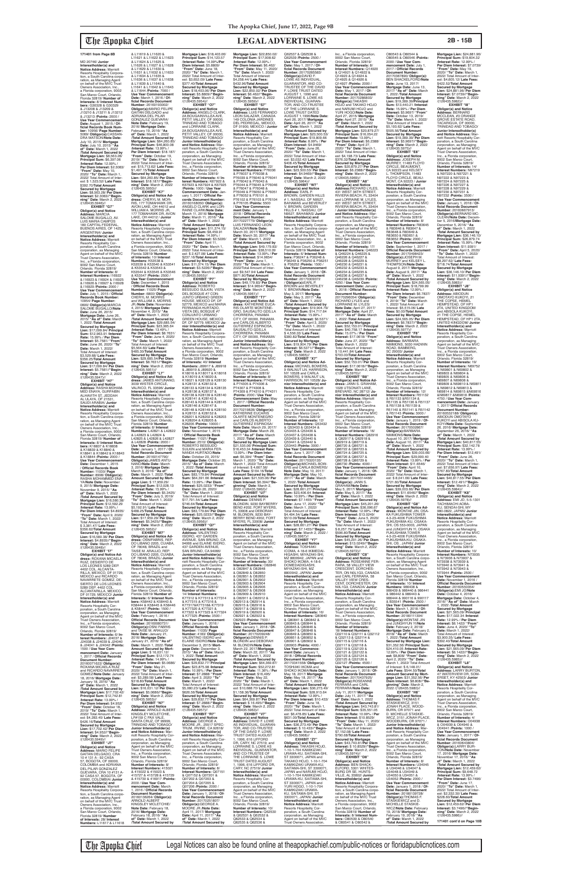**171401 from Page 8B**

MD 20746/ **Junior Interestholder(s) and Notice Address:** Marriott Resorts Hospitality Corporation, a South Carolina corporation, as Managing Agent on behalf of the MVC Trust Owners Association, Inc., a Florida corporation, 9002 San Marco Court, Orlando, Florida 32819/ **Number of Interests:** 8/ **Interest Numbers:** G30328 & G30329 & J13208 & J13209 & J13210 & J13211 & J13212 & J13213 /**Points:** 2000 / **Use Year Commencement Date:** August 1, 2015 / **Official Records Book Number:** 10991/ **Page Number:** 5083/ **Obligor(s):**CASSANDRA WATSON/**Note Date:** July 10, 2015/ **Mortgage Date:** July 10, 2015/ **"As of" Date:** March 1, 2022 /**Total Amount Secured by Mortgage Lien:** $8,563.28/ **Principal Sum:** $6,397.06 /**Interest Rate:** 12.99% / **Per Diem Interest:** $2.3083/ **"From" Date:** May 10, 2020/ **"To" Date:** March 1, 2022/ Total Amount of Interest: $ 1,525.53/ **Late Fees:** $392.70/**Total Amount Secured by Mortgage Lien:** $8,563.28/ **Per Diem Interest:** $2.3083//**"Beginning" Date:** March 2, 2022 /(126435.6940)//

**EXHIBIT "G7"**

**Obligor(s) and Notice Address:** MARCIA SALOME BUGALLO, AV. LUIS MARIA CAMPOS 180 CAPITAL FEDERAL, BUENOS AIRES, OF 1425, ARGENTINA/ **Junior Interestholder(s) and Notice Address:** Marriott Resorts Hospitality Corporation, a South Carolina corporation, as Managing Agent on behalf of the MVC Trust Owners Association, Inc., a Florida corporation, 9002 San Marco Court, Orlando, Florida 32819/ **Number of Interests:** 8/ **Interest Numbers:** I16922 & I16923 & I16924 & I16925 & I16926 & I16927 & I16928 & I16929 /**Points:** 2000 / **Use Year Commencement Date:** July 1, 2015 / **Official Records Book Number:** 10954/ **Page Number:** 0604/ **Obligor(s):**MARCIA SALOME BUGALLO/**Note Date:** June 26, 2015/ **Mortgage Date:** June 26, 2015/ **"As of" Date:** March 1, 2022 /**Total Amount Secured by Mortgage Lien:** $17,099.64/ **Principal Sum:** $12,965.91 /**Interest Rate:** 13.99% / **Per Diem Interest:** $5.7561/ **"From" Date:** June 26, 2020/ **"To" Date:** March 1, 2022/ Total Amount of Interest: $3,528.68/ **Late Fees:** $355.05/**Total Amount Secured by Mortgage Lien:** $17,099.64/ **Per Diem Interest:** $5.7561//**"Beginning" Date:** March 2, 2022 /(126435.5947)//

**EXHIBIT "H7"**

**Obligor(s) and Notice Address:** RASHA MOHAMMED ENA, GUHFARIN ALHAMMAR ST, JEDDAH AL LIAYA, OF 21531, SAUDI ARABIA/ **Junior Interestholder(s) and Notice Address:** Marriott Resorts Hospitality Corporation, a South Carolina corporation, as Managing Agent on behalf of the MVC Trust Owners Association, Inc., a Florida corporation, 9002 San Marco Court, Orlando, Florida 32819/ **Number of Interests:** 8/ **Interest Numbers:** K18837 & K18838 & K18839 & K18840 & K18841 & K18842 & K18843 & K18844 /**Points:** 2000 / **Use Year Commencement Date:** December 1, 2015 / **Official Records Book Number:** 11030/ **Page Number:** 8936/ **Obligor(s):**RASHA MOHAMMED ENAYA/**Note Date:** November 9, 2015/ **Mortgage Date:** November 9, 2015/ **"As of" Date:** March 1, 2022 /**Total Amount Secured by Mortgage Lien:** $16,580.38/ **Principal Sum:** $12,592.29 /**Interest Rate:** 13.99% / **Per Diem Interest:** $4.8935/ **"From" Date:** April 9, 2020/ **"To" Date:** March 1, 2022/ Total Amount of Interest: $ 3,381.41/ **Late Fees:** $356.62/**Total Amount Secured by Mortgage Lien:** $16,580.38/ **Per Diem Interest:** $4.8935//**"Beginning" Date:** March 2, 2022 /(126435.5948)//

**EXHIBIT "I7"**

**Obligor(s) and Notice Address:** RICIANA MICAELA RUIZ, DESIERTO DE LOS LEONES 5289 DEP. 4402 COL. ALCANTARILLA, MEXICO, DF 01729, MEXICO and RICARDO NAVARRETE GOMEZ, DESIERTO DE LOS LEONES 5289 DEP. 4402 COL. ALCANTARILLA, MEXICO, DF 01729, MEXICO/ **Junior Interestholder(s) and Notice Address:** Marriott Resorts Hospitality Corporation, a South Carolina corporation, as Managing Agent on behalf of the MVC Trust Owners Association, Inc., a Florida corporation, 9002 San Marco Court, Orlando, Florida 32819/ **Number of Interests:** 6/ **Interest Numbers:** J24037 & J24038 & J24039 & J24040 & J24041 & J24042 /**Points:** 1500 / **Use Year Commencement Date:** January 1, 2017 / **Official Records Document Number:** 20160271650/ **Obligor(s):** RICIANA MICAELA RUIZ and RICARDO NAVARRETE GOMEZ/**Note Date:** January 18, 2016/ **Mortgage Date:** January 18, 2016/ **"As of" Date:** March 1, 2022 /**Total Amount Secured by Mortgage Lien:** $17,702.42/ **Principal Sum:** $12,742.81 /**Interest Rate:** 13.99% / **Per Diem Interest:** $4.952/ **"From" Date:** October 18, 2019/ **"To" Date:** March 1, 2022/ Total Amount of Interest: $ 4,283.45/ **Late Fees:** $426.16/**Total Amount Secured by Mortgage Lien:** $17,702.42/ **Per Diem Interest:** $4.952//**"Beginning" Date:** March 2, 2022 /(126435.5949)//

**EXHIBIT "J7"**

**Obligor(s) and Notice Address:** MARIO FELIPE GAITAN DELGADO, CRA 10 # 131 A - 92 CASA 57, BOGOTA, OF 00000, COLOMBIA and ADRIANA DEL PILAR GONZALEZ GUEVARA, CRA 10 #131 A-92 CASA 57, BOGOTA, OF 00000, COLOMBIA/ **Junior Interestholder(s) and Notice Address:** Marriott Resorts Hospitality Corporation, a South Carolina corporation, as Managing Agent on behalf of the MVC Trust Owners Association, Inc., a Florida corporation, 9002 San Marco Court, Orlando, Florida 32819/ **Number of Interests:** 28/ **Interest Numbers:** L11617 & L11618 & L11619 & L11620 & L11621 & L11622 & L11623 & L11624 & L11625 & L11626 & L11627 & L11628 & L11629 & L11630 & L11631 & L11632 & L11633 & L11634 & L11635 & L11636 & L11637 & L11638 & L11639 & L11640 & L11641 & L11642 & L11643 & L11644 /**Points:** 7000 / **Use Year Commencement Date:** March 1, 2016 / **Official Records Document Number:** 20160193002/ **Obligor(s):**MARIO FELIPE GAITAN DELGADO and ADRIANA DEL PILAR GONZALEZ GUEVARA/**Note Date:** February 19, 2016/ **Mortgage Date:** February 19, 2016/ **"As of" Date:** March 1, 2022 /**Total Amount Secured by Mortgage Lien:** $64,260.85/ **Principal Sum:** $46,850.08 /**Interest Rate:** 13.99% / **Per Diem Interest:** $18.1816/ **"From" Date:** October 19, 2019/ **"To" Date:** March 1, 2022/ Total Amount of Interest: $15,713.62/ **Late Fees:** $1,497.15/**Total Amount Secured by Mortgage Lien:** $64,260.85/ **Per Diem Interest:** $18.1816//**"Beginning" Date:** March 2, 2022 /(126435.5950)//

**EXHIBIT "K7"**

**Obligor(s) and Notice Address:** CHERYL M. MORRIS, 177 TOMAHAWK DR, AVON LAKE, OH 44012 and WILLIAM A. MORRIS JR, 177 TOMAHAWK DR, AVON LAKE, OH 44012 / **Junior Interestholder(s) and Notice Address:** Marriott Resorts Hospitality Corporation, a South Carolina corporation, as Managing Agent on behalf of the MVC Trust Owners Association, Inc., a Florida corporation, 9002 San Marco Court, Orlando, Florida 32819/ **Number of Interests:** 10/ **Interest Numbers:** K53538 & K53539 & K53540 & K53541 & K53542 & K53543 & K53544 & K53545 & K53546 & K53547 /**Points:** 2500 / **Use Year Commencement Date:** December 1, 2015 / **Official Records Book Number:** 11025/ **Page Number:** 6800/ **Obligor(s):**CHERYL M. MORRIS and WILLIAM A. MORRIS JR./**Note Date:** November 4, 2015/ **Mortgage Date:** November 4, 2015/ **"As of" Date:** March 1, 2022 /**Total Amount Secured by Mortgage Lien:** $29,685.54/ **Principal Sum:** $22,385.64 /**Interest Rate:** 13.49% / **Per Diem Interest:** $8.7631/ **"From" Date:** June 4, 2020/ **"To" Date:** March 1, 2022/ Total Amount of Interest: $5,564.60/ **Late Fees:** $485.30/**Total Amount Secured by Mortgage Lien:** $29,685.54/ **Per Diem Interest:** $8.7631//**"Beginning" Date:** March 2, 2022 /(126435.5951)//

**EXHIBIT "L7"**

**Obligor(s) and Notice Address:** JAMES ANTONIANO, 3039 WISTER CIRCLE, VALRICO, FL 33596/ **Junior Interestholder(s) and Notice Address:** Marriott Resorts Hospitality Corporation, a South Carolina corporation, as Managing Agent on behalf of the MVC Trust Owners Association, Inc., a Florida corporation, 9002 San Marco Court, Orlando, Florida 32819/ **Number of Interests:** 8/ **Interest Numbers:** L42821 & L42822 & L42823 & L42824 & L42825 & L42826 & L42827 & L42828 /**Points:** 2000 / **Use Year Commencement Date:** January 1, 2017 / **Official Records Document Number:** 20160147790/ **Obligor(s):**JAMES ANTONIANO/**Note Date:** March 3, 2016/ **Mortgage Date:** March 3, 2016/ **"As of" Date:** March 1, 2022 /**Total Amount Secured by Mortgage Lien:** $17,959.29/ **Principal Sum:** $12,028.13 /**Interest Rate:** 15.99% / **Per Diem Interest:** $5.3425/ **"From" Date:** July 3, 2019/ **"To" Date:** March 1, 2022/ Total Amount of Interest: $5,182.01/ **Late Fees:** $486.25/**Total Amount Secured by Mortgage Lien:** $17,959.29/ **Per Diem Interest:** $5.3425//**"Beginning" Date:** March 2, 2022 /(126435.5952)//

**EXHIBIT "M7"**

**Obligor(s) and Notice Address:** CONRADO PAIRES, REP DO LIBANO 2805, CUIABA, OF 78048, BRAZIL and TAISE M. ARAUJO, REP DO LIBANO 2805, CUIABA, OF 78048, BRAZIL/ **Junior Interestholder(s) and Notice Address:** Marriott Resorts Hospitality Corporation, a South Carolina corporation, as Managing Agent on behalf of the MVC Trust Owners Association, Inc., a Florida corporation, 9002 San Marco Court, Orlando, Florida 32819/ **Number of Interests:** 6/ **Interest Numbers:** K58442 & K58443 & K58444 & K58445 & K58446 & K58447 /**Points:** 1500 / **Use Year Commencement Date:** February 1, 2016 / **Official Records Document Number:** 20160080731/ **Obligor(s):**CONRADO PAIRES and TAISE M. ARAUJO/**Note Date:** January 21, 2016/ **Mortgage Date:** January 21, 2016/ **"As of" Date:** March 1, 2022 /**Total Amount Secured by Mortgage Lien:** $16,031.12/ **Principal Sum:** $12,172.74 /**Interest Rate:** 14.99% / **Per Diem Interest:** $5.0686/ **"From" Date:** May 21, 2020/ **"To" Date:** March 1, 2022/ Total Amount of Interest: $3,289.58/ **Late Fees:** $318.80/**Total Amount Secured by Mortgage Lien:** $16,031.12/ **Per Diem Interest:** $5.0686//**"Beginning" Date:** March 2, 2022 /(126435.5953)//

**EXHIBIT "N7"**

**Obligor(s) and Notice Address:** ARNOLD ALBERT KINGSLEY MCLETCHIE, LP#159 C PAX VALE, SANTA CRUZ, OF 99999, TRINIDAD AND TOBAGO / **Junior Interestholder(s) and Notice Address:** Marriott Resorts Hospitality Corporation, a South Carolina corporation, as Managing Agent on behalf of the MVC Trust Owners Association, Inc., a Florida corporation, 9002 San Marco Court, Orlando, Florida 32819/ **Number of Interests:** 8/ **Interest Numbers:** 415021 & 415022 & 415023 & 415727 & 415728 & 415729 & 415730 & 415917 /**Points:** 2000 / **Use Year Commencement Date:** March 1, 2016 / **Official Records Document Number:** 20160136264/ **Obligor(s):** ARNOLD ALBERT KINGSLEY MCLETCHIE/ **Note Date:** February 18, 2016/ **Mortgage Date:** February 18, 2016/ **"As of" Date:** March 1, 2022 /**Total Amount Secured by Mortgage Lien:** $18,403.06/ **Principal Sum:** $14,123.67 /**Interest Rate:** 14.99% /**Per Diem Interest:** $5.8809/ **"From" Date:** June 18, 2020/ **"To" Date:** March 1, 2022/ Total Amount of Interest: $3,652.09/ **Late Fees:** $377.40/**Total Amount Secured by Mortgage Lien:** $18,403.06/ **Per Diem Interest:** $5.8809//**"Beginning" Date:** March 2, 2022 /(126435.5954)//

**EXHIBIT "O7"**

**Obligor(s) and Notice Address:** ANGELO CLARK, 2A BOUGAINVILLEA AVE, PETIT VALLEY, OF 00000, TRINIDAD AND TOBAGO and LORRAINE CLARK, 2A BOUGAINVILLEA AVE, PETIT VALLEY, OF 00000, TRINIDAD AND TOBAGO/ **Junior Interestholder(s) and Notice Address:** Marriott Resorts Hospitality Corporation, a South Carolina corporation, as Managing Agent on behalf of the MVC Trust Owners Association, Inc., a Florida corporation, 9002 San Marco Court, Orlando, Florida 32819/ **Number of Interests:** 4/ **Interest Numbers:** K67922 & K67923 & K67924 & K67925 /**Points:** 1000 / **Use Year Commencement Date:** January 1, 2017 / **Official Records Document Number:** 20160164809/ **Obligor(s):** ANGELO CLARK and LORRAINE CLARK/**Note Date:** March 11, 2016/ **Mortgage Date:** March 11, 2016/ **"As of" Date:** March 1, 2022 /**Total Amount Secured by Mortgage Lien:** $11,374.15/ **Principal Sum:** $8,458.91 /**Interest Rate:** 14.99% / **Per Diem Interest:** $3.5226/ **"From" Date:** April 11, 2020/ **"To" Date:** March 1, 2022/ Total Amount of Interest: $ 2,427.08/ **Late Fees:** $237.16/**Total Amount Secured by Mortgage Lien:** $11,374.15/ **Per Diem Interest:** $3.5226//**"Beginning" Date:** March 2, 2022 /(126435.5955)//

**EXHIBIT "P7"**

**Obligor(s) and Notice Address:** ROBERTO BESSUDO SULKIN, VISTA DEL BOSQUE #7 CONJUNTO URBANO GREEN HOUSE, MEXICO, DF, OF 52779, MEXICO and DIANA FERNANDA HURTADO, VISTA DEL BOSQUE #7 CONJUNTO URBANO GREEN HOUSE, MEXICO, DF, OF 52779, MEXICO/ **Junior Interestholder(s) and Notice Address:** Marriott Resorts Hospitality Corporation, a South Carolina corporation, as Managing Agent on behalf of the MVC Trust Owners Association, Inc., a Florida corporation, 9002 San Marco Court, Orlando, Florida 32819/ **Number of Interests:** 40/ **Interest Numbers:** J89917 & J89918 & J89919 & J89920 & K18016 & K18017 & K18018 & K18019 & K18020 & K18021 & K28129 & K28130 & K28131 & K28132 & K28133 & K28134 & K28135 & K28136 & K28137 & K28138 & K28139 & K28140 & K28141 & K28142 & K28143 & K28144 & K28145 & K28146 & K28147 & K28148 & K28149 & K28150 & K28151 & K28152 & K28201 & K28202 & K28203 & K28204 /**Points:** 10000 / **Use Year Commencement Date:** November 1, 2015 / **Official Records Book Number:** 11021/ **Page Number:** 2510/ **Obligor(s):** ROBERTO BESSUDO SULKIN and DIANA FERNANDA HURTADO/**Note Date:** October 20, 2015/ **Mortgage Date:** October 20, 2015/ **"As of" Date:** March 1, 2022 /**Total Amount Secured by Mortgage Lien:** $82,179.84/ **Principal Sum:** $60,289.00 /**Interest Rate:** 13.99% / **Per Diem Interest:** $23.4289/ **"From" Date:** March 20, 2020/ **"To" Date:** March 1, 2022/ Total Amount of Interest: $17,151.14/ **Late Fees:** $4,489.70/**Total Amount Secured by Mortgage Lien:** $82,179.84/ **Per Diem Interest:** $23.4289//**"Beginning" Date:** March 2, 2022 /(126435.5956)//

**EXHIBIT "Q7"**

**Obligor(s) and Notice Address:** VALENTINO ISIDRO, 437 GARDEN AVENUE, SAN BRUNO, CA 94066 and ELAINE ISIDRO, 437 GARDEN AVENUE, SAN BRUNO, CA 94066/ **Junior Interestholder(s) and Notice Address:** Marriott Resorts Hospitality Corporation, a South Carolina corporation, as Managing Agent on behalf of the MVC Trust Owners Association, Inc., a Florida corporation, 9002 San Marco Court, Orlando, Florida 32819/ **Number of Interests:** 14/ **Interest Numbers:** K77312 & K77313 & K77314 & K77315 & K77316 & K77317 & K77318 & K77319 & K77320 & K77321 & K77322 & K77323 & K77324 & K77325 /**Points:** 3500 / **Use Year Commencement Date:** January 1, 2016 / **Official Records Book Number:** 11036/ **Page Number:** 4969/ **Obligor(s):** VALENTINO ISIDRO and ELAINE ISIDRO/**Note Date:** December 3, 2015/ **Mortgage Date:** December 3, 2015/ **"As of" Date:** March 1, 2022 /**Total Amount Secured by Mortgage Lien:** $29,832.77/ **Principal Sum:** $22,561.13 /**Interest Rate:** 10.99% / **Per Diem Interest:** $7.2668/ **"From" Date:** April 3, 2020/ **"To" Date:** March 1, 2022/ Total Amount of Interest: $5,065.23/ **Late Fees:** $626.52/**Total Amount Secured by Mortgage Lien:** $29,832.77/ **Per Diem Interest:** $7.2668//**"Beginning" Date:** March 2, 2022 /(126435.5957)//

**EXHIBIT "R7"**

**Obligor(s) and Notice Address:** GEORGE A. MOORE JR, 25517 MOSS TRUM, IRVINE, CA 92618/ **Junior Interestholder(s) and Notice Address:** Marriott Resorts Hospitality Corporation, a South Carolina corporation, as Managing Agent on behalf of the MVC Trust Owners Association, Inc., a Florida corporation, 9002 San Marco Court, Orlando, Florida 32819/ **Number of Interests:** 8/ **Interest Numbers:** G07151 & G07152 & G07201 & G07202 & G07203 & G07204 & G07205 & G07206 /**Points:** 2000 / **Use Year Commencement Date:** January 1, 2018 / **Official Records Document Number:** 20170251807/ **Obligor(s):**GEORGE A. MOORE JR./**Note Date:** April 11, 2017/ **Mortgage Date:** April 11, 2017/ **"As of" Date:** March 1, 2022 /**Total Amount Secured by Mortgage Lien:** $22,850.02/ **Principal Sum:** $17,508.62 /**Interest Rate:** 12.99% / **Per Diem Interest:** $6.462/ **"From" Date:** May 11, 2020/ **"To" Date:** March 1, 2022/ Total Amount of Interest: $4,258.44/ **Late Fees:** $432.96/**Total Amount Secured by Mortgage Lien:** $22,850.02/ **Per Diem Interest:** $6.462//**"Beginning" Date:** March 2, 2022 /(126435.5958)//

**EXHIBIT "S7"**

**Obligor(s) and Notice Address:** LUIS FERNANDO LEON SALAZAR, CANADA 149 COLONIA JARDINES DEL PEDREGAL, MEXICO, DF 01900, MEXICO / **Junior Interestholder(s) and Notice Address:** Marriott Resorts Hospitality Corporation, a South Carolina corporation, as Managing Agent on behalf of the MVC Trust Owners Association, Inc., a Florida corporation, 9002 San Marco Court, Orlando, Florida 32819/ **Number of Interests:** 22/ **Interest Numbers:** P76035 & P76037 & P76038 & P76039 & P76040 & P76041 & P76042 & P76043 & P76044 & P76045 & P76046 & P76047 & P76048 & P76049 & P76050 & P76051 & P76052 & P76101 & P76102 & P76103 & P76104 & P76105 /**Points:** 5500 / **Use Year Commencement Date:** January 1, 2018 / **Official Records Document Number:** 20170227770/ **Obligor(s):** LUIS FERNANDO LEON SALAZAR/**Note Date:** March 30, 2017/ **Mortgage Date:** March 30, 2017/ **"As of" Date:** March 1, 2022 /**Total Amount Secured by Mortgage Lien:** $49,779.83/ **Principal Sum:** $38,510.09 /**Interest Rate:** 13.99% / **Per Diem Interest:** $14.9654/ **"From" Date:** June 1, 2020/ **"To" Date:** March 1, 2022/ Total Amount of Interest: $9,533.03/ **Late Fees:** $871.80/**Total Amount Secured by Mortgage Lien:** $49,779.83/ **Per Diem Interest:** $14.9654//**"Beginning" Date:** March 2, 2022 /(126435.5959)//

**EXHIBIT "T7"**

**Obligor(s) and Notice Address:** KATHERINE EUCARIS CLANTE MONTENEGRO, CALLE OLOSSI, CASA 15 RIO GLANTE MONTENEGRO, SAUSALITO DE LA CHORRERA, PANAMA CITY, OF 00000, PANAMA and CARLOS ALBERTO GUTIERREZ ESPINOSA, CHORRERA, PANAMA CITY, OF 00000, PANAMA/ **Junior Interestholder(s) and Notice Address:** Marriott Resorts Hospitality Corporation, a South Carolina corporation, as Managing Agent on behalf of the MVC Trust Owners Association, Inc., a Florida corporation, 9002 San Marco Court, Orlando, Florida 32819/ **Number of Interests:** 8/ **Interest Numbers:** P74304 & P74305 & P74306 & P74307 & P74308 & P74309 & P74310 & P74311 /**Points:** 2000 / **Use Year Commencement Date:** May 1, 2017 / **Official Records Document Number:** 20170218629/ **Obligor(s):** KATHERINE EUCARIS CLANTE MONTENEGRO and CARLOS ALBERTO GUTIERREZ ESPINOSA/ **Note Date:** March 29, 2017/ **Mortgage Date:** March 29, 2017/ **"As of" Date:** March 1, 2022 /**Total Amount Secured by Mortgage Lien:** $21,535.09/ **Principal Sum:** $16,403.34 /**Interest Rate:** 13.99% / **Per Diem Interest:** $6.3744/ **"From" Date:** April 1, 2020/ **"To" Date:** March 1, 2022/ Total Amount of Interest: $ 4,467.56/ **Late Fees:** $164.16/**Total Amount Secured by Mortgage Lien:** $21,535.09/ **Per Diem Interest:** $6.3744//**"Beginning" Date:** March 2, 2022 /(126435.5962)//

**EXHIBIT "U7"**

**Obligor(s) and Notice Address:** DENNIS P. BLONDIN, 9230 BAYBERRY BEND #302, FORT MYERS, FL 33908 and DEBORAH M. BLONDIN, 9230 BAYBERRY BEND #302, FORT MYERS, FL 33908/ **Junior Interestholder(s) and Notice Address:** Marriott Resorts Hospitality Corporation, a South Carolina corporation, as Managing Agent on behalf of the MVC Trust Owners Association, Inc., a Florida corporation, 9002 San Marco Court, Orlando, Florida 32819/ **Number of Interests:** 30/ **Interest Numbers:** Q82846 & Q82847 & Q82848 & Q82849 & Q82850 & Q82851 & Q82852 & Q82901 & Q82902 & Q82903 & Q82904 & Q82905 & Q82906 & Q82907 & Q82908 & Q82909 & Q82910 & Q82911 & Q82912 & Q82913 & Q82914 & Q82915 & Q82916 & Q82917 & Q82918 & Q82919 & Q82920 & Q82921 & Q82922 & Q82923 /**Points:** 7500 / **Use Year Commencement Date:** January 1, 2018 / **Official Records Document Number:** 20170286316/ **Obligor(s):**DENNIS P. BLONDIN and DEBORAH M. BLONDIN/**Note Date:** May 22, 2017/ **Mortgage Date:** May 22, 2017/ **"As of" Date:** March 1, 2022 /**Total Amount Secured by Mortgage Lien:** $64,369.87/ **Principal Sum:** $52,272.81 /**Interest Rate:** 11.36% / **Per Diem Interest:** $16.4955/ **"From" Date:** May 22, 2020/ **"To" Date:** March 1, 2022/ Total Amount of Interest: $10,686.70/ **Late Fees:** $1,160.36/**Total Amount Secured by Mortgage Lien:** $64,369.87/ **Per Diem Interest:** $16.4955//**"Beginning" Date:** March 2, 2022 /(126435.5963)//

**EXHIBIT "V7"**

**Obligor(s) and Notice Address:** DAVID F. LOWE AS INDIVIDUAL, GUARANTOR, AND CO-TRUSTEE OF THE DAVID F. LOWE TRUST DATED AUGUST 1, 1996, 616 UFFORD DR, CARY, NC 27519, and LORRAINE S. LOWE AS INDIVIDUAL, GUARANTOR, AND CO-TRUSTEE OF THE LORRAINE S. LOWE TRUST DATED AUGUST 1, 1996, 616 UFFORD DR, CARY, NC 27519/ **Junior Interestholder(s) and Notice Address:** Marriott Resorts Hospitality Corporation, a South Carolina corporation, as Managing Agent on behalf of the MVC Trust Owners Association, Inc., a Florida corporation, 9002 San Marco Court, Orlando, Florida 32819/ **Number of Interests:** 10/ **Interest Numbers:** Q62530 & Q62531 & Q62532 & Q62533 & Q62534 & Q62535 & Q62536 & Q62537 & Q62538 & Q62539 /**Points:** 2500 / **Use Year Commencement Date:** May 1, 2017 / **Official Records Document Number:** 20170265583/ **Obligor(s):**DAVID F. LOWE AS INDIVIDUAL, GUARANTOR, AND CO-TRUSTEE OF THE DAVID F. LOWE TRUST DATED AUGUST 1, 1996 and LORRAINE S. LOWE AS INDIVIDUAL, GUARANTOR, AND CO-TRUSTEE OF THE LORRAINE S. LOWE TRUST DATED AUGUST 1, 1996/**Note Date:** April 26, 2017/ **Mortgage Date:** April 26, 2017/ **"As of" Date:** March 1, 2022 /**Total Amount Secured by Mortgage Lien:** $23,500.53/ **Principal Sum:** $19,809.66 /**Interest Rate:** 8.99% / **Per Diem Interest:** $4.9469/ **"From" Date:** July 1, 2020/ **"To" Date:** March 1, 2022/ Total Amount of Interest: $3,032.42/ **Late Fees:** $408.45/**Total Amount Secured by Mortgage Lien:** $23,500.53/ **Per Diem Interest:** $4.9469//**"Beginning" Date:** March 2, 2022 /(126435.5965)//

**EXHIBIT "W7"**

**Obligor(s) and Notice Address:** EARL P. BROWN, GARDEN HILLS # 1, NASSAU, OF N9527, BAHAMAS and BERKLEY V. BROWN, GARDEN HILLS # 1, NASSAU, OF N9527, BAHAMAS/ **Junior Interestholder(s) and Notice Address:** Marriott Resorts Hospitality Corporation, a South Carolina corporation, as Managing Agent on behalf of the MVC Trust Owners Association, Inc., a Florida corporation, 9002 San Marco Court, Orlando, Florida 32819/ **Number of Interests:** 6/ **Interest Numbers:** P36247 & P36248 & P36249 & P36250 & P36251 & P36252 /**Points:** 1500 / **Use Year Commencement Date:** January 1, 2018 / **Official Records Document Number:** 20170263662/ **Obligor(s):**EARL P. BROWN and BERKLEY V. BROWN/**Note Date:** May 4, 2017/ **Mortgage Date:** May 4, 2017/ **"As of" Date:** March 1, 2022 /**Total Amount Secured by Mortgage Lien:** $19,904.79/ **Principal Sum:** $14,717.64 /**Interest Rate:** 15.99% / **Per Diem Interest:** $6.5371/ **"From" Date:** April 4, 2020/ **"To" Date:** March 1, 2022/ Total Amount of Interest: $ 4,556.34/ **Late Fees:** $380.81/**Total Amount Secured by Mortgage Lien:** $19,904.79/ **Per Diem Interest:** $6.5371//**"Beginning" Date:** March 2, 2022 /(126435.5966)//

**EXHIBIT "X7"**

**Obligor(s) and Notice Address:** MICHAEL BOWERS, 9 WALNUT LN, HARRISON, NY 10528 and CARLA BOWERS, 9 WALNUT LN, HARRISON, NY 10528/ **Junior Interestholder(s) and Notice Address:** Marriott Resorts Hospitality Corporation, a South Carolina corporation, as Managing Agent on behalf of the MVC Trust Owners Association, Inc., a Florida corporation, 9002 San Marco Court, Orlando, Florida 32819/ **Number of Interests:** 12/ **Interest Numbers:** Q53432 & Q53433 & Q53434 & Q53435 & Q53436 & Q53437 & Q53438 & Q53439 & Q53440 & Q53441 & Q53442 & Q53443 /**Points:** 3000 / **Use Year Commencement Date:** June 1, 2017 / **Official Records Document Number:** 20170320135/ **Obligor(s):**MICHAEL BOWERS and CARLA BOWERS/**Note Date:** May 10, 2017/ **Mortgage Date:** May 10, 2017/ **"As of" Date:** March 1, 2022 /**Total Amount Secured by Mortgage Lien:** $29,661.27/ **Principal Sum:** $23,400.60 /**Interest Rate:** 10.99% / **Per Diem Interest:** $7.1437/ **"From" Date:** June 17, 2020/ **"To" Date:** March 1, 2022/ Total Amount of Interest: $4,464.54/ **Late Fees:** $1,546.13/**Total Amount Secured by Mortgage Lien:** $29,661.27/ **Per Diem Interest:** $7.1437//**"Beginning" Date:** March 2, 2022 /(126435.5967)//

**EXHIBIT "Y7"**

**Obligor(s) and Notice Address:** TOSHIAKI IKOMA, 4-18-8 IWAKORIHIGASHI, MIYAZAKI-SHI, MZ 8800942, JAPAN and SHOKO IKOMA, 4-18-8 IWAKORIHIGASHI, MIYAZAKI-SHI, MZ 8800942, JAPAN/ **Junior Interestholder(s) and Notice Address:** Marriott Resorts Hospitality Corporation, a South Carolina corporation, as Managing Agent on behalf of the MVC Trust Owners Association, Inc., a Florida corporation, 9002 San Marco Court, Orlando, Florida 32819/ **Number of Interests:** 16/ **Interest Numbers:** Q80840 & Q80841 & Q80842 & Q80843 & Q80844 & Q80845 & Q80846 & Q80847 & Q80848 & Q80849 & Q80850 & Q80851 & Q80852 & Q80901 & Q80902 & Q80903 /**Points:** 4000 / **Use Year Commencement Date:** January 1, 2018 / **Official Records Document Number:** 20170341558/ **Obligor(s):** TOSHIAKI IKOMA and SHOKO IKOMA/**Note Date:** May 18, 2017/ **Mortgage Date:** May 18, 2017/ **"As of" Date:** March 1, 2022 /**Total Amount Secured by Mortgage Lien:** $36,275.49/ **Principal Sum:** $26,771.64 /**Interest Rate:** 12.99% / **Per Diem Interest:** $9.6601/ **"From" Date:** June 18, 2020/ **"To" Date:** March 1, 2022/ Total Amount of Interest: $6,597.80/ **Late Fees:** $631.00/**Total Amount Secured by Mortgage Lien:** $36,275.49/ **Per Diem Interest:** $9.6601//**"Beginning" Date:** March 2, 2022 /(126435.5968)//

**EXHIBIT "Z7"**

**Obligor(s) and Notice Address:** TAKASHI HOJO, 1-10-1-704 KAMIKIZAKI URAWA-KU, SAITAMA-SHI, ST 3300071, JAPAN and TAKAKO HOJO, 1-10-1-704 KAMIKIZAKI URAWA-KU, SAITAMA-SHI, ST 3300071, JAPAN and NARUMI HOJO, 1-10-1-704 KAMIKIZAKI URAWA-KU, SAITAMA-SHI, ST 3300071, JAPAN and YURI HOGO, 1-10-1-704 KAMIKIZAKI URAWA-KU, SAITAMA-SHI, ST 3300071, JAPAN/ **Junior Interestholder(s) and Notice Address:** Marriott Resorts Hospitality Corporation, a South Carolina corporation, as Managing Agent on behalf of the MVC Trust Owners Association, Inc., a Florida corporation, 9002 San Marco Court, Orlando, Florida 32819/ **Number of Interests:** 8/ **Interest Numbers:** Q14920 & Q14921 & Q14922 & Q14923 & Q14924 & Q14925 & Q14926 & Q14927 /**Points:** 2000 / **Use Year Commencement Date:** May 1, 2017 / **Official Records Document Number:** 20170266803/ **Obligor(s):**TAKASHI HOJO and TAKAKO HOJO and NARUMI HOJO and YURI HOGO/**Note Date:** April 27, 2017/ **Mortgage Date:** April 27, 2017/ **"As of" Date:** March 1, 2022 /**Total Amount Secured by Mortgage Lien:** $20,879.27/ **Principal Sum:** $16,054.22 /**Interest Rate:** 13.99% / **Per Diem Interest:** $6.2386/ **"From" Date:** April 27, 2020/ **"To" Date:** March 1, 2022/ Total Amount of Interest: $4,198.73/ **Late Fees:** $376.32/**Total Amount Secured by Mortgage Lien:** $20,879.27/ **Per Diem Interest:** $6.2386//**"Beginning" Date:** March 2, 2022 /(126435.5969)//

**EXHIBIT "A8"**

**Obligor(s) and Notice Address:** RICHARD LYLES, 431 WEST 36TH STREET, RIVIERA BEACH, FL 33404 and LORRAINE M. LYLES, 431 WEST 36TH STREET, RIVIERA BEACH, FL 33404 / **Junior Interestholder(s) and Notice Address:** Marriott Resorts Hospitality Corporation, a South Carolina corporation, as Managing Agent on behalf of the MVC Trust Owners Association, Inc., a Florida corporation, 9002 San Marco Court, Orlando, Florida 32819/ **Number of Interests:** 17/ **Interest Numbers:** Q46223 & Q46224 & Q46225 & Q46226 & Q46227 & Q46228 & Q46229 & Q46230 & Q46231 & Q46232 & Q46233 & Q46234 & Q46235 & Q46236 & Q46237 & Q46238 & Q46239 /**Points:** 4250 / **Use Year Commencement Date:** January 1, 2018 / **Official Records Document Number:** 20170290504/ **Obligor(s):** RICHARD LYLES and LORRAINE M. LYLES/ **Note Date:** April 27, 2017/ **Mortgage Date:** April 27, 2017/ **"As of" Date:** March 1, 2022 /**Total Amount Secured by Mortgage Lien:** $52,153.01/ **Principal Sum:** $40,758.17 /**Interest Rate:** 15.07% / **Per Diem Interest:** $17.0618/ **"From" Date:** June 27, 2020/ **"To" Date:** March 1, 2022/ Total Amount of Interest: $ 10,441.84/ **Late Fees:** $703.00/**Total Amount Secured by Mortgage Lien:** $52,153.01/ **Per Diem Interest:** $17.0618//**"Beginning" Date:** March 2, 2022 /(126435.5970)//

**EXHIBIT "B8"**

**Obligor(s) and Notice Address:** JANN S. GRAHAM, 1028 O'CONATI LANE, BRENTWOOD, TN 37027/ **Junior Interestholder(s) and Notice Address:** Marriott Resorts Hospitality Corporation, a South Carolina corporation, as Managing Agent on behalf of the MVC Trust Owners Association, Inc., a Florida corporation, 9002 San Marco Court, Orlando, Florida 32819/ **Number of Interests:** 16/ **Interest Numbers:** Q86916 & Q86917 & Q86918 & Q86919 & Q86719 & Q86720 & Q86721 & Q86722 & Q86723 & Q86724 & Q86725 & Q86726 & Q86727 & Q86728 & Q86729 & Q86730 /**Points:** 4000 / **Use Year Commencement Date:** January 1, 2018 / **Official Records Document Number:** 20170344692/ **Obligor(s):** JANN S. GRAHAM/**Note Date:** May 5, 2017/ **Mortgage Date:** May 5, 2017/ **"As of" Date:** March 1, 2022 /**Total Amount Secured by Mortgage Lien:** $45,201.26/ **Principal Sum:** $36,096.87 /**Interest Rate:** 9.99% / **Per Diem Interest:** $10.0249/ **"From" Date:** June 5, 2020/ **"To" Date:** March 1, 2022/ Total Amount of Interest: $ 6,257.79/ **Late Fees:** $596.60/**Total Amount Secured by Mortgage Lien:** $45,201.26/ **Per Diem Interest:** $10.0249//**"Beginning" Date:** March 2, 2022 /(126435.5972)//

**EXHIBIT "C8"**

**Obligor(s) and Notice Address:** ROSEANNE FERRARA, 58 VALLEY VIEW CRESCENT, DORCHESTER, ON N0L1G3, CANADA and CARL FERRARA, 58 VALLEY VIEW CRESCENT, DORCHESTER, ON N0L1G3, CANADA/ **Junior Interestholder(s) and Notice Address:** Marriott Resorts Hospitality Corporation, a South Carolina corporation, as Managing Agent on behalf of the MVC Trust Owners Association, Inc., a Florida corporation, 9002 San Marco Court, Orlando, Florida 32819/ **Number of Interests:** 14/ **Interest Numbers:** Q32110 & Q32111 & Q32112 & Q32113 & Q32114 & Q32115 & Q32116 & Q32117 & Q32118 & Q32119 & Q32120 & Q32121 & Q32122 & Q32123 /**Points:** 3500 / **Use Year Commencement Date:** January 1, 2018 / **Official Records Document Number:** 20170379225/ **Obligor(s):**ROSEANNE FERRARA and CARL FERRARA/**Note Date:** July 11, 2017/ **Mortgage Date:** July 11, 2017/ **"As of" Date:** March 1, 2022 /**Total Amount Secured by Mortgage Lien:** $43,743.81/ **Principal Sum:** $35,581.05 /**Interest Rate:** 10.99% / **Per Diem Interest:** $10.8525/ **"From" Date:** June 11, 2020/ **"To" Date:** March 1, 2022/ Total Amount of Interest: $7,152.08/ **Late Fees:** $790.68/**Total Amount Secured by Mortgage Lien:** $43,743.81/ **Per Diem Interest:** $10.8525//**"Beginning" Date:** March 2, 2022 /(126435.5974)//

**EXHIBIT "D8"**

**Obligor(s) and Notice Address:** BEN SHACKELFORD, 5301 WHITESBURG DR SE, HUNTSVILLE, AL 35802/ **Junior Interestholder(s) and Notice Address:** Marriott Resorts Hospitality Corporation, a South Carolina corporation, as Managing Agent on behalf of the MVC Trust Owners Association, Inc., a Florida corporation, 9002 San Marco Court, Orlando, Florida 32819/ **Number of Interests:** 8/ **Interest Numbers:** O80539 & O80540 & O80541 & O80542 & O80543 & O80544 & O80545 & O80546 /**Points:** 2000 / **Use Year Commencement Date:** July 1, 2017 / **Official Records Document Number:** 20170367860/ **Obligor(s):** BEN SHACKELFORD/**Note Date:** June 13, 2017/ **Mortgage Date:** June 13, 2017/ **"As of" Date:** March 1, 2022 /**Total Amount Secured by Mortgage Lien:** $19,389.39/**Principal Sum:** $13,440.21 /**Interest Rate:** 15.99% / **Per Diem Interest:** $5.9697/ **"From" Date:** October 13, 2019/ **"To" Date:** March 1, 2022/ Total Amount of Interest: $5,193.62/ **Late Fees:** $505.56/**Total Amount Secured by Mortgage Lien:** $19,389.39/ **Per Diem Interest:** $5.9697//**"Beginning" Date:** March 2, 2022 /(126435.5975)//

**EXHIBIT "E8"**

**Obligor(s) and Notice Address:** JOSEPH M. MURREY, 11483 FLOYD CIRCLE, BEAUMONT, CA 92223 and KELSEY L. THOMPSON, 11483 FLOYD CIRCLE, BEAUMONT, CA 92223 / **Junior Interestholder(s) and Notice Address:** Marriott Resorts Hospitality Corporation, a South Carolina corporation, as Managing Agent on behalf of the MVC Trust Owners Association, Inc., a Florida corporation, 9002 San Marco Court, Orlando, Florida 32819/ **Number of Interests:** 8/ **Interest Numbers:** R83645 & R83646 & R83647 & R83648 & R83649 & R83650 & R83651 & R83652 /**Points:** 2000 / **Use Year Commencement Date:** September 1, 2017 / **Official Records Document Number:** 20170494422/ **Obligor(s):**JOSEPH M. MURREY and KELSEY L. THOMPSON/**Note Date:** August 9, 2017/ **Mortgage Date:** August 9, 2017/ **"As of" Date:** March 1, 2022 /**Total Amount Secured by Mortgage Lien:** $24,565.05/ **Principal Sum:** $18,799.99 /**Interest Rate:** 12.99% / **Per Diem Interest:** $6.7837/ **"From" Date:** October 9, 2019/ **"To" Date:** March 1, 2022/ Total Amount of Interest: $5,515.06/ **Late Fees:** $0.00/**Total Amount Secured by Mortgage Lien:** $24,565.05/ **Per Diem Interest:** $6.7837//**"Beginning" Date:** March 2, 2022 /(126435.5977)//

**EXHIBIT "F8"**

**Obligor(s) and Notice Address:** BARBARA NIMMONS, 5030 HADWIN ROAD, BAMBERG, SC 29003/ **Junior Interestholder(s) and Notice Address:** Marriott Resorts Hospitality Corporation, a South Carolina corporation, as Managing Agent on behalf of the MVC Trust Owners Association, Inc., a Florida corporation, 9002 San Marco Court, Orlando, Florida 32819/ **Number of Interests:** 12/ **Interest Numbers:** R51133 & R51134 & R51135 & R51136 & R51137 & R51138 & R51139 & R51140 & R51141 & R51142 & R51143 /**Points:** 3000 / **Use Year Commencement Date:** January 1, 2018 / **Official Records Document Number:** 20170502667/ **Obligor(s):**BARBARA NIMMONS/**Note Date:** August 10, 2017/ **Mortgage Date:** August 10, 2017/ **"As of" Date:** March 1, 2022 /**Total Amount Secured by Mortgage Lien:** $39,003.66/ **Principal Sum:** $29,990.40 /**Interest Rate:** 13.99% / **Per Diem Interest:** $11.6546/ **"From" Date:** April 10, 2020/ **"To" Date:** March 1, 2022/ Total Amount of Interest: $ 8,041.66/ **Late Fees:** $721.60/**Total Amount Secured by Mortgage Lien:** $39,003.66/ **Per Diem Interest:** $11.6546//**"Beginning" Date:** March 2, 2022 /(126435.5978)//

**EXHIBIT "G8"**

**Obligor(s) and Notice Address:** WONTAE JIN, OSAKA FUKUSHIMA TOWER 4-3-23-4006 FUKUSHIMA FUKUSHIMA-KU, OSAKA-SHI, OS 553-0003, JAPAN and JUNGHYUN YI, OSAKA FUKUSHIMA TOWER 4-3-23-4006 FUKUSHIMA FUKUSHIMA-KU, OSAKA-SHI, OS , JAPAN/ **Junior Interestholder(s) and Notice Address:** Marriott Resorts Hospitality Corporation, a South Carolina corporation, as Managing Agent on behalf of the MVC Trust Owners Association, Inc., a Florida corporation, 9002 San Marco Court, Orlando, Florida 32819/ **Number of Interests:** 10/ **Interest Numbers:** 886438 & 886439 & 886440 & 886441 & 886442 & 886443 & 886444 & 890116 & 890117 & 890118 /**Points:** 2500 / **Use Year Commencement Date:** January 1, 2018 / **Official Records Document Number:** 20180111394/ **Obligor(s):**WONTAE JIN and JUNGHYUN YI/**Note Date:** February 2, 2018/ **Mortgage Date:** February 2, 2018/ **"As of" Date:** March 1, 2022 /**Total Amount Secured by Mortgage Lien:** $31,352.56/ **Principal Sum:** $24,410.05 /**Interest Rate:** 12.99% / **Per Diem Interest:** $8.808/ **"From" Date:** April 2, 2020/ **"To" Date:** March 1, 2022/ Total Amount of Interest: $ 6,148.01/ **Late Fee:** $544.50/**Total Amount Secured by Mortgage Lien:** $31,352.56/ **Per Diem Interest:** $8.808//**"Beginning" Date:** March 2, 2022 /(126435.5979)//

**EXHIBIT "H8"**

**Obligor(s) and Notice Address:** THOMAS F. STASKIEWICZ, 3511 JONAH PLACE, WOODBURN, OR 97071 and D. MICHELLE STASKIEWICZ, 3511 JONAH PLACE, WOODBURN, OR 97071/ **Junior Interestholder(s) and Notice Address:** Marriott Resorts Hospitality Corporation, a South Carolina corporation, as Managing Agent on behalf of the MVC Trust Owners Association, Inc., a Florida corporation, 9002 San Marco Court, Orlando, Florida 32819/ **Number of Interests:** 8/ **Interest Numbers:** U34046 & U34047 & U34048 & U34049 & U34050 & U34051 & U34052 /**Points:** 2000 / **Use Year Commencement Date:** January 1, 2018 / **Official Records Document Number:** 20180139728/ **Obligor(s):**THOMAS F. STASKIEWICZ and D. MICHELLE STASKIEWICZ/**Note Date:** February 16, 2018/ **Mortgage Date:** February 16, 2018/ **"As of" Date:** March 1, 2022 /**Total Amount Secured by Mortgage Lien:** $24,881.96/ **Principal Sum:** $19,834.32 /**Interest Rate:** 12.99% / **Per Diem Interest:** $7.0739/ **"From" Date:** May 19, 2020/ **"To" Date:** March 1, 2022/ Total Amount of Interest: $4,605.12/ **Late Fees:** $422.52/**Total Amount Secured by Mortgage Lien:** $24,881.96/ **Per Diem Interest:** $7.0739//**"Beginning" Date:** March 2, 2022 /(126435.5982)//

**EXHIBIT "I8"**

**Obligor(s) and Notice Address:** BERNARD MCCLEAN, #3 ORANGE GROVE ESTATE ROAD, TACARIGUA, OF 00000, TRINIDAD AND TOBAGO/ **Junior Interestholder(s) and Notice Address:** Marriott Resorts Hospitality Corporation, a South Carolina corporation, as Managing Agent on behalf of the MVC Trust Owners Association, Inc., a Florida corporation, 9002 San Marco Court, Orlando, Florida 32819/ **Number of Interests:** 14/ **Interest Numbers:** N97219 & N97220 & N97221 & N97222 & N97223 & N97224 & N97225 & N97226 & N97227 & N97228 & N97229 & N97230 & N97231 & N97232 /**Points:** 3500 / **Use Year Commencement Date:** January 1, 2018 / **Official Records Document Number:** 20160600710/ **Obligor(s):**BERNARD MCCLEAN/**Note Date:** December 5, 2016/ **Mortgage Date:** December 5, 2016/ **"As of" Date:** March 1, 2022 /**Total Amount Secured by Mortgage Lien:** $26,146.10/ **Principal Sum:** $19,095.32 /**Interest Rate:** 15.99% / **Per Diem Interest:** $11.9391/ **"From" Date:** April 5, 2020/ **"To" Date:** March 1, 2022/ Total Amount of Interest: $8,287.62/ **Late Fees:** $718.74/**Total Amount Secured by Mortgage Lien:** $26,146.10/ **Per Diem Interest:** $11.9391//**"Beginning" Date:** March 2, 2022 /(126435.5983)//

**EXHIBIT "J8"**

**Obligor(s) and Notice Address:** ABIODUN OMOTAYO KUKOYI, 21 THE COPSE, HEMEL HEMPSTEAD, OF HP1 2TA, UNITED KINGDOM and ABISOLA KUKOYI, 21 THE COPSE, HEMEL HEMPSTEAD, OF HP1 2TA, UNITED KINGDOM/ **Junior Interestholder(s) and Notice Address:** Marriott Resorts Hospitality Corporation, a South Carolina corporation, as Managing Agent on behalf of the MVC Trust Owners Association, Inc., a Florida corporation, 9002 San Marco Court, Orlando, Florida 32819/ **Number of Interests:** 19/ **Interest Numbers:** N69752 & N69801 & N69802 & N69803 & N69804 & N69805 & N69806 & N69807 & N69808 & N69809 & N69810 & N69811 & N69812 & N69813 & N69814 & N69815 &N69816 & N69817 & N69818 /**Points:** 4750 / **Use Year Commencement Date:** January 1, 2017 / **Official Records Document Number:** 20160542188/ **Obligor(s):** ABIODUN OMOTAYO KUKOYI and ABISOLA KUKOYI/**Note Date:** September 26, 2016/ **Mortgage Date:** September 26, 2016/ **"As of" Date:** March 1, 2022 /**Total Amount Secured by Mortgage Lien:** $40,817.55/ **Principal Sum:** $32,142.76 /**Interest Rate:** 13.99% / **Per Diem Interest:** $12.4911/ **"From" Date:** June 26, 2020/ **"To" Date:** March 1, 2022/ Total Amount of Interest: $7,656.97/ **Late Fees:** $767.80/**Total Amount Secured by Mortgage Lien:** $40,817.55/ **Per Diem Interest:** $12.4911//**"Beginning" Date:** March 2, 2022 /(126435.5984)//

**EXHIBIT "K8"**

**Obligor(s) and Notice Address:** ATSUKO TACHIKAWA, SENDAI-SHI, MY 980-0811, JAPAN/ **Junior Interestholder(s) and Notice Address:** Marriott Resorts Hospitality Corporation, a South Carolina corporation, as Managing Agent on behalf of the MVC Trust Owners Association, Inc., a Florida corporation, 9002 San Marco Court, Orlando, Florida 32819/ **Number of Interests:** 10/ **Interest Numbers:** N73936 & N73937 & N73938 & N73939 & N73940 & N73941 & N73942 & N73943 & N73944 & N73945 /**Points:** 2500 / **Use Year Commencement Date:** November 1, 2016 / **Official Records Document Number:** 20160552354/ **Obligor(s):**ATSUKO TACHIKAWA/**Note Date:** October 4, 2016/ **Mortgage Date:** October 4, 2016/ **"As of" Date:** March 1, 2022 /**Total Amount Secured by Mortgage Lien:** $21,565.06/ **Principal Sum:** $17,022.34 /**Interest Rate:** 12.99% / **Per Diem Interest:** $6.1422/ **"From" Date:** June 4, 2020/ **"To" Date:** March 1, 2022/ Total Amount of Interest: $3,900.35/ **Late Fees:** $392.40/**Total Amount Secured by Mortgage Lien:** $21,565.06/ **Per Diem Interest:** $6.1422//**"Beginning" Date:** March 2, 2022 /(126435.5985)//

**EXHIBIT "L8"**

**Obligor(s) and Notice Address:** LARRY BURTON, 47 WATERVIEW DR, SOMERSET, KY 42503/ **Junior Interestholder(s) and Notice Address:** Marriott Resorts Hospitality Corporation, a South Carolina corporation, as Managing Agent on behalf of the MVC Trust Owners Association, Inc., a Florida corporation, 9002 San Marco Court, Orlando, Florida 32819/ **Number of Interests:** 4/ **Interest Numbers:** O04558 & O04559 & O04940 & O04941 /**Points:** 1000 / **Use Year Commencement Date:** January 1, 2017 / **Official Records Document Number:** 20160643804/ **Obligor(s):**LARRY BURTON/**Note Date:** November 17, 2016/ **Mortgage Date:** November 17, 2016/ **"As of" Date:** March 1, 2022 /**Total Amount Secured by Mortgage Lien:** $12,459.62/ **Principal Sum:** $9,648.72 /**Interest Rate:** 13.99% / **Per Diem Interest:** $3.7496/ **"From" Date:** June 17, 2020/ **"To" Date:** March 1, 2022/ Total Amount of Interest: $2,332.30/ **Late Fees:** $228.60/**Total Amount Secured by Mortgage Lien:** $12,459.62/ **Per Diem Interest:** $3.7496//**"Beginning" Date:** March 2, 2022 /(126435.5986)//

**171401 cont on Page 10B**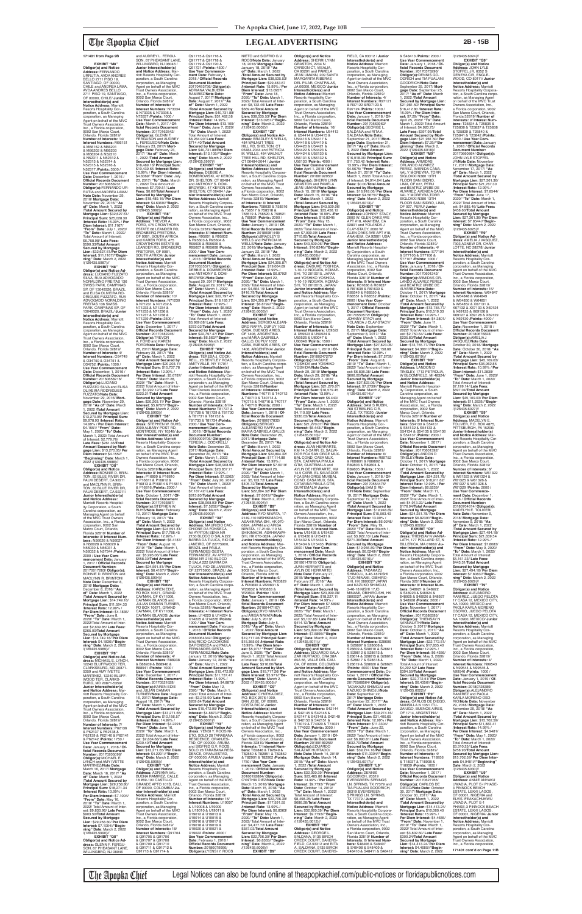## LEGAL ADVERTISING

**171401 from Page 9B**

**EXHIBIT "M6"**
**Obligor(s) and Notice Address:** FERNANDO URRUTIA, AVDA ANDRES BELLO 2711 PISO 19, SANTIAGO, OF 00000, CHILE and ANDREA LAMA, AVDA ANDRES BELLO 2711 PISO 19, SANTIAGO, OF 00000, CHILE/ **Junior Interestholder(s) and Notice Address:** Marriott Resorts Hospitality Corporation, a South Carolina corporation, as Managing Agent on behalf of the MVC Trust Owners Association, Inc., a Florida corporation, 9002 San Marco Court, Orlando, Florida 32819/ **Number of Interests:** 14/ **Interest Numbers:** M66151 & M66152 & M66201 & M66202 & M66203 & M66204 & N52311 & N52312 & N52313 & N52314 & N52315 & N52316 & N52317 /**Points:** 3500 / **Use Year Commencement Date:** December 1, 2016 / **Official Records Document Number:** 20160662221/ **Obligor(s):**FERNANDO URRUTIA and ANDREA LAMA/ **Note Date:** November 29, 2016/ **Mortgage Date:** November 29, 2016/ **"As of" Date:** March 1, 2022 /**Total Amount Secured by Mortgage Lien:** $32,627.61/ **Principal Sum:** $26,008.30 /**Interest Rate:** 15.99% / **Per Diem Interest:** $11.5167/ **"From" Date:** July 1, 2020/ **"To" Date:** March 1, 2022/ Total Amount of Interest: $6,798.98/ **Late Fees:** $580.33/**Total Amount Secured by Mortgage Lien:** $32,627.61/**Per Diem Interest:** $11.5167//**"Beginning" Date**: March 2, 2022 /(126435.5987)//

**EXHIBIT "N6"**
**Obligor(s) and Notice Address:** LUCIANO FUZZATO SILVA, RUA ADVOGADO NORALDINO FREITAS 136 SWISS PARK, CAMPINAS SP, OF 13049320, BRAZIL and ELISA OLIVEIRA RODRIGUES FUZZATO, RUA ADVOGADO NORALDINO FREITAS 136 SWISS PARK, CAMPINAS SP, OF 13049320, BRAZIL/ **Junior Interestholder(s) and Notice Address:** Marriott Resorts Hospitality Corporation, a South Carolina corporation, as Managing Agent on behalf of the MVC Trust Owners Association, Inc., a Florida corporation, 9002 San Marco Court, Orlando, Florida 32819/ **Number of Interests:** 4/ **Interest Numbers:** O34749 & O34750 & O34751 & O34752 /**Points:** 1000 / **Use Year Commencement Date:** December 1, 2016 / **Official Records Document Number:** 20160656216/ **Obligor(s):**LUCIANO FUZZATO SILVA and ELISA OLIVEIRA RODRIGUES FUZZATO/**Note Date:** November 29, 2016/ **Mortgage Date:** November 29, 2016/ **"As of" Date:** March 1, 2022 /**Total Amount Secured by Mortgage Lien:** $15,270.05/ **Principal Sum:** $9,978.93 /**Interest Rate:** 14.99% / **Per Diem Interest:** $4.1551/ **"From" Date:** May 1, 2020/ **"To" Date:** March 1, 2022/ Total Amount of Interest: $2,779.78/ **Late Fees:** $261.36/**Total Amount Secured by Mortgage Lien:** $15,270.05/ **Per Diem Interest:** $4.1551//**"Beginning" Date**: March 2, 2022 /(126435.5988)//

**EXHIBIT "O6"**
**Obligor(s) and Notice Address:** BONNIE D. BRINTON, 83 BLUE RIVER DR, PALM DESERT, CA 92211 and MACLYNN R. BRINTON, 83 BLUE RIVER DR, PALM DESERT, CA 92211/ **Junior Interestholder(s) and Notice Address:** Marriott Resorts Hospitality Corporation, a South Carolina corporation, as Managing Agent on behalf of the MVC Trust Owners Association, Inc., a Florida corporation, 9002 San Marco Court, Orlando, Florida 32819/ **Number of Interests:** 8/ **Interest Numbers:** N56026 & N56027 & N56028 & N56029 & N56030 & N56031 & N56032 & N57344 /**Points:** 2000 / **Use Year Commencement Date:** January 1, 2017 / **Official Records Document Number:** 20170017583/ **Obligor(s):** BONNIE D. BRINTON and MACLYNN R. BRINTON/ **Note Date:** December 8, 2016/ **Mortgage Date:** December 8, 2016/ **"As of" Date:** March 1, 2022 /**Total Amount Secured by Mortgage Lien:** $14,749.18/ **Principal Sum:** $11,594.33 /**Interest Rate:** 12.99% / **Per Diem Interest:** $4.1836/ **"From" Date:** June 8, 2020/ **"To" Date:** March 1, 2022/ Total Amount of Interest: $2,639.85/ **Late Fees:** $265.00/**Total Amount Secured by Mortgage Lien:** $14,749.18/ **Per Diem Interest:** $4.1836//**"Beginning" Date**: March 2, 2022 /(126435.5989)//

**EXHIBIT "P6"**
**Obligor(s) and Notice Address:** MICHAEL E. LYNCH, 12904 SUPPWOOD TER, CLARKSBURG, MD 20871-3359 and AMY IVETTE MARTINEZ, 12240 BLUFF-WOOD TER, CLARKSBURG, MD 20871-5209/ **Junior Interestholder(s) and Notice Address:** Marriott Resorts Hospitality Corporation, a South Carolina corporation, as Managing Agent on behalf of the MVC Trust Owners Association, Inc., a Florida corporation, 9002 San Marco Court, Orlando, Florida 32819/ **Number of Interests:** 7/ **Interest Numbers:** P62136 & P62137 & P62138 & P62139 & P62140 & P62141 & P62142 /**Points:** 1750 / **Use Year Commencement Date:** January 1, 2018 / **Official Records Document Number:** 20170206096/ **Obligor(s):**MICHAEL E. LYNCH and AMY IVETTE MARTINEZ/**Note Date:** March 16, 2017/ **Mortgage Date:** March 16, 2017/ **"As of" Date:** March 1, 2022 /**Total Amount Secured by Mortgage Lien:** $29,258.80/ **Principal Sum:** $18,271.34 /**Interest Rate:** 13.99% / **Per Diem Interest:** $7.1004/ **"From" Date:** May 16, 2019/ **"To" Date:** March 1, 2022/ Total Amount of Interest: $9,833.95/ **Late Fees:** $903.50/**Total Amount Secured by Mortgage Lien:** $29,258.80/ **Per Diem Interest:** $7.1004//**"Beginning" Date**: March 2, 2022 /(126435.5990)//

**EXHIBIT "Q6"**
**Obligor(s) and Notice Address:** GLENN F. FERGUSON, 67 PHEASANT LANE, WILLINGBORO, NJ 08046 and AUDREY L. FERGUSON, 67 PHEASANT LANE, WILLINGBORO, NJ 08046 / **Junior Interestholder(s) and Notice Address:** Marriott Resorts Hospitality Corporation, a South Carolina corporation, as Managing Agent on behalf of the MVC Trust Owners Association, Inc., a Florida corporation, 9002 San Marco Court, Orlando, Florida 32819/ **Number of Interests:** 4/ **Interest Numbers:** N73334 & N73335 & N73336 & N73337 /**Points:** 1000 / **Use Year Commencement Date:** March 1, 2017 / **Official Records Document Number:** 20170162542/ **Obligor(s):** GLENN F. FERGUSON and AUDREY L. FERGUSON/**Note Date:** February 23, 2017/ **Mortgage Date:** February 23, 2017/ **"As of" Date:** March 1, 2022 /**Total Amount Secured by Mortgage Lien:** $18,489.16/ **Principal Sum:** $10,439.65 /**Interest Rate:** 15.99% / **Per Diem Interest:** $4.6369/ **"From" Date:** June 23, 2017/ **"To" Date:** March 1, 2022/ Total Amount of Interest: $7,799.51/ **Late Fees:** $0.00/**Total Amount Secured by Mortgage Lien:** $18,489.16/ **Per Diem Interest:** $4.6369//**"Beginning" Date**: March 2, 2022 /(126435.5992)//

**EXHIBIT "R6"**
**Obligor(s) and Notice Address:** TREVOR A FORD, 475 CROWTHORN ESTATE 68 LEANDER RD, BRONBERG PRETORIA, OF 0081, SOUTH AFRICA and KAREN FORD, 475 CROWTHORN ESTATE 68 LEANDER RD, BRONBERG PRETORIA, OF 0081, SOUTH AFRICA/ **Junior Interestholder(s) and Notice Address:** Marriott Resorts Hospitality Corporation, a South Carolina corporation, as Managing Agent on behalf of the MVC Trust Owners Association, Inc., a Florida corporation, 9002 San Marco Court, Orlando, Florida 32819/ **Number of Interests:** 10/ **Interest Numbers:** N71230 & N71231 & N71232 & N71233 & N71234 & N71235 & N71236 & N71237 & N71238 & N71239 /**Points:** 2500 / **Use Year Commencement Date:** December 1, 2017 / **Official Records Document Number:** 20170182245/ **Obligor(s):**TREVOR A. FORD and KAREN FORD/**Note Date:** February 28, 2017/ **Mortgage Date:** February 28, 2017/ **"As of" Date:** March 1, 2022 /**Total Amount Secured by Mortgage Lien:** $20,203.11/ **Principal Sum:** $15,727.78 /**Interest Rate:** 12.99% / **Per Diem Interest:** $5.6751/ **"From" Date:** March 28, 2020/ **"To" Date:** March 1, 2022/ Total Amount of Interest: $3,992.12/ **Late Fees:** $223.21/**Total Amount Secured by Mortgage Lien:** $20,203.11/ **Per Diem Interest:** $5.6751//**"Beginning" Date**: March 2, 2022 /(126435.5993)//

**EXHIBIT "S6"**
**Obligor(s) and Notice Address:** STEPHEN W. BUHS, 2090 ALBANY POST RD, MONTROSE, NY 10548/ **Junior Interestholder(s) and Notice Address:** Marriott Resorts Hospitality Corporation, a South Carolina corporation, as Managing Agent on behalf of the MVC Trust Owners Association, Inc., a Florida corporation, 9002 San Marco Court, Orlando, Florida 32819/**Number of Interests:** 8/ **Interest Numbers:** P16809 & P16810 & P16811 & P16812 & P16813 & P16814 & P16815 & P16816 /**Points:** 2000 / **Use Year Commencement Date:** October 1, 2017 / **Official Records Document Number:** 20170103887/ **Obligor(s):**STEPHEN W. BUHS/**Note Date:** February 10, 2017/ **Mortgage Date:** February 10, 2017/ **"As of" Date:** March 1, 2022 /**Total Amount Secured by Mortgage Lien:** $24,591.81/ **Principal Sum:** $17,788.45 /**Interest Rate:** 12.99% / **Per Diem Interest:** $6.4187/ **"From" Date:** August 10, 2019/ **"To" Date:** March 1, 2022/ Total Amount of Interest: $5,995.06/ **Late Fees:** $558.30/**Total Amount Secured by Mortgage Lien:** $24,591.81/ **Per Diem Interest:** $6.4187//**"Beginning" Date**: March 2, 2022 /(126435.5994)//

**EXHIBIT "T6"**
**Obligor(s) and Notice Address:** KAREN EDIE, PO BOX 10671, GRAND CAYMAN, OF KY11006, CAYMAN ISLANDS and JULIAN DAMIAN TURNER, PO BOX 10671, GRAND CAYMAN, OF KY11006, CAYMAN ISLANDS/ **Junior Interestholder(s) and Notice Address:** Marriott Resorts Hospitality Corporation, a South Carolina corporation, as Managing Agent on behalf of the MVC Trust Owners Association, Inc., a Florida corporation, 9002 San Marco Court, Orlando, Florida 32819/ **Number of Interests:** 4/ **Interest Numbers:** B88938 & B88939 & B88940 & B88941 /**Points:** 1000 / **Use Year Commencement Date:** October 1, 2017 / **Official Records Document Number:** 20170521620/ **Obligor(s):**KAREN EDIE and JULIAN DAMIAN TURNER/**Note Date:** August 16, 2017/ **Mortgage Date:** August 16, 2017/ **"As of" Date:** March 1, 2022 /**Total Amount Secured by Mortgage Lien:** $13,271.65/ **Principal Sum:** $10,156.57 /**Interest Rate:** 14.99% / **Per Diem Interest:** $4.2291/ **"From" Date:** June 16, 2020/ **"To" Date:** March 1, 2022/ Total Amount of Interest: $2,634.68/ **Late Fees:** $230.40/**Total Amount Secured by Mortgage Lien:** $13,271.65/ **Per Diem Interest:** $4.2291//**"Beginning" Date**: March 2, 2022 /(126435.5995)//

**EXHIBIT "U6"**
**Obligor(s) and Notice Address:** ADRIANA VALBUENA RAMIREZ, CALLE 18 #59-100 CASTILLO GRANDE APTO 1018, CALI, OF 00000, COLOMBIA/ **Junior Interestholder(s) and Notice Address:** Marriott Resorts Hospitality Corporation, a South Carolina corporation, as Managing Agent on behalf of the MVC Trust Owners Association, Inc., a Florida corporation, 9002 San Marco Court, Orlando, Florida 32819/ **Number of Interests:** 18/ **Interest Numbers:** Q91704 & Q91705 & Q91706 & Q91707 & Q91708 & Q91709 & Q91710 & Q91711 & Q91712 & Q91713 & Q91714 & Q91715 & Q91716 & Q91717 & Q91718 & Q91719 & Q91720 & Q91721 /**Points:** 4500 / **Use Year Commencement Date:** February 1, 2018 / **Official Records Document Number:** 20170493736/ **Obligor(s):** ADRIANA VALBUENA RAMIREZ/**Note Date:** August 7, 2017/ **Mortgage Date:** August 7, 2017/ **"As of" Date:** March 1, 2022 /**Total Amount Secured by Mortgage Lien:** $40,731.88/ **Principal Sum:** $31,482.58 /**Interest Rate:** 14.99% / **Per Diem Interest:** $13.109/ **"From" Date:** July 7, 2020/ **"To" Date:** March 1, 2022/ Total Amount of Interest: $8,284.90/ **Late Fees:** $714.40/**Total Amount Secured by Mortgage Lien:** $40,731.88/**Per Diem Interest:** $13.109//**"Beginning" Date**: March 2, 2022 /(126435.5997)//

**EXHIBIT "V6"**
**Obligor(s) and Notice Address:** DEBBIE A. DOMBROWSKI, 47 KERON DR, SHELTON, CT 06484 and ANTHONY S. DOMBROWSKI, 47 KERON DR, SHELTON, CT 06484 / **Junior Interestholder(s) and Notice Address:** Marriott Resorts Hospitality Corporation, a South Carolina corporation, as Managing Agent on behalf of the MVC Trust Owners Association, Inc., a Florida corporation, 9002 San Marco Court, Orlando, Florida 32819/ **Number of Interests:** 4/ **Interest Numbers:** R95601 & R95602 & R95603 & R95604 & R95605 & R95606 & R95607 & R95608 /**Points:** 2000 / **Use Year Commencement Date:** January 1, 2018 / **Official Records Document Number:** 20170535517/ **Obligor(s):** DEBBIE A. DOMBROWSKI and ANTHONY S. DOMBROWSKI/**Note Date:** August 29, 2017/ **Mortgage Date:** August 29, 2017/ **"As of" Date:** March 1, 2022 /**Total Amount Secured by Mortgage Lien:** $22,797.47/ **Principal Sum:** $18,185.77 /**Interest Rate:** 12.99% / **Per Diem Interest:** $6.562/ **"From" Date:** July 1, 2020/ **"To" Date:** March 1, 2022/ Total Amount of Interest: $3,989.68/ **Late Fees:** $372.02/**Total Amount Secured by Mortgage Lien:** $22,797.47/ **Per Diem Interest:** $6.562//**"Beginning" Date**: March 2, 2022 /(126435.5998)//

**EXHIBIT "W6"**
**Obligor(s) and Notice Address:** TERESA L. COCKRELL, 25 BENTLEY ROAD, HARTSVILLE, NY 10701/ **Junior Interestholder(s) and Notice Address:** Marriott Resorts Hospitality Corporation, a South Carolina corporation, as Managing Agent on behalf of the MVC Trust Owners Association, Inc., a Florida corporation, 9002 San Marco Court, Orlando, Florida 32819/ **Number of Interests:** 8/ **Interest Numbers:** T81727 & T81728 & T81729 & T81730 & T81731 & T81732 & T81733 & T81734 /**Points:** 2000 / **Use Year Commencement Date:** January 1, 2018 / **Official Records Document Number:** 20180000706/ **Obligor(s):** TERESA L. COCKRELL/ **Note Date:** December 20, 2017/ **Mortgage Date:** December 20, 2017/ **"As of" Date:** March 1, 2022 /**Total Amount Secured by Mortgage Lien:** $26,908.93/ **Principal Sum:** $20,857.71 /**Interest Rate:** 12.99% / **Per Diem Interest:** $7.5262/ **"From" Date:** July 20, 2019/ **"To" Date:** March 1, 2022/ Total Amount of Interest: $7,187.42/ **Late Fees:** $613.80/**Total Amount Secured by Mortgage Lien:** $26,908.93/ **Per Diem Interest:** $7.5262//**"Beginning" Date**: March 2, 2022 /(126435.6000)//

**EXHIBIT "X6"**
**Obligor(s) and Notice Address:** MAURICIO CACCHIONE, JOSE RIOS 80 AV AYRTON SENA NR 280 BLOCO D SALA 312 BARRA DA TIJUCA, RIO DE JANEIRO, OF 22775000, BRAZIL and PAULA FERNANDES GESTA FERNANDEZ, AV AYRTON SENA NR 2150 BLOCO D SALA 312 BARRA DA TIJUCA, RIO DE JANEIRO, OF 22775000, BRAZIL/ **Junior Interestholder(s) and Notice Address:** Marriott Resorts Hospitality Corporation, a South Carolina corporation, as Managing Agent on behalf of the MVC Trust Owners Association, Inc., a Florida corporation, 9002 San Marco Court, Orlando, Florida 32819/ **Number of Interests:** 4/ **Interest Numbers:** U14223 & U14224 & U14225 & U14226 /**Points:** 1000 / **Use Year Commencement Date:** February 1, 2018 / **Official Records Document Number:** 20180064340/ **Obligor(s):** MAURICIO CACCHIONE DA FONSECA and PAULA FERNANDES GESTA FERNANDEZ/**Note Date:** January 12, 2018/ **Mortgage Date:** January 12, 2018/ **"As of" Date:** March 1, 2022 /**Total Amount Secured by Mortgage Lien:** $15,473.95/ **Principal Sum:** $11,737.41 /**Interest Rate:** 14.99% / **Per Diem Interest:** $4.8873/ **"From" Date:** May 12, 2020/ **"To" Date:** March 1, 2022/ Total Amount of Interest: $3,215.90/ **Late Fees:** $269.64/**Total Amount Secured by Mortgage Lien:** $15,473.95/ **Per Diem Interest:** $4.8873//**"Beginning" Date**: March 2, 2022 /(126435.6001)//

**EXHIBIT "Y6"**
**Obligor(s) and Notice Address:** FENDY A. RIOS NIETO, SOLO 26 TARABANA RESIDENCE, ORAJUESTAD, OF 00000, ARUBA and SIGFRIDO G.V. RIOS SOLO 26 TARABANA RESIDENCE, ORANJESTAD, OF 00000, ARUBA/ **Junior Interestholder(s) and Notice Address:** Marriott Resorts Hospitality Corporation, a South Carolina corporation, as Managing Agent on behalf of the MVC Trust Owners Association, Inc., a Florida corporation, 9002 San Marco Court, Orlando, Florida 32819/ **Number of Interests:** 12/ **Interest Numbers:** U19007 & U19008 & U19009 & U19010 & U19011 & U19012 & U19013 & U19014 & U19015 & U19016 & U19017 & U19018 & U19019 & U19020 & U19021 & U19022/**Points:** 4000 / **Use Year Commencement Date:** January 1, 2018 / **Official Records Document Number:** 20180079999/ **Obligor(s):**FENDY A. RIOS NIETO and SIGFRIDO G.V. ROOS/**Note Date:** January 18, 2018/ **Mortgage Date:** January 18, 2018/ **"As of" Date:** March 1, 2022 /**Total Amount Secured by Mortgage Lien:** $38,535.53/ **Principal Sum:** $29,463.67 /**Interest Rate:** 15.99% / **Per Diem Interest:** $13.0657/ **"From" Date:** June 18, 2020/ **"To" Date:** March 1, 2022/ Total Amount of Interest: $8,132.46/ **Late Fees:** $689.40/**Total Amount Secured by Mortgage Lien:** $38,535.53/ **Per Diem Interest:** $13.0657//**"Beginning" Date**: March 2, 2022 /(126435.6002)//

**EXHIBIT "Z6"**
**Obligor(s) and Notice Address:** BRADLEY S WELLS, 484 WALNUT TREE HILL RD, SHELTON, CT 06484-2044 and PATRICIA M. WELLS, 484 WALNUT TREE HILL RD, SHELTON, CT 06484-2044 / **Junior Interestholder(s) and Notice Address:** Marriott Resorts Hospitality Corporation, a South Carolina corporation, as Managing Agent on behalf of the MVC Trust Owners Association, Inc., a Florida corporation, 9002 San Marco Court, Orlando, Florida 32819/ **Number of Interests:** 8/ **Interest Numbers:** T58039 & T58516 & T58517 & T58518 & T58519 & T58520 & T58521 & T58601 /**Points:** 2000 / **Use Year Commencement Date:** January 1, 2019 / **Official Records Document Number:** 20180081448/ **Obligor(s):**BRADLEY S WELLS and PATRICIA M. WELLS/**Note Date:** January 22, 2018/ **Mortgage Date:** January 22, 2018/ **"As of" Date:** March 1, 2022 /**Total Amount Secured by Mortgage Lien:** $24,085.87/ **Principal Sum:** $19,064.89 /**Interest Rate:** 13.99% / **Per Diem Interest:** $6.8792/ **"From" Date:** July 22, 2020/ **"To" Date:** March 1, 2022/ Total Amount of Interest: $4,038.12/ **Late Fees:** $416.79/**Total Amount Secured by Mortgage Lien:** $24,085.87/ **Per Diem Interest:** $6.8792//**"Beginning" Date**: March 2, 2022 /(126435.6003)//

**EXHIBIT "A7"**
**Obligor(s) and Notice Address:** SERGIO ALEJANDRO RAFFA, DUPUY 1022 CABA, BUENOS AIRES, OF 1408, ARGENTINA and MARIA GABRIELA GALLO, DUPUY 1022 CABA, BUENOS AIRES, OF 1408, ARGENTINA/ **Junior Interestholder(s) and Notice Address:** Marriott Resorts Hospitality Corporation, a South Carolina corporation, as Managing Agent on behalf of the MVC Trust Owners Association, Inc., a Florida corporation, 9002 San Marco Court, Orlando, Florida 32819/**Number of Interests:** 8/ **Interest Numbers:** T40711 & T40712 & T40713 & T40714 & T40715 & T40716 & T40717 & T40718 /**Points:** 2000 / **Use Year Commencement Date:** January 1, 2018 / **Official Records Document Number:** 20180017832/ **Obligor(s):**SERGIO ALEJANDRO RAFFA and MARIA GABRIELA GALLO/ **Note Date:** December 26, 2017/ **Mortgage Date:** December 26, 2017/ **"As of" Date:** March 1, 2022 /**Total Amount Secured by Mortgage Lien:** $22,894.32/ **Principal Sum:** $17,114.88 /**Interest Rate:** 15.99% / **Per Diem Interest:** $7.6019/ **"From" Date:** June 26, 2020/ **"To" Date:** March 1, 2022/ Total Amount of Interest: $5,123.72/ **Late Fees:** $405.72/**Total Amount Secured by Mortgage Lien:** $22,894.32/ **Per Diem Interest:** $7.6019//**"Beginning" Date**: March 2, 2022 /(126435.6004)//

**EXHIBIT "B7"**
**Obligor(s) and Notice Address:** RYO IWAMA, 17-2149-10 NISHIKIMACHI, ASAHIKAWA-SHI, HK 070-0824, JAPAN and ARISA IWAMA, 17-2149-10 NISHIKIMACHI, ASAHIKAWA-SHI, HK 070-0824, JAPAN/ **Junior Interestholder(s) and Notice Address:** Marriott Resorts Hospitality Corporation, a South Carolina corporation, as Managing Agent on behalf of the MVC Trust Owners Association, Inc., a Florida corporation, 9002 San Marco Court, Orlando, Florida 32819/ **Number of Interests:** 6/ **Interest Numbers:** W20829 & W20830 & W20831 & W20832 & W20833 & W20834 /**Points:** 1500 / **Use Year Commencement Date:** January 1, 2019 / **Official Records Document Number:** 20180447167/ **Obligor(s):**RYO IWAMA and ARISA IWAMA/**Note Date:** July 5, 2018/ **Mortgage Date:** July 5, 2018/ **"As of" Date:** March 1, 2022 /**Total Amount Secured by Mortgage Lien:** $19,717.20/ **Principal Sum:** $15,363.06 /**Interest Rate:** 13.99% / **Per Diem Interest:** $5.9701/ **"From" Date:** June 5, 2020/ **"To" Date:** March 1, 2022/ Total Amount of Interest: $3,785.65/ **Late Fees:** $318.49/**Total Amount Secured by Mortgage Lien:** $19,717.20/ **Per Diem Interest:** $5.9701//**"Beginning" Date**: March 2, 2022 /(126435.6005)//

**EXHIBIT "C7"**
**Obligor(s) and Notice Address:** EDUARDO SALAZAR, APARTADO 11664-58, VALLE DEL CAUCA, OF 00000, COLOMBIA/ **Junior Interestholder(s) and Notice Address:** Marriott Resorts Hospitality Corporation, a South Carolina corporation, as Managing Agent on behalf of the MVC Trust Owners Association, Inc., a Florida corporation, 9002 San Marco Court, Orlando, Florida 32819/ **Number of Interests:** 8/ **Interest Numbers:** T82848 & T82849 & T82850 & T82851 & T82852 & T82853 & T82854 & T82855 /**Points:** 1750 / **Use Year Commencement Date:** January 1, 2019 / **Official Records Document Number:** 20180108944/ **Obligor(s):** CYNTHIA DIEZ/**Note Date:** March 15, 2018/ **Mortgage Date:** March 15, 2018/ **"As of" Date:** March 1, 2022 /**Total Amount Secured by Mortgage Lien:** $22,706.30/ **Principal Sum:** $17,591.55 /**Interest Rate:** 13.99% / **Per Diem Interest:** $6.8363/ **"From" Date:** May 15, 2020/ **"To" Date:** March 1, 2022/ Total Amount of Interest: $4,477.72/ **Late Fees:** $387.03/**Total Amount Secured by Mortgage Lien:** $22,706.30/ **Per Diem Interest:** $6.8363//**"Beginning" Date**: March 2, 2022 /(126435.6006)//

**EXHIBIT "D7"**
**Obligor(s) and Notice Address:** CYNTHIA DIEZ, P.O. BOX 2879-1000, SAN JOSE, OF 00000, COSTA RICA/ **Junior Interestholder(s) and Notice Address:** Marriott Resorts Hospitality Corporation, a South Carolina corporation, as Managing Agent on behalf of the MVC Trust Owners Association, Inc., a Florida corporation, 9002 San Marco Court, Orlando, Florida 32819/ **Number of Interests:** 7/ **Interest Numbers:** T82848 & T82849 & T82850 & T82851 & T82852 & T82853 & T82854 /**Points:** 1750 / **Use Year Commencement Date:** January 1, 2019 / **Official Records Document Number:** 20180108944/ **Obligor(s):** CYNTHIA DIEZ/**Note Date:** March 15, 2018/ **Mortgage Date:** March 15, 2018/ **"As of" Date:** March 1, 2022 /**Total Amount Secured by Mortgage Lien:** $22,706.30/ **Principal Sum:** $17,591.55 /**Interest Rate:** 13.99% / **Per Diem Interest:** $6.8363/ **"From" Date:** May 15, 2020/ **"To" Date:** March 1, 2022/ Total Amount of Interest: $4,477.72/ **Late Fees:** $387.03/**Total Amount Secured by Mortgage Lien:** $22,706.30/ **Per Diem Interest:** $6.8363//**"Beginning" Date**: March 2, 2022 /(126435.6006)//

**EXHIBIT "E7"**
**Obligor(s) and Notice Address:** SHERRI LYNN GRAYSON, 2257 W. CARSON CT, VISALIA, CA 93291 and PAMELA JEAN UMANN, 269 SANTA MARGARITA RIBERAS DEL PILAR, CHAPALAS, JA 00000, MEXICO/ **Junior Interestholder(s) and Notice Address:** Marriott Resorts Hospitality Corporation, a South Carolina corporation, as Managing Agent on behalf of the MVC Trust Owners Association, Inc., a Florida corporation, 9002 San Marco Court, Orlando, Florida 32819/ **Number of Interests:** 16/ **Interest Numbers:** U54413 & U54414 & U54415 & U54416 & U54417 & U54418 & U54419 & U54420 & U54421 & U54422 & U54423 & U54424 & U56130 & U56131 & U56132 & U56133 /**Points:** 4000 / **Use Year Commencement Date:** April 1, 2018 / **Official Records Document Number:** 20180123903/ **Obligor(s):** SHERRI LYNN GRAYSON and PAMELA JEAN UMANN/**Note Date:** March 15, 2018/ **Mortgage Date:** March 15, 2018/ **"As of" Date:** March 1, 2022 /**Total Amount Secured by Mortgage Lien:** $43,509.06/ **Principal Sum:** $35,458.12 /**Interest Rate:** 10.99% / **Per Diem Interest:** $10.8246/ **"From" Date:** June 15, 2020/ **"To" Date:** March 1, 2022/ Total Amount of Interest: $7,099.06/ **Late Fees:** $701.88/**Total Amount Secured by Mortgage Lien:** $43,509.06/ **Per Diem Interest:** $10.8246//**"Beginning" Date**: March 2, 2022 /(126435.6007)//

**EXHIBIT "F7"**
**Obligor(s) and Notice Address:** DAISUKE YOSHIDA, 1-10-19 INOUKAN, KOMAE-SHI, TO 2010015, JAPAN and YOSHIKO YOSHIDA, 1-10-19 INOUKAN, KOMAE-SHI, TO 2010015, JAPAN/ **Junior Interestholder(s) and Notice Address:** Marriott Resorts Hospitality Corporation, a South Carolina corporation, as Managing Agent on behalf of the MVC Trust Owners Association, Inc., a Florida corporation, 9002 San Marco Court, Orlando, Florida 32819/ **Number of Interests:** 6/ **Interest Numbers:** U59522 & U59523 & U59524 & U59525 & U60947 & U60948 /**Points:** 1500 / **Use Year Commencement Date:** January 1, 2019 / **Official Records Document Number:** 20180247272/ **Obligor(s):**DAISUKE YOSHIDA and YOSHIKO YOSHIDA/**Note Date:** March 29, 2018/ **Mortgage Date:** March 29, 2018/ **"As of" Date:** March 1, 2022 /**Total Amount Secured by Mortgage Lien:** $21,270.07/ **Principal Sum:** $16,575.45 /**Interest Rate:** 13.99% / **Per Diem Interest:** $6.443/ **"From" Date:** June 1, 2020/ **"To" Date:** March 1, 2022/ Total Amount of Interest: $4,110.53/ **Late Fees:** $335.09/**Total Amount Secured by Mortgage Lien:** $21,270.07/ **Per Diem Interest:** $6.443//**"Beginning" Date**: March 2, 2022 /(126435.6008)//

**EXHIBIT "G7"**
**Obligor(s) and Notice Address:** JUAN HERRARTE, KM 14.5 CARR. EL SALVADOR FCA SAN CRUZ MUXBAL CONO. CASA MUX STA. CATARINA PINULA, GUATEMALA, OF 00000, GUATEMALA and AYLIN DE HERRARTE, KM 14.5 CARR. EL SALVADOR FCA SAN CRUZ MUXBAL CONO. CASA MUX, STA. CATARINA PINULA, GUATEMALA, OF 00000, GUATEMALA/ **Junior Interestholder(s) and Notice Address:** Marriott Resorts Hospitality Corporation, a South Carolina corporation, as Managing Agent on behalf of the MVC Trust Owners Association, Inc., a Florida corporation, 9002 San Marco Court, Orlando, Florida 32819/ **Number of Interests:** 6/ **Interest Numbers:** U15428 & U15429 & U15430 & U15431 & U15432 & U15433 & U15434 & U15435 /**Points:** 2000 / **Use Year Commencement Date:** March 1, 2018 / **Official Records Document Number:** 20180127390/ **Obligor(s):** JUAN HERRARTE and AYLIN DE HERRARTE/ **Note Date:** February 27, 2018/ **Mortgage Date:** February 27, 2018/ **"As of" Date:** March 1, 2022 /**Total Amount Secured by Mortgage Lien:** $23,299.09/ **Principal Sum:** $17,965.73 /**Interest Rate:** 13.99% / **Per Diem Interest:** $7.5896/ **"From" Date:** April 27, 2020/ **"To" Date:** March 1, 2022/ Total Amount of Interest: $5,107.85/ **Late Fees:** $475.51/**Total Amount Secured by Mortgage Lien:** $23,299.09/ **Per Diem Interest:** $7.5896//**"Beginning" Date**: March 2, 2022 /(126435.6011)//

**EXHIBIT "G7"**
**Obligor(s) and Notice Address:** EDUARDO SALAZAR, APARTADO 11664-58, VALLE DEL CAUCA, OF 00000, COLOMBIA/ **Junior Interestholder(s) and Notice Address:** Marriott Resorts Hospitality Corporation, a South Carolina corporation, as Managing Agent on behalf of the MVC Trust Owners Association, Inc., a Florida corporation, 9002 San Marco Court, Orlando, Florida 32819/ **Number of Interests:** 12/ **Interest Numbers:** S42144 & S42145 & S42146 & S42147 & S42148 & S42149 & S42150 & S42151 & T40025 & T40026 & T40027 & T40028 /**Points:** 3000 / **Use Year Commencement Date:** January 1, 2019 / **Official Records Document Number:** 20180189256/ **Obligor(s):**EDUARDO SALAZAR HURTADO/**Note Date:** March 14, 2018/ **Mortgage Date:** March 14, 2018/ **"As of" Date:** March 1, 2022 /**Total Amount Secured by Mortgage Lien:** $32,620.39/ **Principal Sum:** $25,438.46 /**Interest Rate:** 14.99% / **Per Diem Interest:** $9.7793/ **"From" Date:** October 14, 2019/ **"To" Date:** March 1, 2022/ Total Amount of Interest: $6,498.25/ **Late Fees:** $686.28/**Total Amount Secured by Mortgage Lien:** $32,620.39/ **Per Diem Interest:** $9.7793//**"Beginning" Date**: March 2, 2022 /(126435.6012)//

**EXHIBIT "H7"**
**Obligor(s) and Notice Address:** GEORGE L. SALDANA, 9135 BIRCH CREEK COURT, RIVERSIDE, CA 92508 and RITA A. SALDANA, 9135 BIRCH CREEK COURT, RIVERSIDE, CA 92508/ **Junior Interestholder(s) and Notice Address:** Marriott Resorts Hospitality Corporation, a South Carolina corporation, as Managing Agent on behalf of the MVC Trust Owners Association, Inc., a Florida corporation, 9002 San Marco Court, Orlando, Florida 32819/ **Number of Interests:** 4/ **Interest Numbers:** R97121 & R97122 & R97123 & R97124 /**Points:** 1000 / **Use Year Commencement Date:** October 1, 2017 / **Official Records Document Number:** 20170582602/ **Obligor(s):**GEORGE L. SALDANA and RITA A. SALDANA/**Note Date:** September 21, 2017/ **Mortgage Date:** September 21, 2017/ **"As of" Date:** March 1, 2022 /**Total Amount Secured by Mortgage Lien:** $16,918.06/ **Principal Sum:** $13,753.42 /**Interest Rate:** 13.99% / **Per Diem Interest:** $4.5675/ **"From" Date:** March 21, 2019/ **"To" Date:** March 1, 2022/ Total Amount of Interest: $4,914.64/ **Late Fees:** $0.00/**Total Amount Secured by Mortgage Lien:** $16,918.06/ **Per Diem Interest:** $4.5675//**"Beginning" Date**: March 2, 2022 /(126435.6013)//

**EXHIBIT "I7"**
**Obligor(s) and Notice Address:** JOHNNY STACY, 2000 W. GLEN OAKS AVE APT #18, ANAHEIM, CA 92801 and YOLANDA J. CLAY-STACY, 2000 W. GLEN OAKS AVE APT #18, ANAHEIM, CA 92801 USA/ **Junior Interestholder(s) and Notice Address:** Marriott Resorts Hospitality Corporation, a South Carolina corporation, as Managing Agent on behalf of the MVC Trust Owners Association, Inc., a Florida corporation, 9002 San Marco Court, Orlando, Florida 32819/ **Number of Interests:** 8/ **Interest Numbers:** R61636 & R61637 & R61638 & R61639 & R68549 & R68550 & R68551 & R68552 /**Points:** 2000 / **Use Year Commencement Date:** October 1, 2017 / **Official Records Document Number:** 20170550872/ **Obligor(s):** JOHNNY STACY and YOLANDA J. CLAY-STACY/ **Note Date:** September 8, 2017/ **Mortgage Date:** September 8, 2017/ **"As of" Date:** March 1, 2022 /**Total Amount Secured by Mortgage Lien:** $27,823.06/ **Principal Sum:** $20,158.68 /**Interest Rate:** 12.99% / **Per Diem Interest:** $7.2739/ **"From" Date:** August 8, 2019/ **"To" Date:** March 1, 2022/ Total Amount of Interest: $6,808.38/ **Late Fees:** $606.00/**Total Amount Secured by Mortgage Lien:** $27,823.06/ **Per Diem Interest:** $7.2739//**"Beginning" Date**: March 2, 2022 /(126435.6014)//

**EXHIBIT "J7"**
**Obligor(s) and Notice Address:** SAM S RUBIN, 768 STERLING CIR, AZLE, TX 76020, /**Junior Interestholder(s) and Notice Address:** Marriott Resorts Hospitality Corporation, a South Carolina corporation, as Managing Agent on behalf of the MVC Trust Owners Association, Inc., a Florida corporation, 9002 San Marco Court, Orlando, Florida 32819/ **Number of Interests:** 6/ **Interest Numbers:** R89752 & R89801 & R89802 & R89803 & R89804 & R89805 /**Points:** 1500 / **Use Year Commencement Date:** January 1, 2018 / **Official Records Document Number:** 20170554476/ **Obligor(s):**SAM S RUBIN/**Note Date:** September 19, 2017/ **Mortgage Date:** September 19, 2017/ **"As of" Date:** March 1, 2022 /**Total Amount Secured by Mortgage Lien:** $19,946.89/ **Principal Sum:** $15,503.40 /**Interest Rate:** 13.99% / **Per Diem Interest:** $6.0248/ **"From" Date:** May 19, 2020/ **"To" Date:** March 1, 2022/ Total Amount of Interest: $3,922.13/ **Late Fees:** $271.36/**Total Amount Secured by Mortgage Lien:** $19,946.89/ **Per Diem Interest:** $6.0248//**"Beginning" Date**: March 2, 2022 /(126435.6015)//

**EXHIBIT "K7"**
**Obligor(s) and Notice Address:** TADAKAZU SHIMOJU, 3-46-18 NISHI 17JO MINAMI, OBIHIRO-SHI, HK 0800027 JAPAN and KAZUKO SHIMOJU, 3-46-18 NISHI 17JO MINAMI, OBIHIRO-SHI, HK 0800027, JAPAN/ **Junior Interestholder(s) and Notice Address:** Marriott Resorts Hospitality Corporation, a South Carolina corporation, as Managing Agent on behalf of the MVC Trust Owners Association, Inc., a Florida corporation, 9002 San Marco Court, Orlando, Florida 32819/ **Number of Interests:** 16/ **Interest Numbers:** S28606 & S28607 & S28608 & S28609 & S28610 & S28611 & S28612 & S28613 & S28614 & S28615 & S28616 & S28617 & S28618 & S28619 & S28620 & S28621 /**Points:** 4000 / **Use Year Commencement Date:** October 1, 2017 / **Official Records Document Number:** 20170588564/ **Obligor(s):** TADAKAZU SHIMOJU and KAZUKO SHIMOJU/**Note Date:** September 22, 2017/ **Mortgage Date:** September 22, 2017/ **"As of" Date:** March 1, 2022 /**Total Amount Secured by Mortgage Lien:** $39,274.16/ **Principal Sum:** $31,400.65 /**Interest Rate:** 12.99% / **Per Diem Interest:** $11.3304/ **"From" Date:** June 22, 2020/ **"To" Date:** March 1, 2022/ Total Amount of Interest: $6,990.81/ **Late Fees:** $632.70/**Total Amount Secured by Mortgage Lien:** $39,274.16/**Per Diem Interest:** $11.3304//**"Beginning" Date**: March 2, 2022 /(126435.6017)//

**EXHIBIT "L7"**
**Obligor(s) and Notice Address:** DENNIS GOODRICH, 20319 EVERGREEN SPRINGS LN, SPRING, TX 77379 and TIA PUALANI GOODRICH, 20319 EVERGREEN SPRINGS LN, SPRING, TX 77379 / **Junior Interestholder(s) and Notice Address:** Marriott Resorts Hospitality Corporation, a South Carolina corporation, as Managing Agent on behalf of the MVC Trust Owners Association, Inc., a Florida corporation, 9002 San Marco Court, Orlando, Florida 32819/ **Number of Interests:** 8/ **Interest Numbers:** S48406 & S48407 & S48408 & S48409 & S48410 & S48411 & S48412 & S48413 /**Points:** 2000 / **Use Year Commencement Date:** January 1, 2018 / **Official Records Document Number:** 20170573296/ **Obligor(s):**DENNIS GOODRICH and TIA PUALANI GOODRICH/**Note Date:** September 25, 2017/ **Mortgage Date:** September 25, 2017/ **"As of" Date:** March 1, 2022 /**Total Amount Secured by Mortgage Lien:** $21,981.50/ **Principal Sum:** $16,412.80 /**Interest Rate:** 15.99% / **Per Diem Interest:** $7.29/ **"From" Date:** April 25, 2020/ **"To" Date:** March 1, 2022/ Total Amount of Interest: $4,920.75/ **Late Fees:** $397.95/**Total Amount Secured by Mortgage Lien:** $21,981.50/ **Per Diem Interest:** $7.29//**"Beginning" Date**: March 2, 2022 /(126435.6018)//

**EXHIBIT "M7"**
**Obligor(s) and Notice Address:** ARMIDAS ORLANDO ALVAREZ PEREZ, AVENIDA CANAVAL Y MOREYRA, TORR SIGLOXXI N380 13TH FLOOR SAN ISIDRO, LIMA, OF 027, PERU and BEATRIZ URIBE DE ALVAREZ, AVENIDA CANAVAL Y MOREYRA,TORR SIGLOXXI N380 13TH FLOOR SAN ISIDRO, LIMA, OF 027, PERU/ **Junior Interestholder(s) and Notice Address:** Marriott Resorts Hospitality Corporation, a South Carolina corporation, as Managing Agent on behalf of the MVC Trust Owners Association, Inc., a Florida corporation, 9002 San Marco Court, Orlando, Florida 32819/ **Number of Interests:** 4/ **Interest Numbers:** S77104 & S77105 & S77106 & S77107 /**Points:** 1000 / **Use Year Commencement Date:** January 1, 2018 / **Official Records Document Number:** 20170621240/ **Obligor(s):**ARMIDAS ORLANDO ALVAREZ PEREZ and BEATRIZ URIBE DE ALVAREZ/**Note Date:** October 11, 2017/ **Mortgage Date:** October 11, 2017/ **"As of" Date:** March 1, 2022 /**Total Amount Secured by Mortgage Lien:** $13,755.77/ **Principal Sum:** $10,519.33 /**Interest Rate:** 14.99% / **Per Diem Interest:** $4.3801/ **"From" Date:** June 11, 2020/ **"To" Date:** March 1, 2022/ Total Amount of Interest: $2,750.64/ **Late Fees:** $235.80/**Total Amount Secured by Mortgage Lien:** $13,755.77/ **Per Diem Interest:** $4.3801//**"Beginning" Date**: March 2, 2022 /(126435.6019)//

**EXHIBIT "N7"**
**Obligor(s) and Notice Address:** LANDON D TINSLEY, 1713 PENULA, WILSONFIELD, MI 48224/ **Junior Interestholder(s) and Notice Address:** Marriott Resorts Hospitality Corporation, a South Carolina corporation, as Managing Agent on behalf of the MVC Trust Owners Association, Inc., a Florida corporation, 9002 San Marco Court, Orlando, Florida 32819/ **Number of Interests:** 8/ **Interest Numbers:** S54130 & S54131 & S54132 & S54133 & S54134 & S54135 & S54136 & S54137 /**Points:** 2000 / **Use Year Commencement Date:** November 1, 2017 / **Official Records Document Number:** 20170601302/ **Obligor(s):**LANDON D TINSLEY/**Note Date:** October 11, 2017/ **Mortgage Date:** October 11, 2017/ **"As of" Date:** March 1, 2022 /**Total Amount Secured by Mortgage Lien:** $24,251.78/ **Principal Sum:** $18,911.62 /**Interest Rate:** 12.99% / **Per Diem Interest:** $6.8239/ **"From" Date:** May 11, 2020/ **"To" Date:** March 1, 2022/ Total Amount of Interest: $4,913.22/ **Late Fees:** $176.94/**Total Amount Secured by Mortgage Lien:** $24,251.78/ **Per Diem Interest:** $6.8239//**"Beginning" Date**: March 2, 2022 /(126435.6020)//

**EXHIBIT "O7"**
**Obligor(s) and Notice Address:** THENSAY N VANNALATH, 177 POLLARD ST, N BILLERICA, MA 01862/ **Junior Interestholder(s) and Notice Address:** Marriott Resorts Hospitality Corporation, a South Carolina corporation, as Managing Agent on behalf of the MVC Trust Owners Association, Inc., a Florida corporation, 9002 San Marco Court, Orlando, Florida 32819/**Number of Interests:** 8/ **Interest Numbers:** S48921 & S48922 & S48923 & S48924 & S48925 & S48926 & S48927 & S48928 /**Points:** 2000 / **Use Year Commencement Date:** November 1, 2017 / **Official Records Document Number:** 20170589385/ **Obligor(s):**THENSAY N VANNALATH/**Note Date:** October 3, 2017/ **Mortgage Date:** October 3, 2017/ **"As of" Date:** March 1, 2022 /**Total Amount Secured by Mortgage Lien:** $22,772.51/ **Principal Sum:** $17,835.40 /**Interest Rate:** 12.99% / **Per Diem Interest:** $6.4356/ **"From" Date:** May 3, 2020/ **"To" Date:** March 1, 2022/ Total Amount of Interest: $4,292.52/ **Late Fees:** $394.59/**Total Amount Secured by Mortgage Lien:** $22,772.51/ **Per Diem Interest:** $6.4356//**"Beginning" Date**: March 2, 2022 /(126435.6022)//

**EXHIBIT "P7"**
**Obligor(s) and Notice Address:** CARLOS DE DIEGO, MANSILLA N 1351 ITU-ZAINGO, BUENOS AIRES, OF 1714, ARGENTINA/ **Junior Interestholder(s) and Notice Address:** Marriott Resorts Hospitality Corporation, a South Carolina corporation, as Managing Agent on behalf of the MVC Trust Owners Association, Inc., a Florida corporation, 9002 San Marco Court, Orlando, Florida 32819/ **Number of Interests:** 4/ **Interest Numbers:** T18936 & T18937 & T18938 & T18939 /**Points:** 1000 / **Use Year Commencement Date:** November 1, 2017 / **Official Records Document Number:** 20170627769/ **Obligor(s):**CARLOS DE DIEGO/**Note Date:** October 30, 2017/ **Mortgage Date:** October 30, 2017/ **"As of" Date:** March 1, 2022 /**Total Amount Secured by Mortgage Lien:** $14,413.24/ **Principal Sum:** $10,660.40 /**Interest Rate:** 15.99% / **Per Diem Interest:** $4.7350/ **"From" Date:** April 1, 2020/ **"To" Date:** March 1, 2022/ Total Amount of Interest: $3,802.60/ **Late Fees:** $200.24/**Total Amount Secured by Mortgage Lien:** $14,413.24/ **Per Diem Interest:** $4.4683//**"Beginning" Date**: March 2, 2022 /(126435.6024)//

**EXHIBIT "Q7"**
**Obligor(s) and Notice Address:** JOHN LYLE STOFFEL JR, 6352 S GENEVA CIR, ENGLEWOOD, CO 80111/ **Junior Interestholder(s) and Notice Address:** Marriott Resorts Hospitality Corporation, a South Carolina corporation, as Managing Agent on behalf of the MVC Trust Owners Association, Inc., a Florida corporation, 9002 San Marco Court, Orlando, Florida 32819/ **Number of Interests:** 8/ **Interest Numbers:** T25834 & T25835 & T25836 & T25837 & T25838 & T25839 & T25840 & T25841 & T25842 /**Points:** 2250 / **Use Year Commencement Date:** January 1, 2018 / **Official Records Document Number:** 20170635693/ **Obligor(s):** JOHN LYLE STOFFEL JR/**Note Date:** November 17, 2017/ **Mortgage Date:** November 17, 2017/ **"As of" Date:** March 1, 2022 /**Total Amount Secured by Mortgage Lien:** $27,361.36/ **Principal Sum:** $21,767.30 /**Interest Rate:** 12.99% / **Per Diem Interest:** $7.8544/ **"From" Date:** June 17, 2020/ **"To" Date:** March 1, 2022/ Total Amount of Interest: $4,885.46/ **Late Fees:** $458.60/**Total Amount Secured by Mortgage Lien:** $27,361.36/ **Per Diem Interest:** $7.8544//**"Beginning" Date**: March 2, 2022 /(126435.6025)//

**EXHIBIT "R7"**
**Obligor(s) and Notice Address:** AMELIA VASQUEZ, 7903 ADMORE DR, CHARLOTTE, NC 28270/ **Junior Interestholder(s) and Notice Address:** Marriott Resorts Hospitality Corporation, a South Carolina corporation, as Managing Agent on behalf of the MVC Trust Owners Association, Inc., a Florida corporation, 9002 San Marco Court, Orlando, Florida 32819/ **Number of Interests:** 16/ **Interest Numbers:** W64847 & W64848 & W64849 & W64850 & W64851 & W64852 & X67121 & X67122 & X67123 & X69124 & X69125 & X69126 & X69127 & X69128 & X69129 & X69130 /**Points:** 4000 / **Use Year Commencement Date:** November 1, 2018 / **Official Records Document Number:** 20180676823/ **Obligor(s):**AMELIA J. VASQUEZ/**Note Date:** October 30, 2018/ **Mortgage Date:** October 30, 2018/ **"As of" Date:** March 1, 2022 /**Total Amount Secured by Mortgage Lien:** $45,109.05/ **Principal Sum:** $36,982.85 /**Interest Rate:** 10.99% / **Per Diem Interest:** $11.2899/ **"From" Date:** June 1, 2020/ **"To" Date:** March 1, 2022/ Total Amount of Interest: $7,199.14/ **Late Fees:** $697.04/**Total Amount Secured by Mortgage Lien:** $45,109.05/ **Per Diem Interest:** $11.2899//**"Beginning" Date**: March 2, 2022 /(126435.6026)//

**EXHIBIT "S7"**
**Obligor(s) and Notice Address:** MADELYN E TOLIVER, P.O. BOX 4875, PITTSBURGH, PA 15206/ **Junior Interestholder(s) and Notice Address:** Marriott Resorts Hospitality Corporation, a South Carolina corporation, as Managing Agent on behalf of the MVC Trust Owners Association, Inc., a Florida corporation, 9002 San Marco Court, Orlando, Florida 32819/ **Number of Interests:** 6/ **Interest Numbers:** W61322 & W61323 & W61325 & W61326 & W61327 & W61328 & W61329 /**Points:** 2000 / **Use Year Commencement Date:** January 1, 2019 / **Official Records Document Number:** 20180704614/ **Obligor(s):** MADELYN E. TOLIVER/ **Note Date:** November 9, 2018/ **Mortgage Date:** November 9, 2018/ **"As of" Date:** March 1, 2022 /**Total Amount Secured by Mortgage Lien:** $27,494.19/ **Principal Sum:** $21,639.34 /**Interest Rate:** 12.99% / **Per Diem Interest:** $7.8083/ **"From" Date:** May 9, 2020/ **"To" Date:** March 1, 2022/ Total Amount of Interest: $5,161.33/ **Late Fees:** $443.52/**Total Amount Secured by Mortgage Lien:** $27,494.19/ **Per Diem Interest:** $7.8083//**"Beginning" Date**: March 2, 2022 /(126435.6029)//

**EXHIBIT "T7"**
**Obligor(s) and Notice Address:** ALEJANDRO RAMIREZ, 17 CALLE PICOTA 17 CASA 12, MEXICO CITY, NA 10800, MEXICO and PAOLA KARLA MORENO OSORIO, JUEGO PELOTA 17 CASA 12, MEXICO CITY, NA 10800, MEXICO/ **Junior Interestholder(s) and Notice Address:** Marriott Resorts Hospitality Corporation, a South Carolina corporation, as Managing Agent on behalf of the MVC Trust Owners Association, Inc., a Florida corporation, 9002 San Marco Court, Orlando, Florida 32819/ **Number of Interests:** 4/ **Interest Numbers:** N99543 & N99544 & N99545 & N99546 /**Points:** 1000 / **Use Year Commencement Date:** January 1, 2019 / **Official Records Document Number:** 20180782389/ **Obligor(s):**ALEJANDRO RAMIREZ and PAOLA KARLA MORENO OSORIO/**Note Date:** November 29, 2018/ **Mortgage Date:** November 29, 2018/ **"As of" Date:** March 1, 2022 /**Total Amount Secured by Mortgage Lien:** $15,702.59/ **Principal Sum:** $11,863.45 /**Interest Rate:** 14.99% / **Per Diem Interest:** $4.9451/ **"From" Date:** April 29, 2020/ **"To" Date:** March 1, 2022/ Total Amount of Interest: $3,310.05/ **Late Fees:** $256.03/**Total Amount Secured by Mortgage Lien:** $15,702.59/ **Per Diem Interest:** $4.9451//**"Beginning" Date**: March 2, 2022 /(126435.6030)//

**EXHIBIT "U7"**
**Obligor(s) and Notice Address:** ANNIE ANYAKU UWADIA, PLOT E-I PHASE 3 PINNOCK BEACH ESTATE, LEKKI LAGOS, OF 00001, NIGERIA and ELVIS IFEAKACHUKWU UWADIA, PLOT E-1 PHASE 3 PINNOCK BEACH ESTATE, LEKKI LAGOS, OF 00001, NIGERIA/ **Junior Interestholder(s) and Notice Address:** Marriott

**171401 cont'd on Page 11B**

Legal Notices can also be found online at theapopkachief.com/public-notices or floridapublicnotices.com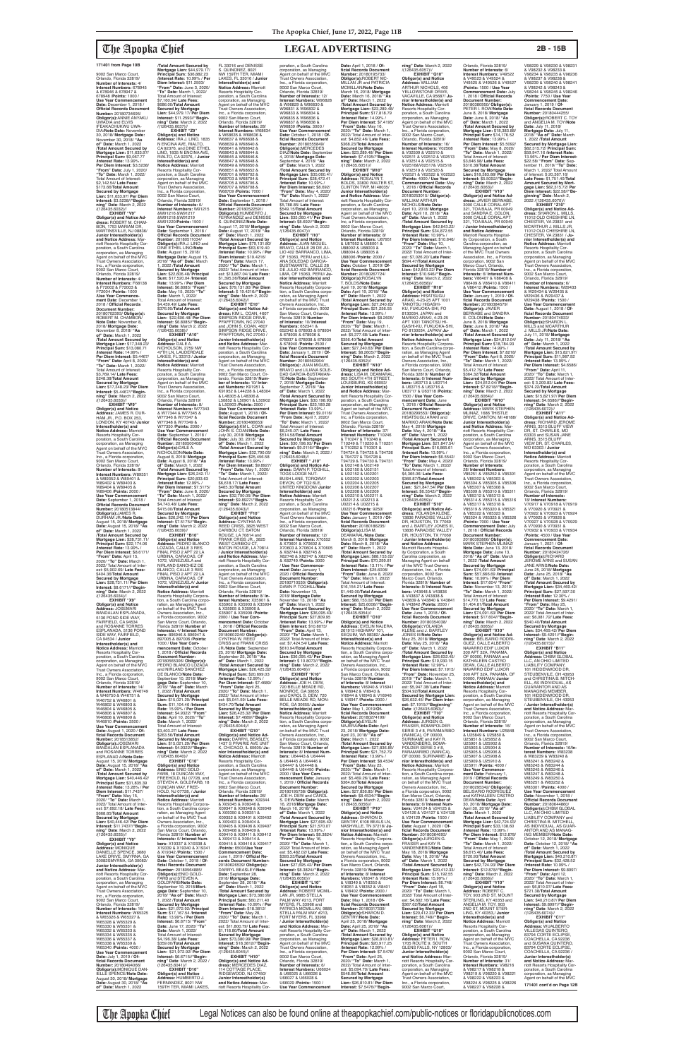**171401 from Page 10B**

9002 San Marco Court, Orlando, Florida 32819/ **Number of Interests:** 4/ **Interest Numbers:** 678845 & 678846 & 678847 & 678848 /**Points:** 1000 / **Use Year Commencement Date:** December 1, 2018 / **Official Records Document Number:** 20180734059/ **Obligor(s):**ANNIE ANYAKU UWADIA and ELVIS IFEAKACHUKWU UWADIA/**Note Date:** November 30, 2018/ **Mortgage Date:** November 30, 2018/ **"As of" Date:** March 1, 2022 /**Total Amount Secured by Mortgage Lien:** \$11,633.97/ **Principal Sum:** \$9,067.77 /**Interest Rate:** 13.99% / **Per Diem Interest:** \$3.5238/ **"From" Date:** July 1, 2020/ **"To" Date:** March 1, 2022/ Total Amount of Interest: \$2,142.54/ **Late Fees:** \$173.66/**Total Amount Secured by Mortgage Lien:** \$11,633.97/ **Per Diem Interest:** \$3.5238//**"Beginning" Date:** March 2, 2022 /(126435.6032)//

**EXHIBIT "V9"**
**Obligor(s) and Notice Address:** ROBERT M. CHAMBON, 1753 MARIAM DR, MARTINSVILLE, NJ 08836/ **Junior Interestholder(s) and Notice Address:** Marriott Resorts Hospitality Corporation, a South Carolina corporation, as Managing Agent on behalf of the MVC Trust Owners Association, Inc., a Florida corporation, 9002 San Marco Court, Orlando, Florida 32819/ **Number of Interests:** 4/ **Interest Numbers:** F68138 & F72602 & F72603 & F72604 /**Points:** 1000 / **Use Year Commencement Date:** December 1, 2018 / **Official Records Document Number:** 20180703303/ **Obligor(s):** ROBERT M. CHAMBON/**Note Date:** November 8, 2018/ **Mortgage Date:** November 8, 2018/ **"As of" Date:** March 1, 2022 /**Total Amount Secured by Mortgage Lien:** \$17,348.23/ **Principal Sum:** \$13,080.71 /**Interest Rate:** 14.99% / **Per Diem Interest:** \$5.4467/ **"From" Date:** April 8, 2020/ **"To" Date:** March 1, 2022/ Total Amount of Interest: \$3,769.14/ **Late Fees:** \$248.38/**Total Amount Secured by Mortgage Lien:** \$17,348.23/ **Per Diem Interest:** \$5.4467//**"Beginning" Date:** March 2, 2022 /(126435.6033)//

**EXHIBIT "W9"**
**Obligor(s) and Notice Address:** JAMES R. DURHAM JR./**Note ...** P.O. BOX 253, LONDON, KY 40743/ **Junior Interestholder(s) and Notice Address:** Marriott Resorts Hospitality Corporation, a South Carolina corporation, as Managing Agent on behalf of the MVC Trust Owners Association, Inc., a Florida corporation, 9002 San Marco Court, Orlando, Florida 32819/ **Number of Interests:** 8/ **Interest Numbers:** W89351 & W89352 & W89401 & W89402 & W89403 & W89404 & W89405 & W89406 /**Points:** 2000 / **Use Year Commencement Date:** January 1, 2019 / **Official Records Document Number:** 20180518046/ **Obligor(s):**JAMES R. DURHAM JR./**Note Date:** August 15, 2018/ **Mortgage Date:** August 15, 2018/ **"As of" Date:** March 1, 2022 /**Total Amount Secured by Mortgage Lien:** \$28,731.11/ **Principal Sum:** \$22,174.08 /**Interest Rate:** 13.99% / **Per Diem Interest:** \$8.6171/ **"From" Date:** April 15, 2020/ **"To" Date:** March 1, 2022/ Total Amount of Interest: \$5,600.69/ **Late Fees:** \$406.34/**Total Amount Secured by Mortgage Lien:** \$28,731.11/ **Per Diem Interest:** \$8.6171//**"Beginning" Date:** March 2, 2022 /(126435.6034)//

**EXHIBIT "X9"**
**Obligor(s) and Notice Address:** JOSEMARI BANGAL ESPLANADA, 5136 POND SIDE WAY, FAIRFIELD, CA 94534 and ROSANNE TORRES ESPLANADA, 5136 POND SIDE WAY, FAIRFIELD, CA 94534 / **Junior Interestholder(s) and Notice Address:** Marriott Resorts Hospitality Corporation, a South Carolina corporation, as Managing Agent on behalf of the MVC Trust Owners Association, Inc., a Florida corporation, 9002 San Marco Court, Orlando, Florida 32819/ **Number of Interests:** 14/ **Interest Numbers:** W46749 & W46750 & W46751 & W46752 & W46801 & W46802 & W46803 & W46804 & W46805 & W46806 & W46807 & W46808 & W46809 & W46810 /**Points:** 3500 / **Use Year Commencement Date:** August 1, 2020 / **Official Records Document Number:** 20180538522/ **Obligor(s):**JOSEMARI BANGAL ESPLANADA and ROSANNE TORRES ESPLANADA/**Note Date:** August 15, 2018/ **Mortgage Date:** August 15, 2018/ **"As of" Date:** March 1, 2022 /**Total Amount Secured by Mortgage Lien:** \$40,446.42/ **Principal Sum:** \$31,835.39 /**Interest Rate:** 12.99% / **Per Diem Interest:** \$11.7437/ **"From" Date:** May 15, 2020/ **"To" Date:** March 1, 2022/ Total Amount of Interest: \$7,832.18/ **Late Fees:** \$528.85/**Total Amount Secured by Mortgage Lien:** \$40,446.42/ **Per Diem Interest:** \$11.7437//**"Beginning" Date:** March 2, 2022 /(126435.6035)//

**EXHIBIT "Y9"**
**Obligor(s) and Notice Address:** MONIQUE DANIELLE SPENCE, 3680 LANE DRIVE, SMYRNA, GA 30082SMYRNA, GA 30082/ **Junior Interestholder(s) and Notice Address:** Marriott Resorts Hospitality Corporation, a South Carolina corporation, as Managing Agent on behalf of the MVC Trust Owners Association, Inc., a Florida corporation, 9002 San Marco Court, Orlando, Florida 32819/ **Number of Interests:** 16/ **Interest Numbers:** W65325 & W65326 & W65327 & W65328 & W65329 & W65330 & W65331 & W65332 & W65333 & W65334 & W65335 & W65336 & W65337 & W65338 & W65339 & W65340 /**Points:** 4000 / **Use Year Commencement Date:** January 1, 2019 / **Official Records Document Number:** 20180498566/ **Obligor(s):**MONIQUE DANIELLE SPENCE/**Note Date:** August 30, 2018/ **Mortgage Date:** August 30, 2018/ **"As of" Date:** March 1, 2022 /**Total Amount Secured by Mortgage Lien:** \$44,979.17/ **Principal Sum:** \$36,882.23 /**Interest Rate:** 10.99% / **Per Diem Interest:** \$11.2593/ **"From" Date:** June 3, 2020/ **"To" Date:** March 1, 2022/ Total Amount of Interest: \$7,160.94/ **Late Fees:** \$686.00/**Total Amount Secured by Mortgage Lien:** \$44,979.17/**Per Diem Interest:** \$11.2593//**"Beginning" Date:** March 2, 2022 /(126435.6037)//

**EXHIBIT "Z9"**
**Obligor(s) and Notice Address:** IRA J. LINO, 1835 N ENCINA AVE, RIALTO, CA 92376, and DINE ETHEL LINO, 1835 N ENCINA AVE, RIALTO, CA 92376, / **Junior Interestholder(s) and Notice Address:** Marriott Resorts Hospitality Corporation, a South Carolina corporation, as Managing Agent on behalf of the MVC Trust Owners Association, Inc., a Florida corporation, 9002 San Marco Court, Orlando, Florida 32819/ **Number of Interests:** 6/ **Interest Numbers:** W91215 &W91216 &W91217 &W91218 &W91219 &W91220/**Points:** 1500 / **Use Year Commencement Date:** September 1, 2018 / **Official Records Document Number:** 20180511034/ **Obligor(s):**IRA J. LINO and DINE ETHEL LINO/**Note Date:** August 10, 2018/ **Mortgage Date:** August 10, 2018/ **"As of" Date:** March 1, 2022 /**Total Amount Secured by Mortgage Lien:** \$22,606.48/ **Principal Sum:** \$17,520.04 /**Interest Rate:** 13.99% / **Per Diem Interest:** \$6.8085/ **"From" Date:** May 15, 2020/ **"To" Date:** March 1, 2022/ Total Amount of Interest: \$4,459.49/ **Late Fees:** \$376.95/**Total Amount Secured by Mortgage Lien:** \$22,606.48/ **Per Diem Interest:** \$6.8085//**"Beginning" Date:** March 2, 2022 /(126435.6038)//

**EXHIBIT "A10"**
**Obligor(s) and Notice Address:** DALE A. NICHOLSON, 2759 NW 47TH LN, LAUDERDALE LAKES, FL 33313 / **Junior Interestholder(s) and Notice Address:** Marriott Resorts Hospitality Corporation, a South Carolina corporation, as Managing Agent on behalf of the MVC Trust Owners Association, Inc., a Florida corporation, 9002 San Marco Court, Orlando, Florida 32819/ **Number of Interests:** 8/ **Interest Numbers:** W77343 & W77344 & W77345 & W77346 & W77347 & W77348 & W77349 & W77350 /**Points:** 2000 / **Use Year Commencement Date:** September 1, 2018 / **Official Records Document Number:** 20180500408/ **Obligor(s):**DALE A. NICHOLSON/**Note Date:** August 8, 2018/ **Mortgage Date:** August 8, 2018/ **"As of" Date:** March 1, 2022 /**Total Amount Secured by Mortgage Lien:** \$26,242.11/ **Principal Sum:** \$20,833.63 /**Interest Rate:** 12.99% / **Per Diem Interest:** \$7.5175/ **"From" Date:** June 8, 2020/ **"To" Date:** March 1, 2022/ Total Amount of Interest: \$4,743.48/ **Late Fees:** \$415.00/**Total Amount Secured by Mortgage Lien:** \$26,242.11/ **Per Diem Interest:** \$7.5175//**"Beginning" Date:** March 2, 2022 /(126435.6039)//

**EXHIBIT "B10"**
**Obligor(s) and Notice Address:** PEDRO BLANCO LOZADA, CALLE 5 RES FINAL PISO 2 APT 22 LA URBINA, CARACAS, OF 1072, VENEZUELA and NIRLAND SANCHEZ DE BLANCO, CALLE 5 RES FINAL PISO 2 APT 22 LA URBINA, CARACAS, OF 1072, VENEZUELA / **Junior Interestholder(s) and Notice Address:** Marriott Resorts Hospitality Corporation, a South Carolina corporation, as Managing Agent on behalf of the MVC Trust Owners Association, Inc., a Florida corporation, 9002 San Marco Court, Orlando, Florida 32819/ **Number of Interests:** 4/ **Interest Numbers:** 896946 & 896947 & 897005 & 897006 /**Points:** 1000 / **Use Year Commencement Date:** October 1, 2018 / **Official Records Document Number:** 20180565306/ **Obligor(s):** PEDRO BLANCO LOZADA and NIRLAND SANCHEZ DE BLANCO/**Note Date:** September 10, 2018/ **Mortgage Date:** September 10, 2018/ **"As of" Date:** March 1, 2022 /**Total Amount Secured by Mortgage Lien:** \$15,021.29/ **Principal Sum:** \$11,104.46 /**Interest Rate:** 15.99% / **Per Diem Interest:** \$4.9322/ **"From" Date:** April 10, 2020/ **"To" Date:** March 1, 2022/ Total Amount of Interest: \$3,403.27/ **Late Fees:** \$263.56/**Total Amount Secured by Mortgage Lien:** \$15,021.29/ **Per Diem Interest:** \$4.9322//**"Beginning" Date:** March 2, 2022 /(126435.6040)//

**EXHIBIT "C10"**
**Obligor(s) and Notice Address:** ENID GOLDFARB, 18 DUNCAN WAY, FREEHOLD, NJ 07728, and STEVEN A. GOLDFARB, 18 DUNCAN WAY, FREEHOLD, NJ 07728, / **Junior Interestholder(s) and Notice Address:** Marriott Resorts Hospitality Corporation, a South Carolina corporation, as Managing Agent on behalf of the MVC Trust Owners Association, Inc., a Florida corporation, 9002 San Marco Court, Orlando, Florida 32819/ **Number of Interests:** 6/ **Interest Numbers:** X19337 & X19338 & X19339 & X19340 & X19341 & X19342 /**Points:** 1500 / **Use Year Commencement Date:** October 1, 2018 / **Official Records Document Number:** 20180564865/ **Obligor(s):**ENID GOLDFARB and STEVEN A. GOLDFARB/**Note Date:** September 10, 2018/**Mortgage Date:** September 10, 2018/ **"As of" Date:** March 1, 2022 /**Total Amount Secured by Mortgage Lien:** \$21,972.92/ **Principal Sum:** \$17,167.54 /**Interest Rate:** 13.99% / **Per Diem Interest:** \$6.6715/ **"From" Date:** June 17, 2020/ **"To" Date:** March 1, 2022/ Total Amount of Interest: \$4,196.38/ **Late Fees:** \$359.00/**Total Amount Secured by Mortgage Lien:** \$21,972.92/ **Per Diem Interest:** \$6.6715//**"Beginning" Date:** March 2, 2022 /(126435.6041)//

**EXHIBIT "D10"**
**Obligor(s) and Notice Address:** HUMBERTO J. FERNANDEZ, 8021 NW 159TH TER, MIAMI LAKES, FL 33016 and DENISSE S. QUINONEZ, 8021 NW 159TH TER, MIAMI LAKES, FL 33016 / **Junior Interestholder(s) and Notice Address:** Marriott Resorts Hospitality Corporation, a South Carolina corporation, as Managing Agent on behalf of the MVC Trust Owners Association, Inc., a Florida corporation, 9002 San Marco Court, Orlando, Florida 32819/ **Number of Interests:** 28/ **Interest Numbers:** W86834 & W86835 & W86836 & W86837 & W86838 & W86839 & W86840 & W86841 & W86842 & W86843 & W86844 & W86845 & W86846 & W86847 & W86848 & W86849 & W86850 & W86851 & W86852 & W86701 & W86702 & W86703 & W86704 & W86705 & W86706 & W86707 & W86708 & W86709 /**Points:** 7000 / **Use Year Commencement Date:** September 1, 2018 / **Official Records Document Number:** 20180522591/ **Obligor(s):**HUMBERTO J. FERNANDEZ and DENISSE S. QUINONEZ/**Note Date:** August 17, 2018/ **Mortgage Date:** August 17, 2018/ **"As of" Date:** March 1, 2022 /**Total Amount Secured by Mortgage Lien:** \$79,131.80/ **Principal Sum:** \$63,619.40 /**Interest Rate:** 10.99% / **Per Diem Interest:** \$19.4216/ **"From" Date:** March 17, 2020/ **"To" Date:** March 1, 2022/ Total Amount of Interest: \$13,867.04/ **Late Fees:** \$1,395.36/**Total Amount Secured by Mortgage Lien:** \$79,131.80/ **Per Diem Interest:** \$19.4216//**"Beginning" Date:** March 2, 2022 /(126435.6042)//

**EXHIBIT "E10"**
**Obligor(s) and Notice Address:** KIM L. COAN, 4607 SIMPSON RIDGE DRIVE, PFAFFTOWN, NC 27040 and JOHN E. COAN, 4607 SIMPSON RIDGE DRIVE, PFAFFTOWN, NC 27040 / **Junior Interestholder(s) and Notice Address:** Marriott Resorts Hospitality Corporation, a South Carolina corporation, as Managing Agent on behalf of the MVC Trust Owners Association, Inc., a Florida corporation, 9002 San Marco Court, Orlando, Florida 32819/ **Number of Interests:** 8/ **Interest Numbers:** K91951 & K91952 & L48228 & L48304 & L48305 & L48306 & L50691 & L50692 & L50934 & L50935 & L50936 & L50937/**Points:** 3000 / **Use Year Commencement Date:** August 1, 2018 / **Official Records Document Number:** 20180495893/ **Obligor(s):**KIM L. COAN and JOHN E. COAN/**Note Date:** July 30, 2018/ **Mortgage Date:** July 30, 2018/ **"As of" Date:** March 1, 2022 /**Total Amount Secured by Mortgage Lien:** \$32,790.05/ **Principal Sum:** \$25,456.58 /**Interest Rate:** 13.99% / **Per Diem Interest:** \$9.8927/ **"From" Date:** May 1, 2020/ **"To" Date:** March 1, 2022/ Total Amount of Interest: \$6,618.17/ **Late Fees:** \$465.30/**Total Amount Secured by Mortgage Lien:** \$32,790.05/ **Per Diem Interest:** \$9.8927//**"Beginning" Date:** March 2, 2022 /(126435.6043)//

**EXHIBIT "F10"**
**Obligor(s) and Notice Address:** CYNTHIA W. REED CRISS, 3825 WEST CARMEN CT, BATON ROUGE, LA 70814 and RASAN CRISS JR., 3825 WEST CARMEN CT, BATON ROUGE, LA 70814 / **Junior Interestholder(s) and Notice Address:** Marriott Resorts Hospitality Corporation, a South Carolina corporation, as Managing Agent on behalf of the MVC Trust Owners Association, Inc., a Florida corporation, 9002 San Marco Court, Orlando, Florida 32819/ **Number of Interests:** 8/ **Interest Numbers:** X35901 & X35902 & X35903 & X35904 & X35905 & X35906 & X35907 & X35908 /**Points:** 2000 / **Use Year Commencement Date:** January 1, 2018 / **Official Records Document Number:** 20180622346/ **Obligor(s):** CYNTHIA W. REED CRISS and FRANK CRISS JR./**Note Date:** September 25, 2018/ **Mortgage Date:** September 25, 2018/ **"As of" Date:** March 1, 2022 /**Total Amount Secured by Mortgage Lien:** \$26,425.32/ **Principal Sum:** \$20,689.03 /**Interest Rate:** 13.99% / **Per Diem Interest:** \$7.4889/ **"From" Date:** April 25, 2020/ **"To" Date:** March 1, 2022/ Total Amount of Interest: \$5,301.58/ **Late Fees:** \$434.70/**Total Amount Secured by Mortgage Lien:** \$26,425.32/ **Per Diem Interest:** \$7.4889//**"Beginning" Date:** March 2, 2022 /(126435.6044)//

**EXHIBIT "G10"**
**Obligor(s) and Notice Address:** DARRYL BEASLEY, 1437 S PRAIRIE AVE UNIT K, CHICAGO, IL 60605 / **Junior Interestholder(s) and Notice Address:** Marriott Resorts Hospitality Corporation, a South Carolina corporation, as Managing Agent on behalf of the MVC Trust Owners Association, Inc., a Florida corporation, 9002 San Marco Court, Orlando, Florida 32819/ **Number of Interests:** 28/ **Interest Numbers:** X09344 & X09345 & X09346 & X09347 & X09348 & X09349 & X09350 & X09351 & X09352 & X09401 & X09402 & X09403 & X09404 & X09405 & X09406 & X09407 & X09408 & X09409 & X09410 & X09411 & X09412 & X09413 & X09414 & X09415 & X09416 & X09417 /**Points:** 7000/**Use Year Commencement Date:** January 1, 2019 / **Official Records Document Number:** 20180583293/ **Obligor(s):** DARRYL BEASLEY/**Note Date:** September 28, 2018/ **Mortgage Date:** September 28, 2018/ **"As of" Date:** March 1, 2022 /**Total Amount Secured by Mortgage Lien:** \$73,380.90/ **Principal Sum:** \$60,211.40 /**Interest Rate:** 10.99% / **Per Diem Interest:** \$18.3812/ **"From" Date:** May 28, 2020/ **"To" Date:** March 1, 2022/ Total Amount of Interest: \$11,800.70/ **Late Fees:** \$1,118.80/**Total Amount Secured by Mortgage Lien:** \$73,380.90/ **Per Diem Interest:** \$18.3812//**"Beginning" Date:** March 2, 2022 /(126435.6045)//

**EXHIBIT "H10"**
**Obligor(s) and Notice Address:** MERCEDES W. DIAZ, 114 COTTAGE PLACE, ROCKWOOD, NJ 07650/ **Junior Interestholder(s) and Notice Address:** Marriott Resorts Hospitality Corporation, a South Carolina corporation, as Managing Agent on behalf of the MVC Trust Owners Association, Inc., a Florida corporation, 9002 San Marco Court, Orlando, Florida 32819/ **Number of Interests:** 12/ **Interest Numbers:** W96828 & W96829 & W96830 & W96831 & W96832 & W96833 & W96834 & W96835 & W96836 & W96837 & W96838 & W96839 /**Points:** 3000 / **Use Year Commencement Date:** October 1, 2018 / **Official Records Document Number:** 20180565849/ **Obligor(s):**MERCEDES W. DIAZ/**Note Date:** September 4, 2018/ **Mortgage Date:** September 4, 2018/ **"As of" Date:** March 1, 2022 /**Total Amount Secured by Mortgage Lien:** \$35,060.41/ **Principal Sum:** \$28,472.41 /**Interest Rate:** 10.99% / **Per Diem Interest:** \$8.692/ **"From" Date:** May 4, 2020/ **"To" Date:** March 1, 2022/ Total Amount of Interest: \$5,788.85/ **Late Fees:** \$549.15/**Total Amount Secured by Mortgage Lien:** \$35,060.41/ **Per Diem Interest:** \$8.692//**"Beginning" Date:** March 2, 2022 /(126435.6047)//

**EXHIBIT "I10"**
**Obligor(s) and Notice Address:** JUAN MIGUEL BRAVO, CALLE 28 DE JULIO 402 BARRANCO, LIMA, OF 15063, PERU and LILIANA SOLEDAD GARCIA-BUSTAMANTE, CALLE 28 DE JULIO 402 BARRANCO, LIMA, OF 15063, PERU/ **Junior Interestholder(s) and Notice Address:** Marriott Resorts Hospitality Corporation, a South Carolina corporation, as Managing Agent on behalf of the MVC Trust Owners Association, Inc., a Florida corporation, 9002 San Marco Court, Orlando, Florida 32819/ **Number of Interests:** 8/ **Interest Numbers:** 652942 & 678933 & 678934 & 678935 & 678936 & 678937 & 678938 & 678939 /**Points:** 2000 / **Use Year Commencement Date:** January 1, 2019 / **Official Records Document Number:** 20180620864/ **Obligor(s):**JUAN MIGUEL BRAVO and LILIANA SOLEDAD GARCIA-BUSTAMANTE/**Note Date:** September 7, 2018/ **Mortgage Date:** September 7, 2018/ **"As of" Date:** March 1, 2022 /**Total Amount Secured by Mortgage Lien:** \$33,158.93/ **Principal Sum:** \$24,782.26 /**Interest Rate:** 13.99% / **Per Diem Interest:** \$9.6306/ **"From" Date:** April 7, 2020/ **"To" Date:** March 1, 2022/ Total Amount of Interest: \$6,645.07/ **Late Fees:** \$514.58/**Total Amount Secured by Mortgage Lien:** \$33,158.93/ **Per Diem Interest:** \$9.6306//**"Beginning" Date:** March 2, 2022 /(126435.6048)//

**EXHIBIT "J10"**
**Obligor(s) and Notice Address:** DAWN P. TOGHILL, TODDLE CROSS, BUSH LANE, TORQUAY, DEVON, OF TQ2 6LE, UNITED KINGDOM/ **Junior Interestholder(s) and Notice Address:** Marriott Resorts Hospitality Corporation, a South Carolina corporation, as Managing Agent on behalf of the MVC Trust Owners Association, Inc., a Florida corporation, 9002 San Marco Court, Orlando, Florida 32819/ **Number of Interests:** 12/ **Interest Numbers:** X70602 & X70603 & X70604 & X70605 & X82744 & X82745 & X82746 & X82747 & X82748 & X82749 /**Points:** 3000 / **Use Year Commencement Date:** January 1, 2019 / **Official Records Document Number:** 20180638940/ **Obligor(s):** DAWN P. TOGHILL/**Note Date:** November 14, 2018/ **Mortgage Date:** November 14, 2018/ **"As of" Date:** March 1, 2022 /**Total Amount Secured by Mortgage Lien:** \$36,056.43/ **Principal Sum:** \$27,809.95 /**Interest Rate:** 13.99% / **Per Diem Interest:** \$10.8072/ **"From" Date:** April 13, 2020/ **"To" Date:** March 1, 2022/ Total Amount of Interest: \$7,424.54/ **Late Fees:** \$571.94/**Total Amount Secured by Mortgage Lien:** \$36,056.43/ **Per Diem Interest:** \$10.8072//**"Beginning" Date:** March 2, 2022 /(126435.6049)//

**EXHIBIT "K10"**
**Obligor(s) and Notice Address:** JOE H. DEW, 726 BELLE MEADE RD, HEROD, IL 62947 and CAROL S. DEW, 726 BELLE MEADE RD, MONROE, GA 30655/ **Junior Interestholder(s) and Notice Address:** Marriott Resorts Hospitality Corporation, a South Carolina corporation, as Managing Agent on behalf of the MVC Trust Owners Association, Inc., a Florida corporation, 9002 San Marco Court, Orlando, Florida 32819/ **Number of Interests:** 8/ **Interest Numbers:** U64443 & U64444 & U64445 & U64446 & U64447 & U64448 & U64449 & U64450 /**Points:** 2000 / **Use Year Commencement Date:** January 1, 2019 / **Official Records Document Number:** 20180598398/ **Obligor(s):**JOE H. DEW and CAROL S. DEW/**Note Date:** September 12, 2018/ **Mortgage Date:** September 12, 2018/ **"As of" Date:** March 1, 2022 /**Total Amount Secured by Mortgage Lien:** \$27,935.42/ **Principal Sum:** \$21,570.07 /**Interest Rate:** 13.99% / **Per Diem Interest:** \$8.3824/ **"From" Date:** May 16, 2020/ **"To" Date:** March 1, 2022/ Total Amount of Interest: \$5,482.02/ **Late Fees:** \$633.33/**Total Amount Secured by Mortgage Lien:** \$27,935.42/ **Per Diem Interest:** \$8.3824//**"Beginning" Date:** March 2, 2022 /(126435.6050)//

**EXHIBIT "L10"**
**Obligor(s) and Notice Address:** ROBERT MCMILLAN JR, 9885 STELLA PALM WAY #213, FORT MYERS, FL 33966 and PATRICIA MCMILLAN, 9885 STELLA PALM WAY #213, FORT MYERS, FL 33966 / **Junior Interestholder(s) and Notice Address:** Marriott Resorts Hospitality Corporation, a South Carolina corporation, as Managing Agent on behalf of the MVC Trust Owners Association, Inc., a Florida corporation, 9002 San Marco Court, Orlando, Florida 32819/ **Number of Interests:** 8/ **Interest Numbers:** U68024 & U68025 & U68026 & U68027 & U68028 & U68029 /**Points:** 1500 / **Use Year Commencement Date:** April 1, 2019 / **Official Records Document Number:** 20180105733/ **Obligor(s):**ROBERT MCMILLAN JR and PATRICIA MCMILLAN/**Note Date:** March 16, 2018/ **Mortgage Date:** March 16, 2018/ **"As of" Date:** March 1, 2022 /**Total Amount Secured by Mortgage Lien:** \$23,288.48/ **Principal Sum:** \$17,818.79 /**Interest Rate:** 14.99% / **Per Diem Interest:** \$7.4195/ **"From" Date:** May 16, 2020/ **"To" Date:** March 1, 2022/ Total Amount of Interest: \$4,852.46/ **Late Fees:** \$366.23/**Total Amount Secured by Mortgage Lien:** \$23,288.48/ **Per Diem Interest:** \$7.4195//**"Beginning" Date:** March 2, 2022 /(126435.6051)//

**EXHIBIT "M10"**
**Obligor(s) and Notice Address:** ROSALYN T. BOLDS, 33830 WALTER ST, CLINTON TWP, MI 48035/ **Junior Interestholder(s) and Notice Address:** Marriott Resorts Hospitality Corporation, a South Carolina corporation, as Managing Agent on behalf of the MVC Trust Owners Association, Inc., a Florida corporation, 9002 San Marco Court, Orlando, Florida 32819/ **Number of Interests:** 8/ **Interest Numbers:** U87951 & U87952 & U88001 & U88002 & U88003 & U88004 & U88005 & U88006 /**Points:** 2000 / **Use Year Commencement Date:** October 1, 2018/ **Official Records Document Number:** 20180307724/ **Obligor(s):**ROSALYN T. BOLDS/**Note Date:** April 19, 2018/ **Mortgage Date:** April 19, 2018/ **"As of" Date:** March 1, 2022 /**Total Amount Secured by Mortgage Lien:** \$27,240.63/ **Principal Sum:** \$20,901.74 /**Interest Rate:** 13.99% / **Per Diem Interest:** \$8.1225/ **"From" Date:** May 19, 2020/ **"To" Date:** March 1, 2022/ Total Amount of Interest: \$5,287.68/ **Late Fees:** \$426.21/**Total Amount Secured by Mortgage Lien:** \$27,240.63/ **Per Diem Interest:** \$8.1225//**"Beginning" Date:** March 2, 2022 /(126435.6052)//

**EXHIBIT "N10"**
**Obligor(s) and Notice Address:** DAWN P. TOGHILL ...

**Obligor(s) and Notice Address:** EVELIN NAJERA, 2619 E HIGHWAY 101, SEQUIM, WA 98382/ **Junior Interestholder(s) and Notice Address:** Marriott Resorts Hospitality Corporation, a South Carolina corporation, as Managing Agent on behalf of the MVC Trust Owners Association, Inc., a Florida corporation, 9002 San Marco Court, Orlando, Florida 32819/ **Number of Interests:** 6/ **Interest Numbers:** V69940 & V69941 & V69942 & V69943 & V69944 & V69945 & V69946 & V69947 /**Points:** 1500 / **Use Year Commencement Date:** May 1, 2018 / **Official Records Document Number:** 20180274199/ **Obligor(s):**EVELIN NAJERA/**Note Date:** April 23, 2018/ **Mortgage Date:** April 23, 2018/ **"As of" Date:** March 1, 2022 /**Total Amount Secured by Mortgage Lien:** \$27,836.85/ **Principal Sum:** \$21,752.79 /**Interest Rate:** 13.99% / **Per Diem Interest:** \$8.4534/ **"From" Date:** May 23, 2020/ **"To" Date:** March 1, 2022/ Total Amount of Interest: \$5,469.26/ **Late Fees:** \$364.80/**Total Amount Secured by Mortgage Lien:** \$27,836.85/ **Per Diem Interest:** \$8.4534//**"Beginning" Date:** March 2, 2022 /(126435.6056)//

**EXHIBIT "P10"**
**Obligor(s) and Notice Address:** SHARON D. GENTRY, 6108 BEALS LN, NASHVILLE, TN 37218/ **Junior Interestholder(s) and Notice Address:** Marriott Resorts Hospitality Corporation, a South Carolina corporation, as Managing Agent on behalf of the MVC Trust Owners Association, Inc., a Florida corporation, 9002 San Marco Court, Orlando, Florida 32819/ **Number of Interests:** 4/ **Interest Numbers:** W83347 & W83348 & W83349 & W83350 & W83351 & W83352 & V69401 & V69402 /**Points:** 2000 / **Use Year Commencement Date:** May 1, 2018 / **Official Records Document Number:** 20180317339/ **Obligor(s):**SHARON D. GENTRY/**Note Date:** April 25, 2018/ **Mortgage Date:** April 25, 2018/ **"As of" Date:** March 1, 2022 /**Total Amount Secured by Mortgage Lien:** \$26,810.81/ **Principal Sum:** \$20,917.25 /**Interest Rate:** 13.99% / **Per Diem Interest:** \$7.5476/ **"From" Date:** April 25, 2020/ **"To" Date:** March 1, 2022/ Total Amount of Interest: \$5,294.70/ **Late Fees:** \$348.86/**Total Amount Secured by Mortgage Lien:** \$26,810.81/ **Per Diem Interest:** \$7.5476//**"Beginning" Date:** March 2, 2022 /(126435.6057)//

**EXHIBIT "Q10"**
**Obligor(s) and Notice Address:** WILLIAM ARTHUR NICHOLS, 406 YELLOWSTONE DRIVE, VACAVILLE, CA 95687/ **Junior Interestholder(s) and Notice Address:** Marriott Resorts Hospitality Corporation, a South Carolina corporation, as Managing Agent on behalf of the MVC Trust Owners Association, Inc., a Florida corporation, 9002 San Marco Court, Orlando, Florida 32819/ **Number of Interests:** 16/ **Interest Numbers:** V02508 & V02509 & V02510 & V02511 & V02512 & V02513 & V02514 & V02515 & V02516&V02517& V02518 & V02519 & V02520 & V02521 & V02522 & V02523 /**Points:** 4000 / **Use Year Commencement Date:** May 1, 2018 / **Official Records Document Number:** 20180253015/ **Obligor(s):** WILLIAM ARTHUR NICHOLS/**Note Date:** April 10, 2018/ **Mortgage Date:** April 10, 2018/ **"As of" Date:** March 1, 2022 /**Total Amount Secured by Mortgage Lien:** \$42,843.22/ **Principal Sum:** \$34,872.55 /**Interest Rate:** 10.99% / **Per Diem Interest:** \$10.646/ **"From" Date:** May 10, 2020/ **"To" Date:** March 1, 2022/ Total Amount of Interest: \$7,026.20/ **Late Fees:** \$694.47/**Total Amount Secured by Mortgage Lien:** \$42,843.22/ **Per Diem Interest:** \$10.646//**"Beginning" Date:** March 2, 2022 /(126435.6058)//

**EXHIBIT "R10"**
**Obligor(s) and Notice Address:** HISATSUGU ARAKI, 4-23-25 APT 1001 TANOTSU HIGASHI-KU, FUKUOKA-SHI, FO 8130034, JAPAN and MARIKO ARAKI, 4-23-25 APT 1001 TANOTSU HIGASHI-KU, FUKUOKA-SHI, FO 8130034, JAPAN/ **Junior Interestholder(s) and Notice Address:** Marriott Resorts Hospitality Corporation, a South Carolina corporation, as Managing Agent on behalf of the MVC Trust Owners Association, Inc., a Florida corporation, 9002 San Marco Court, Orlando, Florida 32819/ **Number of Interests:** 37/ **Interest Numbers:** T10246 & T10247 & T10248 & T10249 & T10250 & T10251 & T10252 & T10301 & T94724 & T94725 & T94726 & T94727 & T94728 & T94729 & T94730 & T94731 & U02148 & U02149 & U02150 & U02151 & U02152 & U02201 & U02202 & U02203 & U02204 & U02205 & U02206 & U02207 & U02208 & U02209 & U02210 & U02211 & U02212 & U02213 & U02214 & U02215 & U02216 /**Points:** 3250/ **Use Year Commencement Date:** January 1, 2019 / **Official Records Document Number:** 20180186235/ **Obligor(s):**HISATSUGU ARAKI and MARIKO ARAKI/**Note Date:** May 4, 2018/ **Mortgage Date:** May 4, 2018/ **"As of" Date:** March 1, 2022 /**Total Amount Secured by Mortgage Lien:** \$21,847.54/ **Principal Sum:** \$16,865.61 /**Interest Rate:** 13.99% / **Per Diem Interest:** \$6.5542/ **"From" Date:** May 4, 2020/ **"To" Date:** March 1, 2022/ Total Amount of Interest: \$4,365.06/ **Late Fees:** \$366.87/**Total Amount Secured by Mortgage Lien:** \$21,847.54/ **Per Diem Interest:** \$6.5542//**"Beginning" Date:** March 2, 2022 /(126435.6059)//

**EXHIBIT "S10"**
**Obligor(s) and Notice Address:** YOLANDA KLENE, 13836 PARADISE VALLEY DR, HOUSTON, TX 77069 and J. BARTLEY JONES III, 13836 PARADISE VALLEY DR, HOUSTON, TX 77069 / **Junior Interestholder(s) and Notice Address:** Marriott Resorts Hospitality Corporation, a South Carolina corporation, as Managing Agent on behalf of the MVC Trust Owners Association, Inc., a Florida corporation, 9002 San Marco Court, Orlando, Florida 32819/ **Number of Interests:** 14/ **Interest Numbers:** V43836 & V43837 & V43838 & V43839 & V43840 & V43841 & V43842 /**Points:** 2000 / **Use Year Commencement Date:** June 1, 2018 / **Official Records Document Number:** 20180403638/ **Obligor(s):**YOLANDA KLENE and J. BARTLEY JONES III/**Note Date:** May 25, 2018/ **Mortgage Date:** May 25, 2018/ **"As of" Date:** March 1, 2022 /**Total Amount Secured by Mortgage Lien:** \$26,632.45/ **Principal Sum:** \$19,930.15 /**Interest Rate:** 12.99% / **Per Diem Interest:** \$7.1915/ **"From" Date:** November 25, 2019/ **"To" Date:** March 1, 2022/ Total Amount of Interest: \$5,947.26/ **Late Fees:** \$504.92/**Total Amount Secured by Mortgage Lien:** \$26,632.45/ **Per Diem Interest:** \$7.1915//**"Beginning" Date:** March 2, 2022 /(126435.6060)//

**EXHIBIT "T10"**
**Obligor(s) and Notice Address:** JURGEN G. FRASER, BOMAPOLDER SERIE 3 # 8, PARAMARIBO (WANICA), OF 00000, SURINAME and KAY R. VANDENBERG, BOMAPOLDER SERIE 3 # 8, PARAMARIBO (WANICA), OF 00000, SURINAME/ **Junior Interestholder(s) and Notice Address:** Marriott Resorts Hospitality Corporation, a South Carolina corporation, as Managing Agent on behalf of the MVC Trust Owners Association, Inc., a Florida corporation, 9002 San Marco Court, Orlando, Florida 32819/ **Number of Interests:** 6/ **Interest Numbers:** V24124 & V24125 & V24126 & V24127 & V24128 & V24129 /**Points:** 1500 / **Use Year Commencement Date:** January 1, 2020 / **Official Records Document Number:** 20180364693/ **Obligor(s):**JURGEN G. FRASER and KAY R. VANDENBERG/**Note Date:** May 18, 2018/ **Mortgage Date:** May 18, 2018/ **"As of" Date:** March 1, 2022 /**Total Amount Secured by Mortgage Lien:** \$20,412.33/ **Principal Sum:** \$15,867.64 /**Interest Rate:** 15.99% / **Per Diem Interest:** \$6.748/ **"From" Date:** April 18, 2020/ **"To" Date:** March 1, 2022/ Total Amount of Interest: \$4,602.16/ **Late Fees:** \$267.53/**Total Amount Secured by Mortgage Lien:** \$20,412.33/ **Per Diem Interest:** \$6.748//**"Beginning" Date:** March 2, 2022 /(126435.6061)//

**EXHIBIT "U10"**
**Obligor(s) and Notice Address:** PETER I. ROW, 1705 ROUTE 9, SOUTH GLENS FALLS, NY 12803/ **Junior Interestholder(s) and Notice Address:** Marriott Resorts Hospitality Corporation, a South Carolina corporation, as Managing Agent on behalf of the MVC Trust Owners Association, Inc., a Florida corporation, 9002 San Marco Court, Orlando, Florida 32819/ **Number of Interests:** 6/ **Interest Numbers:** V49522 & V49523 & V49524 & V49525 & V49526 & V49527 /**Points:** 1500 / **Use Year Commencement Date:** July 1, 2018 / **Official Records Document Number:** 20180380800/ **Obligor(s):** PETER I. ROW/**Note Date:** June 8, 2018/ **Mortgage Date:** June 8, 2018/ **"As of" Date:** March 1, 2022 /**Total Amount Secured by Mortgage Lien:** \$18,383.88/ **Principal Sum:** \$14,176.52 /**Interest Rate:** 13.99% / **Per Diem Interest:** \$5.5092/ **"From" Date:** May 8, 2020/ **"To" Date:** March 1, 2022/ Total Amount of Interest: \$3,646.98/ **Late Fees:** \$310.38/**Total Amount Secured by Mortgage Lien:** \$18,383.88/ **Per Diem Interest:** \$5.5092//**"Beginning" Date:** March 2, 2022 /(126435.6063)//

**EXHIBIT "V10"**
**Obligor(s) and Notice Address:** JAVIER BERNABE, 3000 CALLE CORAL APT 321, TOA BAJA, PR 00949 and SANDRA E. COLON, 3000 CALLE CORAL APT 321, TOA BAJA, PR 00949 / **Junior Interestholder(s) and Notice Address:** Marriott Resorts Hospitality Corporation, a South Carolina corporation, as Managing Agent on behalf of the MVC Trust Owners Association, Inc., a Florida corporation, 9002 San Marco Court, Orlando, Florida 32819/ **Number of Interests:** 6/ **Interest Numbers:** V86407 & V86408 & V86409 & V86410 & V86411 & V86412 /**Points:** 1500 / **Use Year Commencement Date:** January 1, 2019 / **Official Records Document Number:** 20180384575/ **Obligor(s):**JAVIER BERNABE and SANDRA E. COLON/**Note Date:** June 8, 2018/ **Mortgage Date:** June 8, 2018/ **"As of" Date:** March 1, 2022 /**Total Amount Secured by Mortgage Lien:** \$24,812.04/ **Principal Sum:** \$18,784.93 /**Interest Rate:** 14.99% / **Per Diem Interest:** \$7.8218/ **"From" Date:** April 8, 2020/ **"To" Date:** March 1, 2022/ Total Amount of Interest: \$5,412.79/ **Late Fees:** \$364.32/**Total Amount Secured by Mortgage Lien:** \$24,812.04/ **Per Diem Interest:** \$7.8218//**"Beginning" Date:** March 2, 2022 /(126435.6064)//

**EXHIBIT "W10"**
**Obligor(s) and Notice Address:** MARK STEPHEN MLINAZ, 1686 THISTLE DRIVE, CANTON, MI 48188/ **Junior Interestholder(s) and Notice Address:** Marriott Resorts Hospitality Corporation, a South Carolina corporation, as Managing Agent on behalf of the MVC Trust Owners Association, Inc., a Florida corporation, 9002 San Marco Court, Orlando, Florida 32819/ **Number of Interests:** 28/ **Interest Numbers:** W85251 & W85252 & W85301 & W85302 & W85303 & W85304 & W85305 & W85306 & W85307 & W85308 & W85309 & W85310 & W85311 & W85312 & W85313 & W85314 & W85315 & W85316 & W85317 & W85318 & W85319 & W85320 & W85321 & W85322 & W85323 & W85324 & W85325 & W85326 /**Points:** 7000 / **Use Year Commencement Date:** July 1, 2018 / **Official Records Document Number:** 20180408868/ **Obligor(s):** MARK STEPHEN MLINAZ/**Note Date:** June 13, 2018/ **Mortgage Date:** June 13, 2018/ **"As of" Date:** March 1, 2022 /**Total Amount Secured by Mortgage Lien:** \$74,091.63/ **Principal Sum:** \$57,966.69 /**Interest Rate:** 10.99% / **Per Diem Interest:** \$17.6947/ **"From" Date:** November 13, 2019/ **"To" Date:** March 1, 2022/ Total Amount of Interest: \$14,770.13/ **Late Fees:** \$1,104.81/**Total Amount Secured by Mortgage Lien:** \$74,091.63/ **Per Diem Interest:** \$17.6947//**"Beginning" Date:** March 2, 2022 /(126435.6065)//

**EXHIBIT "X10"**
**Obligor(s) and Notice Address:** BELISARIO RODRIGUEZ, CALLE ALBERTO NAVARRO EDIF LUXOR 300 APT 32A, PANAMA, OF 00000, PANAMA and KATHALEEN CASTRO DEAN, CALLE ALBERTO NAVARRO EDIF LUXOR 300 APT 32A, PANAMA, OF 00000, PANAMA/ **Junior Interestholder(s) and Notice Address:** Marriott Resorts Hospitality Corporation, a South Carolina corporation, as Managing Agent on behalf of the MVC Trust Owners Association, Inc., a Florida corporation, 9002 San Marco Court, Orlando, Florida 32819/ **Number of Interests:** 16/ **Interest Numbers:** U25848 & U25849 & U25850 & U25851 & U25852 & U25901 & U25902 & U25903 & U25904 & U25905 & U25906 & U25907 & U25908 & U25909 & U25910 & U25911 /**Points:** 4000 / **Use Year Commencement Date:** February 1, 2019 / **Official Records Document Number:** 20180295342/ **Obligor(s):** BELISARIO RODRIGUEZ and KATHALEEN CASTRO DEAN/**Note Date:** April 30, 2018/ **Mortgage Date:** April 30, 2018/ **"As of" Date:** March 1, 2022 /**Total Amount Secured by Mortgage Lien:** \$42,724.93/ **Principal Sum:** \$33,126.50 /**Interest Rate:** 13.99% / **Per Diem Interest:** \$12.8738/ **"From" Date:** May 1, 2020/ **"To" Date:** March 1, 2022/ Total Amount of Interest: \$8,615.40/ **Late Fees:** \$733.03/**Total Amount Secured by Mortgage Lien:** \$42,724.93/ **Per Diem Interest:** \$12.8738//**"Beginning" Date:** March 2, 2022 /(126435.6066)//

**EXHIBIT "Y10"**
**Obligor(s) and Notice Address:** ROBERT C. TOY, 903 2ND ST, MOUNT STERLING, KY 40353 and ANGELIA M. TOY, 903 2ND ST, MOUNT STERLING, KY 40353,/ **Junior Interestholder(s) and Notice Address:** Marriott Resorts Hospitality Corporation, a South Carolina corporation, as Managing Agent on behalf of the MVC Trust Owners Association, Inc., a Florida corporation, 9002 San Marco Court, Orlando, Florida 32819/ **Number of Interests:** 31/ **Interest Numbers:** V98216 & V98217 & V98218 & V98219 & V98220 & V98221 & V98222 & V98223 & V98224 & V98225 & V98226 & V98227 & V98228 & V98229 & V98230 & V98231 & V98232 & V98233 & V98234 & V98235 & V98236 & V98237 & V98238 & V98239 & V98240 & V98241 & V98242 & V98243 & V98244 & V98245 & V98246 /**Points:** 7750 / **Use Year Commencement Date:** January 1, 2019 / **Official Records Document Number:** 20180444265/ **Obligor(s):**ROBERT C. TOY and ANGELIA M. TOY/**Note Date:** July 11, 2018/ **Mortgage Date:** July 11, 2018/ **"As of" Date:** March 1, 2022 /**Total Amount Secured by Mortgage Lien:** \$82,315.72/ **Principal Sum:** \$59,947.16 /**Interest Rate:** 13.56% / **Per Diem Interest:** \$22.58/ **"From" Date:** September 11, 2019/ **"To" Date:** March 1, 2022/ Total Amount of Interest: \$20,367.16/ **Late Fees:** \$1,751.40/**Total Amount Secured by Mortgage Lien:** \$82,315.72/ **Per Diem Interest:** \$22.58//**"Beginning" Date:** March 2, 2022 /(126435.6070)//

**EXHIBIT "Z10"**
**Obligor(s) and Notice Address:** SHARON L. MILLS, 11012 OLD CHESHIRE LN, CHESTER, VA 23831 and MCARTHUR J. MILLS JR, 11012 OLD CHESHIRE LN, CHESTER, VA 23831 / **Junior Interestholder(s) and Notice Address:** Marriott Resorts Hospitality Corporation, a South Carolina corporation, as Managing Agent on behalf of the MVC Trust Owners Association, Inc., a Florida corporation, 9002 San Marco Court, Orlando, Florida 32819/ **Number of Interests:** 6/ **Interest Numbers:** W29433 & W29434 & W29435 & W29436 & W29437 & W29438 /**Points:** 1500 / **Use Year Commencement Date:** August 1, 2018 / **Official Records Document Number:** 20180474303/ **Obligor(s):**SHARON L. MILLS and MCARTHUR J. MILLS JR/**Note Date:** July 11, 2018/ **Mortgage Date:** July 11, 2018/ **"As of" Date:** March 1, 2022 /**Total Amount Secured by Mortgage Lien:** \$15,821.97/ **Principal Sum:** \$11,987.92 /**Interest Rate:** 13.99% / **Per Diem Interest:** \$4.6586/ **"From" Date:** April 11, 2020/ **"To" Date:** March 1, 2022/ Total Amount of Interest: \$3,208.83/ **Late Fees:** \$374.22/**Total Amount Secured by Mortgage Lien:** \$15,821.97/ **Per Diem Interest:** \$4.6586//**"Beginning" Date:** March 2, 2022 /(126435.6071)//

**EXHIBIT "A11"**
**Obligor(s) and Notice Address:** RICHARD JEROME ARNS, 3515 BLUFF VIEW DR, ST CHARLES, MO 63303 and SUSAN JANE ARNS, 3515 BLUFF VIEW DR, ST CHARLES, MO 63303 / **Junior Interestholder(s) and Notice Address:** Marriott Resorts Hospitality Corporation, a South Carolina corporation, as Managing Agent on behalf of the MVC Trust Owners Association, Inc., a Florida corporation, 9002 San Marco Court, Orlando, Florida 32819/ **Number of Interests:** 18/ **Interest Numbers:** V70917 & V70918 & V70919 & V70920 & V70921 & V70922 & V70923 & V70924 & V70925 & V70926 & V70927 & V70928 & V70929 & V70930 & V70931 & V70932 & V70933 & V70934 /**Points:** 4500 / **Use Year Commencement Date:** July 1, 2018 / **Official Records Document Number:** 20180424700/ **Obligor(s):**RICHARD JEROME ARNS and SUSAN JANE ARNS/**Note Date:** June 25, 2018/ **Mortgage Date:** June 25, 2018/ **"As of" Date:** March 1, 2022 /**Total Amount Secured by Mortgage Lien:** \$34,469.42/ **Principal Sum:** \$27,597.30 /**Interest Rate:** 12.30% / **Per Diem Interest:** \$9.4291/ **"From" Date:** May 25, 2020/ **"To" Date:** March 1, 2022/ Total Amount of Interest: \$6,081.72/ **Late Fees:** \$540.40/**Total Amount Secured by Mortgage Lien:** \$34,469.42/ **Per Diem Interest:** \$9.4291//**"Beginning" Date:** March 2, 2022 /(126435.6072)//

**EXHIBIT "B11"**
**Obligor(s) and Notice Address:** CHBM GLOBAL LLC, AN OHIO LIMITED LIABILITY COMPANY, 161 HIDDENWOOD DR, STEUBENVILLE, OH 43953 and CHRISTINA B. MITCHELL, AS INDIVIDUAL, AS GUARANTOR AND AS MANAGING MEMBER, 161 HIDDENWOOD DR, STEUBENVILLE, OH 43953 / **Junior Interestholder(s) and Notice Address:** Marriott Resorts Hospitality Corporation, a South Carolina corporation, as Managing Agent on behalf of the MVC Trust Owners Association, Inc., a Florida corporation, 9002 San Marco Court, Orlando, Florida 32819/ **Number of Interests:** 16/**Interest Numbers:** W83238 & W83239 & W83240 & W83241 & W83242 & W83243 & W83244 & W83245 & W83246 & W83247 & W83248 & W83249 & W83250 & W83251 & W83252 & W83301 /**Points:** 4000 / **Use Year Commencement Date:** November 1, 2018 / **Official Records Document Number:** 20180644692/ **Obligor(s):**CHBM GLOBAL LLC, AN OHIO LIMITED LIABILITY COMPANY and CHRISTINA B. MITCHELL, AS INDIVIDUAL, AS GUARANTOR AND AS MANAGING MEMBER/**Note Date:** October 12, 2018/ **Mortgage Date:** October 12, 2018/ **"As of" Date:** March 1, 2022 /**Total Amount Secured by Mortgage Lien:** \$40,210.87/ **Principal Sum:** \$32,428.52 /**Interest Rate:** 10.99% / **Per Diem Interest:** \$9.8997/ **"From" Date:** April 12, 2020/ **"To" Date:** March 1, 2022/ Total Amount of Interest: \$6,810.97/ **Late Fees:** \$721.38/**Total Amount Secured by Mortgage Lien:** \$40,210.87/ **Per Diem Interest:** \$9.8997//**"Beginning" Date:** March 2, 2022 /(126435.6074)//

**EXHIBIT "C11"**
**Obligor(s) and Notice Address:** WALBERTO VILLEGAS QUINTERO, 83794 CORTE ECLIPSE, COACHELLA, CA 92236 and SUSANA QUINTERO, 83794 CORTE ECLIPSE, COACHELLA, CA 92236 / **Junior Interestholder(s) and Notice Address:** Marriott

**171401 cont'd on Page 12B**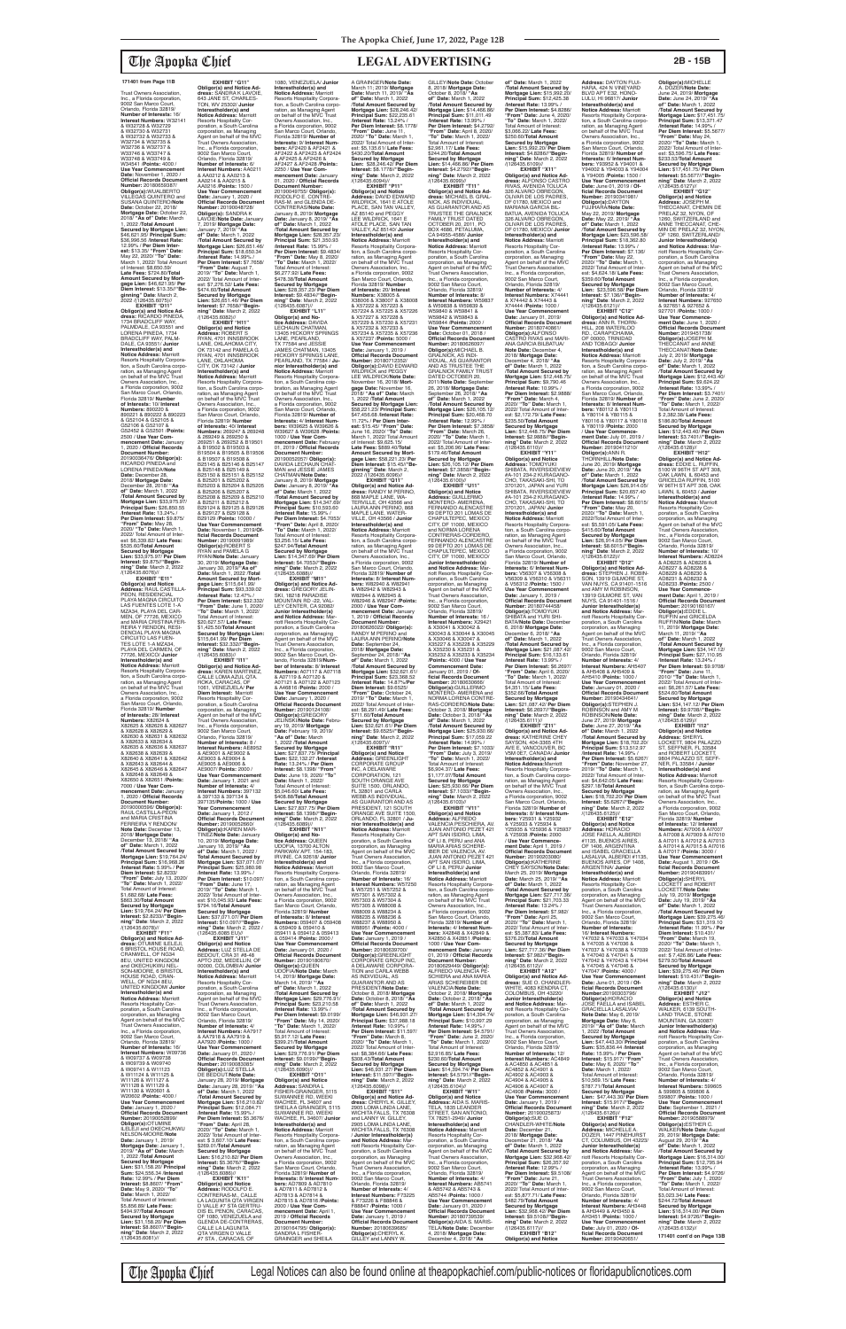# LEGAL ADVERTISING

**171401 from Page 11B**

Trust Owners Association, Inc., a Florida corporation, 9002 San Marco Court, Orlando, Florida 32819/ **Number of Interests:** 16/ **Interest Numbers:** W32141 & W32728 & W32729 & W32730 & W32731 & W32732 & W32733 & W32734 & W32735 & W32736 & W32737 & W33746 & W33747 & W33748 & W33749 & W34541 /**Points:** 4000 / **Use Year Commencement Date:** November 1, 2020 / **Official Records Document Number:** 20180659387/ **Obligor(s):**WUALBERTO VILLEGAS QUINTERO and SUSANA QUINTERO/**Note Date:** October 22, 2018/ **Mortgage Date:** October 22, 2018/ **"As of" Date:** March 1, 2022 /**Total Amount Secured by Mortgage Lien:** $46,621.95/ **Principal Sum:** $36,996.56 /**Interest Rate:** 12.99% / **Per Diem Interest:** $13.35/ **"From" Date:** May 22, 2020/ **"To" Date:** March 1, 2022/ Total Amount of Interest: $8,869.59/ **Late Fees:** $724.80/**Total Amount Secured by Mortgage Lien:** $46,621.95/ **Per Diem Interest:** $13.35//**"Beginning" Date:** March 2, 2022 /(126435.6075)//

**EXHIBIT "E11"**

**Obligor(s) and Notice Address:** RICARDO PINEDA, 1734 BRADCLIFF WAY, PALMDALE, CA 93551 and LORENA PINEDA, 1734 BRADCLIFF WAY, PALMDALE, CA 93551/ **Junior Interestholder(s) and Notice Address:** Marriott Resorts Hospitality Corporation, a South Carolina corporation, as Managing Agent on behalf of the MVC Trust Owners Association, Inc., a Florida corporation, 9002 San Marco Court, Orlando, Florida 32819/ **Number of Interests:** 10/ **Interest Numbers:** 890220 & 890221 & 890222 & 890223 & G52104 & G52105 & G52106 & G52107 & G52450 & G52501 /**Points:** 2500 / **Use Year Commencement Date:** January 1, 2020 / **Official Records Document Number:** 20190011976/ **Obligor(s):** RICARDO PINEDA and LORENA PINEDA/**Note Date:** December 28, 2018/ **Mortgage Date:** December 28, 2018/ **"As of" Date:** March 1, 2022 /**Total Amount Secured by Mortgage Lien:** $33,575.97/ **Principal Sum:** $26,850.55 /**Interest Rate:** 13.24% / **Per Diem Interest:** $9.875/ **"From" Date:** May 28, 2020/ **"To" Date:** March 1, 2022/ Total Amount of Interest: $6,330.82/ **Late Fees:** $144.60/**Total Amount Secured by Mortgage Lien:** $33,575.97/ **Per Diem Interest:** $9.875//**"Beginning" Date:** March 2, 2022 /(126435.6076)//

**EXHIBIT "E11"**

**Obligor(s) and Notice Address:** RAUL CASTILLA-FREIRE, RESIDENCIAL PLAYA MAGNA CIRCUITO LAS FUENTES LOTE 1-A MZA34, PLAYA DEL CARMEN, QR 77726, MEXICO and MARIA CRISTINA FERREIRA Y RENDON, RESIDENCIAL PLAYA MAGNA CIRCUITO LAS FUENTES LOTE 1-A MZA34, PLAYA DEL CARMEN, QR 77726, MEXICO/ **Junior Interestholder(s) and Notice Address:** Marriott Resorts Hospitality Corporation, a South Carolina corporation, as Managing Agent on behalf of the MVC Trust Owners Association, Inc., a Florida corporation, 9002 San Marco Court, Orlando, Florida 32819/ **Number of Interests:** 28/ **Interest Numbers:** X82624 & X82625 & X82626 & X82627 & X82628 & X82629 & X82630 & X82631 & X82632 & X82633 & X82634 & X82635 & X82636 & X82637 & X82638 & X82639 & X82640 & X82641 & X82642 & X82643 & X82644 & X82645 & X82646 & X82647 & X82648 & X82649 & X82650 & X82651 /**Points:** 7000 / **Use Year Commencement Date:** January 1, 2019 / **Official Records Document Number:** 20190000356/ **Obligor(s):** RAUL CASTILLA-FREIRE and MARIA CRISTINA FERREIRA Y RENDON/ **Note Date:** December 13, 2018/ **Mortgage Date:** December 13, 2018/ **"As of" Date:** March 1, 2022 /**Total Amount Secured by Mortgage Lien:** $19,764.24/ **Principal Sum:** $16,668.26 /**Interest Rate:** 5.99% / **Per Diem Interest:** $2.8233/ **"From" Date:** July 13, 2020/ **"To" Date:** March 1, 2022/ Total Amount of Interest: $1,682.68/ **Late Fees:** $863.30/**Total Amount Secured by Mortgage Lien:** $19,764.24/ **Per Diem Interest:** $2.8233//**"Beginning" Date:** March 2, 2022 /(126435.6078)//

**EXHIBIT "F11"**

**Obligor(s) and Notice Address:** OTUMNE ILELEJI, 6 BRISTOL HOUSE ROAD, CRAN-WELL, OF NG34 8EU, UNITED KINGDOM and OKECHUKWU NELSON-MOORE, 6 BRISTOL HOUSE ROAD, CRANWELL, OF NG34 8EU, UNITED KINGDOM/ **Junior Interestholder(s) and Notice Address:** Marriott Resorts Hospitality Corporation, a South Carolina corporation, as Managing Agent on behalf of the MVC Trust Owners Association, Inc., a Florida corporation, 9002 San Marco Court, Orlando, Florida 32819/ **Number of Interests:** 16/ **Interest Numbers:** W09736 & W09737 & W09738 & W09739 & W09740 & W09741 & W11123 & W11124 & W11125 & W11126 & W11127 & W11128 & W11129 & W11130 & W20601 & W20602 /**Points:** 4000 / **Use Year Commencement Date:** January 1, 2020 / **Official Records Document Number:** 20190052899/ **Obligor(s):**OTUMNE ILELEJI and OKECHUKWU NELSON-MOORE/**Note Date:** January 1, 2019/ **Mortgage Date:** January 1, 2019/ **"As of" Date:** March 1, 2022 /**Total Amount Secured by Mortgage Lien:** $31,158.20/ **Principal Sum:** $24,506.34 /**Interest Rate:** 12.99% / **Per Diem Interest:** $8.8601/ **"From" Date:** May 1, 2020/ **"To" Date:** March 1, 2022/ Total Amount of Interest: $5,856.80/ **Late Fees:** $494.97/**Total Amount Secured by Mortgage Lien:** $31,158.20/ **Per Diem Interest:** $8.8601//**"Beginning" Date:** March 2, 2022 /(126435.6081)//

**EXHIBIT "G11"**

**Obligor(s) and Notice Address:** SANDRA K LAVOIE, 643 JANE ST, CHARLESTON, WV 25302/ **Junior Interestholder(s) and Notice Address:** Marriott Resorts Hospitality Corporation, a South Carolina corporation, as Managing Agent on behalf of the MVC Trust Owners Association, Inc., a Florida corporation, 9002 San Marco Court, Orlando, Florida 32819/ **Number of Interests:** 6/ **Interest Numbers:** AA0211 & AA0212 & AA0213 & AA0214 & AA0215 & AA0216 /**Points:** 1500 / **Use Year Commencement Date:** January 1, 2020 / **Official Records Document Number:** 20190048728/ **Obligor(s):** SANDRA K LAVOIE/**Note Date:** January 7, 2019/ **Mortgage Date:** January 7, 2019/ **"As of" Date:** March 1, 2022 /**Total Amount Secured by Mortgage Lien:** $26,651.46/ **Principal Sum:** $18,650.34 /**Interest Rate:** 14.99% / **Per Diem Interest:** $7.7658/ **"From" Date:** August 7, 2019/ **"To" Date:** March 1, 2022/ Total Amount of Interest: $7,276.52/ **Late Fees:** $474.60/**Total Amount Secured by Mortgage Lien:** $26,651.46/ **Per Diem Interest:** $7.7658//**"Beginning" Date:** March 2, 2022 /(126435.6083)//

**EXHIBIT "H11"**

**Obligor(s) and Notice Address:** ROBERT S RYAN, 4701 INNSBROOK LANE, OKLAHOMA CITY, OK 73142 and PAMELA G RYAN, 4701 INNSBROOK LANE, OKLAHOMA CITY, OK 73142/ **Junior Interestholder(s) and Notice Address:** Marriott Resorts Hospitality Corporation, a South Carolina corporation, as Managing Agent on behalf of the MVC Trust Owners Association, Inc., a Florida corporation, 9002 San Marco Court, Orlando, Florida 32819/ **Number of Interests:** 40/ **Interest Numbers:** 269247 & 269248 & 269249 & 269250 & 269251 & 269252 & B19501 & B19502 & B19503 & B19504 & B19505 & B19506 & B19507 & B19508 & B25145 & B25146 & B25147 & B25148 & B25149 & B25150 & B25151 & B25152 & B25201 & B25202 & B25203 & B25204 & B25205 & B25206 & B25207 & B25208 & B25209 & B25210 & B29121 & B29122 & B29123 & B29124 & B29125 & B29126 & B29127 & B29128 & B29129 /**Points:** 10000 / **Use Year Commencement Date:** November 1, 2019/ **Official Records Document Number:** 20190081989/ **Obligor(s):**ROBERT S RYAN and PAMELA G RYAN/**Note Date:** January 30, 2019/ **Mortgage Date:** January 30, 2019/ **"As of" Date:** March 1, 2022 /**Total Amount Secured by Mortgage Lien:** $115,641.60/ **Principal Sum:** $93,339.06 /**Interest Rate:** 12.47% / **Per Diem Interest:** $32.332/ **"From" Date:** June 1, 2020/ **"To" Date:** March 1, 2022/ Total Amount of Interest: $20,627.57/ **Late Fees:** $1,425.10/**Total Amount Secured by Mortgage Lien:** $115,641.60/ **Per Diem Interest:** $32.332//**"Beginning" Date:** March 2, 2022 /(126435.6083)//

**EXHIBIT "I11"**

**Obligor(s) and Notice Address:** KAREN MARTINEZ, CALLE LOMA AZUL QTA. ROKA, CARACAS, OF 1051, VENEZUELA/ **Per Diem Interest:** Marriott Resorts Hospitality Corporation, a South Carolina corporation, as Managing Agent on behalf of the MVC Trust Owners Association, Inc., a Florida corporation, 9002 San Marco Court, Orlando, Florida 32819/ **Number of Interests:** 8 / **Interest Numbers:** AE8902 & AE9001 & AE9002 & AE9003 & AE9004 & AE9005 & AE9006 & AE9007 /**Points:** 2000 / **Use Year Commencement Date:** January 1, 2021 and **Number of Interests:** 4/ **Interest Numbers:** 397133 & 397133 & 397134 & 397135/**Points:** 1000 / **Use Year Commencement Date:** January 1, 2020 / **Official Records Document Number:** 20190052669/ **Obligor(s):**KAREN MARTINEZ/**Note Date:** January 10, 2019/ **Mortgage Date:** January 10, 2019/ **"As of" Date:** March 1, 2022 /**Total Amount Secured by Mortgage Lien:** $37,271.07/ **Principal Sum:** $20,980.00 /**Interest Rate:** 13.99% / **Per Diem Interest:** $10.0097/ **"From" Date:** June 17, 2019/ **"To" Date:** March 1, 2022/ Total Amount of Interest: $10,045.35/ **Late Fees:** $794.17/**Total Amount Secured by Mortgage Lien:** $37,271.07/ **Per Diem Interest:** $10.0097//**"Beginning" Date:** March 2, 2022 /(126435.6085.EU)//

**EXHIBIT "J11"**

**Obligor(s) and Notice Address:** LUZ STELLA DE BEDOUT, CRA 31 #8-48 APTO 202, MEDELLIN, OF 00000, COLOMBIA/ **Junior Interestholder(s) and Notice Address:** Marriott Resorts Hospitality Corporation, a South Carolina corporation, as Managing Agent on behalf of the MVC Trust Owners Association, Inc., a Florida corporation, 9002 San Marco Court, Orlando, Florida 32819/ **Number of Interests:** 4/ **Interest Numbers:** AA7917 & AA7918 & AA7919 & AA7920 /**Points:** 1000 / **Use Year Commencement Date:** January 01, 2020 / **Official Records Document Number:** 20190083065/ **Obligor(s):**LUZ STELLA DE BEDOUT/**Note Date:** January 28, 2019/ **Mortgage Date:** January 28, 2019/ **"As of" Date:** March 1, 2022 /**Total Amount Secured by Mortgage Lien:** $16,210.82/ **Principal Sum:** $12,084.71 /**Interest Rate:** 15.99% / **Per Diem Interest:** $5.3676/ **"From" Date:** April 28, 2020/ **"To" Date:** March 1, 2022/ Total Amount of Interest: $ 3,607.10/ **Late Fees:** $269.01/**Total Amount Secured by Mortgage Lien:** $16,210.82/ **Per Diem Interest:** $5.3676//**"Beginning" Date:** March 2, 2022 /(126435.6086)//

**EXHIBIT "K11"**

**Obligor(s) and Notice Address:** RODOLFO E. CONTRERAS-M., CALLE LA LAGUNITA QTA VIRGEN D VALLE #7 STA GERTRUDIS EL PENON, CARACAS, OF 1080, VENEZUELA and GLENDA DE CONTRERAS, CALLE LA LAGUNITA QTA VIRGEN D VALLE #7 STA., CARACAS, OF 1080, VENEZUELA/ **Junior Interestholder(s) and Notice Address:** Marriott Resorts Hospitality Corporation, a South Carolina corporation, as Managing Agent on behalf of the MVC Trust Owners Association, Inc., a Florida corporation, 9002 San Marco Court, Orlando, Florida 32819/ **Number of Interests:** 8/ **Interest Numbers:** AF2420 & AF2421 & AF2422 & AF2423 & AF2424 & AF2425 & AF2426 & AF2427 & AF2428 /**Points:** 2250 / **Use Year Commencement Date:** January 01, 2020 / **Official Records Document Number:** 20190049755/ **Obligor(s):** RODOLFO E. CONTRERAS-M. and GLENDA DE CONTRERAS/**Note Date:** January 8, 2019/ **Mortgage Date:** January 8, 2019/ **"As of" Date:** March 1, 2022 /**Total Amount Secured by Mortgage Lien:** $28,257.23/ **Principal Sum:** $21,350.93 /**Interest Rate:** 15.99% / **Per Diem Interest:** $9.4834/ **"From" Date:** May 8, 2020/ **"To" Date:** March 1, 2022/ Total Amount of Interest: $6,277.93/ **Late Fees:** $478.38/**Total Amount Secured by Mortgage Lien:** $28,257.23/ **Per Diem Interest:** $9.4834//**"Beginning" Date:** March 2, 2022 /(126435.6087)//

**EXHIBIT "L11"**

**Obligor(s) and Notice Address:** DAVIDA LECHAUN CHATMAN, 13406 HICKORY SPRINGS LANE, PEARLAND, TX 77584 and JESSIE JAMES CHATMAN, 13406 HICKORY SPRINGS LANE, PEARLAND, TX 77584 / **Junior Interestholder(s) and Notice Address:** Marriott Resorts Hospitality Corporation, a South Carolina corporation, as Managing Agent on behalf of the MVC Trust Owners Association, Inc., a Florida corporation, 9002 San Marco Court, Orlando, Florida 32819/ **Number of Interests:** 4/ **Interest Numbers:** W39625 & W39626 & W39627 & W39628 /**Points:** 1000 / **Use Year Commencement Date:** February 01, 2019 / **Official Records Document Number:** 20190070985/ **Obligor(s):** DAVIDA LECHAUN CHATMAN and JESSIE JAMES CHATMAN/**Note Date:** January 8, 2019/ **Mortgage Date:** January 8, 2019/ **"As of" Date:** March 1, 2022 /**Total Amount Secured by Mortgage Lien:** $14,347.49/ **Principal Sum:** $10,935.60 /**Interest Rate:** 15.99% / **Per Diem Interest:** $4.7053/ **"From" Date:** April 8, 2020/ **"To" Date:** March 1, 2022/ Total Amount of Interest: $3,254.15/ **Late Fees:** $247.74/**Total Amount Secured by Mortgage Lien:** $14,347.49/ **Per Diem Interest:** $4.7053//**"Beginning" Date:** March 2, 2022 /(126435.6088)//

**EXHIBIT "M11"**

**Obligor(s) and Notice Address:** GREGORY JELINEK, 1150 GOLDEN MOUNTAIN RD -22, VALLEY CENTER, CA 92082/ **Junior Interestholder(s) and Notice Address:** Marriott Resorts Hospitality Corporation, a South Carolina corporation, as Managing Agent on behalf of the MVC Trust Owners Association, Inc., a Florida corporation, 9002 San Marco Court, Orlando, Florida 32819/**Number of Interests:** 8/ **Interest Numbers:** AO7117 & AO7118 & AO7119 & AO7120 & AO7121 & AO7122 & AO7123 & A46816 /**Points:** 2000 / **Use Year Commencement Date:** January 1, 2020 / **Official Records Document Number:** 20190124100/ **Obligor(s):**GREGORY JELINEK/**Note Date:** February 14, 2019/ **Mortgage Date:** February 14, 2019/ **"As of" Date:** March 1, 2022 /**Total Amount Secured by Mortgage Lien:** $27,837.75/ **Per Diem Interest:** $9.1369/ **Principal Sum:** $22,132.27 /**Interest Rate:** 13.24% / **Per Diem Interest:** $8.1391/ **"From" Date:** June 19, 2020/ **"To" Date:** March 1, 2022/ Total Amount of Interest: $5,048.60/ **Late Fees:** $408.88/**Total Amount Secured by Mortgage Lien:** $27,837.75/ **Per Diem Interest:** $8.1391//**"Beginning" Date:** March 2, 2022 /(126435.6089)//

**EXHIBIT "N11"**

**Obligor(s) and Notice Address:** QUEEN UDOFIA, 13700 ALTON PARKWAY APT. 154-183, IRVINE, CA 92618/ **Junior Interestholder(s) and Notice Address:** Marriott Resorts Hospitality Corporation, a South Carolina corporation, as Managing Agent on behalf of the MVC Trust Owners Association, Inc., a Florida corporation, 9002 San Marco Court, Orlando, Florida 32819/ **Number of Interests:** 8/ **Interest Numbers:** 059407 & 059408 & 059409 & 059410 & 059411 & 059412 & 059413 & 059414 /**Points:** 2000 / **Use Year Commencement Date:** January 1, 2020 / **Official Records Document Number:** 20190180887/ **Obligor(s):**QUEEN UDOFIA/**Note Date:** March 14, 2019/ **Mortgage Date:** March 14, 2019/ **"As of" Date:** March 1, 2022 /**Total Amount Secured by Mortgage Lien:** $39,275.91/ **Principal Sum:** $31,177.07 /**Interest Rate:** 13.99% / **Per Diem Interest:** $9.0199/ **"From" Date:** May 14, 2020/ **"To" Date:** March 1, 2022/ Total Amount of Interest: $5,917.52/ **Late Fees:** $399.72/**Total Amount Secured by Mortgage Lien:** $39,275.91/ **Per Diem Interest:** $9.0199//**"Beginning" Date:** March 2, 2022 /(126435.6090)//

**EXHIBIT "O11"**

**Obligor(s) and Notice Address:** SANDRA L FISHER-BRANHAM, 5115 SUWANNEE RD, WEEKI WACHEE, FL 34607 and SHEILA A GRAINGER, 5115 SUWANNEE RD, WEEKI WACHEE, FL 34607/ **Junior Interestholder(s) and Notice Address:** Marriott Resorts Hospitality Corporation, a South Carolina corporation, as Managing Agent on behalf of the MVC Trust Owners Association, Inc., a Florida corporation, 9002 San Marco Court, Orlando, Florida 32819/ **Number of Interests:** 8/ **Interest Numbers:** AD7809 & AD7810 & AD7811 & AD7812 & AD7813 & AD7814 & AD7815 & AD7816 /**Points:** 2000 / **Use Year Commencement Date:** April 1, 2019 / **Official Records Document Number:** 20190147409/ **Obligor(s):** SANDRA L FISHER-BRANHAM and SHEILA A GRAINGER/**Note Date:** March 11, 2019/ **Mortgage Date:** March 11, 2019/ **"As of" Date:** March 1, 2022 /**Total Amount Secured by Mortgage Lien:** $28,246.42/ **Principal Sum:** $22,228.61 /**Interest Rate:** 13.24% / **Per Diem Interest:** $8.1778/ **"From" Date:** June 11, 2020/ **"To" Date:** March 1, 2022/ Total Amount of Interest: $5,118.71/ **Late Fees:** $430.20/**Total Amount Secured by Mortgage Lien:** $28,246.42/ **Per Diem Interest:** $8.1778//**"Beginning" Date:** March 2, 2022 /(126435.6091)//

**EXHIBIT "P11"**

**Obligor(s) and Notice Address:** DAVID EDWARD WALDRICK, 1641 E ATOLE PLACE, SAN TAN VALLEY, AZ 85140 and PEGGY LEE WILDRICK, 1641 E ATOLE PLACE, SAN TAN VALLEY, AZ 85140/ **Junior Interestholder(s) and Notice Address:** Marriott Resorts Hospitality Corporation, a South Carolina corporation, as Managing Agent on behalf of the MVC Trust Owners Association, Inc., a Florida corporation, 9002 San Marco Court, Orlando, Florida 32819/ **Number of Interests:** 20/ **Interest Numbers:** X38605 & X38606 & X38607 & X38608 & X57222 & X57223 & X57224 & X57225 & X57226 & X57227 & X57228 & X57229 & X57230 & X57231 & X57232 & X57233 & X57234 & X57235 & X57236 & X57237 /**Points:** 5000 / **Use Year Commencement Date:** January 1, 2019 / **Official Records Document Number:** 20190712256/ **Obligor(s):**DAVID EDWARD WALDRICK and PEGGY LEE WILDRICK/**Note Date:** November 16, 2018/ **Mortgage Date:** November 16, 2018/ **"As of" Date:** March 1, 2022 /**Total Amount Secured by Mortgage Lien:** $47,455.68/ **Principal Sum:** $37,159.12 /**Interest Rate:** 11.72% / **Per Diem Interest:** $15.45/ **"From" Date:** June 16, 2020/ **"To" Date:** March 1, 2022/ Total Amount of Interest: $9,025.15/ **Late Fees:** $889.40/**Total Amount Secured by Mortgage Lien:** $47,455.68/ **Per Diem Interest:** $15.45//**"Beginning" Date:** March 2, 2022 /(126435.6096)//

**EXHIBIT "Q11"**

**Obligor(s) and Notice Address:** RANDY M PERINO, 908 MAPLE LANE, WATERVILLE, OH 43566 and LAURA ANN PERINO, 908 MAPLE LANE, WATERVILLE, OH 43566 / **Junior Interestholder(s) and Notice Address:** Marriott Resorts Hospitality Corporation, a South Carolina corporation, as Managing Agent on behalf of the MVC Trust Owners Association, Inc., a Florida corporation, 9002 San Marco Court, Orlando, Florida 32819/ **Number of Interests:** 6/ **Interest Numbers:** W82940 & W82941 & W82942 & W82943 & W82944 & W82945 & W82946 & W82947 /**Points:** 2000 / **Use Year Commencement Date:** January 1, 2019 / **Official Records Document Number:** 20180820022/ **Obligor(s):** RANDY M PERINO and LAURA ANN PERINO/**Note Date:** December 24, 2018/ **Mortgage Date:** December 24, 2018/ **"As of" Date:** March 1, 2022 /**Total Amount Secured by Mortgage Lien:** $32,621.61/ **Principal Sum:** $26,398.52 /**Interest Rate:** 12.99% / **Per Diem Interest:** $9.6525/ **"From" Date:** October 24, 2019/ **"To" Date:** March 1, 2022/ Total Amount of Interest: $8,291.49/ **Late Fees:** $711.60/**Total Amount Secured by Mortgage Lien:** $35,531.61/ **Per Diem Interest:** $9.6525//**"Beginning" Date:** March 2, 2022 /(126435.6097)//

**EXHIBIT "R11"**

**Obligor(s) and Notice Address:** GREENLIGHT CORPORATE GROUP INC., A DELAWARE CORPORATION, 121 SOUTH ORANGE AVE SUITE 1500, ORLANDO, FL 32801 and CARLA WEBB AS INDIVIDUAL, AS GUARANTOR AND AS PRESIDENT, 121 SOUTH ORANGE AVE SUITE 1500, ORLANDO, FL 32801/ **Junior Interestholder(s) and Notice Address:** Marriott Resorts Hospitality Corporation, a South Carolina corporation, as Managing Agent on behalf of the MVC Trust Owners Association, Inc., a Florida corporation, 9002 San Marco Court, Orlando, Florida 32819/ **Number of Interests:** 16/ **Interest Numbers:** W57250 & W57301 & W57302 & W57303 & W57304 & W57305 & W57306 & W57307 & W57308 & W88009 & W88010 & W88011 & W88012 & W88127 & W88950 & W88951 /**Points:** 4000 / **Use Year Commencement Date:** January 1, 2019 / **Official Records Document Number:** 20180820750/ **Obligor(s):**GREENLIGHT CORPORATE GROUP INC., A DELAWARE CORPORATION and CARLA WEBB AS INDIVIDUAL, AS GUARANTOR AND AS PRESIDENT/**Note Date:** October 8, 2018/ **Mortgage Date:** October 8, 2018/ **"As of" Date:** March 1, 2022 /**Total Amount Secured by Mortgage Lien:** $46,501.27/ **Principal Sum:** $37,988.18 /**Interest Rate:** 10.99% / **Per Diem Interest:** $11.597/ **"From" Date:** March 8, 2020/ **"To" Date:** March 1, 2022/ Total Amount of Interest: $8,384.60/ **Late Fees:** $308.43/**Total Amount Secured by Mortgage Lien:** $46,501.27/ **Per Diem Interest:** $11.597//**"Beginning" Date:** March 2, 2022 /(126435.6098)//

**EXHIBIT "S11"**

**Obligor(s) and Notice Address:** CHERYL K. GILLEY, 2905 LOMA LINDA LANE, WICHITA FALLS, TX 76308 and LANNY W. GILLEY, 2905 LOMA LINDA LANE, WICHITA FALLS, TX 76308 / **Junior Interestholder(s) and Notice Address:** Marriott Resorts Hospitality Corporation, a South Carolina corporation, as Managing Agent on behalf of the MVC Trust Owners Association, Inc., a Florida corporation, 9002 San Marco Court, Orlando, Florida 32819/ **Number of Interests:** 4/ **Interest Numbers:** F73225 & F73226 & F88846 & F88847 /**Points:** 1000 / **Use Year Commencement Date:** January 1, 2020 / **Official Records Document Number:** 20180831258/ **Obligor(s):**CHERYL K. GILLEY and LANNY W. GILLEY/**Note Date:** October 8, 2018/ **Mortgage Date:** October 8, 2018/ **"As of" Date:** March 1, 2022 /**Total Amount Secured by Mortgage Lien:** $14,466.86/ **Principal Sum:** $11,011.49 /**Interest Rate:** 13.99% / **Per Diem Interest:** $4.2792/ **"From" Date:** April 8, 2020/ **"To" Date:** March 1, 2022/ Total Amount of Interest: $2,959.61/ **Late Fees:** $244.20/**Total Amount Secured by Mortgage Lien:** $14,466.86/ **Per Diem Interest:** $4.2792//**"Beginning" Date:** March 2, 2022 /(126435.6099)//

**EXHIBIT "T11"**

**Obligor(s) and Notice Address:** MICHAEL B. GINALICK, AS INDIVIDUAL, AS GUARANTOR AND AS TRUSTEE THE GINALICK FAMILY TRUST DATED OCTOBER 20, 2011, PO BOX 4686, PETALUMA, CA 94955-4686/ **Junior Interestholder(s) and Notice Address:** Marriott Resorts Hospitality Corporation, a South Carolina corporation, as Managing Agent on behalf of the MVC Trust Owners Association, Inc., a Florida corporation, 9002 San Marco Court, Orlando, Florida 32819/ **Number of Interests:** 8/ **Interest Numbers:** W59837 & W59838 & W59839 & W59840 & W59841 & W59842 & W59843 & W59844 /**Points:** 2000 / **Use Year Commencement Date:** December 1, 2018 / **Official Records Document Number:** 20180836907/ **Obligor(s):**MICHAEL B. GINALICK, AS INDIVIDUAL, AS GUARANTOR AND AS TRUSTEE THE GINALICK FAMILY TRUST DATED OCTOBER 20, 2011/**Note Date:** September 26, 2018/ **Mortgage Date:** September 26, 2018/ **"As of" Date:** March 1, 2022 /**Total Amount Secured by Mortgage Lien:** $26,105.12/ **Principal Sum:** $20,468.70 /**Interest Rate:** 13.24% / **Per Diem Interest:** $7.3858/ **"From" Date:** March 26, 2020/ **"To" Date:** March 1, 2022/ Total Amount of Interest: $5,206.96/ **Late Fees:** $179.46/**Total Amount Secured by Mortgage Lien:** $26,105.12/ **Per Diem Interest:** $7.3858//**"Beginning" Date:** March 2, 2022 /(126435.6100)//

**EXHIBIT "U11"**

**Obligor(s) and Notice Address:** GUILLERMO MONTERO, AVENIDA FERNANDO ALENCASTRE 99 DEPTO 201 LOMAS DE CHAPULTEPEC, MEXICO CITY, DF 11000, MEXICO and NORMA LORENA CONTRERAS-CORDERO, FERNANDO ALENCASTRE 99 DEPTO 201 LOMAS DE CHAPULTEPEC, MEXICO CITY, DF 11000, MEXICO/ **Junior Interestholder(s) and Notice Address:** Marriott Resorts Hospitality Corporation, a South Carolina corporation, as Managing Agent on behalf of the MVC Trust Owners Association, Inc., a Florida corporation, 9002 San Marco Court, Orlando, Florida 32819/ **Number of Interests:** 16/ **Interest Numbers:** X29421 & X30043 & X30044 & X30045 & X30046 & X30047 & X35228 & X35229 & X35230 & X35231 & X35232 & X35233 & X35234 /**Points:** 4000 / **Use Year Commencement Date:** January 01, 2019 / **Official Records Document Number:** 20180844858/ **Obligor(s):**GUILLERMO MONTERO and NORMA LORENA CONTRERAS-CORDERO/**Note Date:** October 5, 2018/ **Mortgage Date:** October 5, 2018/ **"As of" Date:** March 1, 2022 /**Total Amount Secured by Mortgage Lien:** $6,976.85/ **Principal Sum:** $17,059.22 /**Interest Rate:** 14.99% / **Per Diem Interest:** $7.1033/ **"From" Date:** July 5, 2019/ **"To" Date:** March 1, 2022/ Total Amount of Interest: $7,105.55/ **Late Fees:** $562.08/**Total Amount Secured by Mortgage Lien:** $24,976.85/ **Per Diem Interest:** $7.1033//**"Beginning" Date:** March 2, 2022 /(126435.6102)//

**EXHIBIT "V11"**

**Obligor(s) and Notice Address:** ALFREDO VALENCIA PESCHIERA, AV. JUAN ANTONIO PEZET 421 APT SAN ISIDRO, LIMA, OF LIMA 27, PERU and ANA MARIA ARIAS SCHEREIBER DE VALENCIA, AV. JUAN ANTONIO PEZET 421 APT SAN ISIDRO, LIMA, OF LIMA 27, PERU/ **Junior Interestholder(s) and Notice Address:** Marriott Resorts Hospitality Corporation, a South Carolina corporation, as Managing Agent on behalf of the MVC Trust Owners Association, Inc., a Florida corporation, 9002 San Marco Court, Orlando, Florida 32819/ **Number of Interests:** 4/ **Interest Numbers:** X42848 & X42849 & X42850 & X42851 /**Points:** 1000 / **Use Year Commencement Date:** January 1, 2019 / **Official Records Document Number:** 20180862445/ **Obligor(s):**ALFREDO VALENCIA PESCHIERA and ANA MARIA ARIAS SCHEREIBER DE VALENCIA/**Note Date:** October 2, 2018/ **Mortgage Date:** October 2, 2018/ **"As of" Date:** March 1, 2022 /**Total Amount Secured by Mortgage Lien:** $14,394.74/ **Principal Sum:** $10,997.29 /**Interest Rate:** 14.99% / **Per Diem Interest:** $4.5791/ **"From" Date:** June 2, 2020/ **"To" Date:** March 1, 2022/ Total Amount of Interest: $2,916.85/ **Late Fees:** $230.60/**Total Amount Secured by Mortgage Lien:** $14,394.74/ **Per Diem Interest:** $4.5791//**"Beginning" Date:** March 2, 2022 /(126435.6104)//

**EXHIBIT "W11"**

**Obligor(s) and Notice Address:** ALDA S. MARIS-TELA, 1825 LEANDER STREET, SAN ANTONIO, TX 78251-3549/ **Junior Interestholder(s) and Notice Address:** Marriott Resorts Hospitality Corporation, a South Carolina corporation, as Managing Agent on behalf of the MVC Trust Owners Association, Inc., a Florida corporation, 9002 San Marco Court, Orlando, Florida 32819/ **Number of Interests:** 4/ **Interest Numbers:** AB5741 & AB5742 & AB5743 & AB5744 /**Points:** 1000 / **Use Year Commencement Date:** January 01, 2020 / **Official Records Document Number:** 20180739030/ **Obligor(s):**ALDA S. MARISTELA/**Note Date:** December 4, 2018/ **Mortgage Date:** December 4, 2018/ **"As of" Date:** March 1, 2022 /**Total Amount Secured by Mortgage Lien:** $15,992.20/ **Principal Sum:** $12,425.38 /**Interest Rate:** 13.99% / **Per Diem Interest:** $4.8286/ **"From" Date:** June 4, 2020/ **"To" Date:** March 1, 2022/ Total Amount of Interest: $3,066.22/ **Late Fees:** $250.60/**Total Amount Secured by Mortgage Lien:** $15,992.20/ **Per Diem Interest:** $4.8286//**"Beginning" Date:** March 2, 2022 /(126435.6109)//

**EXHIBIT "X11"**

**Obligor(s) and Notice Address:** ALFONSO CASTRO RIVAS, AVENIDA TOLUCA 326 ALVARO OBREGON, OLIVAR DE LOS PADRES, DF 01780, MEXICO and MARIANA GARCIA BILBATUA, AVENIDA TOLUCA 326 ALVARO OBREGON, OLIVAR DE LOS PADRES, DF 01780, MEXICO/ **Junior Interestholder(s) and Notice Address:** Marriott Resorts Hospitality Corporation, a South Carolina corporation, as Managing Agent on behalf of the MVC Trust Owners Association, Inc., a Florida corporation, 9002 San Marco Court, Orlando, Florida 32819/ **Number of Interests:** 4/ **Interest Numbers:** X74441 & X74442 & X74443 & X74444 /**Points:** 1000 / **Use Year Commencement Date:** January 01, 2019/ **Official Records Document Number:** 20180740861/ **Obligor(s):**ALFONSO CASTRO RIVAS and MARIANA GARCIA BILBATUA/**Note Date:** December 4, 2018/ **Mortgage Date:** December 4, 2018/ **"As of" Date:** March 1, 2022 /**Total Amount Secured by Mortgage Lien:** $12,448.75/ **Principal Sum:** $9,790.46 /**Interest Rate:** 10.99% / **Per Diem Interest:** $2.9888/ **"From" Date:** March 4, 2020/ **"To" Date:** March 1, 2022/ Total Amount of Interest: $2,172.92/ **Late Fees:** $235.50/**Total Amount Secured by Mortgage Lien:** $12,448.75/ **Per Diem Interest:** $2.9888//**"Beginning" Date:** March 2, 2022 /(126435.6110)//

**EXHIBIT "Y11"**

**Obligor(s) and Notice Address:** TOMOYUKI SHIBATA, RIVERSIDEVIEW #A-101 234-2 KURAGANOCHO, TAKASAKI-SHI, TO 3701201, JAPAN and YURI SHIBATA, RIVERSIDEVIEW #A-101 234-2 KURAGANOCHO, TAKASAKI-SHI, TO 3701201, JAPAN/ **Junior Interestholder(s) and Notice Address:** Marriott Resorts Hospitality Corporation, a South Carolina corporation, as Managing Agent on behalf of the MVC Trust Owners Association, Inc., a Florida corporation, 9002 San Marco Court, Orlando, Florida 32819/ **Number of Interests:** 6/ **Interest Numbers:** V56307 & V56308 & V56309 & V56310 & V56311 & V56312 /**Points:** 1500 / **Use Year Commencement Date:** January 1, 2019 / **Official Records Document Number:** 20180744458/ **Obligor(s):**TOMOYUKI SHIBATA and YURI SHIBATA/**Note Date:** December 6, 2018/ **Mortgage Date:** December 6, 2018/ **"As of" Date:** March 1, 2022 /**Total Amount Secured by Mortgage Lien:** $21,087.42/ **Principal Sum:** $16,133.61 /**Interest Rate:** 13.99% / **Per Diem Interest:** $6.2697/ **"From" Date:** April 6, 2020/ **"To" Date:** March 1, 2022/ Total Amount of Interest: $4,351.15/ **Late Fees:** $352.66/**Total Amount Secured by Mortgage Lien:** $21,087.42/ **Per Diem Interest:** $6.2697//**"Beginning" Date:** March 2, 2022 /(126435.6111)//

**EXHIBIT "Z11"**

**Obligor(s) and Notice Address:** KATHERINE CHEY SAYSON, 404-3365 4TH AVE E, VANCOUVER, BC V5M 0E7, CANADA/ **Junior Interestholder(s) and Notice Address:** Marriott Resorts Hospitality Corporation, a South Carolina corporation, as Managing Agent on behalf of the MVC Trust Owners Association, Inc., a Florida corporation, 9002 San Marco Court, Orlando, Florida 32819/ **Number of Interests:** 6/ **Interest Numbers:** Y25931 & Y25932 & Y25933 & Y25934 & Y25935 & Y25936 & Y25937 & Y25938 /**Points:** 2000 / **Use Year Commencement Date:** January 1, 2019 / **Official Records Document Number:** 20190020880/ **Obligor(s):**KATHERINE CHEY SAYSON/**Note Date:** March 25, 2019/ **Mortgage Date:** March 25, 2019/ **"As of" Date:** March 1, 2022 /**Total Amount Secured by Mortgage Lien:** $27,777.36/ **Principal Sum:** $21,703.33 /**Interest Rate:** 13.24% / **Per Diem Interest:** $7.982/ **"From" Date:** April 25, 2020/ **"To" Date:** March 1, 2022/ Total Amount of Interest: $5,387.83/ **Late Fees:** $376.20/**Total Amount Secured by Mortgage Lien:** $27,777.36/ **Per Diem Interest:** $7.982//**"Beginning" Date:** March 2, 2022 /(126435.6112)//

**EXHIBIT "A12"**

**Obligor(s) and Notice Address:** SUE D. CHANDLER-WHITE, 4083 KENDRA CT, COLUMBUS, OH 43220/ **Junior Interestholder(s) and Notice Address:** Marriott Resorts Hospitality Corporation, a South Carolina corporation, as Managing Agent on behalf of the MVC Trust Owners Association, Inc., a Florida corporation, 9002 San Marco Court, Orlando, Florida 32819/ **Number of Interests:** 12/ **Interest Numbers:** AC4849 & AC4850 & AC4851 & AC4852 & AC4901 & AC4902 & AC4903 & AC4904 & AC4905 & AC4906 & AC4907 & AC4908 /**Points:** 3000 / **Use Year Commencement Date:** January 1, 2020 / **Official Records Document Number:** 20190228873/ **Obligor(s):**SUE D. CHANDLER-WHITE/**Note Date:** December 21, 2018/ **Mortgage Date:** December 21, 2018/ **"As of" Date:** March 1, 2022 /**Total Amount Secured by Mortgage Lien:** $32,968.42/ **Principal Sum:** $26,257.92 /**Interest Rate:** 12.99% / **Per Diem Interest:** $9.5108/ **"From" Date:** June 21, 2020/ **"To" Date:** March 1, 2022/ Total Amount of Interest: $5,877.71/ **Late Fees:** $582.79/**Total Amount Secured by Mortgage Lien:** $32,968.42/ **Per Diem Interest:** $9.5108//**"Beginning" Date:** March 2, 2022 /(126435.6117)//

**EXHIBIT "B12"**

**Obligor(s) and Notice Address:** DAYTON FUJIHARA, 424 N VINEYARD BLVD APT E32, HONOLULU, HI 96817/ **Junior Interestholder(s) and Notice Address:** Marriott Resorts Hospitality Corporation, a South Carolina corporation, as Managing Agent on behalf of the MVC Trust Owners Association, Inc., a Florida corporation, 9002 San Marco Court, Orlando, Florida 32819/ **Number of Interests:** 5/ **Interest Numbers:** Y60952 & Y94001 & Y94002 & Y94003 & Y94004 & Y94005 /**Points:** 1500 / **Use Year Commencement Date:** June 01, 2019 / **Official Records Document Number:** 20190341981/ **Obligor(s):**DAYTON FUJIHARA/**Note Date:** May 22, 2019/ **Mortgage Date:** May 22, 2019/ **"As of" Date:** March 1, 2022 /**Total Amount Secured by Mortgage Lien:** $23,596.58/ **Principal Sum:** $18,362.80 /**Interest Rate:** 13.99% / **Per Diem Interest:** $7.136/ **"From" Date:** May 22, 2020/ **"To" Date:** March 1, 2022/ Total Amount of Interest: $4,624.18/ **Late Fees:** $359.60/**Total Amount Secured by Mortgage Lien:** $23,596.58/ **Per Diem Interest:** $7.136//**"Beginning" Date:** March 2, 2022 /(126435.6121)//

**EXHIBIT "C12"**

**Obligor(s) and Notice Address:** ANN R. THORNHILL, 208 WATERLOO RD., CARAPICHAIMA, OF 00000, TRINIDAD AND TOBAGO/ **Junior Interestholder(s) and Notice Address:** Marriott Resorts Hospitality Corporation, a South Carolina corporation, as Managing Agent on behalf of the MVC Trust Owners Association, Inc., a Florida corporation, 9002 San Marco Court, Orlando, Florida 32819/ **Number of Interests:** 8/ **Interest Numbers:** Y80112 & Y80113 & Y80114 & Y80115 & Y80116 & Y80117 & Y80118 & Y80119 /**Points:** 2000 / **Use Year Commencement Date:** July 01, 2019 / **Official Records Document Number:** 20190411210/ **Obligor(s):**ANN R. THORNHILL/**Note Date:** June 20, 2019/ **Mortgage Date:** June 20, 2019/ **"As of" Date:** March 1, 2022 /**Total Amount Secured by Mortgage Lien:** $26,914.05/ **Principal Sum:** $20,857.40 /**Interest Rate:** 14.99% / **Per Diem Interest:** $8.6015/ **"From" Date:** May 20, 2020/ **"To" Date:** March 1, 2022/ Total Amount of Interest: $5,591.05/ **Late Fees:** $415.60/**Total Amount Secured by Mortgage Lien:** $26,914.05/ **Per Diem Interest:** $8.6015//**"Beginning" Date:** March 2, 2022 /(126435.6122)//

**EXHIBIT "D12"**

**Obligor(s) and Notice Address:** STEPHEN J. ROBINSON, 13919 GILMORE ST, VAN NUYS, CA 91401-1516 and AMY ROBINSON, 13919 GILMORE ST, VAN NUYS, CA 91401-1516 / **Junior Interestholder(s) and Notice Address:** Marriott Resorts Hospitality Corporation, a South Carolina corporation, as Managing Agent on behalf of the MVC Trust Owners Association, Inc., a Florida corporation, 9002 San Marco Court, Orlando, Florida 32819/ **Number of Interests:** 4/ **Interest Numbers:** AH5407 & AH5408 & AH5409 & AH5410 /**Points:** 1000 / **Use Year Commencement Date:** January 01, 2020 / **Official Records Document Number:** 20190434641/ **Obligor(s):**STEPHEN J. ROBINSON and AMY M ROBINSON/**Note Date:** June 27, 2019/ **Mortgage Date:** June 27, 2019/ **"As of" Date:** March 1, 2022 /**Total Amount Secured by Mortgage Lien:** $18,702.20/ **Principal Sum:** $13,512.97 /**Interest Rate:** 14.99% / **Per Diem Interest:** $5.6267/ **"From" Date:** November 27, 2019/ **"To" Date:** March 1, 2022/ Total Amount of Interest: $4,642.05/ **Late Fees:** $297.18/**Total Amount Secured by Mortgage Lien:** $18,702.20/ **Per Diem Interest:** $5.6267//**"Beginning" Date:** March 2, 2022 /(126435.6124)//

**EXHIBIT "E12"**

**Obligor(s) and Notice Address:** HORACIO JOSE FAELLA, ALBERDI #1135, BUENOS AIRES, OF 1406, ARGENTINA and ISABEL GRACIELLA LASALVIA, ALBERDI #1135, BUENOS AIRES, OF 1406, ARGENTINA/ **Junior Interestholder(s) and Notice Address:** Marriott Resorts Hospitality Corporation, a South Carolina corporation, as Managing Agent on behalf of the MVC Trust Owners Association, Inc., a Florida corporation, 9002 San Marco Court, Orlando, Florida 32819/ **Number of Interests:** 16/ **Interest Numbers:** Y47032 & Y47033 & Y47034 & Y47035 & Y47036 & Y47037 & Y47038 & Y47039 & Y47040 & Y47041 & Y47042 & Y47043 & Y47044 & Y47045 & Y47046 & Y47047 /**Points:** 4000 / **Use Year Commencement Date:** June 01, 2019 / **Official Records Document Number:** 20190303736/ **Obligor(s):**HORACIO JOSE FAELLA and ISABEL GRACIELLA LASALVIA/ **Note Date:** May 6, 2019/ **Mortgage Date:** May 6, 2019/ **"As of" Date:** March 1, 2022 /**Total Amount Secured by Mortgage Lien:** $47,443.30/ **Principal Sum:** $35,836.44 /**Interest Rate:** 15.99% / **Per Diem Interest:** $15.917/ **"From" Date:** May 6, 2020/ **"To" Date:** March 1, 2022/ Total Amount of Interest: $10,569.15/ **Late Fees:** $787.71/**Total Amount Secured by Mortgage Lien:** $47,443.30/ **Per Diem Interest:** $15.917//**"Beginning" Date:** March 2, 2022 /(126435.6126)//

**EXHIBIT "F12"**

**Obligor(s) and Notice Address:** MICHELLE A. DOZER, 1447 PINEHURST CT, COLUMBUS, OH 43223/ **Junior Interestholder(s) and Notice Address:** Marriott Resorts Hospitality Corporation, a South Carolina corporation, as Managing Agent on behalf of the MVC Trust Owners Association, Inc., a Florida corporation, 9002 San Marco Court, Orlando, Florida 32819/ **Number of Interests:** 4/ **Interest Numbers:** AH3448 & AH3449 & AH3450 & AH3451 /**Points:** 1000 / **Use Year Commencement Date:** July 01, 2020 / **Official Records Document Number:** 20190402553/ **Obligor(s):**MICHELLE A. DOZER/**Note Date:** June 24, 2019/ **Mortgage Date:** June 24, 2019/ **"As of" Date:** March 1, 2022 /**Total Amount Secured by Mortgage Lien:** $17,451.75/ **Principal Sum:** $13,371.47 /**Interest Rate:** 14.99% / **Per Diem Interest:** $5.5677/ **"From" Date:** May 24, 2020/ **"To" Date:** March 1, 2022/ Total Amount of Interest: $3,596.75/ **Late Fees:** $233.53/**Total Amount Secured by Mortgage Lien:** $17,451.75/ **Per Diem Interest:** $5.5677//**"Beginning" Date:** March 2, 2022 /(126435.6127)//

**EXHIBIT "G12"**

**Obligor(s) and Notice Address:** JOSEPH M THECCANAT, CHEMIN DE PRELAZ 32, NYON, OF 1260, SWITZERLAND and ANNE THECCANAT, CHEMIN DE PRELAZ 32, NYON, OF 1260, SWITZERLAND/ **Junior Interestholder(s) and Notice Address:** Marriott Resorts Hospitality Corporation, a South Carolina corporation, as Managing Agent on behalf of the MVC Trust Owners Association, Inc., a Florida corporation, 9002 San Marco Court, Orlando, Florida 32819/ **Number of Interests:** 4/ **Interest Numbers:** 927650 & 927651 & 927652 & 927701 /**Points:** 1000 / **Use Year Commencement Date:** August 1, 2019 / **Official Records Document Number:** 20190470730/ **Obligor(s):**JOSEPH M. THECCANAT and ANNE THECCANAT/**Note Date:** July 2, 2019/ **Mortgage Date:** July 2, 2019/ **"As of" Date:** March 1, 2022 /**Total Amount Secured by Mortgage Lien:** $12,443.40/ **Principal Sum:** $9,624.22 /**Interest Rate:** 13.99% / **Per Diem Interest:** $3.7401/ **"From" Date:** August 2, 2020/ **"To" Date:** March 1, 2022/ Total Amount of Interest: $ 2,382.36/ **Late Fees:** $186.82/**Total Amount Secured by Mortgage Lien:** $12,443.40/ **Per Diem Interest:** $3.7401//**"Beginning" Date:** March 2, 2022 /(126435.6128)//

**EXHIBIT "H12"**

**Obligor(s) and Notice Address:** EDDIE L. RUFFIN, 5100 W 96TH ST APT 308, OAK LAWN, IL 60453 and GRICELDA RUFFIN, 5100 W 96TH ST APT 308, OAK LAWN, IL 60453 / **Junior Interestholder(s) and Notice Address:** Marriott Resorts Hospitality Corporation, a South Carolina corporation, as Managing Agent on behalf of the MVC Trust Owners Association, Inc., a Florida corporation, 9002 San Marco Court, Orlando, Florida 32819/ **Number of Interests:** 10/ **Interest Numbers:** AD8224 & AD8225 & AD8226 & AD8227 & AD8228 & AD8229 & AD8230 & AD8231 & AD8232 & AD8233 /**Points:** 2500 / **Use Year Commencement Date:** January 01, 2020 / **Official Records Document Number:** 20190180970/ **Obligor(s):**EDDIE L. RUFFIN and GRICELDA RUFFIN/**Note Date:** March 11, 2019/ **Mortgage Date:** March 11, 2019/ **"As of" Date:** March 1, 2022 /**Total Amount Secured by Mortgage Lien:** $34,147.12/ **Principal Sum:** $26,792.12 /**Interest Rate:** 13.24% / **Per Diem Interest:** $9.9788/ **"From" Date:** June 11, 2020/ **"To" Date:** March 1, 2022/ Total Amount of Interest: $6,261.57/ **Late Fees:** $524.60/**Total Amount Secured by Mortgage Lien:** $34,147.12/ **Per Diem Interest:** $9.9788//**"Beginning" Date:** March 2, 2022 /(126435.6129)//

**EXHIBIT "I12"**

**Obligor(s) and Notice Address:** SHERYL LOCKETT, 9804 PALAZZO ST, SPRING, TX 77379 and ROBERT LOCKETT, 9804 PALAZZO ST, SPRING, TX 77379/ **Junior Interestholder(s) and Notice Address:** Marriott Resorts Hospitality Corporation, a South Carolina corporation, as Managing Agent on behalf of the MVC Trust Owners Association, Inc., a Florida corporation, 9002 San Marco Court, Orlando, Florida 32819/ **Number of Interests:** 8/ **Interest Numbers:** A47006 & A47007 & A47008 & A47009 & A47010 & A47011 & A47012 & A47013 & A47014 & A47015 & A47016 & A47017 /**Points:** 3000 / **Use Year Commencement Date:** August 1, 2019 / **Official Records Document Number:** 20190403991/ **Obligor(s):**SHERYL LOCKETT and ROBERT LOCKETT/**Note Date:** July 19, 2019/ **Mortgage Date:** July 19, 2019/ **"As of" Date:** March 1, 2022 /**Total Amount Secured by Mortgage Lien:** $39,275.46/ **Principal Sum:** $31,124.95 /**Interest Rate:** 13.99% / **Per Diem Interest:** $10.431/ **"From" Date:** March 19, 2020/ **"To" Date:** March 1, 2022/ Total Amount of Interest: $7,375.67/ **Late Fees:** $273.50/**Total Amount Secured by Mortgage Lien:** $39,275.46/ **Per Diem Interest:** $10.431//**"Beginning" Date:** March 2, 2022 /(126435.6130)//

**EXHIBIT "J12"**

**Obligor(s) and Notice Address:** ESTHER C. WALKER, 6139 SOUTHLAND TRACE, STONE MOUNTAIN, GA 30087/ **Junior Interestholder(s) and Notice Address:** Marriott Resorts Hospitality Corporation, a South Carolina corporation, as Managing Agent on behalf of the MVC Trust Owners Association, Inc., a Florida corporation, 9002 San Marco Court, Orlando, Florida 32819/ **Number of Interests:** 4/ **Interest Numbers:** 559805 & 559806 & 559807 & 559807 /**Points:** 1000 / **Use Year Commencement Date:** September 1, 2021 / **Official Records Document Number:** 20190589979/ **Obligor(s):**ESTHER C. WALKER/**Note Date:** August 29, 2019/ **Mortgage Date:** August 29, 2019/ **"As of" Date:** March 1, 2022 /**Total Amount Secured by Mortgage Lien:** $16,314.00/ **Principal Sum:** $12,795.94 /**Interest Rate:** 13.99% / **Per Diem Interest:** $4.9726/ **"From" Date:** July 1, 2020/ **"To" Date:** March 1, 2022/ Total Amount of Interest: $3,023.34/ **Late Fees:** $244.72/**Total Amount Secured by Mortgage Lien:** $16,314.00/ **Per Diem Interest:** $4.9726//**"Beginning" Date:** March 2, 2022 /(126435.6132)//

**171401 cont on Page 13B**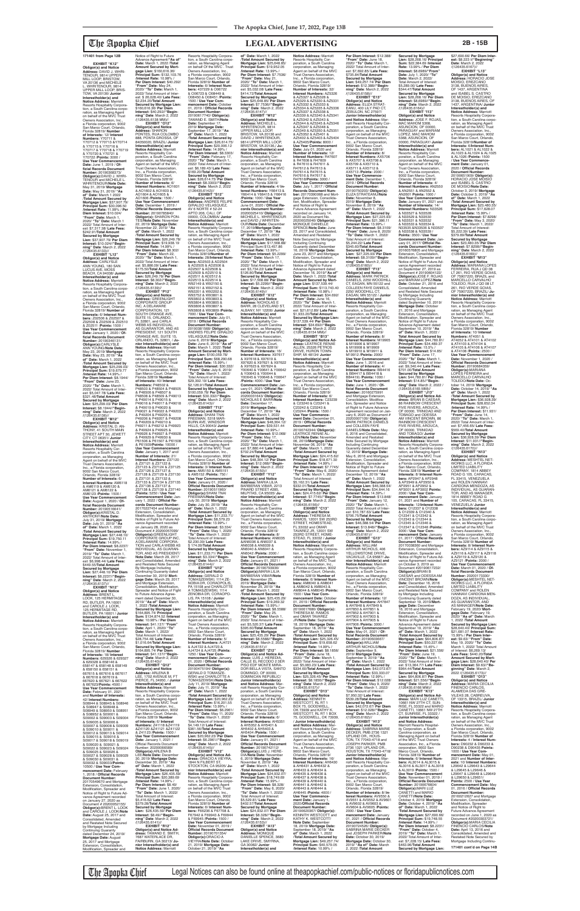**171401 from Page 12B**

**EXHIBIT "K12"**
**Obligor(s) and Notice Address:** DAVID J. WHRI-TENOUR, 9814 UPPER MILL LOOP, BRISTOW, VA 20136 and MICHELE L. WHRITENOUR, 9814 UPPER MILL LOOP, BRIS-TOW, VA 20136/ **Junior Interestholder(s) and Notice Address:** Marriott Resorts Hospitality Corporation, a South Carolina corporation, as Managing Agent on behalf of the MVC Trust Owners Association, Inc., a Florida corporation, 9002 San Marco Court, Orlando, Florida 32819/ **Number of Interests:** 12/ **Interest Numbers:** Y70711 & Y70712 & Y70713 & Y70714 & Y70715 & Y70716 & Y70717 & Y70718 & Y70719 & Y70720 & Y70721 & Y70722 /**Points:** 3000 / **Use Year Commencement Date:** June 1, 2019 / **Official Records Document Number:** 20190368373/ **Obligor(s):**DAVID J. WHRI-TENOUR and MICHELE L. WHRITENOUR/**Note Date:** May 31, 2019/ **Mortgage Date:** May 31, 2019/ **"As of" Date:** March 1, 2022 /**Total Amount Secured by Mortgage Lien:** $37,907.79/ **Principal Sum:** $30,096.50 /**Interest Rate:** 11.99% / **Per Diem Interest:** $10.024/ **"From" Date:** March 1, 2021/ **"To" Date:** March 1, 2022/ Total Amount of Interest: $3,717.38/ **Late Fees:** $242.91/**Total Amount Secured by Mortgage Lien:** $37,907.79/ **Per Diem Interest:** $10.024//**"Beginning" Date:** March 2, 2022 /(126435.8133)//

**EXHIBIT "L12"**
**Obligor(s) and Notice Address:** CARLYSLE ANN YOUNG, 180 SAN LUCUS AVE, MOSS BEACH, CA 94038/ **Junior Interestholder(s) and Notice Address:** Marriott Resorts Hospitality Corporation, a South Carolina corporation, as Managing Agent on behalf of the MVC Trust Owners Association, Inc., a Florida corporation, 9002 San Marco Court, Orlando, Florida 32819/ **Number of Interests:** 6/ **Interest Numbers:** Z02506 & Z02507 & Z02508 & Z02509 & Z02510 & Z02511 /**Points:** 1500 / **Use Year Commencement Date:** January 1, 2020 / **Official Records Document Number:** 20190346131/ **Obligor(s):**CARLYSLE ANN YOUNG/**Note Date:** May 23, 2019/ **Mortgage Date:** May 23, 2019/ **"As of" Date:** March 1, 2022 /**Total Amount Secured by Mortgage Lien:** $25,299.03/ **Principal Sum:** $19,679.77 /**Interest Rate:** 14.99% / **Per Diem Interest:** $8.1944/ **"From" Date:** June 23, 2020/ **"To" Date:** March 1, 2022/ Total Amount of Interest: $5,047.78/ **Late Fees:** $321.48/**Total Amount Secured by Mortgage Lien:** $25,299.03/ **Per Diem Interest:** $8.1944//**"Beginning" Date:** March 2, 2022 /(126435.8136)//

**EXHIBIT "M12"**
**Obligor(s) and Notice Address:** KRISTAL D. ANTHONY, 41 SOUTH MAIN STREET APT 30, JEWETT CITY, CT 06351/ **Junior Interestholder(s) and Notice Address:** Marriott Resorts Hospitality Corporation, a South Carolina corporation, as Managing Agent on behalf of the MVC Trust Owners Association, Inc., a Florida corporation, 9002 San Marco Court, Orlando, Florida 32819/ **Number of Interests:** 6/ **Interest Numbers:** AM6118 & AM6119 & AM6120 & AM6121 & AM6122 & AM6123 /**Points:** 1500 / **Use Year Commencement Date:** August 1, 2020 / **Official Records Document Number:** 20190516641/ **Obligor(s):**KRISTAL D. ANTHONY/**Note Date:** July 31, 2019/ **Mortgage Date:** July 31, 2019/ **"As of" Date:** March 1, 2022 /**Total Amount Secured by Mortgage Lien:** $27,448.10/ **Principal Sum:** $19,750.11 /**Interest Rate:** 14.99% / **Per Diem Interest:** $8.2237/ **"From" Date:** November 1, 2019/ **"To" Date:** March 1, 2022/ Total Amount of Interest: $7,040.44/ **Late Fees:** $449.55/**Total Amount Secured by Mortgage Lien:** $27,448.10/ **Per Diem Interest:** $8.2237//**"Beginning" Date:** March 2, 2022 /(126435.8137)//

**EXHIBIT "N12"**
**Obligor(s) and Notice Address:** BRENT L. LOCK, 125 HERMITAGE RD, BUTLER, PA 16001 and CAROLE J. LOCK, 125 HERMITAGE RD, BUTLER, PA 16001 / **Junior Interestholder(s) and Notice Address:** Marriott Resorts Hospitality Corporation, a South Carolina corporation, as Managing Agent on behalf of the MVC Trust Owners Association, Inc., a Florida corporation, 9002 San Marco Court, Orlando, Florida 32819/ **Number of Interests:** 18/ **Interest Numbers:** 629326 & 629327 & 629328 & 658146 & 658147 & 658148 & 658149 & 658150 & 658151 & 667615 & 667616 & 667617 & 667618 & 667619 & 667620 & 667621 & 667622 & 667623/**Points:** 4500 / **Use Year Commencement Date:** February 01, 2021 and **Number of Interests:** 42/ **Interest Numbers:** S08944 & S08945 & S08946 & S08947 & S08948 & S08949 & S08950 & S08951 & S08952 & S09001 & S09002 & S09003 & S09004 & S09005 & S09006 & S09007 & S09008 & S09009 & S09010 & S09011 & S09012 & S09013 & S09014 & S09015 & S09016 & S09017 & S09018 & S09019 & S09020 & S09021 & S09022 & S09023 & S09024 & S09025 & S09026 & S09027 & S09028 & S09029 & S09030 & S09031 & S09032 & S09033/**Points:** 10500 / **Use Year Commencement Date:** February 1, 2018 / **Official Records Document Number:** 20170546670 and Mortgage Extension, Consolidation, Modification, Spreader and Notice of Right to Future Advance Agreement recorded on January 27, 2020 as Document # 20200050155/ **Obligor(s):**BRENT L. LOCK and CAROLE J. LOCK/**Note Date:** August 25, 2017 and Consolidated, Amended and Restated Note Secured by Mortgage Including Continuing Guaranty dated December 24, 2019/ **Mortgage Date:** August 25, 2017 and Mortgage Extension, Consolidation, Modification, Spreader and Notice of Right to Future Advance Agreement/**"As of" Date:** March 1, 2022 /**Total Amount Secured by Mortgage Lien:** $160,616.36/ **Principal Sum:** $132,103.76 /**Interest Rate:** 10.98% / **Per Diem Interest:** $40.292/ **"From" Date:** May 24, 2020/ **"To" Date:** March 1, 2022/ Total Amount of Interest: $ 26,028.40/ **Late Fees:** $2,234.20/**Total Amount Secured by Mortgage Lien:** $160,616.36/ **Per Diem Interest:** $40.292//**"Beginning" Date:** March 2, 2022 /(126435.8138 MM)//

**EXHIBIT "O12"**
**Obligor(s) and Notice Address:** SHARION PONTES, RUA COLOMBO 888, PONTA GROSSA, OF 84050020, BRAZIL/ **Junior Interestholder(s) and Notice Address:** Marriott Resorts Hospitality Corporation, a South Carolina corporation, as Managing Agent on behalf of the MVC Trust Owners Association, Inc., a Florida corporation, 9002 San Marco Court, Orlando, Florida 32819/ **Number of Interests:** 6/ **Interest Numbers:** AD1601 & AD1602 & AD1603 & AD1604 & AD1605 & AD1606 /**Points:** 1500 / **Use Year Commencement Date:** December 1, 2019 / **Official Records Document Number:** 20190785840/ **Obligor(s):**SHARION PON-TES/**Note Date:** November 22, 2019/ **Mortgage Date:** November 22, 2019/ **"As of" Date:** March 1, 2022 /**Total Amount Secured by Mortgage Lien:** $26,249.78/ **Principal Sum:** $19,938.19 /**Interest Rate:** 14.99% / **Per Diem Interest:** $8.302/ **"From" Date:** March 22, 2020/ **"To" Date:** March 1, 2022/ Total Amount of Interest: $5,886.09/ **Late Fees:** $175.50/**Total Amount Secured by Mortgage Lien:** $26,249.78/ **Per Diem Interest:** $8.302//**"Beginning" Date:** March 2, 2022 /(126435.8139)//

**EXHIBIT "P12"**
**Obligor(s) and Notice Address:** GREENLIGHT CORPORATE GROUP INC. A DELAWARE CORPORATION, 121 SOUTH ORANGE AVE, SUITE 15, ORLANDO, FL 32801, and CARLA WEBB AS INDIVIDUAL, AS GUARANTOR, AND AS PRESIDENT, 121 SOUTH ORANGE AVE, SUITE 15, ORLANDO, FL 32801 / **Junior Interestholder(s) and Notice Address:** Marriott Resorts Hospitality Corporation, a South Carolina corporation, as Managing Agent on behalf of the MVC Trust Owners Association, Inc., a Florida corporation, 9002 San Marco Court, Orlando, Florida 32819/ **Number of Interests:** 40/ **Interest Numbers:** P48502 & P48503 & P48504 & P48505 & P48506 & P48507 & P48508 & P48509 & P49013 & P49014 & P49015 & P49016 & P49017 & P49018 & P49019 & P49020 & P49021 & P49022 & P49203 & P49204 & P49205 & P49206 & P49207 & P49208 & P49209 & P49210 & P49211 & P49212 & P49923 & P49924 & P49925 & P49926 & P49927 & P49928 & P49929 & P49930 & P61506 & P61507 & P61508 & P61509/**Points:** 10000 / **Use Year Commencement Date:** January 1, 2017 and **Number of Interests:** 21/ **Interest Numbers:** Z37120 & Z37121 & Z37122 & Z37123 & Z37124 & Z37125 & Z37126 & Z37127 & Z37128 & Z37129 & Z37130 & Z37131 & Z37132 & Z37133 & Z37134 & Z37135 & Z37136 & Z37137 & Z37138 & Z37139 & Z37140 /**Points:** 5250 / **Use Year Commencement Date:** January 1, 2022 / **Official Records Document Number:** 20170227454 and Mortgage Extension, Consolidation, Modification, Spreader and Notice of Right to Future Advance Agreement recorded on January 28, 2020 as Document # 20200057099/ **Obligor(s):**GREENLIGHT CORPORATE GROUP INC. A DELAWARE CORPORA-TION and CARLA WEBB AS INDIVIDUAL, AS GUARAN-TOR, AND AS PRESIDENT/ **Note Date:** March 29, 2017 and Consolidated, Amended and Restated Note Secured By Mortgage Including Continuing Guaranty dated December 30, 2019/ **Mortgage Date:** March 29, 2017 and Mortgage Extension, Consolidation, Modification, Spreader and Notice of Right to Future Advance Agreement dated December 30, 2019/ **"As of" Date:** March 1, 2022 /**Total Amount Secured by Mortgage Lien:** $164,695.74/ **Principal Sum:** $134,974.12 /**Interest Rate:** 10.98% / **Per Diem Interest:** $41.137/ **"From" Date:** April 1, 2020/ **"To" Date:** March 1, 2022/ Total Amount of Interest: $28,754.48/ **Late Fees:** $1,016.64/**Total Amount Secured by Mortgage Lien:** $164,695.74/ **Per Diem Interest:** $41.137//**"Beginning" Date:** March 2, 2022 /(126435.8140)//

**EXHIBIT "Q12"**
**Obligor(s) and Notice Address:** ARLENA B. LEE, 1100 AVENUE M, FT. PIERCE, FL 34950 / **Junior Interestholder(s) and Notice Address:** Marriott Resorts Hospitality Corporation, a South Carolina corporation, as Managing Agent on behalf of the MVC Trust Owners Association, Inc., a Florida corporation, 9002 San Marco Court, Orlando, Florida 32819/ **Number of Interests:** 6/ **Interest Numbers:** Z41118 &Z41119 &Z41120 &Z41121 &Z41122 &Z41123 /**Points:** 1500 / **Use Year Commencement Date:** January 1, 2021 / **Official Records Document Number:** 20200065688/ **Obligor(s):**ARLENA B. LEE/**Note Date:** December 30, 2019/ **Mortgage Date:** December 30, 2019/ **"As of" Date:** March 1, 2022 /**Total Amount Secured by Mortgage Lien:** $26,435.59/ **Principal Sum:** $20,389.69 /**Interest Rate:** 14.99% / **Per Diem Interest:** $8.49/ **"From" Date:** June 1, 2020/ **"To" Date:** March 1, 2022/ Total Amount of Interest: $5,416.62/ **Late Fees:** $379.28/**Total Amount Secured by Mortgage Lien:** $26,435.59/ **Per Diem Interest:** $8.49//**"Beginning" Date:** March 2, 2022 /(126435.8141)//

**EXHIBIT "R12"**
**Obligor(s) and Notice Address:** TAWAND E. SMITH, 7687 WATERLACE DR, FAIRBURN, GA 30213/ **Junior Interestholder(s) and Notice Address:** Marriott Resorts Hospitality Corporation, a South Carolina corporation, as Managing Agent on behalf of the MVC Trust Owners Association, Inc., a Florida corporation, 9002 San Marco Court, Orlando, Florida 32819/ **Number of Interests:** 6/ **Interest Numbers:** 427229 & O08722 & O08723 & O08449 & O08450 & O08451 /**Points:** 1500 / **Use Year Commencement Date:** October 01, 2019 / **Official Records Document Number:** 20190577740/ **Obligor(s):** TAWAND E. SMITH/**Note Date:** September 17, 2019/ **Mortgage Date:** September 17, 2019/ **"As of" Date:** March 1, 2022 /**Total Amount Secured by Mortgage Lien:** $26,614.73/ **Principal Sum:** $20,066.12 /**Interest Rate:** 14.99% / **Per Diem Interest:** $8.3553/ **"From" Date:** February 17, 2020/ **"To" Date:** March 1, 2022/ Total Amount of Interest: $6,169.43/ **Late Fees:** $129.18/**Total Amount Secured by Mortgage Lien:** $26,614.73/ **Per Diem Interest:** $8.3553//**"Beginning" Date:** March 2, 2022 /(126435.8142)//

**EXHIBIT "S12"**
**Obligor(s) and Notice Address:** ANDRES FELIPE GIRALDO VELASQUEZ, AV 6 NORTE # 52-45 APTO 206, CALI, OF 00000, COLOMBIA/ **Junior Interestholder(s) and Notice Address:** Marriott Resorts Hospitality Corporation, a South Carolina corporation, as Managing Agent on behalf of the MVC Trust Owners Association, Inc., a Florida corporation, 9002 San Marco Court, Orlando, Florida 32819/**Number of Interests:** 28/**Interest Numbers:** AD2503 & AD2504 & AD2505 & AD2506 & AD2507 & AD2508 & AD2509 & AD2510 & AD2511 & AD2512 & AD2513 & AD2514 & W92149 & W92150 & W92151 & W92152 & W92201 & W92202 & W93752 & W93801 & W93802 & W93803 & W93804 & W93805 & W93806 & W93807 & W93808 & W93809 /**Points:** 7000 / **Use Year Commencement Date:** July 01, 2019 / **Official Records Document Number:** 20190371669/ **Obligor(s):** ANDRES FELIPE GIRALDO VELASQUEZ/**Note Date:** June 6, 2019/ **Mortgage Date:** June 6, 2019/ **"As of" Date:** March 1, 2022 /**Total Amount Secured by Mortgage Lien:** $100,058.79/ **Principal Sum:** $68,290.68 /**Interest Rate:** 15.99% / **Per Diem Interest:** $30.332/ **"From" Date:** July 6, 2019/ **"To" Date:** March 1, 2022/ Total Amount of Interest: $28,330.19/ **Late Fees:** $2,126.91/**Total Amount Secured by Mortgage Lien:** $100,058.79/ **Per Diem Interest:** $30.332//**"Beginning" Date:** March 2, 2022 /(126435.8143)//

**EXHIBIT "T12"**
**Obligor(s) and Notice Address:** SHANE TRAI FREEMAN, 5318 MAR-BURY AVE, WINDSOR HILLS, CA 90043/ **Junior Interestholder(s) and Notice Address:** Marriott Resorts Hospitality Corporation, a South Carolina corporation, as Managing Agent on behalf of the MVC Trust Owners Association, Inc., a Florida corporation, 9002 San Marco Court, Orlando, Florida 32819/ **Number of Interests:** 6/ **Interest Numbers:** AM5150 & AM5151 & AM5152 & AM5201 & AM5202 & AM5203 /**Points:** 1500 / **Use Year Commencement Date:** January 01, 2020 / **Official Records Document Number:** 20190517860/ **Obligor(s):**SHANE TRAI FREEMAN/**Note Date:** July 30, 2019/ **Mortgage Date:** July 30, 2019/ **"As of" Date:** March 1, 2022 /**Total Amount Secured by Mortgage Lien:** $29,543.30/ **Principal Sum:** $8,579.23 /**Interest Rate:** 15.99% / **Per Diem Interest:** $3.334/ **"From" Date:** May 1, 2020/ **"To" Date:** March 1, 2022/ Total Amount of Interest: $2,239.20/ **Late Fees:** $174.09/**Total Amount Secured by Mortgage Lien:** $11,223.71/ **Per Diem Interest:** $3.334//**"Beginning" Date:** March 2, 2022 /(126435.8144)//

**EXHIBIT "U12"**
**Obligor(s) and Notice Address:** GERALD D TOMASZEWSKI, 1114 ZE-NOBIA DR, CORAOPOLIS, PA 15108, and CHARLOTTE A TOMASZEWSKI, 1114 ZENOBIA DR, CORAOPO-LIS, PA 15108 / **Junior Interestholder(s) and Notice Address:** Marriott Resorts Hospitality Corporation, a South Carolina corporation, as Managing Agent on behalf of the MVC Trust Owners Association, Inc., a Florida corporation, 9002 San Marco Court, Orlando, Florida 32819/ **Number of Interests:** 5/ **Interest Numbers:** AJ4721 & AJ4722 & AJ4723 & AJ4724 & AJ4725 /**Points:** 1250 / **Use Year Commencement Date:** January 01, 2020 / **Official Records Document Number:** 20190471694/ **Obligor(s):** GERALD D TOMASZE-WSKI and CHARLOTTE A TOMASZEWSKI/**Note Date:** July 11, 2019/ **Mortgage Date:** July 11, 2019/ **"As of" Date:** March 1, 2022 /**Total Amount Secured by Mortgage Lien:** $20,962.23/ **Principal Sum:** $16,201.55 /**Interest Rate:** 13.99% / **Per Diem Interest:** $6.2961/ **"From" Date:** July 1, 2020/ **"To" Date:** March 1, 2022/ Total Amount of Interest: $4,149.12/ **Late Fees:** $361.56/**Total Amount Secured by Mortgage Lien:** $20,962.23/ **Per Diem Interest:** $6.2961//**"Beginning" Date:** March 2, 2022 /(126435.8145)//

**EXHIBIT "V12"**
**Obligor(s) and Notice Address:** ORACIO A VIEYRA, 1844 W FILBERT ST, STOCKTON, CA 95205/ **Junior Interestholder(s) and Notice Address:** Marriott Resorts Hospitality Corporation, a South Carolina corporation, as Managing Agent on behalf of the MVC Trust Owners Association, Inc., a Florida corporation, 9002 San Marco Court, Orlando, Florida 32819/ **Number of Interests:** 6/ **Interest Numbers:** F68208 & F67708 & F67942 & F68043 & F68044 & F68045 /**Points:** 1500 / **Use Year Commencement Date:** November 01, 2019 / **Official Records Document Number:** 20190698545/ **Obligor(s):**ORACIO A VIEYRA/**Note Date:** October 21, 2019/ **Mortgage Date:** October 21, 2019/ **"As of" Date:** March 1, 2022 /**Total Amount Secured by Mortgage Lien:** $25,648.85/ **Principal Sum:** $19,952.05 /**Interest Rate:** 13.99% / **Per Diem Interest:** $7.7536/ **"From" Date:** May 21, 2020/ **"To" Date:** March 1, 2022/ Total Amount of Interest: $5,032.08/ **Late Fees:** $414.72/**Total Amount Secured by Mortgage Lien:** $25,648.85/ **Per Diem Interest:** $7.7536//**"Beginning" Date:** March 2, 2022 /(126435.8147)//

**EXHIBIT "W12"**
**Obligor(s) and Notice Address:** MICHELE L. WHRITENOUR, 9814 UPPER MILL LOOP, BRISTOW, VA 20136 and DAVID J. WHRITENOUR, 9814 UPPER MILL LOOP, BRISTOW, VA 20136, / **Junior Interestholder(s) and Notice Address:** Marriott Resorts Hospitality Corporation, a South Carolina corporation, as Managing Agent on behalf of the MVC Trust Owners Association, Inc., a Florida corporation, 9002 San Marco Court, Orlando, Florida 32819/ **Number of Interests:** 8/ **Interest Numbers:** Y96413 & Y96414 & Y96415 & Y96416 /**Points:** 1000 / **Use Year Commencement Date:** June 01, 2020 / **Official Records Document Number:** 20200029414/ **Obligor(s):** MICHELE L. WHRITENOUR and DAVID J. WHRITEN-OUR/**Note Date:** December 17, 2019/ **Mortgage Date:** December 17, 2019/ **"As of" Date:** March 1, 2022 /**Total Amount Secured by Mortgage Lien:** $17,568.96/ **Principal Sum:** $13,839.58 /**Interest Rate:** 13.99% / **Per Diem Interest:** $5.3299/ **"From" Date:** April 17, 2020/ **"To" Date:** March 1, 2022/ Total Amount of Interest: $3,704.22/ **Late Fees:** $126.80/**Total Amount Secured by Mortgage Lien:** $17,568.96/ **Per Diem Interest:** $5.3299//**"Beginning" Date:** March 2, 2022 /(126435.8149)//

**EXHIBIT "X12"**
**Obligor(s) and Notice Address:** NICHOLAS E. BARRY, 69 OSBORNE ST, ALBANY, NY 12205/ **Junior Interestholder(s) and Notice Address:** Marriott Resorts Hospitality Corporation, a South Carolina corporation, as Managing Agent on behalf of the MVC Trust Owners Association, Inc., a Florida corporation, 9002 San Marco Court, Orlando, Florida 32819/ **Number of Interests:** 16/ **Interest Numbers:** X07617 & X07618 & X07619 & X07620 & X07621 & X07622 & X07623 & X07624 & Y00640 & Y00641 & Y00642 & Y00643 & Y00644 & Y00645 & Y00646 & Y00647 /**Points:** 4000 / **Use Year Commencement Date:** January 01, 2021 / **Official Records Document Number:** 20200030642/ **Obligor(s):** NICHOLAS E. BARRY/**Note Date:** December 17, 2019/ **Mortgage Date:** December 17, 2019/ **"As of" Date:** March 1, 2022 /**Total Amount Secured by Mortgage Lien:** $48,364.12/ **Principal Sum:** $39,531.44 /**Interest Rate:** 10.99% / **Per Diem Interest:** $12.068/ **"From" Date:** May 17, 2020/ **"To" Date:** March 1, 2022/ Total Amount of Interest: $7,880.44/ **Late Fees:** $702.24/**Total Amount Secured by Mortgage Lien:** $48,364.12/ **Per Diem Interest:** $12.068//**"Beginning" Date:** March 2, 2022 /(126435.8150)//

**EXHIBIT "Y12"**
**Obligor(s) and Notice Address:** MARIA LILIA BARBERAN VIBAR, 2213 FRANKE STREET #385, MILPITAS, CA 95035 / **Junior Interestholder(s) and Notice Address:** Marriott Resorts Hospitality Corporation, a South Carolina corporation, as Managing Agent on behalf of the MVC Trust Owners Association, Inc., a Florida corporation, 9002 San Marco Court, Orlando, Florida 32819/ **Number of Interests:** 8/ **Interest Numbers:** AN6035 &AN6036 & AN6037 & AN6038 & AN6039 & AN6040 & AN6041 & AN6042 /**Points:** 2000 / **Use Year Commencement Date:** January 1, 2020 / **Official Records Document Number:** 20190750559/ **Obligor(s):**MARIA LILIA BARBERAN VIBAR/**Note Date:** November 25, 2019/ **Mortgage Date:** November 25, 2019/ **"As of" Date:** March 1, 2022 /**Total Amount Secured by Mortgage Lien:** $25,435.29/ **Principal Sum:** $19,289.32 /**Interest Rate:** 15.99% / **Per Diem Interest:** $8.5588/ **"From" Date:** May 25, 2020/ **"To" Date:** March 1, 2022/ Total Amount of Interest: $5,520.37/ **Late Fees:** $395.60/**Total Amount Secured by Mortgage Lien:** $25,435.29/ **Per Diem Interest:** $8.5588//**"Beginning" Date:** March 2, 2022 /(126435.8151)//

**EXHIBIT "Z12"**
**Obligor(s) and Notice Address:** LUIS J. HEREDIA, CALLE EL RECODO # 2ER PISO EDF MONTE MIRA-DOR BELLA VISTA, SANTO DOMINGO, OF 00000, DOMINICAN REPUBLIC/ **Junior Interestholder(s) and Notice Address:** Marriott Resorts Hospitality Corporation, a South Carolina corporation, as Managing Agent on behalf of the MVC Trust Owners Association, Inc., a Florida corporation, 9002 San Marco Court, Orlando, Florida 32819/ **Number of Interests:** 16/ **Interest Numbers:** AH5351 & AH5352 & AH5401 & AH5402 & AH5403 & AH5404 /**Points:** 1500 / **Use Year Commencement Date:** January 01, 2020 / **Official Records Document Number:** 20190647036/ **Obligor(s):**LUIS J. HERE-DIA/**Note Date:** November 6, 2019/ **Mortgage Date:** November 6, 2019/ **"As of" Date:** March 1, 2022 /**Total Amount Secured by Mortgage Lien:** $24,502.07/ **Principal Sum:** $18,749.69 /**Interest Rate:** 15.99% / **Per Diem Interest:** $8.328/ **"From" Date:** May 6, 2020/ **"To" Date:** March 1, 2022/ Total Amount of Interest: $5,529.81/ **Late Fees:** $22.57/**Total Amount Secured by Mortgage Lien:** $24,502.07/ **Per Diem Interest:** $8.328//**"Beginning" Date:** March 2, 2022 /(126435.8153)//

**EXHIBIT "A13"**
**Obligor(s) and Notice Address:** DANIELLE A. DANIELLE SPENCE, 3680 LAKE DRIVE, SMYRNA, GA 30082/ **Junior Interestholder(s) and Notice Address:** Marriott Resorts Hospitality Corporation, a South Carolina corporation, as Managing Agent on behalf of the MVC Trust Owners Association, Inc., a Florida corporation, 9002 San Marco Court, Orlando, Florida 32819/ **Number of Interests:** 32/ **Interest Numbers:** AZ5326 & AZ5327 & AZ5328 & AZ5329 & AZ5330 & AZ5331 & AZ5332 & AZ5333 & AZ5334 & AZ5335 & AZ5336 & AZ5337 & AZ5338 & AZ5339 & AZ5340 & AZ5341 & AZ5342 & AZ5343 & AZ5344 & AZ5345 & AZ5346 & AZ5347 & AZ5348 & AZ5349 & AZ5350 & AZ5351 & AZ5352 & AZ5401 & AZ5402 & AZ5403 & AZ5404 & AZ5405/**Points:** 8000 / **Use Year Commencement Date:** January 01, 2020 / **Official Records Document Number:** 20190652315/ **Obligor(s):**DANIELLE A. DANIELLE SPENCE/**Note Date:** October 29, 2019/ **Mortgage Date:** October 29, 2019/ **"As of" Date:** March 1, 2022 /**Total Amount Secured by Mortgage Lien:** $49,257.74/ **Principal Sum:** $39,988.80 /**Interest Rate:** 10.99% / **Per Diem Interest:** $12.388/ **"From" Date:** June 18, 2020/ **"To" Date:** March 1, 2022/ Total Amount of Interest: $7,692.85/ **Late Fees:** $735.84/**Total Amount Secured by Mortgage Lien:** $49,257.74/ **Per Diem Interest:** $12.388//**"Beginning" Date:** March 2, 2022 /(126435.8158)//

**EXHIBIT "B13"**
**Obligor(s) and Notice Address:** MONIQUE DANIELLE SPENCER, 63 LOCUST ST, FALL RIVER, MA 02721/ **Junior Interestholder(s) and Notice Address:** Marriott Resorts Hospitality Corporation, a South Carolina corporation, as Managing Agent on behalf of the MVC Trust Owners Association, Inc., a Florida corporation, 9002 San Marco Court, Orlando, Florida 32819/ **Number of Interests:** 12/ **Interest Numbers:** R47607 & R47608 & R47609 & R47610 & R47611 & R47612 & R47613 & R47614 & R47615 & R47616 & R47617 & R47618/**Points:** 3000 / **Use Year Commencement Date:** July 1, 2017 / **Official Records Document Number:** 20170380008 and Mortgage Extension, Consolidation, Modification, Spreader and Notice of Right to Future Advance Agreement recorded on January 14, 2020 as Document # 20200025138/ **Obligor(s):** MONIQUE DANIELLE SPENCER/**Note Date:** June 23, 2017 and Consolidated, Amended and Restated Note Secured by Mortgage Including Continuing Guaranty dated December 16, 2019/ **Mortgage Date:** June 23, 2017 and Mortgage Extension, Consolidation, Modification, Spreader and Notice of Right to Future Advance Agreement dated December 16, 2019/ **"As of" Date:** March 1, 2022 /**Total Amount Secured by Mortgage Lien:** $37,539.44/ **Principal Sum:** $113,743.40 /**Interest Rate:** 10.98% / **Per Diem Interest:** $34.6692/ **"From" Date:** June 16, 2020/ **"To" Date:** March 1, 2022/ Total Amount of Interest: $21,612.82/ **Late Fees:** $1,933.22/**Total Amount Secured by Mortgage Lien:** $137,539.44/ **Per Diem Interest:** $34.6692//**"Beginning" Date:** March 2, 2022 /(126435.8164 MM)//

**EXHIBIT "C13"**
**Obligor(s) and Notice Address:** LEATRICE RENAE ALLEN, 7520 FRENCH DRIVE, HURON TOWN-SHIP, MI 48164/ **Junior Interestholder(s) and Notice Address:** Marriott Resorts Hospitality Corporation, a South Carolina corporation, as Managing Agent on behalf of the MVC Trust Owners Association, Inc., a Florida corporation, 9002 San Marco Court, Orlando, Florida 32819/ **Number of Interests:** 6/ **Interest Numbers:** C23238 & C23239 & C23240 & C23241 & C23242 & C23243 & C23244 /**Points:** 1500 / **Use Year Commencement Date:** December 01, 2019 / **Official Records Document Number:** 20190742344/ **Obligor(s):** LEATRICE RENAE AL-LEN/**Note Date:** November 26, 2019/ **Mortgage Date:** November 26, 2019/ **"As of" Date:** March 1, 2022 /**Total Amount Secured by Mortgage Lien:** $24,415.62/ **Principal Sum:** $18,671.30 /**Interest Rate:** 14.99% / **Per Diem Interest:** $7.7745/ **"From" Date:** May 6, 2020/ **"To" Date:** March 1, 2022/ Total Amount of Interest: $5,162.31/ **Late Fees:** $332.01/**Total Amount Secured by Mortgage Lien:** $24,415.62/ **Per Diem Interest:** $7.7745//**"Beginning" Date:** March 2, 2022 /(126435.8166)//

**EXHIBIT "D13"**
**Obligor(s) and Notice Address:** THERESA M. RAMOS, 12001 SW 203RD STREET, HOMESTEAD, FL 33032 and WILLIAM TAVAREZ JR, 12001 SW 203RD STREET, HOME-STEAD, FL 33032 / **Junior Interestholder(s) and Notice Address:** Marriott Resorts Hospitality Corporation, a South Carolina corporation, as Managing Agent on behalf of the MVC Trust Owners Association, Inc., a Florida corporation, 9002 San Marco Court, Orlando, Florida 32819/ **Number of Interests:** 6/ **Interest Numbers:** AM8043 & AM8044 & AM8045 & AM8046 & AM8047 & AM8048 /**Points:** 1500 / **Use Year Commencement Date:** October 01, 2019 / **Official Records Document Number:** 20190617800/ **Obligor(s):** THERESA M. RAMOS and WILLIAM TAVAREZ JR/**Note Date:** September 18, 2019/ **Mortgage Date:** September 18, 2019/ **"As of" Date:** March 1, 2022 /**Total Amount Secured by Mortgage Lien:** $26,326.45/ **Principal Sum:** $19,606.62 /**Interest Rate:** 14.99% / **Per Diem Interest:** $8.1856/ **"From" Date:** March 18, 2020/ **"To" Date:** March 1, 2022/ Total Amount of Interest: $5,836.23/ **Late Fees:** $334.60/**Total Amount Secured by Mortgage Lien:** $26,326.45/ **Per Diem Interest:** $8.1856//**"Beginning" Date:** March 2, 2022 /(126435.8167)//

**EXHIBIT "E13"**
**Obligor(s) and Notice Address:** KENNETH WESTCOTT, RURAL ROUTE 1 BOX 75, GOODWELL, OK 73939 and KATHY K. WESTCOTT, RURAL ROUTE 1 BOX 75, GOODWELL, OK 73939, / **Junior Interestholder(s) and Notice Address:** Marriott Resorts Hospitality Corporation, a South Carolina corporation, as Managing Agent on behalf of the MVC Trust Owners Association, Inc., a Florida corporation, 9002 San Marco Court, Orlando, Florida 32819/ **Number of Interests:** 16/ **Interest Numbers:** AH6430 & AH6431 & AH6432 & AH6433 & AH6434 & AH6435 & AH6436 & AH6437 & AH6438 & AH6439 & AH6440 & AH6441 & AH6442 & AH6443 & AH6444 & AH6445 /**Points:** 4000 / **Use Year Commencement Date:** January 01, 2020 / **Official Records Document Number:** 20190620507/ **Obligor(s):** KENNETH WESTCOTT and KATHY K. WESTCOTT/ **Note Date:** September 18, 2019/ **Mortgage Date:** September 18, 2019/ **"As of" Date:** March 1, 2022 /**Total Amount Secured by Mortgage Lien:** $49,257.74/ **Principal Sum:** $40,579.05 /**Interest Rate:** 10.99% / **Per Diem Interest:** $12.388/ **"From" Date:** June 18, 2020/ **"To" Date:** March 1, 2022/ Total Amount of Interest: $7,692.85/ **Late Fees:** $735.84/**Total Amount Secured by Mortgage Lien:** $49,257.74/ **Per Diem Interest:** $12.388//**"Beginning" Date:** March 2, 2022 /(126435.8168)//

**EXHIBIT "F13"**
**Obligor(s) and Notice Address:** ELIZA STRAT-EANU, 400 LILY PAD CT, ZEBULON, NC 27597/ **Junior Interestholder(s) and Notice Address:** Marriott Resorts Hospitality Corporation, a South Carolina corporation, as Managing Agent on behalf of the MVC Trust Owners Association, Inc., a Florida corporation, 9002 San Marco Court, Orlando, Florida 32819/ **Number of Interests:** 8/ **Interest Numbers:** AX5706 & AX5707 & AX5708 & AX5709 & AX5710 & AX5711 & AX5712 & AX5713 /**Points:** 2000 / **Use Year Commencement Date:** December 1, 2019 / **Official Records Document Number:** 20190750203/ **Obligor(s):**ELIZA STRATEANU/**Note Date:** November 8, 2019/ **Mortgage Date:** November 8, 2019/ **"As of" Date:** March 1, 2022 /**Total Amount Secured by Mortgage Lien:** $27,225.93/ **Principal Sum:** $21,386.11 /**Interest Rate:** 13.99% / **Per Diem Interest:** $8.3109/ **"From" Date:** June 8, 2020/ **"To" Date:** March 1, 2022/ Total Amount of Interest: $5,244.23/ **Late Fees:** $345.59/**Total Amount Secured by Mortgage Lien:** $27,225.93/ **Per Diem Interest:** $8.3109//**"Beginning" Date:** March 2, 2022 /(126435.8169)//

**EXHIBIT "G13"**
**Obligor(s) and Notice Address:** MARK PATRICK DANIELS, 2250 WOODHILL CT, EAGAN, MN 55122 and COLLEEN FAYE DANIELS, 2250 WOODHILL CT, EAGAN, MN 55122 / **Junior Interestholder(s) and Notice Address:** Marriott Resorts Hospitality Corporation, a South Carolina corporation, as Managing Agent on behalf of the MVC Trust Owners Association, Inc., a Florida corporation, 9002 San Marco Court, Orlando, Florida 32819/ **Number of Interests:** 8/ **Interest Numbers:** M19905 & M19906 & M19907 & M19908 & M19909 & M19910 & M19911 & M19912 /**Points:** 2000/ **Use Year Commencement Date:** January 1, 2018 and **Number of Interests:** 4/ **Interest Numbers:** BB4416 & BB4417 & BB4418 & BB4419/ **Points:** 1000 / **Use Year Commencement Date:** June 1, 2020 / **Official Records Document Number:** 20160275991 and Mortgage Extension, Consolidation, Modification, Spreader and Notice of Right to Future Advance Agreement recorded on January 6, 2020 as Document # 20200007108/ **Obligor(s):** MARK PATRICK DANIELS and COLLEEN FAYE DANIELS/**Note Date:** May 6, 2016 and Consolidated, Amended and Restated Note Secured by Mortgage Including Continuing Guaranty dated December 12, 2019/ **Mortgage Date:** May 6, 2016 and Mortgage Extension, Consolidation, Modification, Spreader and Notice of Right to Future Advance Agreement dated December 12, 2019/ **"As of" Date:** March 1, 2022 /**Total Amount Secured by Mortgage Lien:** $46,368.54/ **Principal Sum:** $34,944.16 /**Interest Rate:** 14.38% / **Per Diem Interest:** $13.848/ **"From" Date:** January 12, 2020/ **"To" Date:** March 1, 2022/ Total Amount of Interest: $10,787.63/ **Late Fees:** $336.75/**Total Amount Secured by Mortgage Lien:** $46,368.54/ **Per Diem Interest:** $13.848//**"Beginning" Date:** March 2, 2022 /(126435.8170 MM)//

**EXHIBIT "H13"**
**Obligor(s) and Notice Address:** WILLIAM ARTHUR NICHOLS, 406 YELLOWSTONE DRIVE, VACAVILLE, CA 95687/ **Junior Interestholder(s) and Notice Address:** Marriott Resorts Hospitality Corporation, a South Carolina corporation, as Managing Agent on behalf of the MVC Trust Owners Association, Inc., a Florida corporation, 9002 San Marco Court, Orlando, Florida 32819/ **Number of Interests:** 12/ **Interest Numbers:** AH7847 & AH7848 & AH7849 & AH7850 & AH7851 & AH7852 & AH7901 & AH7902 & AH7903 & AH7904 & AH7905 & AH7906/**Points:** 3000 / **Use Year Commencement Date:** May 01, 2021 / **Official Records Document Number:** 20190603667/ **Obligor(s):**WILLIAM ARTHUR NICHOLS/**Note Date:** September 9, 2019/ **Mortgage Date:** September 9, 2019/ **"As of" Date:** March 1, 2022 /**Total Amount Secured by Mortgage Lien:** $42,072.67/ **Principal Sum:** $33,393.07 /**Interest Rate:** 13.99% / **Per Diem Interest:** $12.9769/ **"From" Date:** May 9, 2020/ **"To" Date:** March 1, 2022/ Total Amount of Interest: $7,950.32/ **Late Fees:** $539.28/**Total Amount Secured by Mortgage Lien:** $42,072.67/ **Per Diem Interest:** $12.9769//**"Beginning" Date:** March 2, 2022 /(126435.8172)//

**EXHIBIT "I13"**
**Obligor(s) and Notice Address:** SABRINA MARIE DECKER, PMB 2736 1321 UPLAND DR., HOUSTON, TX 77043-4718 and JOSEPH PARKER, PMB 2736 1321 UPLAND DR., HOUSTON, TX 77043-4718/ **Junior Interestholder(s) and Notice Address:** Marriott Resorts Hospitality Corporation, a South Carolina corporation, as Managing Agent on behalf of the MVC Trust Owners Association, Inc., a Florida corporation, 9002 San Marco Court, Orlando, Florida 32819/ **Number of Interests:** 8/ **Interest Numbers:** AV9550 & AV9551 & AV9552 & AV9601 & AV9602 & AV9603 & AV9604 & AV9605 /**Points:** 2000 / **Use Year Commencement Date:** January 01, 2021 / **Official Records Document Number:** 20190742486/ **Obligor(s):** SABRINA MARIE DECKER and JOSEPH PARKER/**Note Date:** October 30, 2019/ **Mortgage Date:** October 30, 2019/ **"As of" Date:** March 1, 2022 /**Total Amount Secured by Mortgage Lien:** $28,266.16/ **Principal Sum:** $22,384.69 /**Interest Rate:** 13.99% / **Per Diem Interest:** $8.6989/**"From" Date:** July 1, 2020/ **"To" Date:** March 1, 2022/ Total Amount of Interest: $5,289.00/ **Late Fees:** $344.47/**Total Amount Secured by Mortgage Lien:** $28,266.16/ **Per Diem Interest:** $8.6989//**"Beginning" Date:** March 2, 2022 /(126435.8184)//

**EXHIBIT "J13"**
**Obligor(s) and Notice Address:** JOSE F. ROJAS, MAC MAHON# 5388, ASUNCION, OF 00000, PARAGUAY and MARIAM LOPEZ, MAC MAHON# 5388, ASUNCION, OF 00000, PARAGUAY/ **Junior Interestholder(s) and Notice Address:** Marriott Resorts Hospitality Corporation, a South Carolina corporation, as Managing Agent on behalf of the MVC Trust Owners Association, Inc., a Florida corporation, 9002 San Marco Court, Orlando, Florida 32819/ **Number of Interests:** 4/ **Interest Numbers:** AN2550 & AN2551 & AN2552 & AN2601 /**Points:** 1000 / **Use Year Commencement Date:** January 01, 2021 and **Number of Interests:** 14/ **Interest Numbers:** N33526 & N33527 & N33528 & N33529 & N33530 & N33531 & N33532 & N33533 & N33534 & N33535 & N33536 & N33537 & N33538 & N33539 / **Points:** 3500 / **Use Year Commencement Date:** January 01, 2017/ **Official Records Document Number:** 20160576805 and Mortgage Extension, Consolidation, Modification, Spreader and Notice of Right to Future Advance Agreement recorded on September 27, 2019 as Document # 20190604122/ **Obligor(s):**JOSE F. ROJAS and MARIAM LOPEZ/**Note Date:** October 21, 2016 and Consolidated, Amended and Restated Note Secured by Mortgage Including Continuing Guaranty dated September 10, 2019/ **Mortgage Date:** October 21, 2016 and Mortgage Extension, Consolidation, Modification, Spreader and Notice of Right to Future Advance Agreement dated September 10, 2019/ **"As of" Date:** March 1, 2022 /**Total Amount Secured by Mortgage Lien:** $44,780.81/ **Principal Sum:** $34,480.43 /**Interest Rate:** 15.5% / **Per Diem Interest:** $14.85/ **"From" Date:** June 17, 2020/ **"To" Date:** March 1, 2022/ Total Amount of Interest: $9,249.44/ **Late Fees:** $701.00/**Total Amount Secured by Mortgage Lien:** $44,780.81/ **Per Diem Interest:** $14.85//**"Beginning" Date:** March 2, 2022 /(126435.8185 MM)//

**EXHIBIT "K13"**
**Obligor(s) and Notice Address:** BRIAN B. CAESAR, 66 RAINBOW CRESCENT FIVE RIVERS, AROUCA, OF 00000, TRINIDAD AND TOBAGO and ODESSA ANN VINCENT BROWN, 66 RAINBOW CRESCENT FIVE RIVERS, AROUCA, OF 00000, TRINIDAD AND TOBAGO/ **Junior Interestholder(s) and Notice Address:** Marriott Resorts Hospitality Corporation, a South Carolina corporation, as Managing Agent on behalf of the MVC Trust Owners Association, Inc., a Florida corporation, 9002 San Marco Court, Orlando, Florida 32819/ **Number of Interests:** 6/ **Interest Numbers:** AP2947 & AP2948 & AP2949 & AP2950 & AP2951 & AP2952 & AP3001 & AP3002 /**Points:** 2000 / **Use Year Commencement Date:** January 01, 2021 and **Number of Interests:** 12/**Interest Numbers:** D12337 & D12338 & D12339 & D12340 & D12341 & D12342 & D12343 & D12344 & D12345 & D12346 & D12347 & D12348 /**Points:** 3000 / **Use Year Commencement Date:** January 01, 2017 / **Official Records Document Number:** 20170008360 and Mortgage Extension, Consolidation, Modification, Spreader and Notice of Right to Future Advance Agreement recorded on October 3, 2019 as Document #20190617232/ **Obligor(s):**BRIAN B CAESAR and ODESSA ANN VINCENT BROWN/**Note Date:** December 16, 2016 and Consolidated, Amended and Restated Note Secured by Mortgage Including Continuing Guaranty dated September 19, 2019/**Mortgage Date:** December 16, 2016 and Mortgage Extension, Consolidation, Modification, Spreader and Notice of Right to Future Advance Agreement dated September 19, 2019/ **"As of" Date:** March 1, 2022 /**Total Amount Secured by Mortgage Lien:** $64,806.87/ **Principal Sum:** $50,227.66 /**Interest Rate:** 15.45% / **Per Diem Interest:** $21.556/ **"From" Date:** June 19, 2020/ **"To" Date:** March 1, 2022/ Total Amount of Interest: $13,364.77/ **Late Fees:** $964.44/**Total Amount Secured by Mortgage Lien:** $64,806.87/ **Per Diem Interest:** $21.556//**"Beginning" Date:** March 2, 2022 /(126435.8186 MM)//

**EXHIBIT "L13"**
**Obligor(s) and Notice Address:** MARIO LUIS CANETTI, 10661 NW 27TH CT, SUNRISE, FL 33322 and MARIO CANETTI, 10661 NW 27TH CT, SUNRISE, FL 33322/ **Junior Interestholder(s) and Notice Address:** Marriott Resorts Hospitality Corporation, a South Carolina corporation, as Managing Agent on behalf of the MVC Trust Owners Association, Inc., a Florida corporation, 9002 San Marco Court, Orlando, Florida 32819/ **Number of Interests:** 6/ **Interest Numbers:** AL3014 & AL3015 & AL3016 & AL3017 & AL3018 & AL3019 /**Points:** 1500 / **Use Year Commencement Date:** November 01, 2019 / **Official Records Document Number:** 20190676604/ **Obligor(s):**MARIO LUIS CANETTI and MARIO CANETTI/**Note Date:** October 4, 2019/ **Mortgage Date:** October 4, 2019/ **"As of" Date:** March 1, 2022 /**Total Amount Secured by Mortgage Lien:** $27,690.60/ **Principal Sum:** $19,748.55 /**Interest Rate:** 14.99% / **Per Diem Interest:** $8.2231/ **"From" Date:** November 4, 2019/ **"To" Date:** March 1, 2022/ Total Amount of Interest: $7,228.15/ **Late Fees:** $463.90/**Total Amount Secured by Mortgage Lien:** $27,690.60/ **Per Diem Interest:** $8.2231//**"Beginning" Date:** March 2, 2022 /(126435.8187)//

**EXHIBIT "L13"**
**Obligor(s) and Notice Address:** HORACIO JOSE MOISIO, EBECCANO 3138, BUENOS AIRES, OF 1437, ARGENTINA and ISABEL S. CASTRO DE MOISIO, EBECCANO 3138, BUENOS AIRES, OF 1437, ARGENTINA/ **Junior Interestholder(s) and Notice Address:** Marriott Resorts Hospitality Corporation, a South Carolina corporation, as Managing Agent on behalf of the MVC Trust Owners Association, Inc., a Florida corporation, 9002 San Marco Court, Orlando, Florida 32819/**Number of Interests:** 8/**Interest Numbers:** AL1021 & AL1022 & AL1023 & AL1024 & AL1025 & AL1026 /**Points:** 1500 / **Use Year Commencement Date:** January 01, 2020 / **Official Records Document Number:** 20190615903/**Obligor(s):** HORACIO JOSE MOISIO and ISABEL S. CASTRO DE MOISIO/**Note Date:** October 3, 2019/ **Mortgage Date:** October 3, 2019/ **"As of" Date:** March 1, 2022 /**Total Amount Secured by Mortgage Lien:** $23,480.35/ **Principal Sum:** $17,628.01 /**Interest Rate:** 15.99% / **Per Diem Interest:** $7.8298/ **"From" Date:** May 3, 2020/ **"To" Date:** March 1, 2022/ Total Amount of Interest: $5,222.52/ **Late Fees:** $379.82/**Total Amount Secured by Mortgage Lien:** $23,480.35/ **Per Diem Interest:** $7.8298//**"Beginning" Date:** March 2, 2022 /(126435.8188)//

**EXHIBIT "M13"**
**Obligor(s) and Notice Address:** MARIANA LOPES FERREIRA, RUA J QD 08 LT 261, RIO VERDE GOIAS, OF 75907220, BRAZIL and MARCELO DE CARVALHO TOLEDO, RUA J QD 08 LT 261, RIO VERDE GOIAS, OF 75907220, BRAZIL/ **Junior Interestholder(s) and Notice Address:** Marriott Resorts Hospitality Corporation, a South Carolina corporation, as Managing Agent on behalf of the MVC Trust Owners Association, Inc., a Florida corporation, 9002 San Marco Court, Orlando, Florida 32819/ **Number of Interests:** 10/ **Interest Numbers:** AT4101 & AT4102 & AT4103 & AT4104 & AT4105 & AT4106 & AT4107 & AT4108 /**Points:** 2500 / **Use Year Commencement Date:** November 1, 2020 / **Official Records Document Number:** 20190684389/ **Obligor(s):**MARIANA LOPES FERREIRA and MARCELO DE CARVALHO TOLEDO/**Note Date:** October 14, 2019/ **Mortgage Date:** October 14, 2019/ **"As of" Date:** March 1, 2022 /**Total Amount Secured by Mortgage Lien:** $36,600.61/ **Principal Sum:** $28,052.34 /**Interest Rate:** 14.99% / **Per Diem Interest:** $11.931/ **"From" Date:** June 14, 2020/ **"To" Date:** March 1, 2022/ Total Amount of Interest: $7,456.65/ **Late Fees:** $569.45/**Total Amount Secured by Mortgage Lien:** $36,600.61/ **Per Diem Interest:** $11.931//**"Beginning" Date:** March 2, 2022 /(126435.8189)//

**EXHIBIT "N13"**
**Obligor(s) and Notice Address:** MESHTEL NET-WORKS LLC, A FLORIDA LIMITED LIABILITY COMPANY, 1814 ABBEY ROAD # 105, CARACAS, FL 33415, VENEZUELA and NOEL IVANNAH CARDONA MENDOZA, AS INDIVIDUAL, AS GUARANTOR, AND AS MANAGER, 1814 ABBEY ROAD #105, CARACAS, FL 33415, VENEZUELA/ **Junior Interestholder(s) and Notice Address:** Marriott Resorts Hospitality Corporation, a South Carolina corporation, as Managing Agent on behalf of the MVC Trust Owners Association, Inc., a Florida corporation, 9002 San Marco Court, Orlando, Florida 32819/ **Number of Interests:** 8/ **Interest Numbers:** AZ9114 & AZ9115 & AZ9116 & AZ9117 & AZ9118 & AZ9119 & AZ9120 & AZ9121 /**Points:** 2000 / **Use Year Commencement Date:** March 01, 2020 / **Official Records Document Number:** 20200173300/ **Obligor(s):**MESHTEL NET-WORKS LLC, A FLORIDA LIMITED LIABILITY COMPANY and NOEL IVANNAH CARDONA MEN-DOZA, AS INDIVIDUAL, AS GUARANTOR, AND AS MANAGER/**Note Date:** February 19, 2020/ **Mortgage Date:** February 19, 2020/ **"As of" Date:** March 1, 2022 /**Total Amount Secured by Mortgage Lien:** $28,640.40/ **Principal Sum:** $21,661.07 /**Interest Rate:** 15.99% / **Per Diem Interest:** $9.62/ **"From" Date:** May 19, 2020/ **"To" Date:** March 1, 2022/ Total Amount of Interest: $6,253.03/ **Late Fees:** $476.30/**Total Amount Secured by Mortgage Lien:** $28,640.40/ **Per Diem Interest:** $9.62//**"Beginning" Date:** March 2, 2022 /(126435.8173)//

**EXHIBIT "O13"**
**Obligor(s) and Notice Address:** MARIA CECILIA FINENCO CARLOS, ALAMEDA DAS GRE-VILEAS 98, CABREUVA, OF 13315, BRAZIL/ **Junior Interestholder(s) and Notice Address:** Marriott Resorts Hospitality Corporation, a South Carolina corporation, as Managing Agent on behalf of the MVC Trust Owners Association, Inc., a Florida corporation, 9002 San Marco Court, Orlando, Florida 32819/ **Number of Interests:** 4/ **Interest Numbers:** D90232 & D90233 & D90234 & D90235 /**Points:** 1000 / **Use Year Commencement Date:** May 01, 2021 and **Number of Interests:** 10/ **Interest Numbers:** L29642 & L29643 & L29644 & L29645 & L29646 & L29647 & L29648 & L29649 & L29650 & L29651/ **Points:** 2500 / **Use Year Commencement Date:** May 01, 2016 / **Official Records Document Number:** 20160212637 and Mortgage Extension, Consolidation, Modification, Spreader and Notice of Right to Future Advance Agreement recorded on June 1, 2020 as Document #20200312721/ **Obligor(s):**MARIA CECILIA FINENCO CARLOS/**Note Date:** April 15, 2016 and Consolidated, Amended and Restated Note

**171401 cont'd on Page 14B**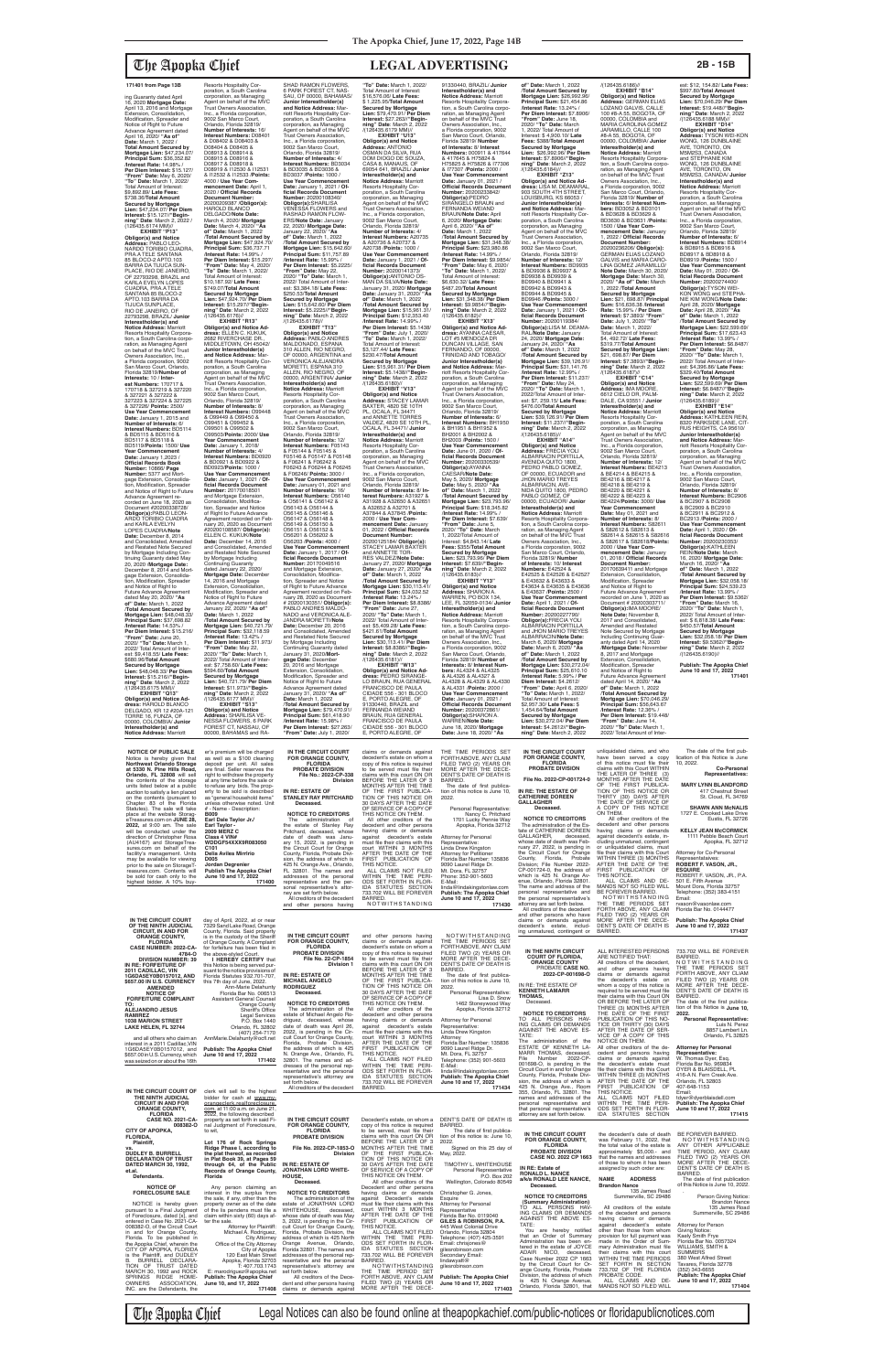171401 from Page 13B

ing Guaranty dated April 16, 2020 **Mortgage Date:** April 13, 2016 and Mortgage Extension, Consolidation, Modification, Spreader and Notice of Right to Future Advance Agreement dated April 16, 2020 **"As of" Date:** March 1, 2022 /**Total Amount Secured by Mortgage:** $47,234.07/ **Principal Sum:** $36,352.82 /**Interest Rate:** 14.98% / **Per Diem Interest:** $15.127/ **"From" Date:** May 6, 2020/ **"To" Date:** March 1, 2022/ Total Amount of Interest: $1,513.61/ **Late Fees:** $738.36/**Total Amount Secured by Mortgage Lien:** $47,234.07/**Per Diem Interest:** $15.127//**"Beginning" Date:** March 2, 2022 /(126435.6174)MM//

**EXHIBIT "F13"**

**Obligor(s) and Notice Address:** PABLO LEONARDO TORIBIO CUADRA, PRA A TELE SANTANA 85 BLOCO-2 APTO.103 BARRA DA TIJUCA SUNPLACE, RIO DE JANEIRO, OF 22793298, BRAZIL and KARLA EVELYN LOPES CUADRA, PRA A TELE SANTANA 85 BLOCO-2 APTO.103 BARRA DA TIJUCA SUNPLACE, RIO DE JANEIRO, OF 22793298, BRAZIL/ **Junior Interestholder(s) and Notice Address:** Marriott Resorts Hospitality Corporation, a South Carolina corporation, as Managing Agent on behalf of the MVC Trust Owners Association, Inc., a Florida corporation, 9002 San Marco Court, Orlando, Florida 32819/**Number of Interests:** 10 /**Interest Numbers:** 170717 & 170718 & 327219 & 327220 & 327221 & 327222 & 327223 & 327224 & 327225 & 327226 /**Points:** 2500/ **Use Year Commencement Date:** January 1, 2015 and **Number of Interests:** 8/ **Interest Numbers:** BD5114 & BD5115 & BD5116 & BD5117 & BD5118 & BD5119/**Points:** 1500/ **Use Year Commencement Date:** January 1, 2023 / **Official Records Book Number:** 10860/ **Page Number:** 1177 and Mortgage Extension, Consolidation, Modification, Spreader and Notice of Right to Future Advance Agreement recorded on June 18, 2020 as Document #20200338728/ **Obligor(s):**PABLO LEONARDO TORIBIO CUADRA and KARLA EVELYN LOPES CUADRA/**Note Date:** December 8, 2014 and Consolidated, Amended and Restated Note Secured by Mortgage Including Continuing Guaranty dated May 20, 2020/ **Mortgage Date:** December 8, 2014 and Mortgage Extension, Consolidation, Modification, Spreader and Notice of Right to Future Advance Agreement dated May 20, 2020/ **"As of" Date:** March 1, 2022 /**Total Amount Secured by Mortgage:** $48,048.33/ **Principal Sum:** $37,698.82 /**Interest Rate:** 14.53% / **Per Diem Interest:** $15.216/ **"From" Date:** June 20, 2020/ **"To" Date:** March 1, 2022/ Total Amount of Interest: $9,418.51/ **Late Fees:** $680.00/**Total Amount Secured by Mortgage Lien:** $48,048.33/ **Per Diem Interest:** $15.216//**"Beginning" Date:** March 2, 2022 /(126435.6175 MM)//

**EXHIBIT "G13"**

**Obligor(s) and Notice Address:** HAROLD BLANCO DELGADO, KR 12 #20A-121 TORRE 16, FUNZA, OF 00000, COLOMBIA/ **Junior Interestholder(s) and Notice Address:** Marriott Resorts Hospitality Corporation, a South Carolina corporation, as Managing Agent on behalf of the MVC Trust Owners Association, Inc., a Florida corporation, 9002 San Marco Court, Orlando, Florida 32819/ **Number of Interests:** 16/ **Interest Numbers:** D08401 & D08402 & D08403 & D08404 & D08405 & D08913 & D08914 & D08915 & D08916 & D08917 & D08918 & D08919 & I12530 & I12531 & I12532 & I12533 /**Points:** 4000 / **Use Year Commencement Date:** April 1, 2020 / **Official Records Document Number:** 20200200387 /**Obligor(s):** HAROLD BLANCO DELGADO/**Note Date:** March 4, 2020/ **Mortgage Date:** March 4, 2020/ **"As of" Date:** March 1, 2022 /**Total Amount Secured by Mortgage Lien:** $47,924.70/ **Principal Sum:** $36,737.71 /**Interest Rate:** 14.99% / **Per Diem Interest:** $15.297/ **"From" Date:** May 4, 2020/ **"To" Date:** March 1, 2022/ Total Amount of Interest: $10,187.93/ **Late Fees:** $749.07/**Total Amount Secured by Mortgage Lien:** $47,924.70/ **Per Diem Interest:** $15.297//**"Beginning" Date:** March 2, 2022 /(126435.6176)//

**EXHIBIT "H13"**

**Obligor(s) and Notice Address:** ELLEN C. KUKUK, 2862 RIVERCHASE DR., MIDDLETOWN, OH 45042/ **Junior Interestholder(s) and Notice Address:** Marriott Resorts Hospitality Corporation, a South Carolina corporation, as Managing Agent on behalf of the MVC Trust Owners Association, Inc., a Florida corporation, 9002 San Marco Court, Orlando, Florida 32819/ **Number of Interests:** 8/ **Interest Numbers:** D99448 & D99449 & D99450 & D99451 & D99452 & D99501 & D99502 & D99503/**Points:** 2000/ **Use Year Commencement Date:** January 1, 2018 / **Number of Interests:** 4/ **Interest Numbers:** BD0920 & BD0921 & BD0922 & BD0923/**Points:** 1000 / **Use Year Commencement Date:** January 1, 2021 / **Official Records Document Number:** 20170018501 and Mortgage Extension, Consolidation, Modification, Spreader and Notice of Right to Future Advance Agreement recorded on February 26, 2020 as Document #20200108587/ **Obligor(s):** ELLEN C. KUKUK/**Note Date:** December 14, 2016 and Consolidated, Amended and Restated Note Secured by Mortgage Including Continuing Guaranty dated January 22, 2020/ **Mortgage Date:** December 14, 2016 and Mortgage Extension, Consolidation, Modification, Spreader and Notice of Right to Future Advance Agreement dated January 22, 2020/ **"As of" Date:** March 1, 2022 /**Total Amount Secured by Mortgage Lien:** $40,721.79/ **Principal Sum:** $32,118.59 /**Interest Rate:** 13.42% / **Per Diem Interest:** $11.973/ **"From" Date:** May 22, 2020/ **"To" Date:** March 1, 2022/ Total Amount of Interest: $7,758.60/ **Late Fees:** $594.60/**Total Amount Secured by Mortgage Lien:** $40,721.79/ **Per Diem Interest:** $11.973//**"Beginning" Date:** March 2, 2022 /(126435.6177 MM)//

**EXHIBIT "I13"**

**Obligor(s) and Notice Address:** SHARLISA VENESSA FLOWERS, 6 PARK FOREST CT, NASSAU, OF 00000, BAHAMAS and RASHAD RAMON FLOWERS, 6 PARK FOREST CT, NASSAU, OF 00000, BAHAMAS/ **Junior Interestholder(s) and Notice Address:** Marriott Resorts Hospitality Corporation, a South Carolina corporation, as Managing Agent on behalf of the MVC Trust Owners Association, Inc., a Florida corporation, 9002 San Marco Court, Orlando, Florida 32819/ **Number of Interests:** 4/ **Interest Numbers:** BD3033 & BD3034 & BD3035 & BD3036 & BD3037 /**Points:** 1000 / **Use Year Commencement Date:** January 1, 2021 / **Official Records Document Number:** 20200108340/ **Obligor(s):**SHARLISA VENESSA FLOWERS and RASHAD RAMON FLOWERS/**Note Date:** January 22, 2020/ **Mortgage Date:** January 22, 2020/ **"As of" Date:** March 1, 2022 /**Total Amount Secured by Mortgage Lien:** $15,642.80/ **Principal Sum:** $11,757.89 /**Interest Rate:** 15.99% / **Per Diem Interest:** $5.2225/ **"From" Date:** May 22, 2020/ **"To" Date:** March 1, 2022/ Total Amount of Interest: $3,384.18/ **Late Fees:** $250.73/**Total Amount Secured by Mortgage Lien:** $15,642.80/ **Per Diem Interest:** $5.2225//**"Beginning" Date:** March 2, 2022 /(126435.6178)//

**EXHIBIT "J13"**

**Obligor(s) and Notice Address:** PABLO ANDRES MALDONADO, ESPANA 310 ALLEN, RIO NEGRO, OF 00000, ARGENTINA and VERONICA ALEJANDRA MORETTI, ESPANA 310 ALLEN, RIO NEGRO, OF 00000, ARGENTINA/ **Junior Interestholder(s) and Notice Address:** Marriott Resorts Hospitality Corporation, a South Carolina corporation, as Managing Agent on behalf of the MVC Trust Owners Association, Inc., a Florida corporation, 9002 San Marco Court, Orlando, Florida 32819/ **Number of Interests:** 12/ **Interest Numbers:** F05143 & F05144 & F05145 & F05146 & F05147 & F05148 & F08241 & F08242 & F08243 & F08244 & F08245 & F08246/**Points:** 3000 / **Use Year Commencement Date:** January 01, 2011 and **Number of Interests:** 16/ **Interest Numbers:** O56140 & O56141 & O56142 & O56143 & O56144 & O56145 & O56146 & O56147 & O56148 & O56149 & O56150 & O56151 & O56152 & O56201 & O56202 & O56203 /**Points:** 4000 / **Use Year Commencement Date:** January 1, 2017 / **Official Records Document Number:** 20160639037 and Mortgage Extension, Consolidation, Modification, Spreader and Notice of Right to Future Advance Agreement recorded on February 26, 2020 as Document #20200136530/ **Obligor(s):** PABLO ANDRES MALDONADO and VERONICA ALEJANDRA MORETTI/**Note Date:** December 20, 2016 and Consolidated, Amended and Restated Note Secured by Mortgage Including Continuing Guaranty dated January 31, 2020/**Mortgage Date:** December 20, 2016 and Mortgage Extension, Consolidation, Modification, Spreader and Notice of Right to Future Advance Agreement dated January 31, 2020/ **"As of" Date:** March 1, 2022 /**Total Amount Secured by Mortgage Lien:** $79,470.91/ **Principal Sum:** $61,418.80 /**Interest Rate:** 15.99% / **Per Diem Interest:** $27.283/ **"From" Date:** July 1, 2020/ **"To" Date:** March 1, 2022/ Total Amount of Interest: $16,516.08/ **Late Fees:** $ 1,225.55/**Total Amount Secured by Mortgage Lien:** $79,470.91/ **Per Diem Interest:** $27.283//**"Beginning" Date:** March 2, 2022 /(126435.6179 MM)//

**EXHIBIT "K13"**

**Obligor(s) and Notice Address:** ANTONIO OSMAN DA SILVA, RUA DOM DIOGO DE SOUZA, CASA 8, MANAUS, OF 69054-641, BRAZIL/ **Junior Interestholder(s) and Notice Address:** Marriott Resorts Hospitality Corporation, a South Carolina corporation, as Managing Agent on behalf of the MVC Trust Owners Association, Inc., a Florida corporation, 9002 San Marco Court, Orlando, Florida 32819/ **Number of Interests:** 4/ **Interest Numbers:** A20735 & A20736 & A20737 & A20738 /**Points:** 1000 / **Use Year Commencement Date:** January 1, 2021 / **Official Records Document Number:** 20200141373/ **Obligor(s):**ANTONIO OSMAN DA SILVA/**Note Date:** January 31, 2020/ **Mortgage Date:** January 31, 2020/ **"As of" Date:** March 1, 2022 /**Total Amount Secured by Mortgage Lien:** $15,961.31/ **Principal Sum:** $12,353.40 /**Interest Rate:** 14.99% / **Per Diem Interest:** $5.1438/ **"From" Date:** May 1, 2020/ **"To" Date:** March 1, 2022/ Total Amount of Interest: $3,127.44/ **Late Fees:** $230.47/**Total Amount Secured by Mortgage Lien:** $15,961.31/ **Per Diem Interest:** $5.1438//**"Beginning" Date:** March 2, 2022 /(126435.6180)//

**EXHIBIT "L13"**

**Obligor(s) and Notice Address:** STACEY LAMAR BAXTER, 4820 SE 10TH PL, OCALA, FL 34471 and ANNETTE TORRES VALDEZ, 4820 SE 10TH PL, OCALA, FL 34471/ **Junior Interestholder(s) and Notice Address:** Marriott Resorts Hospitality Corporation, a South Carolina corporation, as Managing Agent on behalf of the MVC Trust Owners Association, Inc., a Florida corporation, 9002 San Marco Court, Orlando, Florida 32819/ **Number of Interests:** 8/ **Interest Numbers:** A31927 & A31928 & A32650 & A32651 & A32652 & A32713 & A37944 & A37945 /**Points:** 2000 / **Use Year Commencement Date:** January 01, 2022 / **Official Records Document Number:** 20200125184/ **Obligor(s):** STACEY LAMAR BAXTER and ANNETTE TORRES VALDEZ/**Note Date:** January 27, 2020/ **Mortgage Date:** January 27, 2020/ **"As of" Date:** March 1, 2022 /**Total Amount Secured by Mortgage Lien:** $30,113.41/ **Principal Sum:** $24,032.52 /**Interest Rate:** 13.24% / **Per Diem Interest:** $8.8386/ **"From" Date:** June 27, 2020/ **"To" Date:** March 1, 2022/ Total Amount of Interest: $5,409.28/ **Late Fees:** $421.61/**Total Amount Secured by Mortgage Lien:** $30,113.41/ **Per Diem Interest:** $8.8386//**"Beginning" Date:** March 2, 2022 /(126435.6181)//

**EXHIBIT "M13"**

**Obligor(s) and Notice Address:** PEDRO SPRANGELO BRAUN, RUA GENERAL FRANCISCO DE PAULA CIDADE 556 - 301 BLOCO B, PORTO ALEGRE, OF 91330440, BRAZIL and FERNANDA WEIAND BRAUN, RUA GENERAL FRANCISCO DE PAULA CIDADE 556 - 301 BLOCO B, PORTO ALEGRE, OF 91330440, BRAZIL/ **Junior Interestholder(s) and Notice Address:** Marriott Resorts Hospitality Corporation, a South Carolina corporation, as Managing Agent on behalf of the MVC Trust Owners Association, Inc., a Florida corporation, 9002 San Marco Court, Orlando, Florida 32819/ **Number of Interests:** 8/ **Interest Numbers:** A75823 & A75824 & A76645 & A75824 & A75825 & A75826 & I77306 & I77307 /**Points:** 2000 / **Use Year Commencement Date:** January 01, 2021 / **Official Records Document Number:** 20200238942/ **Obligor(s):**PEDRO SPRANGELO BRAUN and FERNANDA WEIAND BRAUN/**Note Date:** April 6, 2020/ **Mortgage Date:** April 6, 2020/ **"As of" Date:** March 1, 2022 /**Total Amount Secured by Mortgage Lien:** $31,348.38/ **Principal Sum:** $23,980.86 /**Interest Rate:** 14.99% / **Per Diem Interest:** $9.9854/ **"From" Date:** May 6, 2020/ **"To" Date:** March 1, 2022/ Total Amount of Interest: $6,630.30/ **Late Fees:** $487.20/**Total Amount Secured by Mortgage Lien:** $31,348.38/ **Per Diem Interest:** $9.9854//**"Beginning" Date:** March 2, 2022 /(126435.6182)//

**EXHIBIT "N13"**

**Obligor(s) and Notice Address:** KARNA CAPILDEO, 105 MENDOZA DR DUNCAN VILLAGE, SAN FERNANDO, OF 00000, TRINIDAD AND TOBAGO/ **Junior Interestholder(s) and Notice Address:** Marriott Resorts Hospitality Corporation, a South Carolina corporation, as Managing Agent on behalf of the MVC Trust Owners Association, Inc., a Florida corporation, 9002 San Marco Court, Orlando, Florida 32819/ **Number of Interests:** 6/ **Interest Numbers:** BH1950 & BH1951 & BH1952 & BH1953 & BH2001 & BH2002 & BH2003 /**Points:** 1500 / **Use Year Commencement Date:** June 01, 2020 / **Official Records Document Number:** 20200305039/ **Obligor(s):**KARNA CAPILDEO/**Note Date:** May 5, 2020/ **Mortgage Date:** May 5, 2020/ **"As of" Date:** March 1, 2022 /**Total Amount Secured by Mortgage Lien:** $25,793.96/ **Principal Sum:** $18,345.82 /**Interest Rate:** 14.99% / **Per Diem Interest:** $7.639/ **"From" Date:** April 5, 2020/ **"To" Date:** March 1, 2022/ Total Amount of Interest: $6,443.14/ **Late Fees:** $255/**Total Amount Secured by Mortgage Lien:** $25,793.96/ **Per Diem Interest:** $7.639//**"Beginning" Date:** March 2, 2022 /(126435.6183)//

**EXHIBIT "O13"**

**Obligor(s) and Notice Address:** NANCY E. WARREN, PO BOX 134, LEE, FL 32059-0134/ **Junior Interestholder(s) and Notice Address:** Marriott Resorts Hospitality Corporation, a South Carolina corporation, as Managing Agent on behalf of the MVC Trust Owners Association, Inc., a Florida corporation, 9002 San Marco Court, Orlando, Florida 32819/ **Number of Interests:** 8/ **Interest Numbers:** AL4324 & AL4325 & AL4326 & AL4327 & AL4328 & AL4329 & AL4330 & AL4331 /**Points:** 2000 / **Use Year Commencement Date:** January 01, 2021 / **Official Records Document Number:** 20200272861/ **Obligor(s):**NANCY E. WARREN/**Note Date:** June 18, 2020/ **Mortgage Date:** June 18, 2020/ **"As of" Date:** March 1, 2022 /**Total Amount Secured by Mortgage Lien:** $26,662.96/ **Principal Sum:** $21,454.86 /**Interest Rate:** 13.24% / **Per Diem Interest:** $7.8906/ **"From" Date:** June 18, 2020/ **"To" Date:** March 1, 2022/ Total Amount of Interest: $ 4,930.10/ **Late Fees:** $388/**Total Amount Secured by Mortgage Lien:** $26,662.96/ **Per Diem Interest:** $7.8906//**"Beginning" Date:** March 2, 2022 /(126435.6184)//

**EXHIBIT "P13"**

**Obligor(s) and Notice Address:** LISA M. DEAMARAL, 503 SOUTH 4TH STREET, LOUISBURG, KS 66053 / **Junior Interestholder(s) and Notice Address:** Marriott Resorts Hospitality Corporation, a South Carolina corporation, as Managing Agent on behalf of the MVC Trust Owners Association, Inc., a Florida corporation, 9002 San Marco Court, Orlando, Florida 32819/ **Number of Interests:** 12/ **Interest Numbers:** BD9935 & BD9936 & BD9937 & BD9938 & BD9939 & BD9940 & BD9941 & BD9942 & BD9943 & BD9944 & BD9945 & BD9946 /**Points:** 3000 / **Use Year Commencement Date:** January 1, 2021 / **Official Records Document Number:** 20200109384/ **Obligor(s):**LISA M. DEAMARAL/**Note Date:** January 24, 2020/ **Mortgage Date:** January 24, 2020/ **"As of" Date:** March 1, 2022 /**Total Amount Secured by Mortgage Lien:** $39,126.91/ **Principal Sum:** $31,141.76 /**Interest Rate:** 12.99% / **Per Diem Interest:** $11.237/ **"From" Date:** May 24, 2020/ **"To" Date:** March 1, 2022/Total Amount of Interest: $7,259.15/ **Late Fees:** $476.00/**Total Amount Secured by Mortgage Lien:** $39,126.91/ **Per Diem Interest:** $11.237//**"Beginning" Date:** March 2, 2022 /(126435.6185)//

**EXHIBIT "A14"**

**Obligor(s) and Notice Address:** FRECIA YOLI ALBARRACIN PORTILLA, AVENIDA QUITO 1800, PEDRO PABLO GOMEZ, OF 00000, ECUADOR and JHON MARIO TREYES ALBARRACIN, AVENIDA QUITO 1800, PEDRO PABLO GOMEZ, OF 00000, ECUADOR/ **Junior Interestholder(s) and Notice Address:** Marriott Resorts Hospitality Corporation, a South Carolina corporation, as Managing Agent on behalf of the MVC Trust Owners Association, Inc., a Florida corporation, 9002 San Marco Court, Orlando, Florida 32819/ **Number of Interests:** 10/ **Interest Numbers:** E42524 & E42525 & E42526 & E42527 & E43632 & E43633 & E43634 & E43635 & E43636 & E43637 /**Points:** 2500 / **Use Year Commencement Date:** April 1, 2021 / **Official Records Document Number:** 20200227706/ **Obligor(s):**FRECIA YOLI ALBARRACIN PORTILLA and JHON MARIO TREYES ALBARRACIN/**Note Date:** March 6, 2020/ **Mortgage Date:** March 6, 2020/ **"As of" Date:** March 1, 2022 /**Total Amount Secured by Mortgage Lien:** $30,272.04/ **Principal Sum:** $25,610.10 /**Interest Rate:** 3.99% / **Per Diem Interest:** $4.2612/ **"From" Date:** April 6, 2020/ **"To" Date:** March 1, 2022/ Total Amount of Interest: $2,957.30/ **Late Fees:** $ 1,454.64/**Total Amount Secured by Mortgage Lien:** $30,272.04/ **Per Diem Interest:** $4.2612//**"Beginning" Date:** March 2, 2022 /(126435.6186)//

**EXHIBIT "B14"**

**Obligor(s) and Notice Address:** GERMAN ELIAS LOZANO GALVIS, CALLE 100 #8-A-55, BOGOTA, OF 00000, COLOMBIA and MARIA CAROLINA GOMEZ JARAMILLO, CALLE 100 #8-A-55, BOGOTA, OF 00000, COLOMBIA/ **Junior Interestholder(s) and Notice Address:** Marriott Resorts Hospitality Corporation, a South Carolina corporation, as Managing Agent on behalf of the MVC Trust Owners Association, Inc., a Florida corporation, 9002 San Marco Court, Orlando, Florida 32819/ **Number of Interests:** 6/ **Interest Numbers:** BD3052 & BD3101 & BD3628 & BD3629 & BD3630 & BD3631 /**Points:** 1500 / **Use Year Commencement Date:** January 1, 2022 / **Official Records Document Number:** 20200236206/ **Obligor(s):** GERMAN ELIAS LOZANO GALVIS and MARIA CAROLINA GOMEZ JARAMILLO/**Note Date:** March 30, 2020/ **Mortgage Date:** March 30, 2020/ **"As of" Date:** March 1, 2022 /**Total Amount Secured by Mortgage Lien:** $21,698.87/ **Principal Sum:** $16,636.35 /**Interest Rate:** 15.99% / **Per Diem Interest:** $7.3893/ **"From" Date:** July 1, 2020/ **"To" Date:** March 1, 2022/ Total Amount of Interest: $4,492.72/ **Late Fees:** $319.77/**Total Amount Secured by Mortgage Lien:** $21,698.87/ **Per Diem Interest:** $7.3893//**"Beginning" Date:** March 2, 2022 /(126435.6187)//

**EXHIBIT "C14"**

**Obligor(s) and Notice Address:** IMA MOORE, 8612 CIELO DR, PALMDALE, CA 93551 / **Junior Interestholder(s) and Notice Address:** Marriott Resorts Hospitality Corporation, a South Carolina corporation, as Managing Agent on behalf of the MVC Trust Owners Association, Inc., a Florida corporation, 9002 San Marco Court, Orlando, Florida 32819/ **Number of Interests:** 12/ **Interest Numbers:** 8E4213 & 8E4214 & 8E4215 & 8E4216 & 8E4217 & 8E4218 & 8E4219 & 8E4220 & 8E4221 & 8E4222 & 8E4223 & 8E4224/**Points:** 3000 / **Use Year Commencement Date:** May 01, 2021 and **Number of Interests:** 8/ **Interest Numbers:** S82611 & S82612 & S82613 & S82614 & S82615 & S82616 & S82617 & S82618/**Points:** 2000 / **Use Year Commencement Date:** January 01, 2018 / **Official Records Document Number:** 20170638431 and Mortgage Extension, Consolidation, Modification, Spreader and Notice of Right to Future Advance Agreement recorded on June 1, 2020 as Document # 20200303711/ **Obligor(s):**IMA MOORE/ **Note Date:** November 8, 2017 and Consolidated, Amended and Restated Note Secured by Mortgage Including Continuing Guaranty dated April 14, 2020/ **Mortgage Date:** November 8, 2017 and Mortgage Extension, Consolidation, Modification, Spreader and Notice of Right to Future Advance Agreement dated April 14, 2020/ **"As of" Date:** March 1, 2022 /**Total Amount Secured by Mortgage Lien:** $70,046.29/ **Principal Sum:** $50,643.67 /**Interest Rate:** 12.36% / **Per Diem Interest:** $19.446/ **"From" Date:** June 14, 2020/ **"To" Date:** March 1, 2022/ Total Amount of Interest: $12,154.82/ **Late Fees:** $937.80/**Total Amount Secured by Mortgage Lien:** $70,046.29/ **Per Diem Interest:** $19.446//**"Beginning" Date:** March 2, 2022 /(126435.6188 MM)//

**EXHIBIT "D14"**

**Obligor(s) and Notice Address:** TYSON WEI-KON WONG, 128 DUNBLAINE AVE, TORONTO, ON M5M2S3, CANADA and STEPHANIE HUI WONG, 128 DUNBLAINE AVE, TORONTO, ON M5M2S3, CANADA/ **Junior Interestholder(s) and Notice Address:** Marriott Resorts Hospitality Corporation, a South Carolina corporation, as Managing Agent on behalf of the MVC Trust Owners Association, Inc., a Florida corporation, 9002 San Marco Court, Orlando, Florida 32819/ **Number of Interests:** 6/ **Interest Numbers:** BD8914 & BD8915 & BD8916 & BD8917 & BD8918 & BD8919 /**Points:** 1500 / **Use Year Commencement Date:** May 01, 2020 / **Official Records Document Number:** 20200274400/ **Obligor(s):**TYSON WEI-KON WONG and STEPHANIE HUI WONG/**Note Date:** April 28, 2020/ **Mortgage Date:** April 28, 2020/ **"As of" Date:** March 1, 2022 /**Total Amount Secured by Mortgage Lien:** $22,569.08/ **Principal Sum:** $17,996.71 /**Interest Rate:** 13.99% / **Per Diem Interest:** $6.9487/ **"From" Date:** May 28, 2020/ **"To" Date:** March 1, 2022/ Total Amount of Interest: $4,396.89/ **Late Fees:** $329.48/**Total Amount Secured by Mortgage Lien:** $22,569.08/ **Per Diem Interest:** $6.9487//**"Beginning" Date:** March 2, 2022 /(126435.6189)//

**EXHIBIT "E14"**

**Obligor(s) and Notice Address:** KATHLEEN REIN, 8322 RYAN CT NE, CITRUS HEIGHTS, CA 95610/ **Junior Interestholder(s) and Notice Address:** Marriott Resorts Hospitality Corporation, a South Carolina corporation, as Managing Agent on behalf of the MVC Trust Owners Association, Inc., a Florida corporation, 9002 San Marco Court, Orlando, Florida 32819/ **Number of Interests:** 8/ **Interest Numbers:** BC2906 & BC2907 & BC2908 & BC2909 & BC2910 & BC2911 & BC2912 & BC2913 /**Points:** 2000 / **Use Year Commencement Date:** April 1, 2020 / **Official Records Document Number:** 20200253053/ **Obligor(s):**KATHLEEN REIN/**Note Date:** March 16, 2020/ **Mortgage Date:** March 16, 2020/ **"As of" Date:** March 1, 2022 /**Total Amount Secured by Mortgage Lien:** $32,058.18/ **Principal Sum:** $24,539.23 /**Interest Rate:** 13.99% / **Per Diem Interest:** $9.5363/ **"From" Date:** March 16, 2020/ **"To" Date:** March 1, 2022/ Total Amount of Interest: $ 6,818.38/ **Late Fees:** $450.57/**Total Amount Secured by Mortgage Lien:** $32,058.18/ **Per Diem Interest:** $9.5363//**"Beginning" Date:** March 2, 2022 /(126435.6190)//

**Publish: The Apopka Chief June 10 and 17, 2022**
**171401**

---

**NOTICE OF PUBLIC SALE**

Notice is hereby given that **Northwest Orlando Storage at 5330 N. Pine Hills Road, Orlando, FL 32808** will sell the contents of the storage units listed below at a public auction to satisfy a lien placed on the contents (pursuant to Chapter 83 of the Florida Statutes). The sale will take place at the website StorageTreasures.com on **JUNE 28, 2022**, at 9:00 am. The sale will be conducted under the direction of Christopher Rosa (AU4167) and StorageTreasures.com on behalf of the facility's management. Units may be available for viewing prior to the sale on StorageTreasures.com. Contents will be sold for cash only to the highest bidder. A 10% buyer's premium will be charged as well as a $100 cleaning deposit per unit. All sales are final. Seller reserves the right to withdraw the property at any time before the sale or to refuse any bids. The property to be sold is described as "general household items" unless otherwise noted. Unit # - Name - Description:

**B009**
**Earl Dale Taylor Jr./ Earl Taylor**
**D009 PERRY DEMEO C**
**Class 4 VIN# WDDGF54XXXR083050**
**C101**
**Delia Aviles Mirrtro**
**D005**
**Jordan Degroiner**

**Publish: The Apopka Chief June 10 and 17, 2022**
**171400**

---

**IN THE CIRCUIT COURT FOR ORANGE COUNTY, FLORIDA PROBATE DIVISION**
**File No. 2022-CP-338**
**Division**
**IN RE: ESTATE OF STANLEY RAY PRITCHARD**
**Deceased.**

**NOTICE TO CREDITORS**

The administration of the estate of Stanley Ray Pritchard, deceased, whose date of death was January 15, 2022, is pending in the Circuit Court for Orange County, Florida, Probate Division, the address of which is 425 N. Orange Ave., Orlando, FL 32801. The names and addresses of the personal representative and the personal representative's attorney are set forth below.

All creditors of the decedent and other persons having claims or demands against decedent's estate on whom a copy of this notice is required to be served must file their claims with this court ON OR BEFORE THE LATER OF 3 MONTHS AFTER THE TIME OF THE FIRST PUBLICATION OF THIS NOTICE OR 30 DAYS AFTER THE DATE OF SERVICE OF A COPY OF THIS NOTICE ON THEM.

All other creditors of the decedent and other persons having claims or demands against decedent's estate must file their claims with this court WITHIN 3 MONTHS AFTER THE DATE OF THE FIRST PUBLICATION OF THIS NOTICE.

ALL CLAIMS NOT FILED WITHIN THE TIME PERIODS SET FORTH IN FLORIDA STATUTES SECTION 733.702 WILL BE FOREVER BARRED.

NOTWITHSTANDING THE TIME PERIODS SET FORTH ABOVE, ANY CLAIM FILED TWO (2) YEARS OR MORE AFTER THE DECEDENT'S DATE OF DEATH IS BARRED.

The date of first publication of this notice is June 10, 2022.

Personal Representative:
Nancy C. Pritchard
1701 Lucky Pennie Way
Apopka, Florida 32712

Attorney for Personal Representative:
Linda Drew Kingston
Attorney for Petitioner
Florida Bar Number: 126836
3680 Laurel Ridge Dr.
Mt. Dora, FL 32757
Phone: 352-901-5603
E-Mail: linda@lindakingstonlaw.com

**Publish: The Apopka Chief June 10 and 17, 2022**
**171430**

---

**IN THE CIRCUIT COURT FOR ORANGE COUNTY, FLORIDA PROBATE DIVISION**
**File No. 2022-CP-001724-O**
**IN RE: THE ESTATE OF CATHERINE DOREEN GALLAGHER**
**Deceased.**

**NOTICE TO CREDITORS**

The administration of the Estate of CATHERINE DOREEN GALLAGHER, deceased, whose date of death was February 27, 2022, is pending in the Circuit Court for Orange County, Florida, Probate Division, File Number 2022-CP-001724-O, the address of which is 425 N. Orange Avenue, Orlando, Florida 32801. The name and address of the personal representative and the personal representative's attorney are set forth below.

All creditors of the decedent and other persons who have claims or demands against decedent's estate, including unmatured, contingent or unliquidated claims, and who have been served a copy of this notice must file their claims with this Court WITHIN THE LATER OF THREE (3) MONTHS AFTER THE DATE OF THE FIRST PUBLICATION OF THIS NOTICE OR THIRTY (30) DAYS AFTER THE DATE OF SERVICE OF A COPY OF THIS NOTICE ON THEM.

All other creditors of the decedent and persons having claims or demands against decedent's estate, including unmatured, contingent or unliquidated claims, must file their claims with this court WITHIN THREE (3) MONTHS AFTER THE DATE OF THE FIRST PUBLICATION OF THIS NOTICE.

ALL CLAIMS AND DEMANDS NOT SO FILED WILL BE FOREVER BARRED.

NOTWITHSTANDING THE TIME PERIODS SET FORTH ABOVE, ANY CLAIM FILED TWO (2) YEARS OR MORE AFTER THE DECEDENT'S DATE OF DEATH IS BARRED.

The date of the first publication of this Notice is June 10, 2022.

**Co-Personal Representatives:**

**MARY LYNN BLANDFORD**
417 Chestnut Street
St. Cloud, FL 34769

**SHAWN ANN McNALLS**
1727 E. Crooked Lake Drive
Eustis, FL 32726

**KELLY JEAN DERMACK**
1111 Pebble Beach Court
Apopka, FL 32712

Attorney for Co-Personal Representatives:
**ROBERT F. VASON, JR., ESQUIRE**
ROBERT F. VASON, JR., P.A.
541 E. Fifth Avenue
Mount Dora, Florida 32757
Telephone: (352) 383-4151
Email: bvason@vasonlaw.com
Florida Bar No. 0144477

**Publish: The Apopka Chief June 10 and 17, 2022**
**171437**

---

**IN THE CIRCUIT COURT OF THE NINTH JUDICIAL CIRCUIT, IN AND FOR ORANGE COUNTY, FLORIDA**
**CASE NUMBER: 2022-CA-4784-O**
**DIVISION NUMBER: 39**
**IN RE: FORFEITURE OF 2011 CADILLAC, VIN 1G6DA5EY0B0157012, AND $657.00 IN U.S. CURRENCY**

**AMENDED NOTICE OF FORFEITURE COMPLAINT**

**TO:**
**ALEJANDRO JESUS RAMIREZ**
**1038 MARION STREET**
**LAKE HELEN, FL 32744**

and all others who claim an interest in a 2011 Cadillac, VIN 1G6DA5EY0B0157012, and $657.00 in U.S. Currency, which was seized on or about the 16th day of April, 2022, at or near 7329 Sand Lake Road, Orange County, Florida. Said property is in the custody of the Sheriff of Orange County. A Complaint for forfeiture has been filed in the above-styled Court.

**I HEREBY CERTIFY** that this Notice is being served pursuant to the notice provisions of Florida Statutes 932.701-707, this 7th day of June, 2022.

Ann-Marie Delahunty
Florida Bar No. 006513
Assistant General Counsel
Orange County
Sheriff's Office
Legal Services
P.O. Box 1440
Orlando, FL 32802
(407) 254-7170
AnnMarie.Delahunty@ocfl.net

**Publish: The Apopka Chief June 10 and 17, 2022**
**171402**

---

**IN THE CIRCUIT COURT FOR ORANGE COUNTY, FLORIDA PROBATE DIVISION**
**File No. 2022-CP-1854**
**Division 1**
**IN RE: ESTATE OF MICHAEL ANGELO RODRIGUEZ**
**Deceased.**

**NOTICE TO CREDITORS**

The administration of the estate of Michael Angelo Rodriguez, deceased, whose date of death was April 26, 2022, is pending in the Circuit Court for Orange County, Florida, Probate Division, the address of which is 425 N Orange Ave., Orlando, FL 32801. The names and addresses of the personal representative and the personal representative's attorney are set forth below.

All creditors of the decedent and other persons having claims or demands against decedent's estate on whom a copy of this notice is required to be served must file their claims with this court ON OR BEFORE THE LATER OF 3 MONTHS AFTER THE TIME OF THE FIRST PUBLICATION OF THIS NOTICE OR 30 DAYS AFTER THE DATE OF SERVICE OF A COPY OF THIS NOTICE ON THEM.

All other creditors of the decedent and other persons having claims or demands against decedent's estate must file their claims with this court WITHIN 3 MONTHS AFTER THE DATE OF THE FIRST PUBLICATION OF THIS NOTICE.

ALL CLAIMS NOT FILED WITHIN THE TIME PERIODS SET FORTH IN FLORIDA STATUTES SECTION 733.702 WILL BE FOREVER BARRED.

NOTWITHSTANDING THE TIME PERIODS SET FORTH ABOVE, ANY CLAIM FILED TWO (2) YEARS OR MORE AFTER THE DECEDENT'S DATE OF DEATH IS BARRED.

The date of first publication of this notice is June 10, 2022.

Personal Representative:
Lisa D. Smith
1462 Stoneywood Way
Apopka, Florida 32712

Attorney for Personal Representative:
Linda Drew Kingston
Attorney
Florida Bar Number: 126836
3680 Laurel Ridge Dr.
Mt. Dora, FL 32757
Telephone: (352) 901-5603
E-Mail: linda@lindakingstonlaw.com

**Publish: The Apopka Chief June 10 and 17, 2022**
**171434**

---

**IN THE NINTH CIRCUIT COURT OF FLORIDA, ORANGE COUNTY**
**PROBATE CASE NO. 2022-CP-001698-O**
IN RE: THE ESTATE OF **KENNETH LAMARR THOMAS,**
Deceased.

**NOTICE TO CREDITORS**
TO ALL PERSONS HAVING CLAIMS OR DEMANDS AGAINST THE ABOVE ESTATE:

The administration of the ESTATE OF KENNETH LAMARR THOMAS, deceased, File Number 2022-CP-001698-O, is pending in the Circuit Court for Orange County, Florida, Probate Division, the address of which is 425 N. Orange Ave., Room 355, Orlando, FL 32801. The names and addresses of the personal representative and the personal representative's attorney are set forth below.

ALL INTERESTED PERSONS ARE NOTIFIED THAT:

All creditors of the decedent, and other persons having claims or demands against the decedent's estate on whom a copy of this notice is required to be served must file their claims with this court ON OR BEFORE THE LATER OF THREE (3) MONTHS AFTER THE DATE OF THE FIRST PUBLICATION OF THIS NOTICE OR THIRTY (30) DAYS AFTER THE DATE OF SERVICE OF A COPY OF THIS NOTICE ON THEM.

All other creditors of the decedent and persons having claims or demands against the decedent's estate must file their claims with this court WITHIN THREE (3) MONTHS AFTER THE DATE OF THE FIRST PUBLICATION OF THIS NOTICE.

ALL CLAIMS NOT FILED WITHIN THE TIME PERIODS SET FORTH IN FLORIDA STATUTES SECTION 733.702 WILL BE FOREVER BARRED.

NOTWITHSTANDING THE TIME PERIODS SET FORTH ABOVE, ANY CLAIM FILED TWO (2) YEARS OR MORE AFTER THE DECEDENT'S DATE OF DEATH IS BARRED.

The date of first publication of this Notice is June 10, 2022.

**Personal Representative:**
Luis M. Perez
8857 Lambert Ln.
Orlando, FL 32825

**Attorney for Personal Representative:**
M. Thomas Dyer, Esq.
Florida Bar No. 959834
DYER & BLEDSOE, PL
416-A N. Fern Creek Ave.
Orlando, FL 32803
407-648-1153
Email: tdyer@dyerbledsoe.com

**Publish: The Apopka Chief June 10 and 17, 2022**
**171415**

---

**IN THE CIRCUIT COURT OF THE NINTH JUDICIAL CIRCUIT IN AND FOR ORANGE COUNTY, FLORIDA**
**CASE NO. 2021-CA-008382-O**
**CITY OF APOPKA, FLORIDA,**
**Plaintiff,**
**vs.**
**DUDLEY B. BURRELL DECLARATION OF TRUST DATED MARCH 30, 1992, et al.**
**Defendants.**

**NOTICE OF FORECLOSURE SALE**

NOTICE is hereby given pursuant to a Final Judgment of Foreclosure, dated, and entered in Case No: 2021-CA-008382-O, of the Circuit Court in and for Orange County, Florida. To be published in the Apopka Chief, wherein the CITY OF APOPKA, FLORIDA is the Plaintiff, and DUDLEY B. BURRELL DECLARATION OF TRUST DATED MARCH 30, 1992 and ROCK SPRINGS RIDGE HOMEOWNERS ASSOCIATION, INC. are the Defendants, the clerk will sell to the highest bidder for cash at www.myorangeclerk.realforeclose.com, at 11:00 a.m. on June 21, 2022, the following described property as set forth in said Final Judgment of Foreclosure, to wit:

**Lot 176 of Rock Springs Ridge Phase I, according to the plat thereof, as recorded in Plat Book 39, at Pages 59 through 64, of the Public Records of Orange County, Florida**

Any person claiming an interest in the surplus from the sale, if any, other than the property owner as of the date of the lis pendens must file a claim within sixty (60) days after the sale.

Attorney for Plaintiff:
Michael A. Rodriguez,
City Attorney
Office of the City Attorney
City of Apopka
120 East Main Street
Apopka, Florida 32703
T: 407.703.1743
E: marodriguez@apopka.net

**Publish: The Apopka Chief June 10 and 17, 2022**
**171408**

---

**IN THE CIRCUIT COURT FOR ORANGE COUNTY, FLORIDA PROBATE DIVISION**
**File No. 2022-CP-1853-O**
**Division**
**IN RE: ESTATE OF JONATHAN LORD WHITEHOUSE**
**Deceased.**

**NOTICE TO CREDITORS**

The administration of the estate of JONATHAN LORD WHITEHOUSE, deceased, whose date of death was May 3, 2022, is pending in the Circuit Court for Orange County, Florida, Probate Division, the address of which is 425 North Orange Avenue, Orlando, Florida 32801. The names and addresses of the personal representative and the personal representative's attorney are set forth below.

All creditors of the decedent and other persons having claims or demands against decedent's estate, on whom a copy of this notice is required to be served, must file their claims with this court ON OR BEFORE THE LATER OF 3 MONTHS AFTER THE TIME OF THE FIRST PUBLICATION OF THIS NOTICE OR 30 DAYS AFTER THE DATE OF SERVICE OF A COPY OF THIS NOTICE ON THEM.

All other creditors of the decedent and other persons having claims or demands against decedent's estate must file their claims with this court WITHIN 3 MONTHS AFTER THE DATE OF THE FIRST PUBLICATION OF THIS NOTICE.

ALL CLAIMS NOT FILED WITHIN THE TIME PERIODS SET FORTH IN FLORIDA STATUTES SECTION 733.702 WILL BE FOREVER BARRED.

NOTWITHSTANDING THE TIME PERIOD SET FORTH ABOVE, ANY CLAIM FILED TWO (2) YEARS OR MORE AFTER THE DECEDENT'S DATE OF DEATH IS BARRED.

The date of first publication of this notice is June 10, 2022.

Signed on this 25 day of May, 2022.

TIMOTHY L. WHITEHOUSE
Personal Representative
P.O. Box 292
Wellington, Colorado 80549

Christopher G. Jones,
Esquire
Attorney for Personal Representative
Florida Bar No. 0119040
GILES & ROBINSON, P.A.
445 West Colonial Drive
Orlando, Florida 32804
Telephone: (407) 425-3591
Email: cjones@gilesrobinson.com
Secondary Email: lvoss@gilesrobinson.com

**Publish: The Apopka Chief June 10 and 17, 2022**
**171405**

---

**IN THE CIRCUIT COURT FOR ORANGE COUNTY, FLORIDA PROBATE DIVISION**
**CASE NO. 2022 CP 1663**
**IN RE: Estate of RONALD L. NANCE a/k/a RONALD LEE NANCE,**
**Deceased.**

**NOTICE TO CREDITORS (Summary Administration)**
TO ALL PERSONS HAVING CLAIMS OR DEMANDS AGAINST THE ABOVE ESTATE:

You are hereby notified that an Order of Summary Administration has been entered in the estate of RONALD L. NANCE, deceased, File Number 2022 CP 1663 by the Circuit Court for Orange County, Florida, Probate Division, the address of which is 425 N. Orange Avenue, Orlando, Florida 32801; that the decedent's date of death was February 11, 2022; that the total value of the estate is approximately $5,000.- and that the names and addresses of those to whom it has been assigned by such order are:

| NAME | ADDRESS |
|---|---|
| Brandon Nance | 135 James Road Summerville, SC 29486 |

All creditors of the estate of the decedent and persons having claims or demands against decedent's estate other than those for whom provision for full payment was made in the Order of Summary Administration must file their claims with this court WITHIN THE TIME PERIODS SET FORTH IN SECTION 733.702 OF THE FLORIDA PROBATE CODE.

ALL CLAIMS AND DEMANDS NOT SO FILED WILL BE FOREVER BARRED. NOTWITHSTANDING ANY OTHER APPLICABLE TIME PERIOD, ANY CLAIM FILED TWO (2) YEARS OR MORE AFTER THE DECEDENT'S DATE OF DEATH IS BARRED.

The date of first publication of this Notice is June 10, 2022.

Person Giving Notice:
Brandon Nance
135 James Road
Summerville, SC 29486

Attorney for Person Giving Notice:
Kelly Smith Frye
Florida Bar No. 0057324
WILLIAMS, SMITH & SUMMERS
380 West Alfred Street
Tavares, Florida 32778
(352) 343-6833

**Publish: The Apopka Chief June 10 and 17, 2022**
**171404**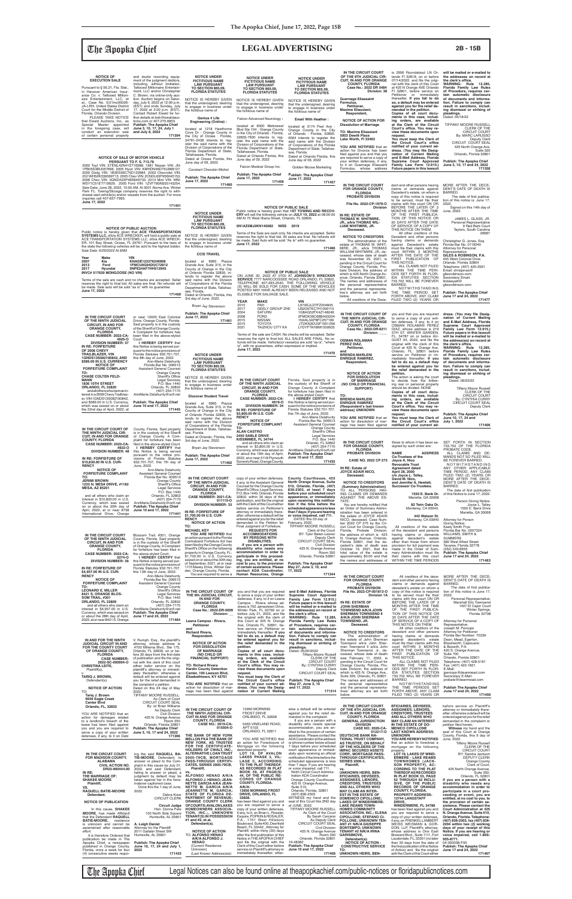**NOTICE OF EXECUTION SALE**

Pursuant to § 56.21, Fla. Stat., in Hanover American Insurance Co. v. Tattooed Millionaire Entertainment, LLC, et al., Case No. 6:21mc00026-JA-LRH, United States District Court for the Middle District of Florida, Orlando Division.

PLEASE TAKE NOTICE that Ewald Auctions, Inc., as Special Master appointed in the foregoing case, will conduct an execution sale of certain personal property and studio recording equipment of the judgment debtors, including, without limitation, Tattooed Millionaire Entertainment, LLC and/or Christopher C. Brown, via online-only auction. Auction begins on Saturday, July 9, 2022 at 12:00 p.m. (EST) and ends Sunday, July 17, 2022 at 3:00 p.m. (EST). Contact Robert Ewald for further details at bob@ewaldauctions.com or 407.275.6853.

**Publish: The Apopka Chief June 3, 10, 17, 24, and July 1 and July 8, 2022**

**171394**

**NOTICE UNDER FICTITIOUS NAME LAW PURSUANT TO SECTION 865.09, FLORIDA STATUTES**

NOTICE IS HEREBY GIVEN that the undersigned, desiring to engage in business under the fictitious name of

**Genius 4 Life Engineering (Online) :**

located at 1218 Hawthorne Cove Dr : Orange County in the City of Ocoee : Florida, 34761-2438 intends to register the said name with the Division of Corporations of the Florida Department of State, Tallahassee, Florida.

Dated at Ocoee Florida, this June day of 09, 2022

Constant Cherubin Michel

**Publish: The Apopka Chief June 17, 2022**

**171460**

**NOTICE UNDER FICTITIOUS NAME LAW PURSUANT TO SECTION 865.09, FLORIDA STATUTES**

NOTICE IS HEREBY GIVEN that the undersigned, desiring to engage in business under the fictitious name of

Falcon Advanced Neurology :

located at 6000 Metrowest Blvd Ste 104 : Orange County in the City of Orlando : Florida, 32835-7630 intends to register the said name with the Division of Corporations of the Florida Department of State, Tallahassee, Florida.

Dated at Orlando Florida, this June day of 09, 2022

Falcon Medical Group Inc.

**Publish: The Apopka Chief June 17, 2022**

**171456**

**NOTICE UNDER FICTITIOUS NAME LAW PURSUANT TO SECTION 865.09, FLORIDA STATUTES**

NOTICE IS HEREBY GIVEN that the undersigned, desiring to engage in business under the fictitious name of

**Email With Heather :**

located at 3174 Peel Ave : Orange County in the City of Orlando : Florida, 32806-8364 intends to register the said name with the Division of Corporations of the Florida Department of State, Tallahassee, Florida.

Dated at Orlando Florida, this June day of 09, 2022

Golden Moose Marketing

**Publish: The Apopka Chief June 17, 2022**

**171457**

**IN THE CIRCUIT COURT OF THE 9TH JUDICIAL CIRCUIT, IN AND FOR ORANGE COUNTY, FLORIDA Case No.: 2022 DR 5494 Division: 38**

**Guernage Eliassaint Formulus,**
**Petitioner,**
**and**
**Maxime Eliassaint,**
**Respondent,**

**NOTICE OF ACTION FOR Dissolution of Marriage**

**TO: Maxime Eliassaint 5953 Dewitt Place Lake Worth, Fl 33463**

**YOU ARE NOTIFIED** that an action for Divorce has been filed against you and that you are required to serve a copy of your written defenses, if any, to it on Guernage Eliassaint Formulus, whose address is 2956 Roundabout LN Orlando Fl 32818, on or before 07/14/2022, and file the original with the clerk of this Court at 425 N Orange AVE Orlando Fl 32801, before service on Petitioner or immediately thereafter. **If you fail to do so, a default may be entered against you for the relief demanded in the petition. Copies of all court documents in this case, including orders, are available at the Clerk of the Circuit Court's office. You may review these documents upon request. You must keep the Clerk of the Circuit Court's office notified of your current address. (You may file Designation of Current Mailing and E-Mail Address, Florida Supreme Court Approved Family Law Form 12.915.) Future papers in this lawsuit will be mailed or e-mailed to the addresses on record at the clerk's office. WARNING: Rule 12.285, Florida Family Law Rules of Procedure, requires certain automatic disclosure of documents and information. Failure to comply can result in sanctions, including dismissal or striking of pleadings.**

Dated: 05/18/22

TIFFANY MOORE RUSSELL
CLERK OF THE
CIRCUIT COURT
By: MARC LARUSSO
Deputy Clerk
CIRCUIT COURT SEAL
425 North Orange Ave.
Suite 320
Orlando, Florida 32801

**Publish: The Apopka Chief June 3, 10, 17 and 24, 2022**

**171356**

**NOTICE OF SALE OF MOTOR VEHICLE PURSUANT TO F. S. 713.78**

2000 Toyt VIN: 5TENL42N4YZ716988. 1981 Nissan VIN: JN1PB05S8NU057696. 2005 Hyun VIN: KMHDN46D75U968127. 2005 Dodg VIN: 1B3ES56C75D122884. 2003 Chevrolet VIN: 2G1WH52K339369715. 2005 Chev VIN: 2CNDL63F956045153. 2006 Chev VIN: 3GNDA23P46S649733. 2014 Mini VIN: WMWSV1C51ET719629. 2005 Ford VIN: 1ZVFT80N855143254.

Sale Date: June 28, 2022, 10:00 AM. At 3001 Aloma Ave. Winter Park FL. Towing/Storage company reserves the right to withdrawal said vehicle(s) and/or vessels from the auction. For more inquiries call 407-657-7995.

**June 17, 2022**

**171451**

**NOTICE OF PUBLIC SALE**

Public notice is hereby given that **1ST TOWING AND RECOVERY** will sell the following vehicle on **JULY 15, 2022** at 08:00:00 AM At 75 West Illiana Street, Orlando, FL 32806.

**5N1AZ2MJ3KN145082 NISS 2019**

Terms of the Sale are cash only. No checks are accepted. Seller reserves the right to final bid. All sales are final. No refunds will be made. Said Auto will be sold "As Is" with no guarantee.

**June 17, 2022**

**171468**

**NOTICE OF PUBLIC AUCTION**

Public notice is hereby given that **ACE TRANSPORTATION SYSTEMS LLC**, d/b/a ACE WRECKER, will hold a public sale at ACE TRANSPORTATION SYSTEMS LLC, d/b/a ACE WRECKER, 170 Bay Street, Ocoee, FL 34761. Pursuant to the laws of the state the following vehicles will be sold to the highest bidder. Sale Date: 6/29/2022 At 8AM.

| Year | Make | VIN |
|---|---|---|
| 2007 | Kia | KNAGE123275246908 |
| 2013 | Ford | 1FMCU0G94DUC72812 |
| 2017 | Hyundai | 5NPE24AF7HH512945 |
| INVC# 517630 MONGOOSE (NO VIN) | | |

Terms of the sale are cash and no checks are accepted. Seller reserves the right to final bid. All sales are final. No refunds will be made. Sale auto will be sold "as is" with no guarantee.

**June 17, 2022**

**171469**

**NOTICE UNDER FICTITIOUS NAME LAW PURSUANT TO SECTION 865.09, FLORIDA STATUTES**

NOTICE IS HEREBY GIVEN that the undersigned, desiring to engage in business under the fictitious name of

**CCIS Travel**

located at 6983 Piazza Grande Ave, Suite 315, in the County of Orange in the City of Orlando Florida 32835, intends to register the above said name with the Division of Corporations of the Florida Department of State, Tallahassee, Florida.

Dated at Orlando, Florida, this 3rd day of June, 2022.

Bryan Jay Stevenson

**Publish: The Apopka Chief June 17, 2022**

**171461**

**NOTICE OF PUBLIC SALE**

ON JUNE 30, 2022 AT 0700 AT **JOHNSON'S WRECKER SERVICE** 7777 NARCOOSSEE ROAD ORLANDO, FL 32822, TELEPHONE: 407-293-2540, THE FOLLOWING VEHICLE (S) WILL BE SOLD FOR CASH SOME OF THE VEHICLES POSTED MAY HAVE ALREADY BEEN RELEASED AND NOT ELIGIBLE FOR SALVAGE SALE.

| YEAR | MAKE | VIN |
|---|---|---|
| 2015 | PAH | L37AEJLD7FZ004845 |
| 2015 | GEELY GROUP ZHE | L6ZG6TKC7FH000115 |
| 2004 | SATURN | 1G8AG52FX4Z148246 |
| 2008 | FORD | 2FMDK38C08BA93204 |
| 2015 | NISSAN | 1N4AL3AP9FC257199 |
| 2015 | TOYOTA | JTDKN3DU9F1951256 |
| 2021 | TAIZHOU CITY KA | LYDYTKH8M1500635 |

Terms of the sale are CASH. No checks will be accepted. Seller reserves the right to final bid. ALL SALES ARE FINAL. No refunds will be made. Vehicle(s)/ vessel(s) are sold "as is", "where is", with no guarantee, either expressed or implied.

**June 17, 2022**

**171470**

**IN THE CIRCUIT COURT OF THE NINTH JUDICIAL CIRCUIT, IN AND FOR ORANGE COUNTY, FLORIDA**
**CASE NUMBER: 2022-CA-4925-O**
**DIVISION NUMBER: 37**

**IN RE: FORFEITURE OF 2008 CHEVY TRAILBLAZER, VIN 1GNDS13S082190842, AND $589.00 IN U.S. CURRENCY**

**NOTICE OF FORFEITURE COMPLAINT**

**TO:**
**CHASE COLTEN FELD-MANN**
**1836 10TH STREET**
**ORLANDO, FL 32820**

and all others who claim an interest in a 2008 Chevy Trailblazer, VIN 1GNDS13S082190842, and $589.00 in U.S. Currency, which was seized on or about the 22nd day of April, 2022, at or near 12035 East Colonial Drive, Orange County, Florida. Said property is in the custody of the Sheriff of Orange County. A Complaint for forfeiture has been filed in the above-styled Court.

**I HEREBY CERTIFY** that this Notice is being served pursuant to the notice provisions of Florida Statutes 932.701-707, this 8th day of June, 2022.

Ann-Marie Delahunty
Florida Bar No. 006513
Assistant General Counsel
Orange County
Sheriff's Office
Legal Services
P.O. Box 1440
Orlando, FL 32802
(407) 254-7170
AnnMarie.Delahunty@ocfl.net

**Publish: The Apopka Chief June 10 and 17, 2022**

**171445**

**NOTICE UNDER FICTITIOUS NAME LAW PURSUANT TO SECTION 865.09, FLORIDA STATUTES**

NOTICE IS HEREBY GIVEN that the undersigned, desiring to engage in business under the fictitious name of

**Discover Distant Travel**

located at 6983 Piazza Grande Ave, Suite 315, in the County of Orange in the City of Orlando Florida 32835, intends to register the above said name with the Division of Corporations of the Florida Department of State, Tallahassee, Florida.

Dated at Orlando, Florida, this 3rd day of June, 2022.

Bryan Jay Stevenson

**Publish: The Apopka Chief June 17, 2022**

**171462**

**IN THE CIRCUIT COURT OF THE NINTH JUDICIAL CIRCUIT, IN AND FOR ORANGE COUNTY, FLORIDA**
**CASE NUMBER: 2022-CA-4978-O**
**DIVISION NUMBER: 34**

**IN RE: FORFEITURE OF $3,800.00 IN U.S. CURRENCY**

**NOTICE OF FORFEITURE COMPLAINT**

**TO:**
**ALAN CASTRO**
**2450 SABLE DRIVE**
**KISSIMMEE, FL 34744**

and all others who claim an interest in $3,800.00 in U.S. Currency, which was seized on or about the 19th day of April, 2022, at or near 5118 Plymouth Sorrento Road, Orange County, Florida. Said property is in the custody of the Sheriff of Orange County. A Complaint for forfeiture has been filed in the above-styled Court.

**I HEREBY CERTIFY** that this Notice is being served pursuant to the notice provisions of Florida Statutes 932.701-707, this 7th day of June, 2022.

Ann-Marie Delahunty
Florida Bar No. 006513
Assistant General Counsel
Orange County
Sheriff's Office
Legal Services
P.O. Box 1440
Orlando, FL 32802
(407) 254-7170
AnnMarie.Delahunty@ocfl.net

**Publish: The Apopka Chief June 10 and 17, 2022**

**171435**

**IN THE CIRCUIT COURT FOR ORANGE COUNTY, FLORIDA PROBATE DIVISION**

**File No. 2022-CP-1979-O Division**

**IN RE: ESTATE OF THOMAS W. WHITMIRE, JR., a/k/a THOMAS WILLIAM WHITMIRE, JR. Deceased.**

**NOTICE TO CREDITORS**

The administration of the estate of THOMAS W. WHITMIRE, JR., a/k/a THOMAS WILLIAM WHITMIRE, JR., deceased, whose date of death was November 23, 2021, is pending in the Circuit Court for Orange County, Florida, Probate Division, the address of which is 425 North Orange Avenue, Orlando, Florida 32801. The names and addresses of the personal representative and the personal representative's attorney are set forth below.

All creditors of the decedent and other persons having claims or demands against decedent's estate on whom a copy of this notice is required to be served must file their claims with this court ON OR BEFORE THE LATER OF 3 MONTHS AFTER THE TIME OF THE FIRST PUBLICATION OF THIS NOTICE OR 30 DAYS AFTER THE DATE OF SERVICE OF A COPY OF THIS NOTICE ON THEM.

All other creditors of the decedent and other persons having claims or demands against decedent's estate must file their claims with this court WITHIN 3 MONTHS AFTER THE DATE OF THE FIRST PUBLICATION OF THIS NOTICE.

ALL CLAIMS NOT FILED WITHIN THE TIME PERIODS SET FORTH IN FLORIDA STATUTES SECTION 733.702 WILL BE FOREVER BARRED.

NOTWITHSTANDING THE TIME PERIOD SET FORTH ABOVE, ANY CLAIM FILED TWO (2) YEARS OR MORE AFTER THE DECEDENT'S DATE OF DEATH IS BARRED.

The date of first publication of this notice is: June 17, 2022.

Signed on this 14th day of June, 2022.

JAMES L. GLASS, JR.
Personal Representative
9 Red Bank Court
Taylors, South Carolina
29687

Christopher G. Jones, Esq.
Florida Bar No. 0119040
Attorney for Personal Representative
**GILES & ROBINSON, P.A.**
445 West Colonial Drive
Orlando, Florida 32804
Telephone: (407) 425-3591
Email: chrisjones@gilesrobinson.com
Secondary Email: debbie@gilesrobinson.com

**Publish: The Apopka Chief June 17 and 24, 2022**

**171477**

**IN THE CIRCUIT COURT OF THE NINTH JUDICIAL CIRCUIT, IN AND FOR ORANGE COUNTY, FLORIDA**
**CASE NUMBER: 2022-CA-4922-O**
**DIVISION NUMBER: 40**

**IN RE: FORFEITURE OF $10,830.00 IN U.S. CURRENCY**

**NOTICE OF FORFEITURE COMPLAINT**

**TO:**
**JERIMI BROWN**
**1233 N. MESA DRIVE, #1182**
**MESA, AZ 85201**

and all others who claim an interest in $10,830.00 in U.S. Currency, which was seized on or about the 20th day of April, 2022, at or near 8738 International Drive, Orange County, Florida. Said property is in the custody of the Sheriff of Orange County. A Complaint for forfeiture has been filed in the above-styled Court.

**I HEREBY CERTIFY** that this Notice is being served pursuant to the notice provisions of Florida Statutes 932.701-707, this 7th day of June, 2022.

Ann-Marie Delahunty
Assistant General Counsel
Florida Bar No. 006513
Orange County
Sheriff's Office
Legal Services
P.O. Box 1440
Orlando, FL 32802
(407) 254-7170
AnnMarie.Delahunty@ocfl.net

**Publish: The Apopka Chief June 10 and 17, 2022**

**171441**

**IN THE CIRCUIT COURT OF THE NINTH JUDICIAL CIRCUIT, IN AND FOR ORANGE COUNTY, FLORIDA**
**CASE NUMBER: 2021-CA-011115-O**
**DIVISION NUMBER: 33**

**IN RE: FORFEITURE OF $1,700.00 IN U.S. CURRENCY**

**NOTICE OF ACTION**

**TO:**
**MICHAEL KEY**

YOU ARE NOTIFIED that an action pursuant to the Florida Contraband Forfeiture Act has been filed by the Orange County Sheriff's Office on the following property in Orange County, FL: $1,700.00 in U.S. Currency seized on or about the 30th day of September, 2021, at or near 1115 Maxey Drive, Winter Garden, Orange County, Florida.

You are required to serve a copy of your written defenses, if any, to the Assistant General Counsel for the Orange County Sheriff's Office, Legal Services, P.O. Box 1440, Orlando, Florida 32802, within 30 days of this publication, and file the original with the Clerk of this Court either before service on Petitioner's attorney or immediately thereafter; otherwise a default will be entered against you for the relief demanded in the Petition for Final Judgment of Forfeiture.

**REQUESTS FOR ACCOMMODATIONS BY PERSONS WITH DISABILITIES**

**If you are a person with disability who needs any accommodation in order to participate in this proceeding, you are entitled, at no cost to you, to the provision of certain assistance. Please contact ADA Coordinator, Human Resources, Orange County Courthouse, 425 North Orange Avenue, Suite 510, Orlando, Florida, (407) 836-2303, at least 7 days before your scheduled court appearance, or immediately upon receiving this notification if the time before the scheduled appearance is less than 7 days; if you are hearing or voice impaired, call 711.**

DATED this 03 day of February, 2022.

TIFFANY MOORE RUSSELL
Clerk of the Court
BY: Tyler Bailer-Lasner
Deputy Clerk
CIRCUIT COURT SEAL
Civil Division
425 N. Orange Avenue
Room 350
Orlando, Florida 32801

**Publish: The Apopka Chief May 27, June 3, 10, and 17, 2022**

**171344**

**IN THE CIRCUIT COURT OF THE NINTH JUDICIAL CIRCUIT, IN AND FOR ORANGE COUNTY, FLORIDA**
**Case No.: 2022-DR-6171**
**Division: \_\_\_**

**OSMAN ROLAMAN PEREZ DIAZ,**
**Petitioner,**
**and**
**BRENDA MARLENI ENRIQUE RAMIREZ,**
**Respondent,**

**NOTICE OF ACTION FOR DISSOLUTION OF MARRIAGE (NO CHILD OR FINANCIAL SUPPORT)**

**TO:**
**BRENDA MARLENI ENRIQUE RAMIREZ (Respondent's last known address) UNKNOWN**

**YOU ARE NOTIFIED** that an action for dissolution of marriage has been filed against you and that you are required to serve a copy of your written defenses, if any, to it on OSMAN ROLAMAN PEREZ DIAZ, whose address is 219 5TH ST. WINTER GARDEN, FL 34787 on or before AUGUST 04, 2022, and file the original with the clerk of this Court at 425 N. Orange Ave, Orlando, FL 32801 before service on Petitioner or immediately thereafter. **If you fail to do so, a default may be entered against you for the relief demanded in the petition.**

The action is asking the court to decide how the following real or personal property should be divided: NONE

**Copies of all court documents in this case, including orders, are available at the Clerk of the Circuit Court's office. You may review these documents upon request.**

**You must keep the Clerk of the Circuit Court's office notified of your current address. (You may file Designation of Current Mailing and E-Mail Address, Florida Supreme Court Approved Family Law Form 12.915.) Future papers in this lawsuit will be mailed or e-mailed to the address(es) on record at the clerk's office.**

**WARNING: Rule 12.285, Florida Family Law Rules of Procedure, requires certain automatic disclosure of documents and information. Failure to comply can result in sanctions, including dismissal or striking of pleadings.**

Dated: 06/02/22

Tiffany Moore Russell
CLERK OF THE
CIRCUIT COURT
By: CYNTHIA CURRY
CIRCUIT COURT SEAL
Deputy Clerk

**Publish: The Apopka Chief June 10, 17, 24 and July 1, 2022**

**171406**

**IN THE CIRCUIT COURT OF THE NINTH JUDICIAL CIRCUIT, IN AND FOR ORANGE COUNTY, FLORIDA**
**CASE NUMBER: 2022-CA-5274-O**
**DIVISION NUMBER: 39**

**IN RE: FORFEITURE OF $4,957.00 IN U.S. CURRENCY**

**NOTICE OF FORFEITURE COMPLAINT**

**TO:**
**LEONARD E. MILLER**
**8421 S. ORANGE BLOSSOM TRAIL, #301**
**ORLANDO, FL 32809**

and all others who claim an interest in $4,957.00 in U.S. Currency, which was seized on or about the 28th day of April, 2022, at or near 8421 S. Orange Blossom Trail, #301, Orange County, Florida. Said property is in the custody of the Sheriff of Orange County. A Complaint for forfeiture has been filed in the above-styled Court.

**I HEREBY CERTIFY** that this Notice is being served pursuant to the notice provisions of Florida Statutes 932.701-707, this 13th day of June, 2022.

Ann-Marie Delahunty
Florida Bar No. 006513
Assistant General Counsel
Orange County
Sheriff's Office
Legal Services
P.O. Box 1440
Orlando, FL 32802
(407) 254-7170
AnnMarie.Delahunty@ocfl.net

**Publish: The Apopka Chief June 17 and 24, 2022**

**171464**

**IN THE CIRCUIT COURT OF THE NINTH JUDICIAL CIRCUIT, IN AND FOR ORANGE COUNTY, FLORIDA**
**Case No.: 2022-DR-5699**
**Division: \_\_\_**

**Leana Campos - Rivera, Petitioner**
**and**
**Richard Rivera, Respondent.**

**NOTICE OF ACTION FOR DISSOLUTION OF MARRIAGE (NO CHILD OR FINANCIAL SUPPORT)**

**TO: Richard Rivera Hardin County Detention Center, 100 Lawson Blvd, Elizabethtown, KY 42701**

**YOU ARE NOTIFIED** that an action for dissolution of marriage has been filed against you and that you are required to serve a copy of your written defenses, if any, to it on Leana Campos - Rivera whose address is 702 Jamestown Drive, Winter Park, FL 32792 on or before July 21, 2022, and file the original with the clerk of this Court at 425 N Orange Ave, Orlando, FL 32801, before service on Petitioner or immediately thereafter. **If you fail to do so, a default may be entered against you for the relief demanded in the petition.**

**Copies of all court documents in this case, including orders, are available at the Clerk of the Circuit Court's office. You may review these documents upon request.**

**You must keep the Clerk of the Circuit Court's office notified of your current address. (You may file Designation of Current Mailing and E-Mail Address, Florida Supreme Court Approved Family Law Form 12.915.) Future papers in this lawsuit will be mailed or e-mailed to the addresses on record at the clerk's office.**

**WARNING: Rule 12.285, Florida Family Law Rules of Procedure, requires certain automatic disclosure of documents and information. Failure to comply can result in sanctions, including dismissal or striking of pleadings.**

Dated: 05/20/2022

Tiffany Moore Russell
CLERK OF THE
CIRCUIT COURT
By: CYNTHIA CURRY
Deputy Clerk
CIRCUIT COURT SEAL

**Publish: The Apopka Chief May 27, June 3, 10 and 17, 2022**

**171314**

**IN THE CIRCUIT COURT FOR ORANGE COUNTY, FLORIDA PROBATE DIVISION**

**CASE NO. 2022 CP 275**

**IN RE: Estate of JOYCE ADAIR NICO, Deceased.**

**NOTICE TO CREDITORS (Summary Administration)**

TO ALL PERSONS HAVING CLAIMS OR DEMANDS AGAINST THE ABOVE ESTATE:

You are hereby notified that an Order of Summary Administration has been entered in the estate of JOYCE ADAIR NICO, deceased, Case Number 2022 CP 275 by the Circuit Court for Orange County, Florida, Probate Division, the address of which is 425 N. Orange Avenue, Orlando, Florida 32801; that the decedent's date of death was October 15, 2021; that the total value of the estate is approximately $0.00 and that the names and addresses of those to whom it has been assigned by such order are:

**NAME ADDRESS**
**Co-Trustees of the Joyce A. Nico Revocable Trust Agreement dated April 28, 2000 c/o Joyce L. Talley, David M. Nico, and Jennifer A. Hewlett, Successor Co-Trustees**

**1550 E. Bank Dr.**
Marietta, GA 30068

**82 Twin Oaks Dr.**
Monterey, CA 93940

**442 Watson St.**
Monterey, CA 93940

All creditors of the estate of the decedent and persons having claims or demands against the estate of the decedent other than those for whom provision for full payment was made in the Order of Summary Administration must file their claims with this court WITHIN THE TIME PERIODS SET FORTH IN SECTION 733.702 OF THE FLORIDA PROBATE CODE. ALL CLAIMS AND DEMANDS NOT SO FILED WILL BE FOREVER BARRED.

NOTWITHSTANDING ANY OTHER APPLICABLE TIME PERIOD, ANY CLAIM FILED TWO (2) YEARS OR MORE AFTER THE DECEDENT'S DATE OF DEATH IS BARRED.

The date of first publication of this Notice is June 17, 2022.

Person Giving Notice:
Joyce L. Talley
1550 E. Bank Drive
Marietta, GA 30068

Attorney for Person Giving Notice:
Kaely Smith Fiva
Florida Bar No. 0057324
WILLIAMS, SMITH & SUMMERS
380 West Alfred Street
Tavares, Florida 32778
(352) 343-6655
kfiva@wsslaw.com

**Publish: The Apopka Chief June 17 and 24, 2022**

**171463**

**IN AND FOR THE NINTH JUDICIAL CIRCUIT IN AND FOR THE COUNTY OF ORANGE COUNTY, FLORIDA**
**CASE NUMBER: 2022-SC-000904-O**

**CHRISTINA LEITE, Plaintiff(s),**
**v.**
**TARIQ J. BROWN, Defendant(s).**

**NOTICE OF ACTION**

TO:
**Tariq J. Brown**
**9939 Eagle Creek Center Blvd**
**Orlando, FL, 32832**

YOU ARE NOTIFIED that an action for damages related to a landlord's breach of the lease has been filed against you and you are required to serve a copy of your written defenses, if any, to it on Deb V. Rumph, Esq., the plaintiff's attorney, whose address is 4700 Millenia Blvd., Ste 175, Orlando, FL 32839, on or before 30 days from the first date of publication and file the original with the clerk of this court either before service on the plaintiff's attorney or immediately thereafter; otherwise a default will be entered against you for the relief demanded in the complaint or petition.

Dated on this 24 day of May 2022.

TIFFANY MOORE RUSSELL
As Clerk of Court
CIRCUIT COURT SEAL
By: s/ Brian Williams
As Deputy Clerk
Civil Division
425 N. Orange Avenue
Room 350
Orlando, Florida 32801

**Publish: The Apopka Chief June 3, 10, 17 and 24, 2022**

**171366**

**IN THE CIRCUIT COURT OF THE NINTH JUDICIAL CIRCUIT IN AND FOR ORANGE COUNTY, FLORIDA**
**CASE NO.: 2019-CA-015504-O**

**THE BANK OF NEW YORK MELLON FKA THE BANK OF NEW YORK, AS TRUSTEE FOR THE CERTIFICATEHOLDERS OF CWALT, INC., ALTERNATIVE LOAN TRUST 2005-79CB, MORTGAGE PASS-THROUGH CERTIFICATES, SERIES 2005-79CB, Plaintiff,**
**vs.**
**ALFONSO HENAO A/K/A ALFONSO J. HENAO; JEANNETTE GARCIA A/K/A JEANNETTE M. GARCIA A/K/A JEANNETTE M. GARCIA; STATE OF FLORIDA DEPARTMENT OF REVENUE; ORANGE COUNTY CLERK OF COURTS; AVALON LAKES HOMEOWNERS ASSOCIATION, INC.; UNKNOWN TENANT(S) IN POSSESSION #1 and #2, et.al. Defendant(s).**

**NOTICE OF ACTION**
**TO: ALFONSO HENAO A/K/A ALFONSO J. HENAO**
(Current Residence Unknown)
(Last Known Address(es))

13950 MORNING FROST DRIVE
ORLANDO, FL 32828

5463 VINELAND ROAD, APT 5103
ORLANDO, FL 32811

YOU ARE NOTIFIED that an action for Foreclosure of Mortgage on the following described property:

**LOT 19, OF AVALON LAKES PHASE 3, VILLAGE C, ACCORDING TO THE PLAT THEREOF, AS RECORDED IN PLAT BOOK 59, AT PAGE(S) 44, OF THE PUBLIC RECORDS OF ORANGE COUNTY, FLORIDA.**

**A/K/A:**
**13950 MORNING FROST DRIVE, ORLANDO, FL 32828.**

has been filed against you and you are required to serve a copy of your written defenses, if any, to it on Brian L. Rosaler, Esquire, POPKIN & ROSALER, P.A., 1701 West Hillsboro Boulevard, Suite 400, Deerfield Beach, FL 33442, Attorney for Plaintiff, within thirty (30) days after the first publication of this Notice in THE APOPKA CHIEF and file the original with the Clerk of this Court either before service on Plaintiff's attorney or immediately thereafter; otherwise a default will be entered against you for the relief demanded in the complaint.

If you are a person with disability who needs special accommodation, you are entitled to the provision of certain assistance. Please contact the ADA Coordinator at the address or phone number below at least 7 days before your scheduled court appearance or immediately upon receiving this notification if the time before the scheduled appearance is less than 7 days. If you are hearing or voice impaired, call 711. Ninth Circuit Court Administration ADA Coordinator Orange County Courthouse 425 N. Orange Avenue, Suite 510, Orlando, Florida, 32801 (407) 836-2303

WITNESS my hand and the seal of this Court this 2ND day of JUNE, 2022.

TIFFANY MOORE RUSSELL
As Clerk of the Court
By: Sarah Carcano
As Deputy Clerk
CIVIL COURT SEAL
Civil Division
425 N. Orange Avenue
Room 350
Orlando, Florida 32801
19-48382

**Publish: The Apopka Chief June 10 and 17, 2022**

**171405**

**IN THE CIRCUIT COURT FOR ORANGE COUNTY, FLORIDA PROBATE DIVISION**

**File No. 2022-CP-001613-O Division 1A**

**IN RE: ESTATE OF JOHN SHERMAN TOWNSEND A/K/A JOHN SHERMAN TOWNSEND II A/K/A JOHN SHERMAN TOWNSEND, JR. Deceased.**

**NOTICE TO CREDITORS**

The administration of the estate of John Sherman Townsend A/K/A John Sherman Townsend II A/K/A John Sherman Townsend, Jr., deceased, whose date of death was February 11, 2022, is pending in the Circuit Court for Orange County, Florida, Probate Division, the address of which is 425 N. Orange Ave. Suite 355, Orlando, FL 32801. The names and addresses of the personal representative and the personal representatives' attorney are set forth below.

All creditors of the decedent and other persons having claims or demands against decedent's estate on whom a copy of this notice is required to be served must file their claims with this court ON OR BEFORE THE LATER OF 3 MONTHS AFTER THE TIME OF THE FIRST PUBLICATION OF THIS NOTICE OR 30 DAYS AFTER THE DATE OF SERVICE OF A COPY OF THIS NOTICE ON THEM.

All other creditors of the decedent and other persons having claims or demands against decedent's estate must file their claims with this court WITHIN 3 MONTHS AFTER THE DATE OF THE FIRST PUBLICATION OF THIS NOTICE.

ALL CLAIMS NOT FILED WITHIN THE TIME PERIODS SET FORTH IN FLORIDA STATUTES SECTION 733.702 WILL BE FOREVER BARRED.

NOTWITHSTANDING THE TIME PERIODS SET FORTH ABOVE, ANY CLAIM FILED TWO (2) YEARS OR MORE AFTER THE DECEDENT'S DATE OF DEATH IS BARRED.

The date of first publication of this notice is June 17, 2022.

Personal Representative:
Marshall Eric Townsend
1407 El Capon Court
Winter Springs, Florida 32708

Attorney for Personal Representative:
Joseph M. Percopo
Attorney for Petitioner
Florida Bar Number: 70239
Dean, Mead, Egerton, Bloodworth, Capouano & Bozarth, P.A.
420 S. Orange Avenue, Suite 700
Orlando, Florida 32801
Telephone: (407) 428-5161
Fax: (407) 423-1831
E-Mail: jpercopo@deanmead.com
Secondary E-Mail: probate@deanmead.com

**Publish: The Apopka Chief June 17 and 24, 2022**

**171450**

**IN THE CIRCUIT COURT FOR MADISON COUNTY, ALABAMA**
**CIVIL ACTION NO. DR22-900444.00**

**IN RE: THE MARRIAGE OF: SHAKEE MOORE Plaintiff,**
**VS.**
**RAQUELL BATIE-MOORE Defendant.**

**NOTICE OF PUBLICATION**

In this cause, **SHAKEE MOORE**, has made Affidavit that the Defendant **RAQUELL BATIE-MOORE**, residence is unknown and cannot be ascertained after reasonable effort.

It is therefore Ordered that publication be made in The Apopka Chief, a newspaper published in Orange County, Florida, once a week for four (4) consecutive weeks requiring the said **RAQUELL BATIE-MOORE**, Defendant, to answer or plead to the Complaint in this cause by July 01, 2022, and said Defendant, failing to answer or plead, a judgment by default may be taken against her in the hereinabove captioned case.

Done this the 1 day of June, 2022.

Debra Kizer
CIRCUIT CLERK

**Circuit Judge**
Hon. Donna Pate
100 North Side Square
Huntsville, AL 35801

**A. Leigh Daniel**
Attorney for the Plaintiff
2011 Gallatin Street SW
Huntsville, AL 35801

**Publish: The Apopka Chief June 10, 17, 24 and July 1, 2022**

**171433**

**IN THE CIRCUIT COURT OF THE NINTH JUDICIAL CIRCUIT, IN AND FOR ORANGE COUNTY, FLORIDA GENERAL JURISDICTION DIVISION**
**CASE NO. 2020-CA-012217-O**

**DEUTSCHE BANK NATIONAL TRUST COMPANY, AS TRUSTEE, ON BEHALF OF THE HOLDERS OF THE IMPAC SECURED ASSETS CORP., MORTGAGE PASS-THROUGH CERTIFICATES, SERIES 2006-3, Plaintiff,**
**vs.**
**UNKNOWN HEIRS, BENEFICIARIES, DEVISEES, ASSIGNEES, LIENORS, CREDITORS, TRUSTEES AND ALL OTHERS WHO MAY CLAIM AN INTEREST IN THE ESTATE OF DOMENICO CIPOLLONE; LAKES OF WINDERMERE - LAKE REAMS TOWNHOMES COMMUNITY ASSOCIATION, INC.; ELENA CIPOLLONE; STEFANO CIPOLLONE; UNKNOWN TENANT #1 N/K/A GIUSEPPE BONTEMPO; UNKNOWN TENANT #2 N/K/A IRINA GARBEMOVE, Defendant(s).**

**NOTICE OF ACTION - CONSTRUCTIVE SERVICE**

**TO: UNKNOWN HEIRS, BENEFICIARIES, DEVISEES, ASSIGNEES, LIENORS, CREDITORS, TRUSTEES AND ALL OTHERS WHO MAY CLAIM AN INTEREST IN THE ESTATE OF DOMENICO CIPOLLONE LAST KNOWN ADDRESS: UNKNOWN**

**YOU ARE HEREBY NOTIFIED** that an action to foreclose a mortgage on the following property:

**LOT 19, LAKES OF WINDERMERE - LAKE REAMS TOWNHOMES (JACKSON PROPERTY), ACCORDING TO THE PLAT THEREOF AS RECORDED IN PLAT BOOK 53, PAGE 52 THROUGH 62 INCLUSIVE, OF THE PUBLIC RECORDS OF ORANGE COUNTY, FLORIDA.**

**PROPERTY ADDRESS: 12744 LANGSTAFF DRIVE, WINDERMERE, FL 34786**

has been filed against you and you are required to serve a copy of your written defenses, if any, on FRENKEL LAMBERT WEISS WEISMAN & GORDON, LLP, Plaintiff's attorney, whose address is One East Broward Blvd., Suite 1111, Fort Lauderdale, FL 33301 on or before than 30 days from the date of the first publication of this Notice of Action) and file the original with the Clerk of this Court either before service on Plaintiff's attorney or immediately thereafter; otherwise a default will be entered against you for the relief demanded in the complaint or petition filed herein.

**Witness** my hand and the seal of this Court at Orange County, Florida, this 9 day of June, 2022.

Tiffany Moore Russell
CLERK OF THE
CIRCUIT COURT
BY: Sandra Jackson
DEPUTY CLERK
Orange County
Clerk of Court
425 North Orange Avenue, Suite 350,
Orlando, FL 32801

**If you are a person with a disability who needs any accommodation in order to participate in a court proceeding or event, you are entitled, at no cost to you, to the provision of certain assistance. Please contact the Court Administration at 425 N. Orange Avenue, Suite 510, Orlando, Florida, Telephone: (407) 836-2303, fax (407) 836-2204 within two (2) working days of your receipt of this Notice; if you are hearing or voice impaired, call 1-800-955-8771.**

04-093208-F00

**Publish: The Apopka Chief June 17 and 24, 2022**

**171467**